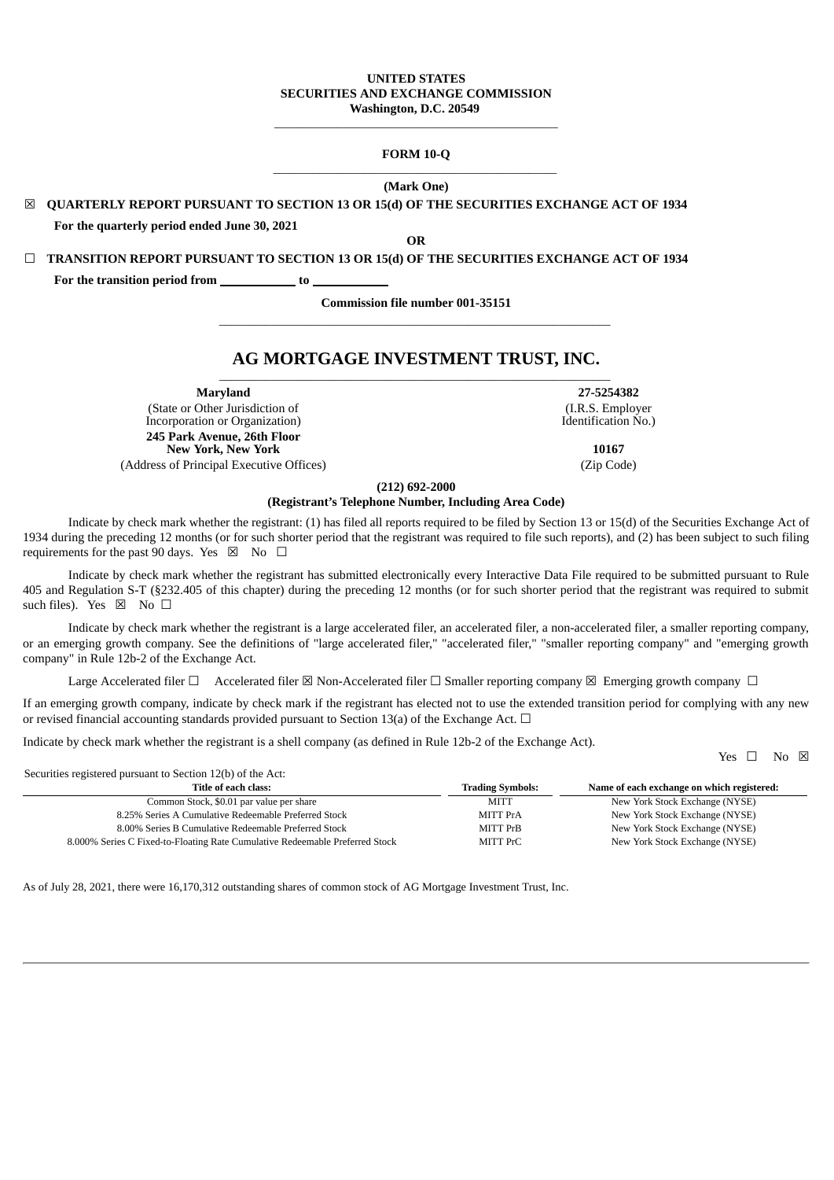**UNITED STATES**
**SECURITIES AND EXCHANGE COMMISSION**
**Washington, D.C. 20549**

---

**FORM 10-Q**

---

**(Mark One)**

☒ **QUARTERLY REPORT PURSUANT TO SECTION 13 OR 15(d) OF THE SECURITIES EXCHANGE ACT OF 1934**

**For the quarterly period ended June 30, 2021**

**OR**

☐ **TRANSITION REPORT PURSUANT TO SECTION 13 OR 15(d) OF THE SECURITIES EXCHANGE ACT OF 1934**

**For the transition period from \_\_\_\_\_\_\_\_\_\_ to \_\_\_\_\_\_\_\_\_\_**

**Commission file number 001-35151**

---

# AG MORTGAGE INVESTMENT TRUST, INC.

---

| **Maryland** | **27-5254382** |
|---|---|
| (State or Other Jurisdiction of Incorporation or Organization) | (I.R.S. Employer Identification No.) |
| **245 Park Avenue, 26th Floor New York, New York** | **10167** |
| (Address of Principal Executive Offices) | (Zip Code) |

**(212) 692-2000**
**(Registrant's Telephone Number, Including Area Code)**

Indicate by check mark whether the registrant: (1) has filed all reports required to be filed by Section 13 or 15(d) of the Securities Exchange Act of 1934 during the preceding 12 months (or for such shorter period that the registrant was required to file such reports), and (2) has been subject to such filing requirements for the past 90 days. Yes ☒ No ☐

Indicate by check mark whether the registrant has submitted electronically every Interactive Data File required to be submitted pursuant to Rule 405 and Regulation S-T (§232.405 of this chapter) during the preceding 12 months (or for such shorter period that the registrant was required to submit such files). Yes ☒ No ☐

Indicate by check mark whether the registrant is a large accelerated filer, an accelerated filer, a non-accelerated filer, a smaller reporting company, or an emerging growth company. See the definitions of "large accelerated filer," "accelerated filer," "smaller reporting company" and "emerging growth company" in Rule 12b-2 of the Exchange Act.

Large Accelerated filer ☐ Accelerated filer ☒ Non-Accelerated filer ☐ Smaller reporting company ☒ Emerging growth company ☐

If an emerging growth company, indicate by check mark if the registrant has elected not to use the extended transition period for complying with any new or revised financial accounting standards provided pursuant to Section 13(a) of the Exchange Act. ☐

Indicate by check mark whether the registrant is a shell company (as defined in Rule 12b-2 of the Exchange Act).

Yes ☐ No ☒

Securities registered pursuant to Section 12(b) of the Act:

| Title of each class: | Trading Symbols: | Name of each exchange on which registered: |
|---|---|---|
| Common Stock, $0.01 par value per share | MITT | New York Stock Exchange (NYSE) |
| 8.25% Series A Cumulative Redeemable Preferred Stock | MITT PrA | New York Stock Exchange (NYSE) |
| 8.00% Series B Cumulative Redeemable Preferred Stock | MITT PrB | New York Stock Exchange (NYSE) |
| 8.000% Series C Fixed-to-Floating Rate Cumulative Redeemable Preferred Stock | MITT PrC | New York Stock Exchange (NYSE) |

As of July 28, 2021, there were 16,170,312 outstanding shares of common stock of AG Mortgage Investment Trust, Inc.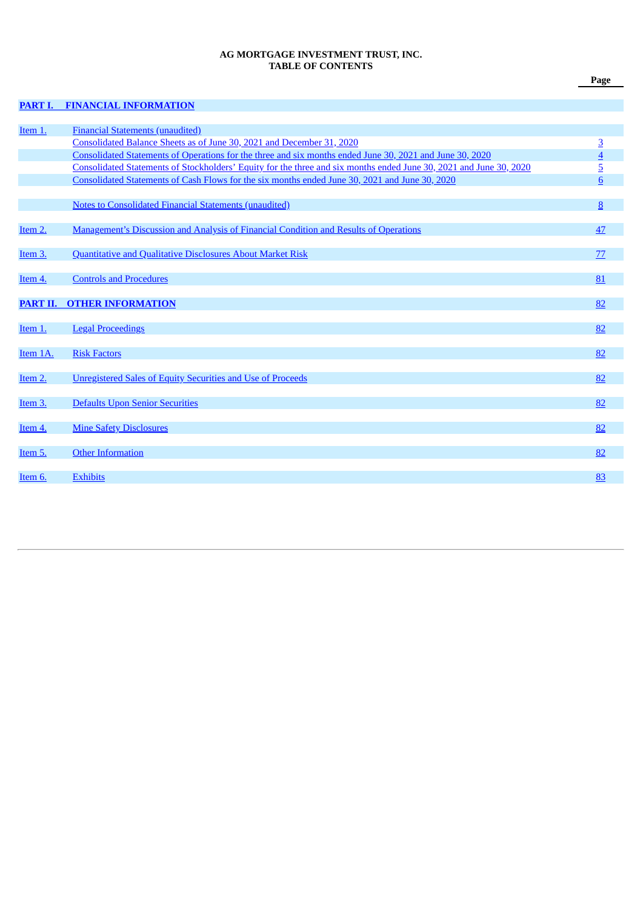**AG MORTGAGE INVESTMENT TRUST, INC.**
**TABLE OF CONTENTS**

| | | Page |
|---|---|---|
| **PART I.** | **FINANCIAL INFORMATION** | |
| Item 1. | Financial Statements (unaudited) | |
| | Consolidated Balance Sheets as of June 30, 2021 and December 31, 2020 | 3 |
| | Consolidated Statements of Operations for the three and six months ended June 30, 2021 and June 30, 2020 | 4 |
| | Consolidated Statements of Stockholders' Equity for the three and six months ended June 30, 2021 and June 30, 2020 | 5 |
| | Consolidated Statements of Cash Flows for the six months ended June 30, 2021 and June 30, 2020 | 6 |
| | Notes to Consolidated Financial Statements (unaudited) | 8 |
| Item 2. | Management's Discussion and Analysis of Financial Condition and Results of Operations | 47 |
| Item 3. | Quantitative and Qualitative Disclosures About Market Risk | 77 |
| Item 4. | Controls and Procedures | 81 |
| **PART II.** | **OTHER INFORMATION** | 82 |
| Item 1. | Legal Proceedings | 82 |
| Item 1A. | Risk Factors | 82 |
| Item 2. | Unregistered Sales of Equity Securities and Use of Proceeds | 82 |
| Item 3. | Defaults Upon Senior Securities | 82 |
| Item 4. | Mine Safety Disclosures | 82 |
| Item 5. | Other Information | 82 |
| Item 6. | Exhibits | 83 |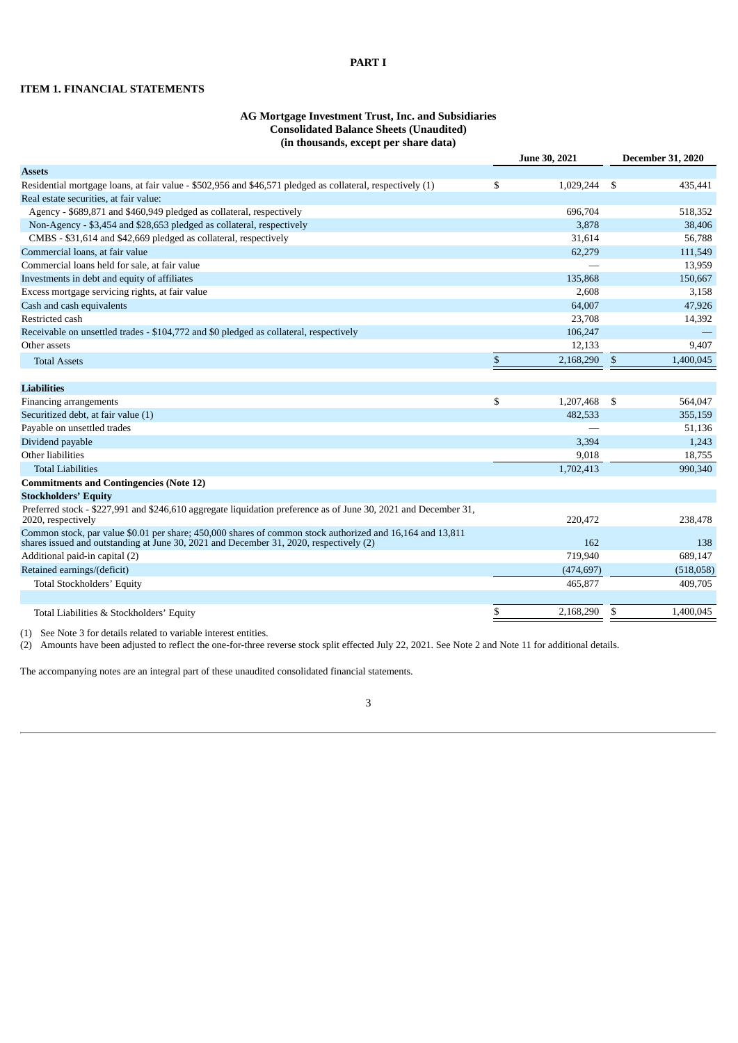# PART I

## ITEM 1. FINANCIAL STATEMENTS

### AG Mortgage Investment Trust, Inc. and Subsidiaries
### Consolidated Balance Sheets (Unaudited)
### (in thousands, except per share data)

| | June 30, 2021 | December 31, 2020 |
|---|---|---|
| **Assets** | | |
| Residential mortgage loans, at fair value - $502,956 and $46,571 pledged as collateral, respectively (1) | $ 1,029,244 | $ 435,441 |
| Real estate securities, at fair value: | | |
| Agency - $689,871 and $460,949 pledged as collateral, respectively | 696,704 | 518,352 |
| Non-Agency - $3,454 and $28,653 pledged as collateral, respectively | 3,878 | 38,406 |
| CMBS - $31,614 and $42,669 pledged as collateral, respectively | 31,614 | 56,788 |
| Commercial loans, at fair value | 62,279 | 111,549 |
| Commercial loans held for sale, at fair value | — | 13,959 |
| Investments in debt and equity of affiliates | 135,868 | 150,667 |
| Excess mortgage servicing rights, at fair value | 2,608 | 3,158 |
| Cash and cash equivalents | 64,007 | 47,926 |
| Restricted cash | 23,708 | 14,392 |
| Receivable on unsettled trades - $104,772 and $0 pledged as collateral, respectively | 106,247 | — |
| Other assets | 12,133 | 9,407 |
| Total Assets | $ 2,168,290 | $ 1,400,045 |
| | | |
| **Liabilities** | | |
| Financing arrangements | $ 1,207,468 | $ 564,047 |
| Securitized debt, at fair value (1) | 482,533 | 355,159 |
| Payable on unsettled trades | — | 51,136 |
| Dividend payable | 3,394 | 1,243 |
| Other liabilities | 9,018 | 18,755 |
| Total Liabilities | 1,702,413 | 990,340 |
| **Commitments and Contingencies (Note 12)** | | |
| **Stockholders' Equity** | | |
| Preferred stock - $227,991 and $246,610 aggregate liquidation preference as of June 30, 2021 and December 31, 2020, respectively | 220,472 | 238,478 |
| Common stock, par value $0.01 per share; 450,000 shares of common stock authorized and 16,164 and 13,811 shares issued and outstanding at June 30, 2021 and December 31, 2020, respectively (2) | 162 | 138 |
| Additional paid-in capital (2) | 719,940 | 689,147 |
| Retained earnings/(deficit) | (474,697) | (518,058) |
| Total Stockholders' Equity | 465,877 | 409,705 |
| | | |
| Total Liabilities & Stockholders' Equity | $ 2,168,290 | $ 1,400,045 |

(1) See Note 3 for details related to variable interest entities.
(2) Amounts have been adjusted to reflect the one-for-three reverse stock split effected July 22, 2021. See Note 2 and Note 11 for additional details.

The accompanying notes are an integral part of these unaudited consolidated financial statements.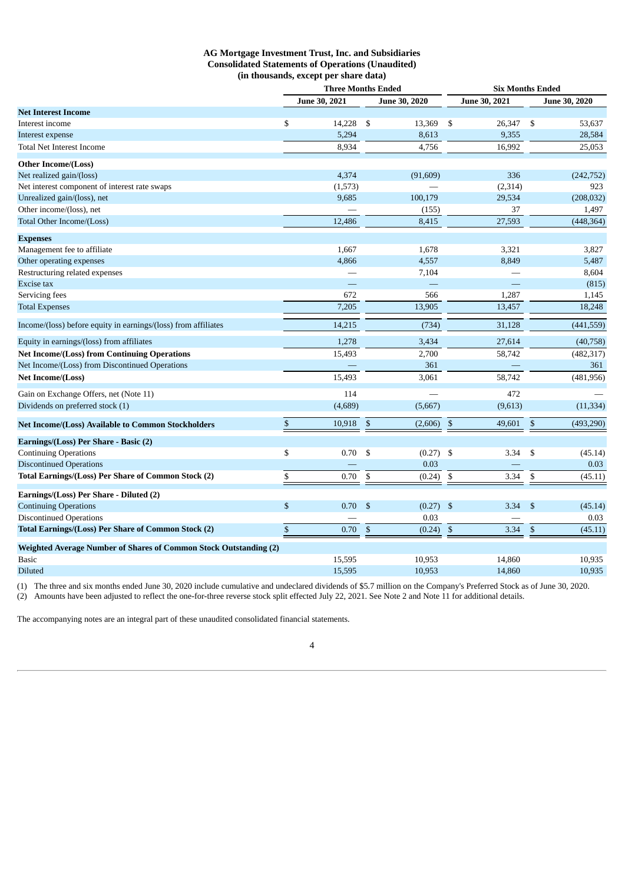**AG Mortgage Investment Trust, Inc. and Subsidiaries**
**Consolidated Statements of Operations (Unaudited)**
**(in thousands, except per share data)**

| | Three Months Ended | | Six Months Ended | |
|---|---|---|---|---|
| | June 30, 2021 | June 30, 2020 | June 30, 2021 | June 30, 2020 |
| **Net Interest Income** | | | | |
| Interest income | $ 14,228 | $ 13,369 | $ 26,347 | $ 53,637 |
| Interest expense | 5,294 | 8,613 | 9,355 | 28,584 |
| Total Net Interest Income | 8,934 | 4,756 | 16,992 | 25,053 |
| **Other Income/(Loss)** | | | | |
| Net realized gain/(loss) | 4,374 | (91,609) | 336 | (242,752) |
| Net interest component of interest rate swaps | (1,573) | — | (2,314) | 923 |
| Unrealized gain/(loss), net | 9,685 | 100,179 | 29,534 | (208,032) |
| Other income/(loss), net | — | (155) | 37 | 1,497 |
| Total Other Income/(Loss) | 12,486 | 8,415 | 27,593 | (448,364) |
| **Expenses** | | | | |
| Management fee to affiliate | 1,667 | 1,678 | 3,321 | 3,827 |
| Other operating expenses | 4,866 | 4,557 | 8,849 | 5,487 |
| Restructuring related expenses | — | 7,104 | — | 8,604 |
| Excise tax | — | — | — | (815) |
| Servicing fees | 672 | 566 | 1,287 | 1,145 |
| Total Expenses | 7,205 | 13,905 | 13,457 | 18,248 |
| Income/(loss) before equity in earnings/(loss) from affiliates | 14,215 | (734) | 31,128 | (441,559) |
| Equity in earnings/(loss) from affiliates | 1,278 | 3,434 | 27,614 | (40,758) |
| **Net Income/(Loss) from Continuing Operations** | 15,493 | 2,700 | 58,742 | (482,317) |
| Net Income/(Loss) from Discontinued Operations | — | 361 | — | 361 |
| **Net Income/(Loss)** | 15,493 | 3,061 | 58,742 | (481,956) |
| Gain on Exchange Offers, net (Note 11) | 114 | — | 472 | — |
| Dividends on preferred stock (1) | (4,689) | (5,667) | (9,613) | (11,334) |
| **Net Income/(Loss) Available to Common Stockholders** | $ 10,918 | $ (2,606) | $ 49,601 | $ (493,290) |
| **Earnings/(Loss) Per Share - Basic (2)** | | | | |
| Continuing Operations | $ 0.70 | $ (0.27) | $ 3.34 | $ (45.14) |
| Discontinued Operations | — | 0.03 | — | 0.03 |
| **Total Earnings/(Loss) Per Share of Common Stock (2)** | $ 0.70 | $ (0.24) | $ 3.34 | $ (45.11) |
| **Earnings/(Loss) Per Share - Diluted (2)** | | | | |
| Continuing Operations | $ 0.70 | $ (0.27) | $ 3.34 | $ (45.14) |
| Discontinued Operations | — | 0.03 | — | 0.03 |
| **Total Earnings/(Loss) Per Share of Common Stock (2)** | $ 0.70 | $ (0.24) | $ 3.34 | $ (45.11) |
| **Weighted Average Number of Shares of Common Stock Outstanding (2)** | | | | |
| Basic | 15,595 | 10,953 | 14,860 | 10,935 |
| Diluted | 15,595 | 10,953 | 14,860 | 10,935 |

(1) The three and six months ended June 30, 2020 include cumulative and undeclared dividends of $5.7 million on the Company's Preferred Stock as of June 30, 2020.
(2) Amounts have been adjusted to reflect the one-for-three reverse stock split effected July 22, 2021. See Note 2 and Note 11 for additional details.

The accompanying notes are an integral part of these unaudited consolidated financial statements.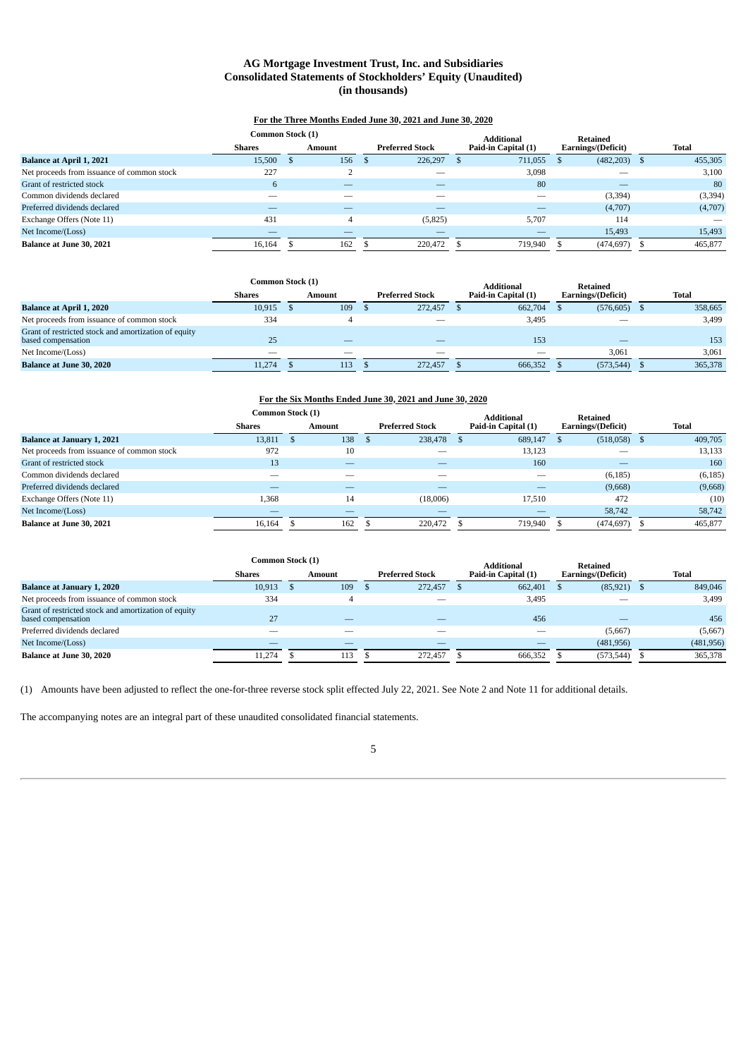# AG Mortgage Investment Trust, Inc. and Subsidiaries
## Consolidated Statements of Stockholders' Equity (Unaudited)
### (in thousands)

**For the Three Months Ended June 30, 2021 and June 30, 2020**

| | Common Stock (1) | | | | | |
|---|---|---|---|---|---|---|
| | Shares | Amount | Preferred Stock | Additional Paid-in Capital (1) | Retained Earnings/(Deficit) | Total |
| **Balance at April 1, 2021** | 15,500 | $ 156 | $ 226,297 | $ 711,055 | $ (482,203) | $ 455,305 |
| Net proceeds from issuance of common stock | 227 | 2 | — | 3,098 | — | 3,100 |
| Grant of restricted stock | 6 | — | — | 80 | — | 80 |
| Common dividends declared | — | — | — | — | (3,394) | (3,394) |
| Preferred dividends declared | — | — | — | — | (4,707) | (4,707) |
| Exchange Offers (Note 11) | 431 | 4 | (5,825) | 5,707 | 114 | — |
| Net Income/(Loss) | — | — | — | — | 15,493 | 15,493 |
| **Balance at June 30, 2021** | 16,164 | $ 162 | $ 220,472 | $ 719,940 | $ (474,697) | $ 465,877 |

| | Common Stock (1) | | | | | |
|---|---|---|---|---|---|---|
| | Shares | Amount | Preferred Stock | Additional Paid-in Capital (1) | Retained Earnings/(Deficit) | Total |
| **Balance at April 1, 2020** | 10,915 | $ 109 | $ 272,457 | $ 662,704 | $ (576,605) | $ 358,665 |
| Net proceeds from issuance of common stock | 334 | 4 | — | 3,495 | — | 3,499 |
| Grant of restricted stock and amortization of equity based compensation | 25 | — | — | 153 | — | 153 |
| Net Income/(Loss) | — | — | — | — | 3,061 | 3,061 |
| **Balance at June 30, 2020** | 11,274 | $ 113 | $ 272,457 | $ 666,352 | $ (573,544) | $ 365,378 |

**For the Six Months Ended June 30, 2021 and June 30, 2020**

| | Common Stock (1) | | | | | |
|---|---|---|---|---|---|---|
| | Shares | Amount | Preferred Stock | Additional Paid-in Capital (1) | Retained Earnings/(Deficit) | Total |
| **Balance at January 1, 2021** | 13,811 | $ 138 | $ 238,478 | $ 689,147 | $ (518,058) | $ 409,705 |
| Net proceeds from issuance of common stock | 972 | 10 | — | 13,123 | — | 13,133 |
| Grant of restricted stock | 13 | — | — | 160 | — | 160 |
| Common dividends declared | — | — | — | — | (6,185) | (6,185) |
| Preferred dividends declared | — | — | — | — | (9,668) | (9,668) |
| Exchange Offers (Note 11) | 1,368 | 14 | (18,006) | 17,510 | 472 | (10) |
| Net Income/(Loss) | — | — | — | — | 58,742 | 58,742 |
| **Balance at June 30, 2021** | 16,164 | $ 162 | $ 220,472 | $ 719,940 | $ (474,697) | $ 465,877 |

| | Common Stock (1) | | | | | |
|---|---|---|---|---|---|---|
| | Shares | Amount | Preferred Stock | Additional Paid-in Capital (1) | Retained Earnings/(Deficit) | Total |
| **Balance at January 1, 2020** | 10,913 | $ 109 | $ 272,457 | $ 662,401 | $ (85,921) | $ 849,046 |
| Net proceeds from issuance of common stock | 334 | 4 | — | 3,495 | — | 3,499 |
| Grant of restricted stock and amortization of equity based compensation | 27 | — | — | 456 | — | 456 |
| Preferred dividends declared | — | — | — | — | (5,667) | (5,667) |
| Net Income/(Loss) | — | — | — | — | (481,956) | (481,956) |
| **Balance at June 30, 2020** | 11,274 | $ 113 | $ 272,457 | $ 666,352 | $ (573,544) | $ 365,378 |

(1) Amounts have been adjusted to reflect the one-for-three reverse stock split effected July 22, 2021. See Note 2 and Note 11 for additional details.

The accompanying notes are an integral part of these unaudited consolidated financial statements.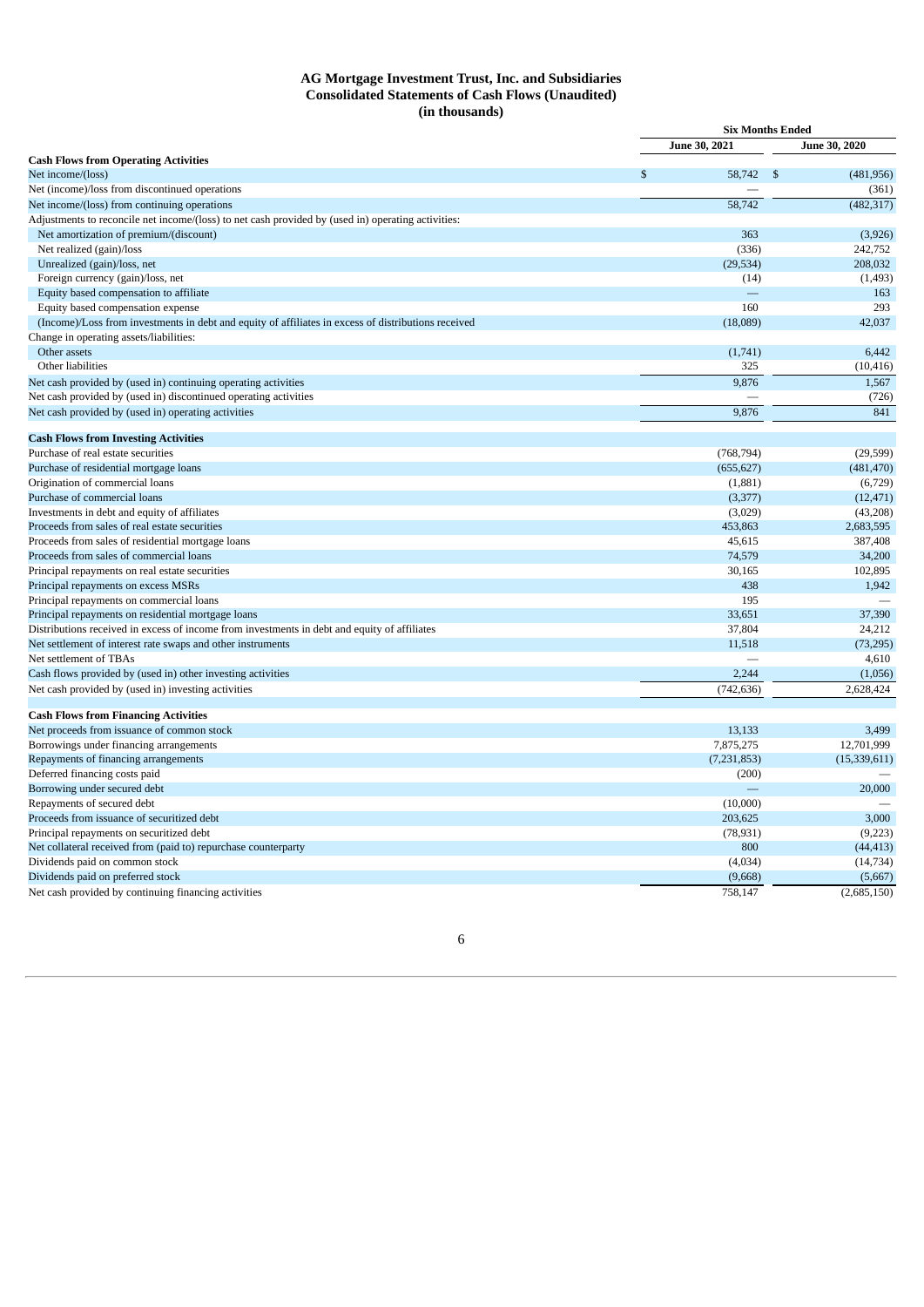# AG Mortgage Investment Trust, Inc. and Subsidiaries
## Consolidated Statements of Cash Flows (Unaudited)
### (in thousands)

| | Six Months Ended | |
|---|---|---|
| | June 30, 2021 | June 30, 2020 |
| **Cash Flows from Operating Activities** | | |
| Net income/(loss) | $ 58,742 | $ (481,956) |
| Net (income)/loss from discontinued operations | — | (361) |
| Net income/(loss) from continuing operations | 58,742 | (482,317) |
| Adjustments to reconcile net income/(loss) to net cash provided by (used in) operating activities: | | |
| Net amortization of premium/(discount) | 363 | (3,926) |
| Net realized (gain)/loss | (336) | 242,752 |
| Unrealized (gain)/loss, net | (29,534) | 208,032 |
| Foreign currency (gain)/loss, net | (14) | (1,493) |
| Equity based compensation to affiliate | — | 163 |
| Equity based compensation expense | 160 | 293 |
| (Income)/Loss from investments in debt and equity of affiliates in excess of distributions received | (18,089) | 42,037 |
| Change in operating assets/liabilities: | | |
| Other assets | (1,741) | 6,442 |
| Other liabilities | 325 | (10,416) |
| Net cash provided by (used in) continuing operating activities | 9,876 | 1,567 |
| Net cash provided by (used in) discontinued operating activities | — | (726) |
| Net cash provided by (used in) operating activities | 9,876 | 841 |
| **Cash Flows from Investing Activities** | | |
| Purchase of real estate securities | (768,794) | (29,599) |
| Purchase of residential mortgage loans | (655,627) | (481,470) |
| Origination of commercial loans | (1,881) | (6,729) |
| Purchase of commercial loans | (3,377) | (12,471) |
| Investments in debt and equity of affiliates | (3,029) | (43,208) |
| Proceeds from sales of real estate securities | 453,863 | 2,683,595 |
| Proceeds from sales of residential mortgage loans | 45,615 | 387,408 |
| Proceeds from sales of commercial loans | 74,579 | 34,200 |
| Principal repayments on real estate securities | 30,165 | 102,895 |
| Principal repayments on excess MSRs | 438 | 1,942 |
| Principal repayments on commercial loans | 195 | — |
| Principal repayments on residential mortgage loans | 33,651 | 37,390 |
| Distributions received in excess of income from investments in debt and equity of affiliates | 37,804 | 24,212 |
| Net settlement of interest rate swaps and other instruments | 11,518 | (73,295) |
| Net settlement of TBAs | — | 4,610 |
| Cash flows provided by (used in) other investing activities | 2,244 | (1,056) |
| Net cash provided by (used in) investing activities | (742,636) | 2,628,424 |
| **Cash Flows from Financing Activities** | | |
| Net proceeds from issuance of common stock | 13,133 | 3,499 |
| Borrowings under financing arrangements | 7,875,275 | 12,701,999 |
| Repayments of financing arrangements | (7,231,853) | (15,339,611) |
| Deferred financing costs paid | (200) | — |
| Borrowing under secured debt | — | 20,000 |
| Repayments of secured debt | (10,000) | — |
| Proceeds from issuance of securitized debt | 203,625 | 3,000 |
| Principal repayments on securitized debt | (78,931) | (9,223) |
| Net collateral received from (paid to) repurchase counterparty | 800 | (44,413) |
| Dividends paid on common stock | (4,034) | (14,734) |
| Dividends paid on preferred stock | (9,668) | (5,667) |
| Net cash provided by continuing financing activities | 758,147 | (2,685,150) |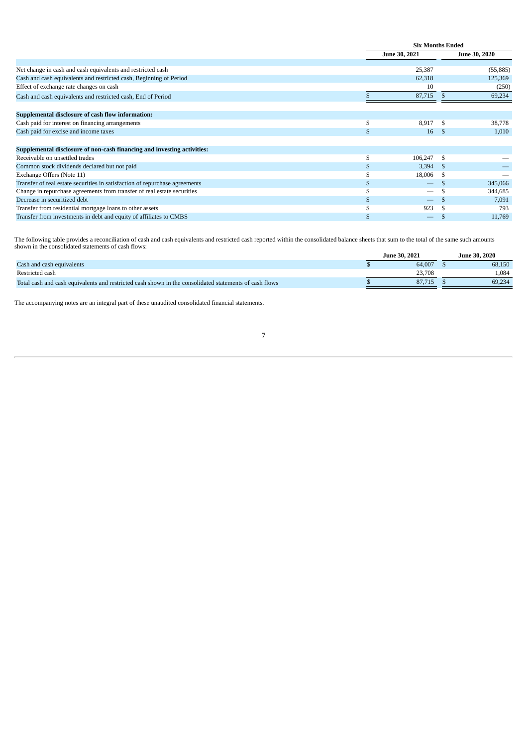| | Six Months Ended | |
|---|---|---|
| | June 30, 2021 | June 30, 2020 |
| Net change in cash and cash equivalents and restricted cash | 25,387 | (55,885) |
| Cash and cash equivalents and restricted cash, Beginning of Period | 62,318 | 125,369 |
| Effect of exchange rate changes on cash | 10 | (250) |
| Cash and cash equivalents and restricted cash, End of Period | $ 87,715 | $ 69,234 |
| **Supplemental disclosure of cash flow information:** | | |
| Cash paid for interest on financing arrangements | $ 8,917 | $ 38,778 |
| Cash paid for excise and income taxes | $ 16 | $ 1,010 |
| **Supplemental disclosure of non-cash financing and investing activities:** | | |
| Receivable on unsettled trades | $ 106,247 | $ — |
| Common stock dividends declared but not paid | $ 3,394 | $ — |
| Exchange Offers (Note 11) | $ 18,006 | $ — |
| Transfer of real estate securities in satisfaction of repurchase agreements | $ — | $ 345,066 |
| Change in repurchase agreements from transfer of real estate securities | $ — | $ 344,685 |
| Decrease in securitized debt | $ — | $ 7,091 |
| Transfer from residential mortgage loans to other assets | $ 923 | $ 793 |
| Transfer from investments in debt and equity of affiliates to CMBS | $ — | $ 11,769 |

The following table provides a reconciliation of cash and cash equivalents and restricted cash reported within the consolidated balance sheets that sum to the total of the same such amounts shown in the consolidated statements of cash flows:

| | June 30, 2021 | June 30, 2020 |
|---|---|---|
| Cash and cash equivalents | $ 64,007 | $ 68,150 |
| Restricted cash | 23,708 | 1,084 |
| Total cash and cash equivalents and restricted cash shown in the consolidated statements of cash flows | $ 87,715 | $ 69,234 |

The accompanying notes are an integral part of these unaudited consolidated financial statements.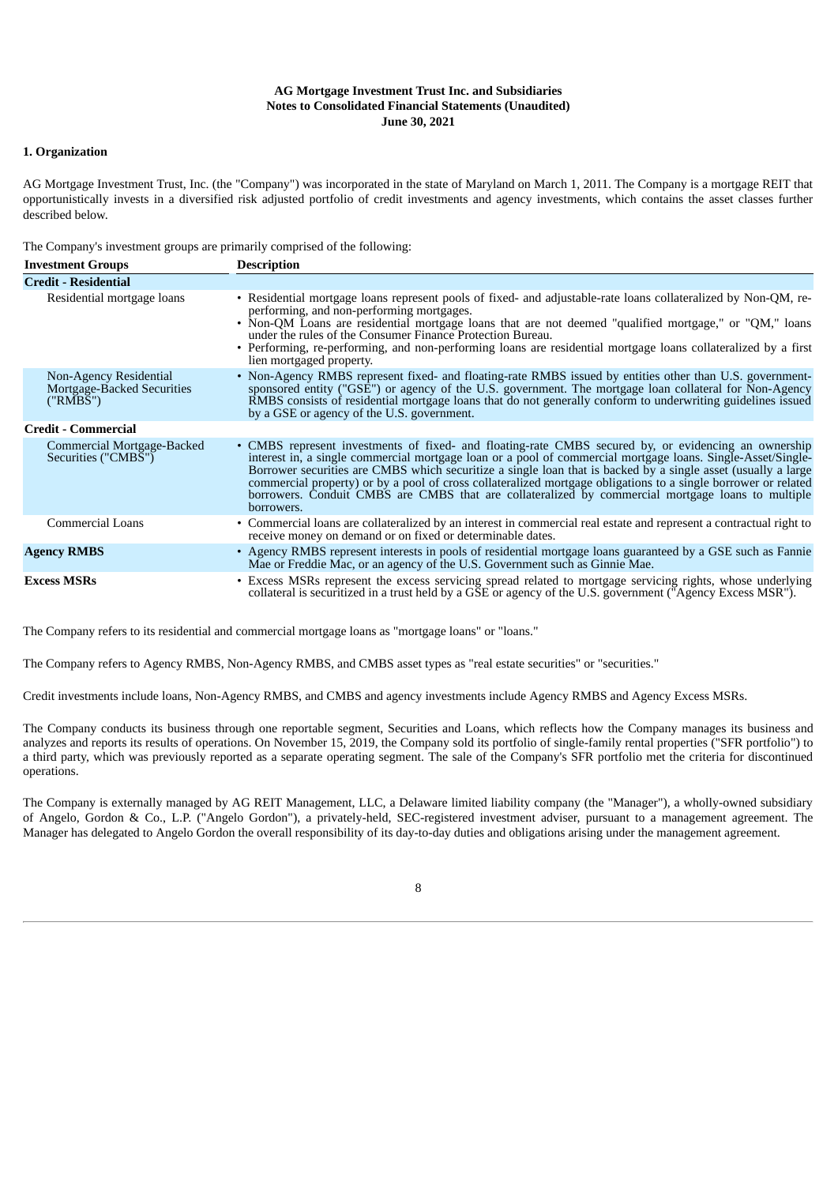AG Mortgage Investment Trust Inc. and Subsidiaries
Notes to Consolidated Financial Statements (Unaudited)
June 30, 2021

## 1. Organization

AG Mortgage Investment Trust, Inc. (the "Company") was incorporated in the state of Maryland on March 1, 2011. The Company is a mortgage REIT that opportunistically invests in a diversified risk adjusted portfolio of credit investments and agency investments, which contains the asset classes further described below.

The Company's investment groups are primarily comprised of the following:

| Investment Groups | Description |
|---|---|
| **Credit - Residential** | |
| Residential mortgage loans | • Residential mortgage loans represent pools of fixed- and adjustable-rate loans collateralized by Non-QM, re-performing, and non-performing mortgages.<br>• Non-QM Loans are residential mortgage loans that are not deemed "qualified mortgage," or "QM," loans under the rules of the Consumer Finance Protection Bureau.<br>• Performing, re-performing, and non-performing loans are residential mortgage loans collateralized by a first lien mortgaged property. |
| Non-Agency Residential Mortgage-Backed Securities ("RMBS") | • Non-Agency RMBS represent fixed- and floating-rate RMBS issued by entities other than U.S. government-sponsored entity ("GSE") or agency of the U.S. government. The mortgage loan collateral for Non-Agency RMBS consists of residential mortgage loans that do not generally conform to underwriting guidelines issued by a GSE or agency of the U.S. government. |
| **Credit - Commercial** | |
| Commercial Mortgage-Backed Securities ("CMBS") | • CMBS represent investments of fixed- and floating-rate CMBS secured by, or evidencing an ownership interest in, a single commercial mortgage loan or a pool of commercial mortgage loans. Single-Asset/Single-Borrower securities are CMBS which securitize a single loan that is backed by a single asset (usually a large commercial property) or by a pool of cross collateralized mortgage obligations to a single borrower or related borrowers. Conduit CMBS are CMBS that are collateralized by commercial mortgage loans to multiple borrowers. |
| Commercial Loans | • Commercial loans are collateralized by an interest in commercial real estate and represent a contractual right to receive money on demand or on fixed or determinable dates. |
| **Agency RMBS** | • Agency RMBS represent interests in pools of residential mortgage loans guaranteed by a GSE such as Fannie Mae or Freddie Mac, or an agency of the U.S. Government such as Ginnie Mae. |
| **Excess MSRs** | • Excess MSRs represent the excess servicing spread related to mortgage servicing rights, whose underlying collateral is securitized in a trust held by a GSE or agency of the U.S. government ("Agency Excess MSR"). |

The Company refers to its residential and commercial mortgage loans as "mortgage loans" or "loans."

The Company refers to Agency RMBS, Non-Agency RMBS, and CMBS asset types as "real estate securities" or "securities."

Credit investments include loans, Non-Agency RMBS, and CMBS and agency investments include Agency RMBS and Agency Excess MSRs.

The Company conducts its business through one reportable segment, Securities and Loans, which reflects how the Company manages its business and analyzes and reports its results of operations. On November 15, 2019, the Company sold its portfolio of single-family rental properties ("SFR portfolio") to a third party, which was previously reported as a separate operating segment. The sale of the Company's SFR portfolio met the criteria for discontinued operations.

The Company is externally managed by AG REIT Management, LLC, a Delaware limited liability company (the "Manager"), a wholly-owned subsidiary of Angelo, Gordon & Co., L.P. ("Angelo Gordon"), a privately-held, SEC-registered investment adviser, pursuant to a management agreement. The Manager has delegated to Angelo Gordon the overall responsibility of its day-to-day duties and obligations arising under the management agreement.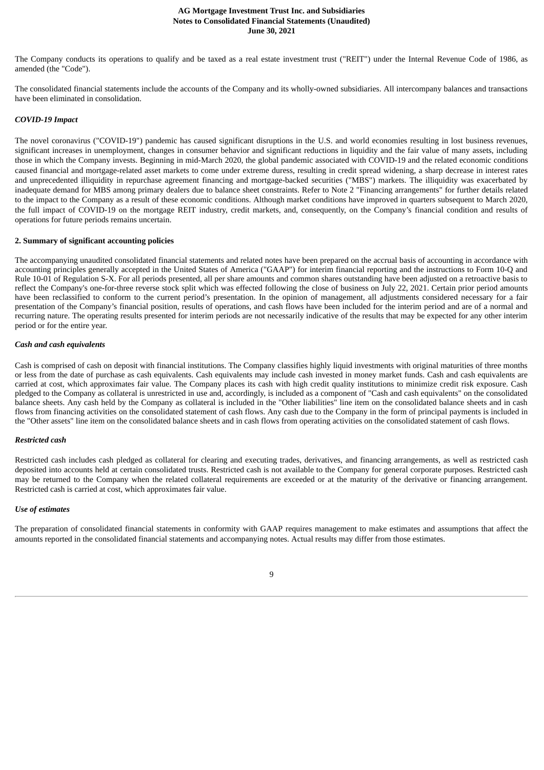The Company conducts its operations to qualify and be taxed as a real estate investment trust ("REIT") under the Internal Revenue Code of 1986, as amended (the "Code").

The consolidated financial statements include the accounts of the Company and its wholly-owned subsidiaries. All intercompany balances and transactions have been eliminated in consolidation.

***COVID-19 Impact***

The novel coronavirus ("COVID-19") pandemic has caused significant disruptions in the U.S. and world economies resulting in lost business revenues, significant increases in unemployment, changes in consumer behavior and significant reductions in liquidity and the fair value of many assets, including those in which the Company invests. Beginning in mid-March 2020, the global pandemic associated with COVID-19 and the related economic conditions caused financial and mortgage-related asset markets to come under extreme duress, resulting in credit spread widening, a sharp decrease in interest rates and unprecedented illiquidity in repurchase agreement financing and mortgage-backed securities ("MBS") markets. The illiquidity was exacerbated by inadequate demand for MBS among primary dealers due to balance sheet constraints. Refer to Note 2 "Financing arrangements" for further details related to the impact to the Company as a result of these economic conditions. Although market conditions have improved in quarters subsequent to March 2020, the full impact of COVID-19 on the mortgage REIT industry, credit markets, and, consequently, on the Company's financial condition and results of operations for future periods remains uncertain.

**2. Summary of significant accounting policies**

The accompanying unaudited consolidated financial statements and related notes have been prepared on the accrual basis of accounting in accordance with accounting principles generally accepted in the United States of America ("GAAP") for interim financial reporting and the instructions to Form 10-Q and Rule 10-01 of Regulation S-X. For all periods presented, all per share amounts and common shares outstanding have been adjusted on a retroactive basis to reflect the Company's one-for-three reverse stock split which was effected following the close of business on July 22, 2021. Certain prior period amounts have been reclassified to conform to the current period's presentation. In the opinion of management, all adjustments considered necessary for a fair presentation of the Company's financial position, results of operations, and cash flows have been included for the interim period and are of a normal and recurring nature. The operating results presented for interim periods are not necessarily indicative of the results that may be expected for any other interim period or for the entire year.

***Cash and cash equivalents***

Cash is comprised of cash on deposit with financial institutions. The Company classifies highly liquid investments with original maturities of three months or less from the date of purchase as cash equivalents. Cash equivalents may include cash invested in money market funds. Cash and cash equivalents are carried at cost, which approximates fair value. The Company places its cash with high credit quality institutions to minimize credit risk exposure. Cash pledged to the Company as collateral is unrestricted in use and, accordingly, is included as a component of "Cash and cash equivalents" on the consolidated balance sheets. Any cash held by the Company as collateral is included in the "Other liabilities" line item on the consolidated balance sheets and in cash flows from financing activities on the consolidated statement of cash flows. Any cash due to the Company in the form of principal payments is included in the "Other assets" line item on the consolidated balance sheets and in cash flows from operating activities on the consolidated statement of cash flows.

***Restricted cash***

Restricted cash includes cash pledged as collateral for clearing and executing trades, derivatives, and financing arrangements, as well as restricted cash deposited into accounts held at certain consolidated trusts. Restricted cash is not available to the Company for general corporate purposes. Restricted cash may be returned to the Company when the related collateral requirements are exceeded or at the maturity of the derivative or financing arrangement. Restricted cash is carried at cost, which approximates fair value.

***Use of estimates***

The preparation of consolidated financial statements in conformity with GAAP requires management to make estimates and assumptions that affect the amounts reported in the consolidated financial statements and accompanying notes. Actual results may differ from those estimates.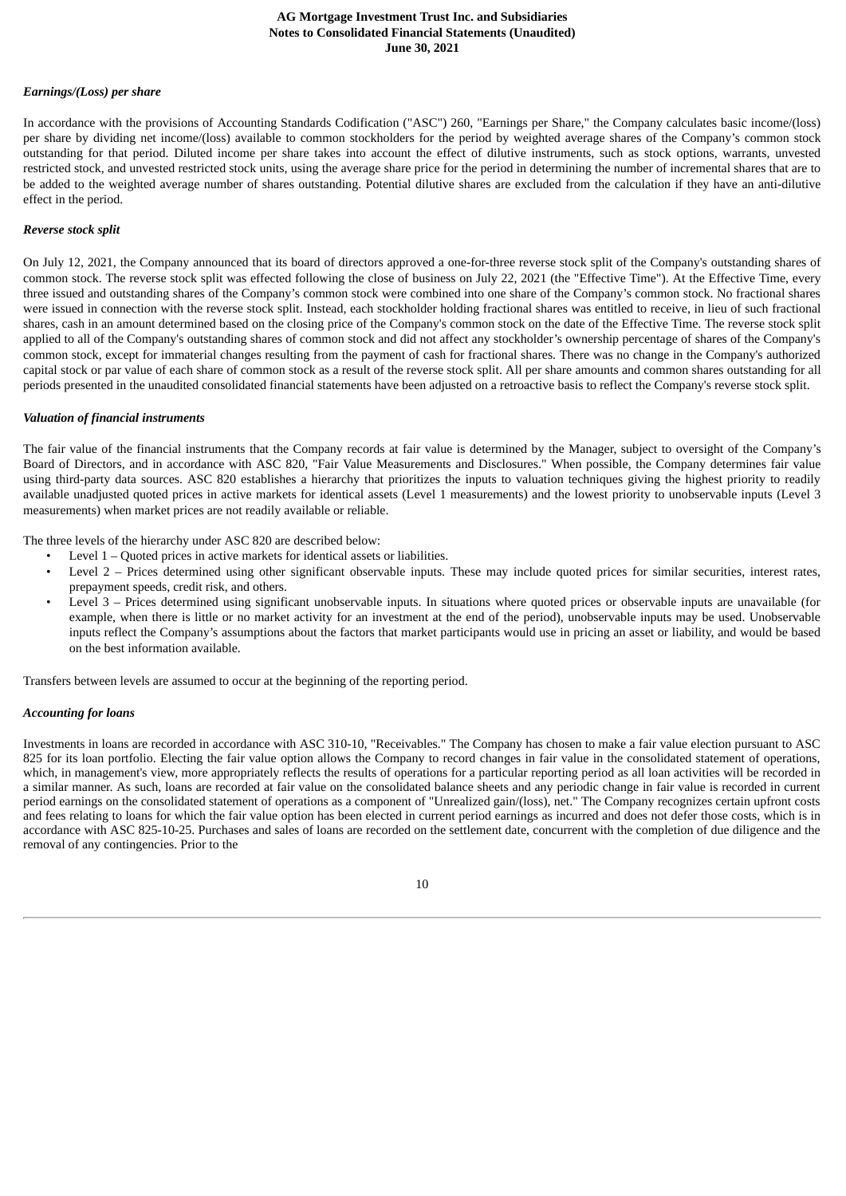*Earnings/(Loss) per share*

In accordance with the provisions of Accounting Standards Codification ("ASC") 260, "Earnings per Share," the Company calculates basic income/(loss) per share by dividing net income/(loss) available to common stockholders for the period by weighted average shares of the Company's common stock outstanding for that period. Diluted income per share takes into account the effect of dilutive instruments, such as stock options, warrants, unvested restricted stock, and unvested restricted stock units, using the average share price for the period in determining the number of incremental shares that are to be added to the weighted average number of shares outstanding. Potential dilutive shares are excluded from the calculation if they have an anti-dilutive effect in the period.

*Reverse stock split*

On July 12, 2021, the Company announced that its board of directors approved a one-for-three reverse stock split of the Company's outstanding shares of common stock. The reverse stock split was effected following the close of business on July 22, 2021 (the "Effective Time"). At the Effective Time, every three issued and outstanding shares of the Company's common stock were combined into one share of the Company's common stock. No fractional shares were issued in connection with the reverse stock split. Instead, each stockholder holding fractional shares was entitled to receive, in lieu of such fractional shares, cash in an amount determined based on the closing price of the Company's common stock on the date of the Effective Time. The reverse stock split applied to all of the Company's outstanding shares of common stock and did not affect any stockholder's ownership percentage of shares of the Company's common stock, except for immaterial changes resulting from the payment of cash for fractional shares. There was no change in the Company's authorized capital stock or par value of each share of common stock as a result of the reverse stock split. All per share amounts and common shares outstanding for all periods presented in the unaudited consolidated financial statements have been adjusted on a retroactive basis to reflect the Company's reverse stock split.

*Valuation of financial instruments*

The fair value of the financial instruments that the Company records at fair value is determined by the Manager, subject to oversight of the Company's Board of Directors, and in accordance with ASC 820, "Fair Value Measurements and Disclosures." When possible, the Company determines fair value using third-party data sources. ASC 820 establishes a hierarchy that prioritizes the inputs to valuation techniques giving the highest priority to readily available unadjusted quoted prices in active markets for identical assets (Level 1 measurements) and the lowest priority to unobservable inputs (Level 3 measurements) when market prices are not readily available or reliable.

The three levels of the hierarchy under ASC 820 are described below:

- Level 1 – Quoted prices in active markets for identical assets or liabilities.
- Level 2 – Prices determined using other significant observable inputs. These may include quoted prices for similar securities, interest rates, prepayment speeds, credit risk, and others.
- Level 3 – Prices determined using significant unobservable inputs. In situations where quoted prices or observable inputs are unavailable (for example, when there is little or no market activity for an investment at the end of the period), unobservable inputs may be used. Unobservable inputs reflect the Company's assumptions about the factors that market participants would use in pricing an asset or liability, and would be based on the best information available.

Transfers between levels are assumed to occur at the beginning of the reporting period.

*Accounting for loans*

Investments in loans are recorded in accordance with ASC 310-10, "Receivables." The Company has chosen to make a fair value election pursuant to ASC 825 for its loan portfolio. Electing the fair value option allows the Company to record changes in fair value in the consolidated statement of operations, which, in management's view, more appropriately reflects the results of operations for a particular reporting period as all loan activities will be recorded in a similar manner. As such, loans are recorded at fair value on the consolidated balance sheets and any periodic change in fair value is recorded in current period earnings on the consolidated statement of operations as a component of "Unrealized gain/(loss), net." The Company recognizes certain upfront costs and fees relating to loans for which the fair value option has been elected in current period earnings as incurred and does not defer those costs, which is in accordance with ASC 825-10-25. Purchases and sales of loans are recorded on the settlement date, concurrent with the completion of due diligence and the removal of any contingencies. Prior to the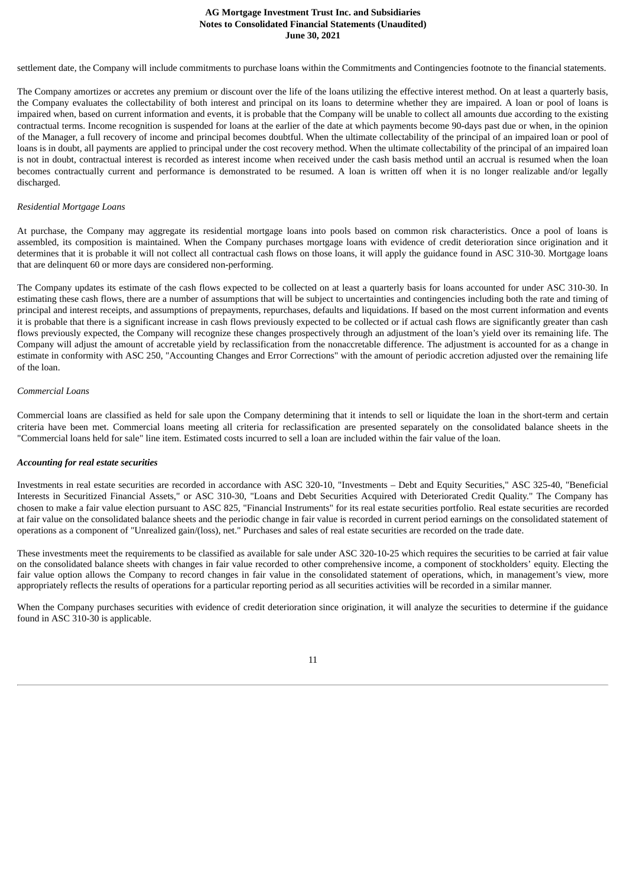settlement date, the Company will include commitments to purchase loans within the Commitments and Contingencies footnote to the financial statements.

The Company amortizes or accretes any premium or discount over the life of the loans utilizing the effective interest method. On at least a quarterly basis, the Company evaluates the collectability of both interest and principal on its loans to determine whether they are impaired. A loan or pool of loans is impaired when, based on current information and events, it is probable that the Company will be unable to collect all amounts due according to the existing contractual terms. Income recognition is suspended for loans at the earlier of the date at which payments become 90-days past due or when, in the opinion of the Manager, a full recovery of income and principal becomes doubtful. When the ultimate collectability of the principal of an impaired loan or pool of loans is in doubt, all payments are applied to principal under the cost recovery method. When the ultimate collectability of the principal of an impaired loan is not in doubt, contractual interest is recorded as interest income when received under the cash basis method until an accrual is resumed when the loan becomes contractually current and performance is demonstrated to be resumed. A loan is written off when it is no longer realizable and/or legally discharged.

*Residential Mortgage Loans*

At purchase, the Company may aggregate its residential mortgage loans into pools based on common risk characteristics. Once a pool of loans is assembled, its composition is maintained. When the Company purchases mortgage loans with evidence of credit deterioration since origination and it determines that it is probable it will not collect all contractual cash flows on those loans, it will apply the guidance found in ASC 310-30. Mortgage loans that are delinquent 60 or more days are considered non-performing.

The Company updates its estimate of the cash flows expected to be collected on at least a quarterly basis for loans accounted for under ASC 310-30. In estimating these cash flows, there are a number of assumptions that will be subject to uncertainties and contingencies including both the rate and timing of principal and interest receipts, and assumptions of prepayments, repurchases, defaults and liquidations. If based on the most current information and events it is probable that there is a significant increase in cash flows previously expected to be collected or if actual cash flows are significantly greater than cash flows previously expected, the Company will recognize these changes prospectively through an adjustment of the loan's yield over its remaining life. The Company will adjust the amount of accretable yield by reclassification from the nonaccretable difference. The adjustment is accounted for as a change in estimate in conformity with ASC 250, "Accounting Changes and Error Corrections" with the amount of periodic accretion adjusted over the remaining life of the loan.

*Commercial Loans*

Commercial loans are classified as held for sale upon the Company determining that it intends to sell or liquidate the loan in the short-term and certain criteria have been met. Commercial loans meeting all criteria for reclassification are presented separately on the consolidated balance sheets in the "Commercial loans held for sale" line item. Estimated costs incurred to sell a loan are included within the fair value of the loan.

***Accounting for real estate securities***

Investments in real estate securities are recorded in accordance with ASC 320-10, "Investments – Debt and Equity Securities," ASC 325-40, "Beneficial Interests in Securitized Financial Assets," or ASC 310-30, "Loans and Debt Securities Acquired with Deteriorated Credit Quality." The Company has chosen to make a fair value election pursuant to ASC 825, "Financial Instruments" for its real estate securities portfolio. Real estate securities are recorded at fair value on the consolidated balance sheets and the periodic change in fair value is recorded in current period earnings on the consolidated statement of operations as a component of "Unrealized gain/(loss), net." Purchases and sales of real estate securities are recorded on the trade date.

These investments meet the requirements to be classified as available for sale under ASC 320-10-25 which requires the securities to be carried at fair value on the consolidated balance sheets with changes in fair value recorded to other comprehensive income, a component of stockholders' equity. Electing the fair value option allows the Company to record changes in fair value in the consolidated statement of operations, which, in management's view, more appropriately reflects the results of operations for a particular reporting period as all securities activities will be recorded in a similar manner.

When the Company purchases securities with evidence of credit deterioration since origination, it will analyze the securities to determine if the guidance found in ASC 310-30 is applicable.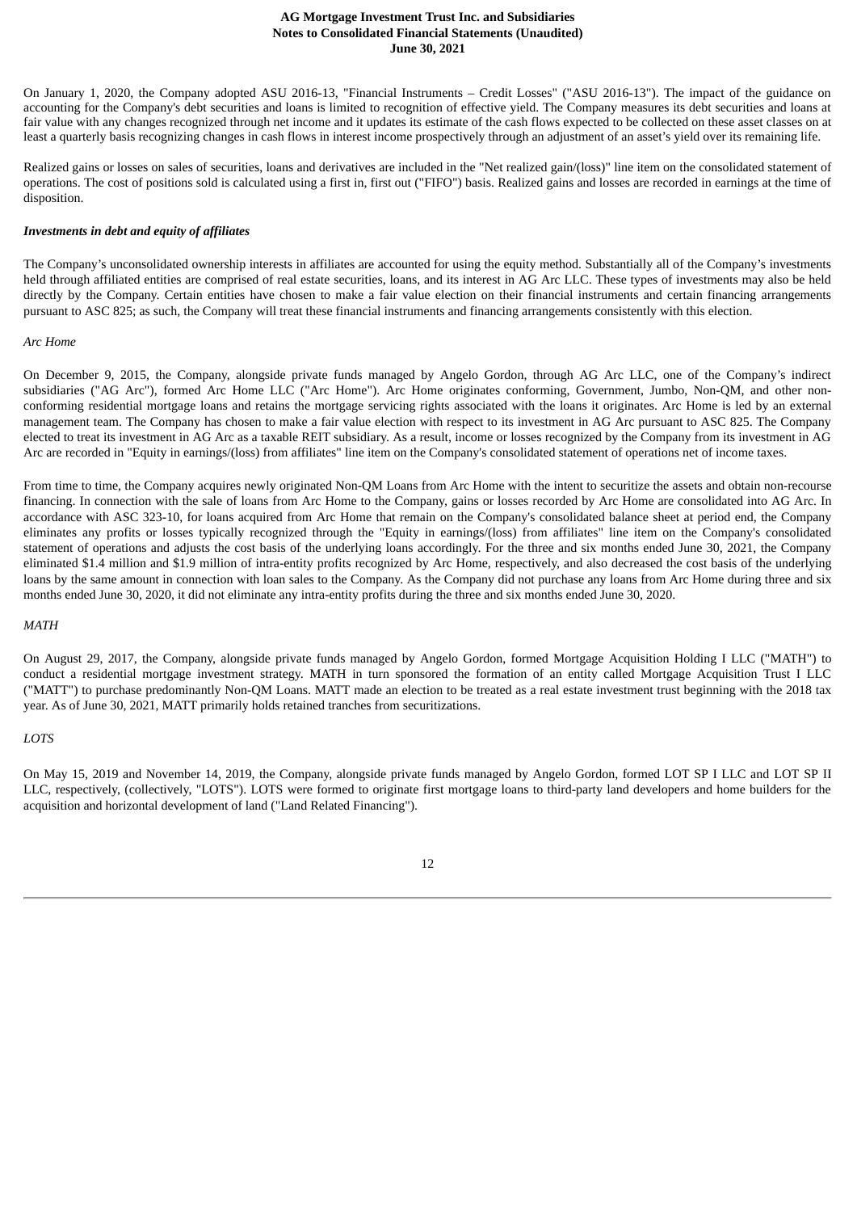On January 1, 2020, the Company adopted ASU 2016-13, "Financial Instruments – Credit Losses" ("ASU 2016-13"). The impact of the guidance on accounting for the Company's debt securities and loans is limited to recognition of effective yield. The Company measures its debt securities and loans at fair value with any changes recognized through net income and it updates its estimate of the cash flows expected to be collected on these asset classes on at least a quarterly basis recognizing changes in cash flows in interest income prospectively through an adjustment of an asset's yield over its remaining life.

Realized gains or losses on sales of securities, loans and derivatives are included in the "Net realized gain/(loss)" line item on the consolidated statement of operations. The cost of positions sold is calculated using a first in, first out ("FIFO") basis. Realized gains and losses are recorded in earnings at the time of disposition.

***Investments in debt and equity of affiliates***

The Company's unconsolidated ownership interests in affiliates are accounted for using the equity method. Substantially all of the Company's investments held through affiliated entities are comprised of real estate securities, loans, and its interest in AG Arc LLC. These types of investments may also be held directly by the Company. Certain entities have chosen to make a fair value election on their financial instruments and certain financing arrangements pursuant to ASC 825; as such, the Company will treat these financial instruments and financing arrangements consistently with this election.

*Arc Home*

On December 9, 2015, the Company, alongside private funds managed by Angelo Gordon, through AG Arc LLC, one of the Company's indirect subsidiaries ("AG Arc"), formed Arc Home LLC ("Arc Home"). Arc Home originates conforming, Government, Jumbo, Non-QM, and other non-conforming residential mortgage loans and retains the mortgage servicing rights associated with the loans it originates. Arc Home is led by an external management team. The Company has chosen to make a fair value election with respect to its investment in AG Arc pursuant to ASC 825. The Company elected to treat its investment in AG Arc as a taxable REIT subsidiary. As a result, income or losses recognized by the Company from its investment in AG Arc are recorded in "Equity in earnings/(loss) from affiliates" line item on the Company's consolidated statement of operations net of income taxes.

From time to time, the Company acquires newly originated Non-QM Loans from Arc Home with the intent to securitize the assets and obtain non-recourse financing. In connection with the sale of loans from Arc Home to the Company, gains or losses recorded by Arc Home are consolidated into AG Arc. In accordance with ASC 323-10, for loans acquired from Arc Home that remain on the Company's consolidated balance sheet at period end, the Company eliminates any profits or losses typically recognized through the "Equity in earnings/(loss) from affiliates" line item on the Company's consolidated statement of operations and adjusts the cost basis of the underlying loans accordingly. For the three and six months ended June 30, 2021, the Company eliminated $1.4 million and $1.9 million of intra-entity profits recognized by Arc Home, respectively, and also decreased the cost basis of the underlying loans by the same amount in connection with loan sales to the Company. As the Company did not purchase any loans from Arc Home during three and six months ended June 30, 2020, it did not eliminate any intra-entity profits during the three and six months ended June 30, 2020.

*MATH*

On August 29, 2017, the Company, alongside private funds managed by Angelo Gordon, formed Mortgage Acquisition Holding I LLC ("MATH") to conduct a residential mortgage investment strategy. MATH in turn sponsored the formation of an entity called Mortgage Acquisition Trust I LLC ("MATT") to purchase predominantly Non-QM Loans. MATT made an election to be treated as a real estate investment trust beginning with the 2018 tax year. As of June 30, 2021, MATT primarily holds retained tranches from securitizations.

*LOTS*

On May 15, 2019 and November 14, 2019, the Company, alongside private funds managed by Angelo Gordon, formed LOT SP I LLC and LOT SP II LLC, respectively, (collectively, "LOTS"). LOTS were formed to originate first mortgage loans to third-party land developers and home builders for the acquisition and horizontal development of land ("Land Related Financing").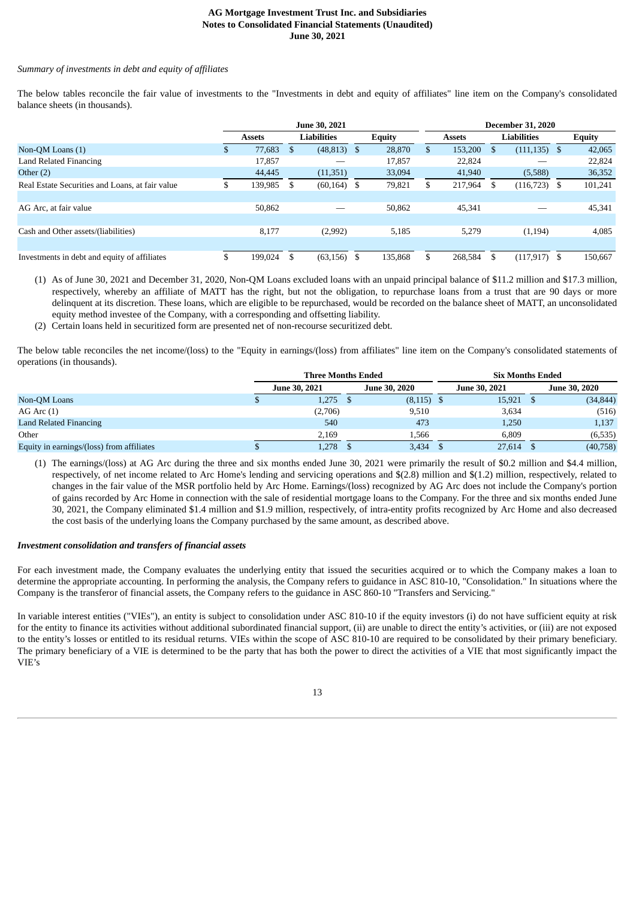*Summary of investments in debt and equity of affiliates*

The below tables reconcile the fair value of investments to the "Investments in debt and equity of affiliates" line item on the Company's consolidated balance sheets (in thousands).

| | June 30, 2021 | | | December 31, 2020 | | |
|---|---|---|---|---|---|---|
| | Assets | Liabilities | Equity | Assets | Liabilities | Equity |
| Non-QM Loans (1) | $ 77,683 | $ (48,813) | $ 28,870 | $ 153,200 | $ (111,135) | $ 42,065 |
| Land Related Financing | 17,857 | — | 17,857 | 22,824 | — | 22,824 |
| Other (2) | 44,445 | (11,351) | 33,094 | 41,940 | (5,588) | 36,352 |
| Real Estate Securities and Loans, at fair value | $ 139,985 | $ (60,164) | $ 79,821 | $ 217,964 | $ (116,723) | $ 101,241 |
| | | | | | | |
| AG Arc, at fair value | 50,862 | — | 50,862 | 45,341 | — | 45,341 |
| | | | | | | |
| Cash and Other assets/(liabilities) | 8,177 | (2,992) | 5,185 | 5,279 | (1,194) | 4,085 |
| | | | | | | |
| Investments in debt and equity of affiliates | $ 199,024 | $ (63,156) | $ 135,868 | $ 268,584 | $ (117,917) | $ 150,667 |

(1) As of June 30, 2021 and December 31, 2020, Non-QM Loans excluded loans with an unpaid principal balance of $11.2 million and $17.3 million, respectively, whereby an affiliate of MATT has the right, but not the obligation, to repurchase loans from a trust that are 90 days or more delinquent at its discretion. These loans, which are eligible to be repurchased, would be recorded on the balance sheet of MATT, an unconsolidated equity method investee of the Company, with a corresponding and offsetting liability.

(2) Certain loans held in securitized form are presented net of non-recourse securitized debt.

The below table reconciles the net income/(loss) to the "Equity in earnings/(loss) from affiliates" line item on the Company's consolidated statements of operations (in thousands).

| | Three Months Ended | | Six Months Ended | |
|---|---|---|---|---|
| | June 30, 2021 | June 30, 2020 | June 30, 2021 | June 30, 2020 |
| Non-QM Loans | $ 1,275 | $ (8,115) | $ 15,921 | $ (34,844) |
| AG Arc (1) | (2,706) | 9,510 | 3,634 | (516) |
| Land Related Financing | 540 | 473 | 1,250 | 1,137 |
| Other | 2,169 | 1,566 | 6,809 | (6,535) |
| Equity in earnings/(loss) from affiliates | $ 1,278 | $ 3,434 | $ 27,614 | $ (40,758) |

(1) The earnings/(loss) at AG Arc during the three and six months ended June 30, 2021 were primarily the result of $0.2 million and $4.4 million, respectively, of net income related to Arc Home's lending and servicing operations and $(2.8) million and $(1.2) million, respectively, related to changes in the fair value of the MSR portfolio held by Arc Home. Earnings/(loss) recognized by AG Arc does not include the Company's portion of gains recorded by Arc Home in connection with the sale of residential mortgage loans to the Company. For the three and six months ended June 30, 2021, the Company eliminated $1.4 million and $1.9 million, respectively, of intra-entity profits recognized by Arc Home and also decreased the cost basis of the underlying loans the Company purchased by the same amount, as described above.

***Investment consolidation and transfers of financial assets***

For each investment made, the Company evaluates the underlying entity that issued the securities acquired or to which the Company makes a loan to determine the appropriate accounting. In performing the analysis, the Company refers to guidance in ASC 810-10, "Consolidation." In situations where the Company is the transferor of financial assets, the Company refers to the guidance in ASC 860-10 "Transfers and Servicing."

In variable interest entities ("VIEs"), an entity is subject to consolidation under ASC 810-10 if the equity investors (i) do not have sufficient equity at risk for the entity to finance its activities without additional subordinated financial support, (ii) are unable to direct the entity's activities, or (iii) are not exposed to the entity's losses or entitled to its residual returns. VIEs within the scope of ASC 810-10 are required to be consolidated by their primary beneficiary. The primary beneficiary of a VIE is determined to be the party that has both the power to direct the activities of a VIE that most significantly impact the VIE's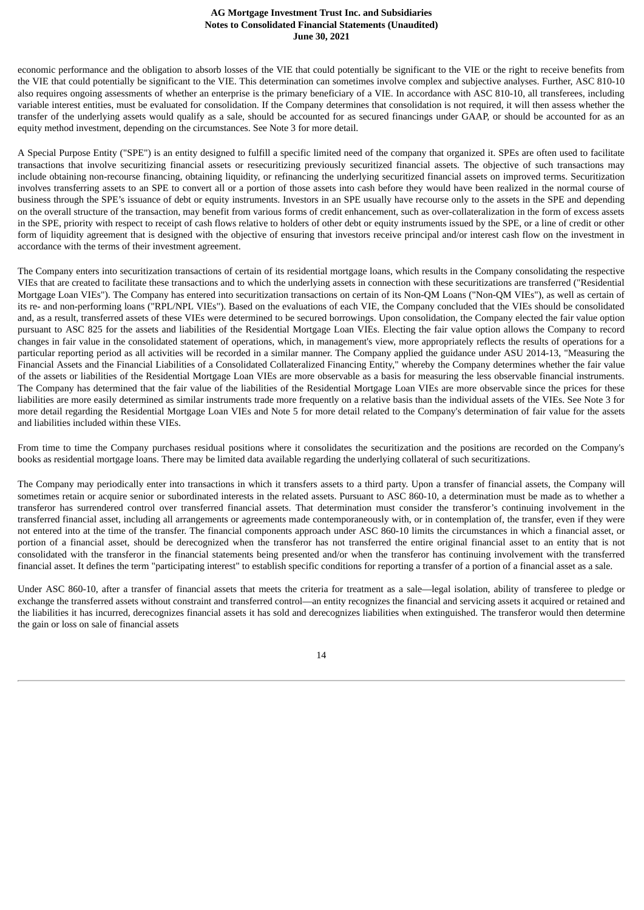economic performance and the obligation to absorb losses of the VIE that could potentially be significant to the VIE or the right to receive benefits from the VIE that could potentially be significant to the VIE. This determination can sometimes involve complex and subjective analyses. Further, ASC 810-10 also requires ongoing assessments of whether an enterprise is the primary beneficiary of a VIE. In accordance with ASC 810-10, all transferees, including variable interest entities, must be evaluated for consolidation. If the Company determines that consolidation is not required, it will then assess whether the transfer of the underlying assets would qualify as a sale, should be accounted for as secured financings under GAAP, or should be accounted for as an equity method investment, depending on the circumstances. See Note 3 for more detail.

A Special Purpose Entity ("SPE") is an entity designed to fulfill a specific limited need of the company that organized it. SPEs are often used to facilitate transactions that involve securitizing financial assets or resecuritizing previously securitized financial assets. The objective of such transactions may include obtaining non-recourse financing, obtaining liquidity, or refinancing the underlying securitized financial assets on improved terms. Securitization involves transferring assets to an SPE to convert all or a portion of those assets into cash before they would have been realized in the normal course of business through the SPE's issuance of debt or equity instruments. Investors in an SPE usually have recourse only to the assets in the SPE and depending on the overall structure of the transaction, may benefit from various forms of credit enhancement, such as over-collateralization in the form of excess assets in the SPE, priority with respect to receipt of cash flows relative to holders of other debt or equity instruments issued by the SPE, or a line of credit or other form of liquidity agreement that is designed with the objective of ensuring that investors receive principal and/or interest cash flow on the investment in accordance with the terms of their investment agreement.

The Company enters into securitization transactions of certain of its residential mortgage loans, which results in the Company consolidating the respective VIEs that are created to facilitate these transactions and to which the underlying assets in connection with these securitizations are transferred ("Residential Mortgage Loan VIEs"). The Company has entered into securitization transactions on certain of its Non-QM Loans ("Non-QM VIEs"), as well as certain of its re- and non-performing loans ("RPL/NPL VIEs"). Based on the evaluations of each VIE, the Company concluded that the VIEs should be consolidated and, as a result, transferred assets of these VIEs were determined to be secured borrowings. Upon consolidation, the Company elected the fair value option pursuant to ASC 825 for the assets and liabilities of the Residential Mortgage Loan VIEs. Electing the fair value option allows the Company to record changes in fair value in the consolidated statement of operations, which, in management's view, more appropriately reflects the results of operations for a particular reporting period as all activities will be recorded in a similar manner. The Company applied the guidance under ASU 2014-13, "Measuring the Financial Assets and the Financial Liabilities of a Consolidated Collateralized Financing Entity," whereby the Company determines whether the fair value of the assets or liabilities of the Residential Mortgage Loan VIEs are more observable as a basis for measuring the less observable financial instruments. The Company has determined that the fair value of the liabilities of the Residential Mortgage Loan VIEs are more observable since the prices for these liabilities are more easily determined as similar instruments trade more frequently on a relative basis than the individual assets of the VIEs. See Note 3 for more detail regarding the Residential Mortgage Loan VIEs and Note 5 for more detail related to the Company's determination of fair value for the assets and liabilities included within these VIEs.

From time to time the Company purchases residual positions where it consolidates the securitization and the positions are recorded on the Company's books as residential mortgage loans. There may be limited data available regarding the underlying collateral of such securitizations.

The Company may periodically enter into transactions in which it transfers assets to a third party. Upon a transfer of financial assets, the Company will sometimes retain or acquire senior or subordinated interests in the related assets. Pursuant to ASC 860-10, a determination must be made as to whether a transferor has surrendered control over transferred financial assets. That determination must consider the transferor's continuing involvement in the transferred financial asset, including all arrangements or agreements made contemporaneously with, or in contemplation of, the transfer, even if they were not entered into at the time of the transfer. The financial components approach under ASC 860-10 limits the circumstances in which a financial asset, or portion of a financial asset, should be derecognized when the transferor has not transferred the entire original financial asset to an entity that is not consolidated with the transferor in the financial statements being presented and/or when the transferor has continuing involvement with the transferred financial asset. It defines the term "participating interest" to establish specific conditions for reporting a transfer of a portion of a financial asset as a sale.

Under ASC 860-10, after a transfer of financial assets that meets the criteria for treatment as a sale—legal isolation, ability of transferee to pledge or exchange the transferred assets without constraint and transferred control—an entity recognizes the financial and servicing assets it acquired or retained and the liabilities it has incurred, derecognizes financial assets it has sold and derecognizes liabilities when extinguished. The transferor would then determine the gain or loss on sale of financial assets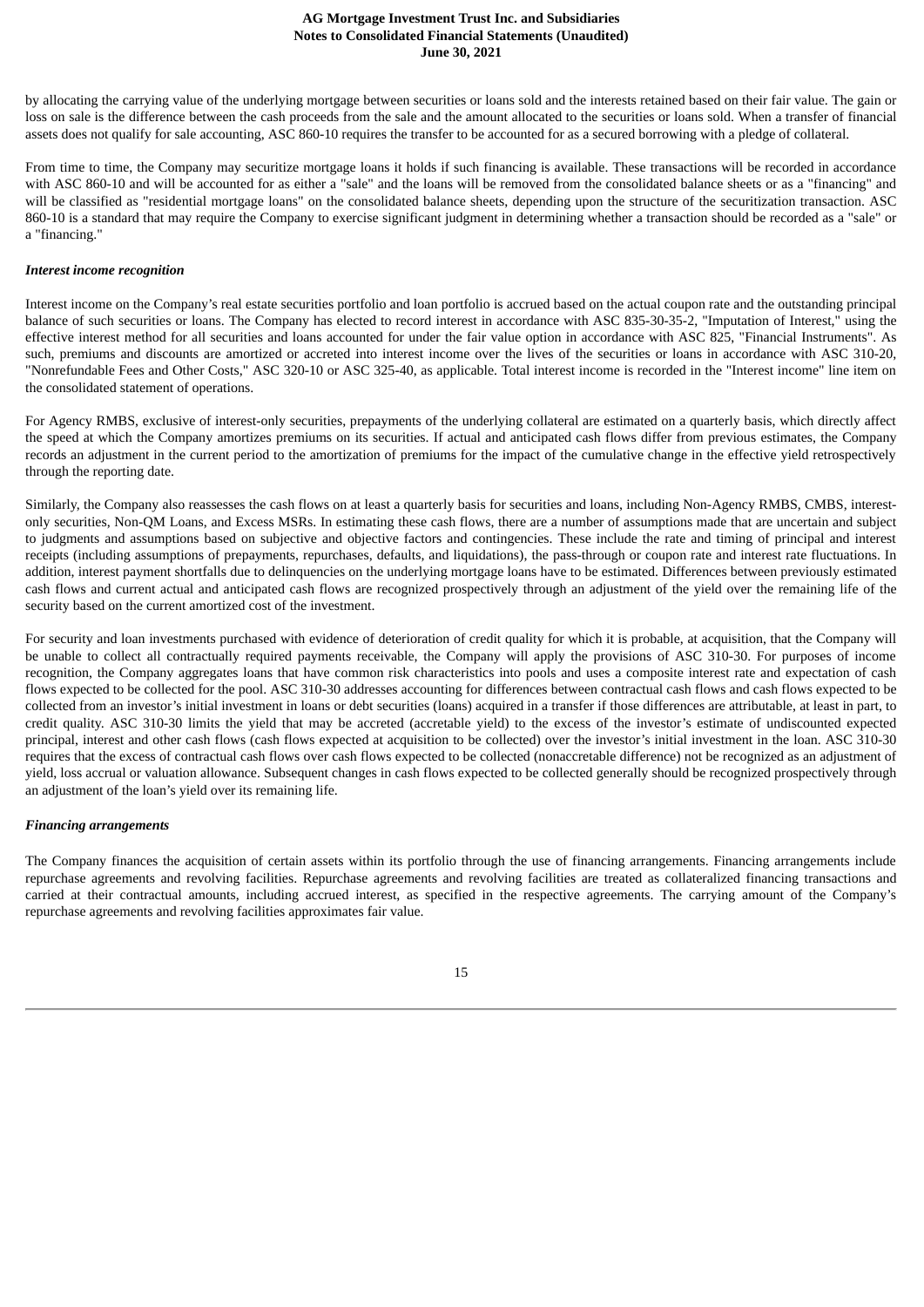by allocating the carrying value of the underlying mortgage between securities or loans sold and the interests retained based on their fair value. The gain or loss on sale is the difference between the cash proceeds from the sale and the amount allocated to the securities or loans sold. When a transfer of financial assets does not qualify for sale accounting, ASC 860-10 requires the transfer to be accounted for as a secured borrowing with a pledge of collateral.

From time to time, the Company may securitize mortgage loans it holds if such financing is available. These transactions will be recorded in accordance with ASC 860-10 and will be accounted for as either a "sale" and the loans will be removed from the consolidated balance sheets or as a "financing" and will be classified as "residential mortgage loans" on the consolidated balance sheets, depending upon the structure of the securitization transaction. ASC 860-10 is a standard that may require the Company to exercise significant judgment in determining whether a transaction should be recorded as a "sale" or a "financing."

***Interest income recognition***

Interest income on the Company's real estate securities portfolio and loan portfolio is accrued based on the actual coupon rate and the outstanding principal balance of such securities or loans. The Company has elected to record interest in accordance with ASC 835-30-35-2, "Imputation of Interest," using the effective interest method for all securities and loans accounted for under the fair value option in accordance with ASC 825, "Financial Instruments". As such, premiums and discounts are amortized or accreted into interest income over the lives of the securities or loans in accordance with ASC 310-20, "Nonrefundable Fees and Other Costs," ASC 320-10 or ASC 325-40, as applicable. Total interest income is recorded in the "Interest income" line item on the consolidated statement of operations.

For Agency RMBS, exclusive of interest-only securities, prepayments of the underlying collateral are estimated on a quarterly basis, which directly affect the speed at which the Company amortizes premiums on its securities. If actual and anticipated cash flows differ from previous estimates, the Company records an adjustment in the current period to the amortization of premiums for the impact of the cumulative change in the effective yield retrospectively through the reporting date.

Similarly, the Company also reassesses the cash flows on at least a quarterly basis for securities and loans, including Non-Agency RMBS, CMBS, interest-only securities, Non-QM Loans, and Excess MSRs. In estimating these cash flows, there are a number of assumptions made that are uncertain and subject to judgments and assumptions based on subjective and objective factors and contingencies. These include the rate and timing of principal and interest receipts (including assumptions of prepayments, repurchases, defaults, and liquidations), the pass-through or coupon rate and interest rate fluctuations. In addition, interest payment shortfalls due to delinquencies on the underlying mortgage loans have to be estimated. Differences between previously estimated cash flows and current actual and anticipated cash flows are recognized prospectively through an adjustment of the yield over the remaining life of the security based on the current amortized cost of the investment.

For security and loan investments purchased with evidence of deterioration of credit quality for which it is probable, at acquisition, that the Company will be unable to collect all contractually required payments receivable, the Company will apply the provisions of ASC 310-30. For purposes of income recognition, the Company aggregates loans that have common risk characteristics into pools and uses a composite interest rate and expectation of cash flows expected to be collected for the pool. ASC 310-30 addresses accounting for differences between contractual cash flows and cash flows expected to be collected from an investor's initial investment in loans or debt securities (loans) acquired in a transfer if those differences are attributable, at least in part, to credit quality. ASC 310-30 limits the yield that may be accreted (accretable yield) to the excess of the investor's estimate of undiscounted expected principal, interest and other cash flows (cash flows expected at acquisition to be collected) over the investor's initial investment in the loan. ASC 310-30 requires that the excess of contractual cash flows over cash flows expected to be collected (nonaccretable difference) not be recognized as an adjustment of yield, loss accrual or valuation allowance. Subsequent changes in cash flows expected to be collected generally should be recognized prospectively through an adjustment of the loan's yield over its remaining life.

***Financing arrangements***

The Company finances the acquisition of certain assets within its portfolio through the use of financing arrangements. Financing arrangements include repurchase agreements and revolving facilities. Repurchase agreements and revolving facilities are treated as collateralized financing transactions and carried at their contractual amounts, including accrued interest, as specified in the respective agreements. The carrying amount of the Company's repurchase agreements and revolving facilities approximates fair value.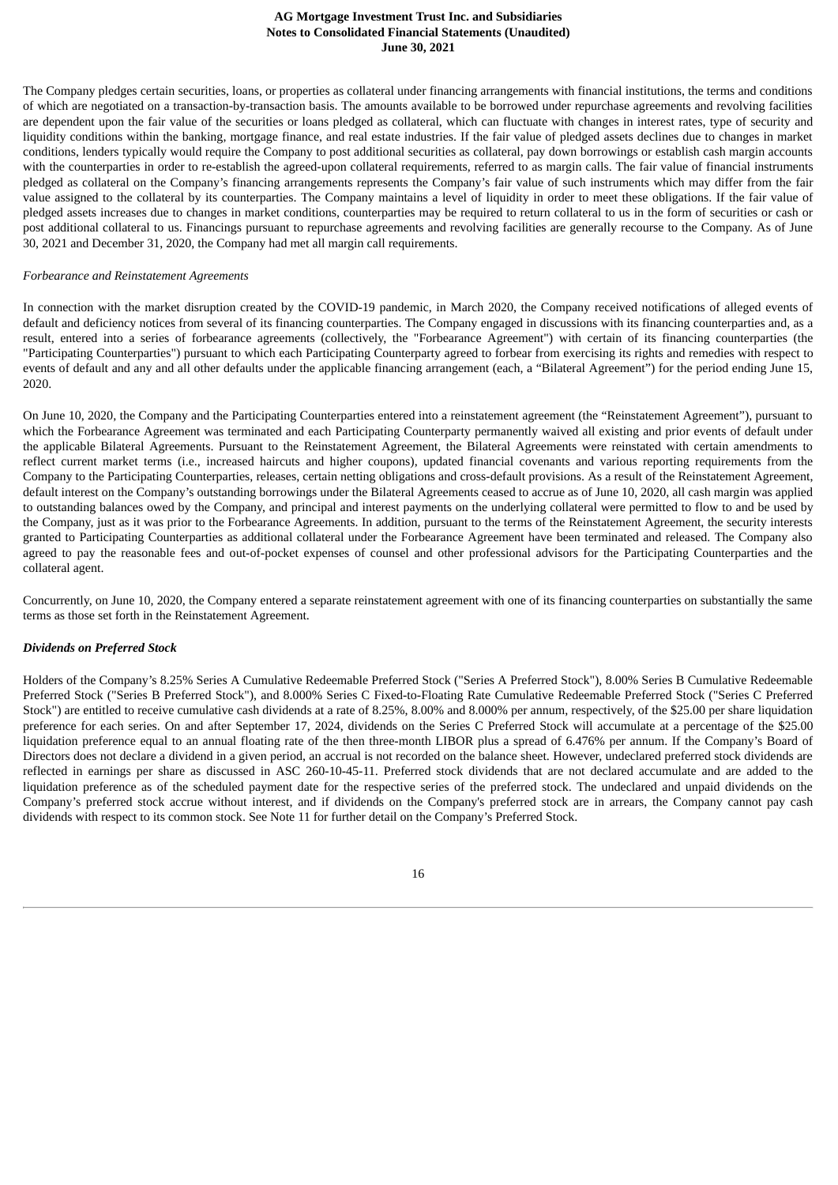The Company pledges certain securities, loans, or properties as collateral under financing arrangements with financial institutions, the terms and conditions of which are negotiated on a transaction-by-transaction basis. The amounts available to be borrowed under repurchase agreements and revolving facilities are dependent upon the fair value of the securities or loans pledged as collateral, which can fluctuate with changes in interest rates, type of security and liquidity conditions within the banking, mortgage finance, and real estate industries. If the fair value of pledged assets declines due to changes in market conditions, lenders typically would require the Company to post additional securities as collateral, pay down borrowings or establish cash margin accounts with the counterparties in order to re-establish the agreed-upon collateral requirements, referred to as margin calls. The fair value of financial instruments pledged as collateral on the Company's financing arrangements represents the Company's fair value of such instruments which may differ from the fair value assigned to the collateral by its counterparties. The Company maintains a level of liquidity in order to meet these obligations. If the fair value of pledged assets increases due to changes in market conditions, counterparties may be required to return collateral to us in the form of securities or cash or post additional collateral to us. Financings pursuant to repurchase agreements and revolving facilities are generally recourse to the Company. As of June 30, 2021 and December 31, 2020, the Company had met all margin call requirements.

*Forbearance and Reinstatement Agreements*

In connection with the market disruption created by the COVID-19 pandemic, in March 2020, the Company received notifications of alleged events of default and deficiency notices from several of its financing counterparties. The Company engaged in discussions with its financing counterparties and, as a result, entered into a series of forbearance agreements (collectively, the "Forbearance Agreement") with certain of its financing counterparties (the "Participating Counterparties") pursuant to which each Participating Counterparty agreed to forbear from exercising its rights and remedies with respect to events of default and any and all other defaults under the applicable financing arrangement (each, a "Bilateral Agreement") for the period ending June 15, 2020.

On June 10, 2020, the Company and the Participating Counterparties entered into a reinstatement agreement (the "Reinstatement Agreement"), pursuant to which the Forbearance Agreement was terminated and each Participating Counterparty permanently waived all existing and prior events of default under the applicable Bilateral Agreements. Pursuant to the Reinstatement Agreement, the Bilateral Agreements were reinstated with certain amendments to reflect current market terms (i.e., increased haircuts and higher coupons), updated financial covenants and various reporting requirements from the Company to the Participating Counterparties, releases, certain netting obligations and cross-default provisions. As a result of the Reinstatement Agreement, default interest on the Company's outstanding borrowings under the Bilateral Agreements ceased to accrue as of June 10, 2020, all cash margin was applied to outstanding balances owed by the Company, and principal and interest payments on the underlying collateral were permitted to flow to and be used by the Company, just as it was prior to the Forbearance Agreements. In addition, pursuant to the terms of the Reinstatement Agreement, the security interests granted to Participating Counterparties as additional collateral under the Forbearance Agreement have been terminated and released. The Company also agreed to pay the reasonable fees and out-of-pocket expenses of counsel and other professional advisors for the Participating Counterparties and the collateral agent.

Concurrently, on June 10, 2020, the Company entered a separate reinstatement agreement with one of its financing counterparties on substantially the same terms as those set forth in the Reinstatement Agreement.

***Dividends on Preferred Stock***

Holders of the Company's 8.25% Series A Cumulative Redeemable Preferred Stock ("Series A Preferred Stock"), 8.00% Series B Cumulative Redeemable Preferred Stock ("Series B Preferred Stock"), and 8.000% Series C Fixed-to-Floating Rate Cumulative Redeemable Preferred Stock ("Series C Preferred Stock") are entitled to receive cumulative cash dividends at a rate of 8.25%, 8.00% and 8.000% per annum, respectively, of the $25.00 per share liquidation preference for each series. On and after September 17, 2024, dividends on the Series C Preferred Stock will accumulate at a percentage of the $25.00 liquidation preference equal to an annual floating rate of the then three-month LIBOR plus a spread of 6.476% per annum. If the Company's Board of Directors does not declare a dividend in a given period, an accrual is not recorded on the balance sheet. However, undeclared preferred stock dividends are reflected in earnings per share as discussed in ASC 260-10-45-11. Preferred stock dividends that are not declared accumulate and are added to the liquidation preference as of the scheduled payment date for the respective series of the preferred stock. The undeclared and unpaid dividends on the Company's preferred stock accrue without interest, and if dividends on the Company's preferred stock are in arrears, the Company cannot pay cash dividends with respect to its common stock. See Note 11 for further detail on the Company's Preferred Stock.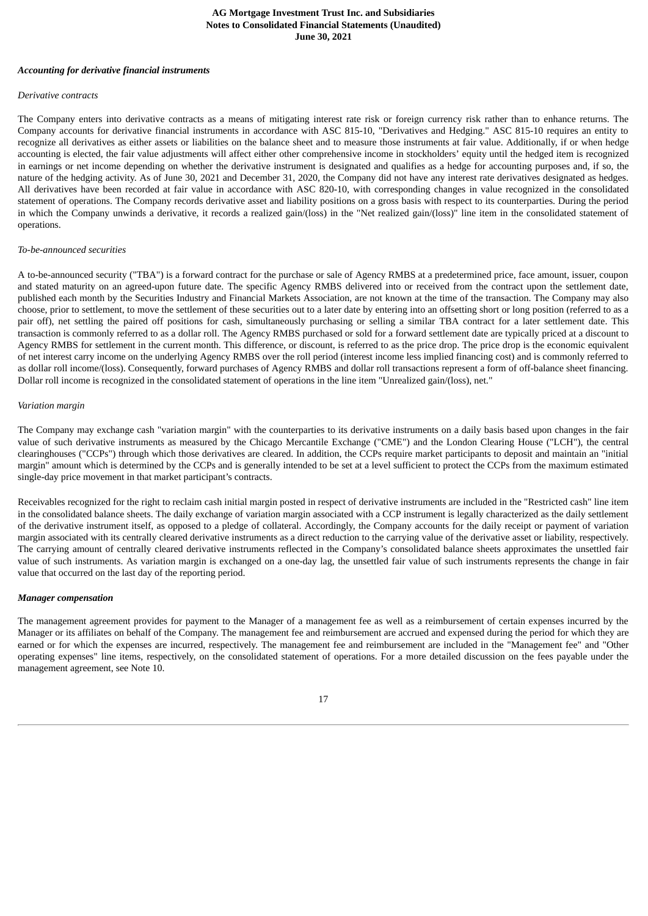***Accounting for derivative financial instruments***

*Derivative contracts*

The Company enters into derivative contracts as a means of mitigating interest rate risk or foreign currency risk rather than to enhance returns. The Company accounts for derivative financial instruments in accordance with ASC 815-10, "Derivatives and Hedging." ASC 815-10 requires an entity to recognize all derivatives as either assets or liabilities on the balance sheet and to measure those instruments at fair value. Additionally, if or when hedge accounting is elected, the fair value adjustments will affect either other comprehensive income in stockholders' equity until the hedged item is recognized in earnings or net income depending on whether the derivative instrument is designated and qualifies as a hedge for accounting purposes and, if so, the nature of the hedging activity. As of June 30, 2021 and December 31, 2020, the Company did not have any interest rate derivatives designated as hedges. All derivatives have been recorded at fair value in accordance with ASC 820-10, with corresponding changes in value recognized in the consolidated statement of operations. The Company records derivative asset and liability positions on a gross basis with respect to its counterparties. During the period in which the Company unwinds a derivative, it records a realized gain/(loss) in the "Net realized gain/(loss)" line item in the consolidated statement of operations.

*To-be-announced securities*

A to-be-announced security ("TBA") is a forward contract for the purchase or sale of Agency RMBS at a predetermined price, face amount, issuer, coupon and stated maturity on an agreed-upon future date. The specific Agency RMBS delivered into or received from the contract upon the settlement date, published each month by the Securities Industry and Financial Markets Association, are not known at the time of the transaction. The Company may also choose, prior to settlement, to move the settlement of these securities out to a later date by entering into an offsetting short or long position (referred to as a pair off), net settling the paired off positions for cash, simultaneously purchasing or selling a similar TBA contract for a later settlement date. This transaction is commonly referred to as a dollar roll. The Agency RMBS purchased or sold for a forward settlement date are typically priced at a discount to Agency RMBS for settlement in the current month. This difference, or discount, is referred to as the price drop. The price drop is the economic equivalent of net interest carry income on the underlying Agency RMBS over the roll period (interest income less implied financing cost) and is commonly referred to as dollar roll income/(loss). Consequently, forward purchases of Agency RMBS and dollar roll transactions represent a form of off-balance sheet financing. Dollar roll income is recognized in the consolidated statement of operations in the line item "Unrealized gain/(loss), net."

*Variation margin*

The Company may exchange cash "variation margin" with the counterparties to its derivative instruments on a daily basis based upon changes in the fair value of such derivative instruments as measured by the Chicago Mercantile Exchange ("CME") and the London Clearing House ("LCH"), the central clearinghouses ("CCPs") through which those derivatives are cleared. In addition, the CCPs require market participants to deposit and maintain an "initial margin" amount which is determined by the CCPs and is generally intended to be set at a level sufficient to protect the CCPs from the maximum estimated single-day price movement in that market participant's contracts.

Receivables recognized for the right to reclaim cash initial margin posted in respect of derivative instruments are included in the "Restricted cash" line item in the consolidated balance sheets. The daily exchange of variation margin associated with a CCP instrument is legally characterized as the daily settlement of the derivative instrument itself, as opposed to a pledge of collateral. Accordingly, the Company accounts for the daily receipt or payment of variation margin associated with its centrally cleared derivative instruments as a direct reduction to the carrying value of the derivative asset or liability, respectively. The carrying amount of centrally cleared derivative instruments reflected in the Company's consolidated balance sheets approximates the unsettled fair value of such instruments. As variation margin is exchanged on a one-day lag, the unsettled fair value of such instruments represents the change in fair value that occurred on the last day of the reporting period.

***Manager compensation***

The management agreement provides for payment to the Manager of a management fee as well as a reimbursement of certain expenses incurred by the Manager or its affiliates on behalf of the Company. The management fee and reimbursement are accrued and expensed during the period for which they are earned or for which the expenses are incurred, respectively. The management fee and reimbursement are included in the "Management fee" and "Other operating expenses" line items, respectively, on the consolidated statement of operations. For a more detailed discussion on the fees payable under the management agreement, see Note 10.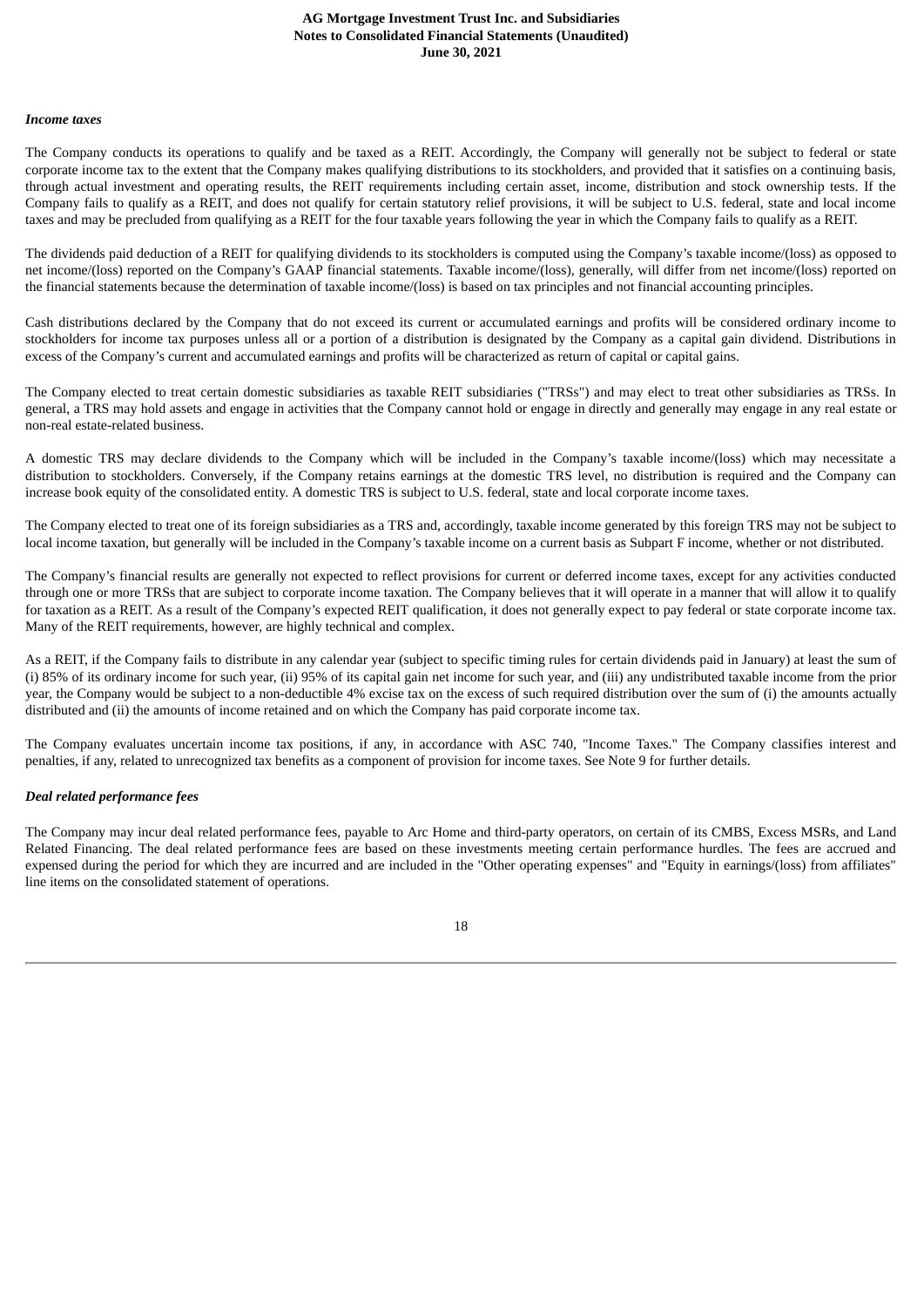***Income taxes***

The Company conducts its operations to qualify and be taxed as a REIT. Accordingly, the Company will generally not be subject to federal or state corporate income tax to the extent that the Company makes qualifying distributions to its stockholders, and provided that it satisfies on a continuing basis, through actual investment and operating results, the REIT requirements including certain asset, income, distribution and stock ownership tests. If the Company fails to qualify as a REIT, and does not qualify for certain statutory relief provisions, it will be subject to U.S. federal, state and local income taxes and may be precluded from qualifying as a REIT for the four taxable years following the year in which the Company fails to qualify as a REIT.

The dividends paid deduction of a REIT for qualifying dividends to its stockholders is computed using the Company's taxable income/(loss) as opposed to net income/(loss) reported on the Company's GAAP financial statements. Taxable income/(loss), generally, will differ from net income/(loss) reported on the financial statements because the determination of taxable income/(loss) is based on tax principles and not financial accounting principles.

Cash distributions declared by the Company that do not exceed its current or accumulated earnings and profits will be considered ordinary income to stockholders for income tax purposes unless all or a portion of a distribution is designated by the Company as a capital gain dividend. Distributions in excess of the Company's current and accumulated earnings and profits will be characterized as return of capital or capital gains.

The Company elected to treat certain domestic subsidiaries as taxable REIT subsidiaries ("TRSs") and may elect to treat other subsidiaries as TRSs. In general, a TRS may hold assets and engage in activities that the Company cannot hold or engage in directly and generally may engage in any real estate or non-real estate-related business.

A domestic TRS may declare dividends to the Company which will be included in the Company's taxable income/(loss) which may necessitate a distribution to stockholders. Conversely, if the Company retains earnings at the domestic TRS level, no distribution is required and the Company can increase book equity of the consolidated entity. A domestic TRS is subject to U.S. federal, state and local corporate income taxes.

The Company elected to treat one of its foreign subsidiaries as a TRS and, accordingly, taxable income generated by this foreign TRS may not be subject to local income taxation, but generally will be included in the Company's taxable income on a current basis as Subpart F income, whether or not distributed.

The Company's financial results are generally not expected to reflect provisions for current or deferred income taxes, except for any activities conducted through one or more TRSs that are subject to corporate income taxation. The Company believes that it will operate in a manner that will allow it to qualify for taxation as a REIT. As a result of the Company's expected REIT qualification, it does not generally expect to pay federal or state corporate income tax. Many of the REIT requirements, however, are highly technical and complex.

As a REIT, if the Company fails to distribute in any calendar year (subject to specific timing rules for certain dividends paid in January) at least the sum of (i) 85% of its ordinary income for such year, (ii) 95% of its capital gain net income for such year, and (iii) any undistributed taxable income from the prior year, the Company would be subject to a non-deductible 4% excise tax on the excess of such required distribution over the sum of (i) the amounts actually distributed and (ii) the amounts of income retained and on which the Company has paid corporate income tax.

The Company evaluates uncertain income tax positions, if any, in accordance with ASC 740, "Income Taxes." The Company classifies interest and penalties, if any, related to unrecognized tax benefits as a component of provision for income taxes. See Note 9 for further details.

***Deal related performance fees***

The Company may incur deal related performance fees, payable to Arc Home and third-party operators, on certain of its CMBS, Excess MSRs, and Land Related Financing. The deal related performance fees are based on these investments meeting certain performance hurdles. The fees are accrued and expensed during the period for which they are incurred and are included in the "Other operating expenses" and "Equity in earnings/(loss) from affiliates" line items on the consolidated statement of operations.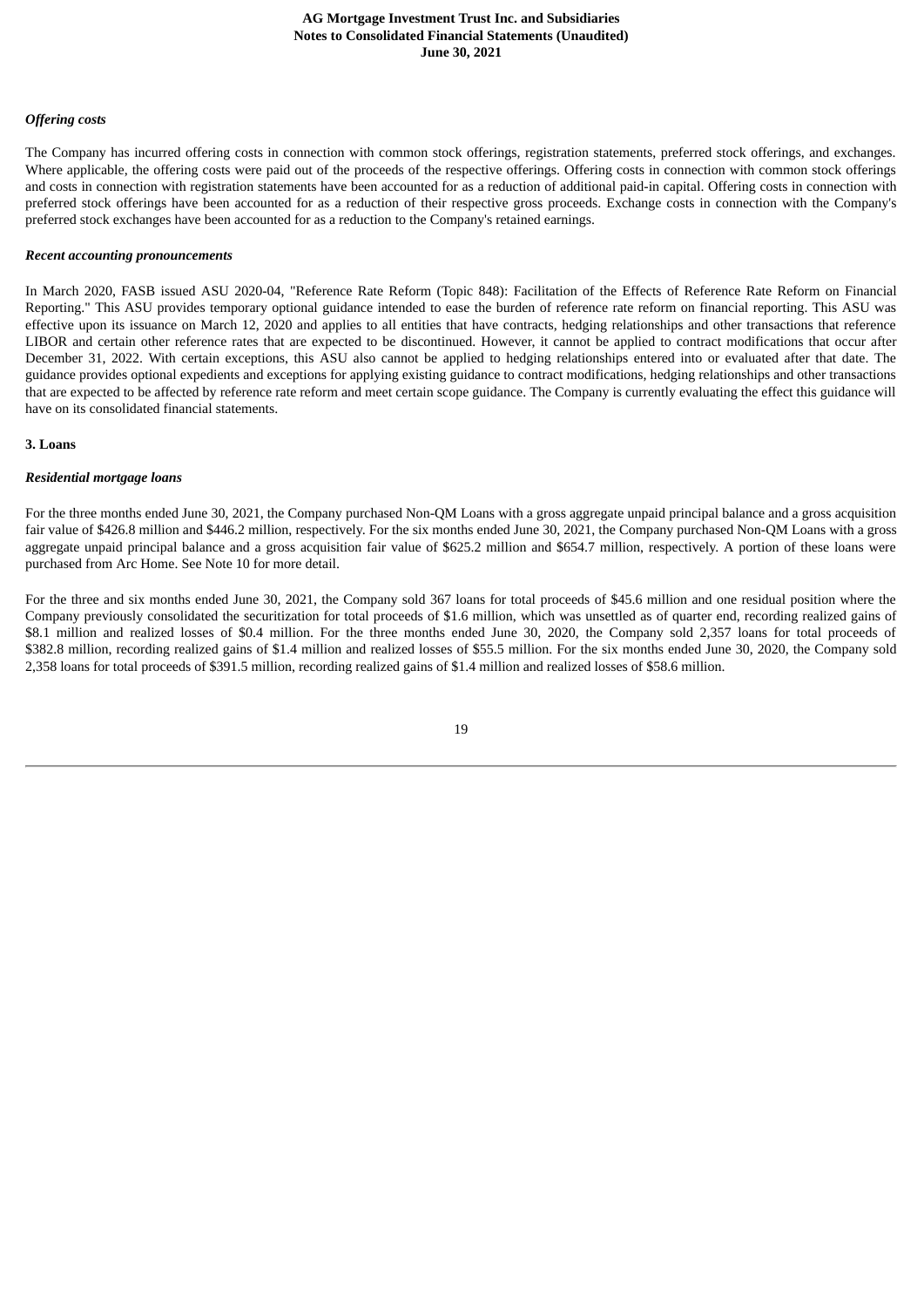***Offering costs***

The Company has incurred offering costs in connection with common stock offerings, registration statements, preferred stock offerings, and exchanges. Where applicable, the offering costs were paid out of the proceeds of the respective offerings. Offering costs in connection with common stock offerings and costs in connection with registration statements have been accounted for as a reduction of additional paid-in capital. Offering costs in connection with preferred stock offerings have been accounted for as a reduction of their respective gross proceeds. Exchange costs in connection with the Company's preferred stock exchanges have been accounted for as a reduction to the Company's retained earnings.

***Recent accounting pronouncements***

In March 2020, FASB issued ASU 2020-04, "Reference Rate Reform (Topic 848): Facilitation of the Effects of Reference Rate Reform on Financial Reporting." This ASU provides temporary optional guidance intended to ease the burden of reference rate reform on financial reporting. This ASU was effective upon its issuance on March 12, 2020 and applies to all entities that have contracts, hedging relationships and other transactions that reference LIBOR and certain other reference rates that are expected to be discontinued. However, it cannot be applied to contract modifications that occur after December 31, 2022. With certain exceptions, this ASU also cannot be applied to hedging relationships entered into or evaluated after that date. The guidance provides optional expedients and exceptions for applying existing guidance to contract modifications, hedging relationships and other transactions that are expected to be affected by reference rate reform and meet certain scope guidance. The Company is currently evaluating the effect this guidance will have on its consolidated financial statements.

**3. Loans**

***Residential mortgage loans***

For the three months ended June 30, 2021, the Company purchased Non-QM Loans with a gross aggregate unpaid principal balance and a gross acquisition fair value of $426.8 million and $446.2 million, respectively. For the six months ended June 30, 2021, the Company purchased Non-QM Loans with a gross aggregate unpaid principal balance and a gross acquisition fair value of $625.2 million and $654.7 million, respectively. A portion of these loans were purchased from Arc Home. See Note 10 for more detail.

For the three and six months ended June 30, 2021, the Company sold 367 loans for total proceeds of $45.6 million and one residual position where the Company previously consolidated the securitization for total proceeds of $1.6 million, which was unsettled as of quarter end, recording realized gains of $8.1 million and realized losses of $0.4 million. For the three months ended June 30, 2020, the Company sold 2,357 loans for total proceeds of $382.8 million, recording realized gains of $1.4 million and realized losses of $55.5 million. For the six months ended June 30, 2020, the Company sold 2,358 loans for total proceeds of $391.5 million, recording realized gains of $1.4 million and realized losses of $58.6 million.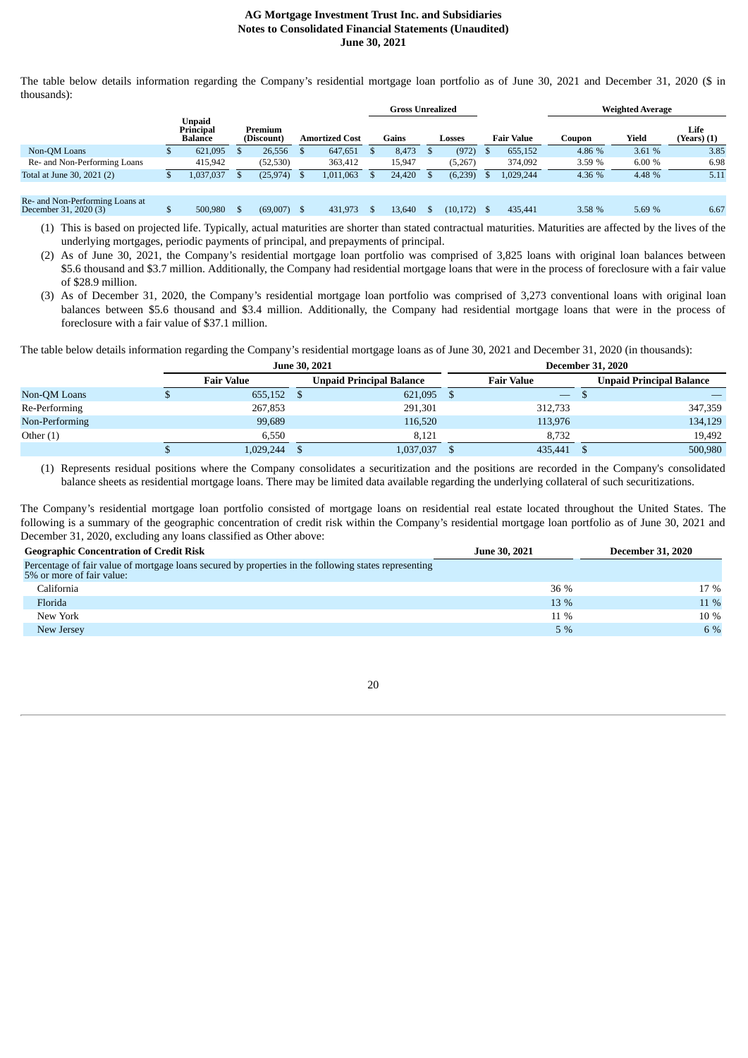The table below details information regarding the Company's residential mortgage loan portfolio as of June 30, 2021 and December 31, 2020 ($ in thousands):

| | Unpaid Principal Balance | Premium (Discount) | Amortized Cost | Gross Unrealized | | Fair Value | Weighted Average | | |
|---|---|---|---|---|---|---|---|---|---|
| | | | | Gains | Losses | | Coupon | Yield | Life (Years) (1) |
| Non-QM Loans | $ 621,095 | $ 26,556 | $ 647,651 | $ 8,473 | $ (972) | $ 655,152 | 4.86 % | 3.61 % | 3.85 |
| Re- and Non-Performing Loans | 415,942 | (52,530) | 363,412 | 15,947 | (5,267) | 374,092 | 3.59 % | 6.00 % | 6.98 |
| Total at June 30, 2021 (2) | $ 1,037,037 | $ (25,974) | $ 1,011,063 | $ 24,420 | $ (6,239) | $ 1,029,244 | 4.36 % | 4.48 % | 5.11 |
| | | | | | | | | | |
| Re- and Non-Performing Loans at December 31, 2020 (3) | $ 500,980 | $ (69,007) | $ 431,973 | $ 13,640 | $ (10,172) | $ 435,441 | 3.58 % | 5.69 % | 6.67 |

(1) This is based on projected life. Typically, actual maturities are shorter than stated contractual maturities. Maturities are affected by the lives of the underlying mortgages, periodic payments of principal, and prepayments of principal.

(2) As of June 30, 2021, the Company's residential mortgage loan portfolio was comprised of 3,825 loans with original loan balances between $5.6 thousand and $3.7 million. Additionally, the Company had residential mortgage loans that were in the process of foreclosure with a fair value of $28.9 million.

(3) As of December 31, 2020, the Company's residential mortgage loan portfolio was comprised of 3,273 conventional loans with original loan balances between $5.6 thousand and $3.4 million. Additionally, the Company had residential mortgage loans that were in the process of foreclosure with a fair value of $37.1 million.

The table below details information regarding the Company's residential mortgage loans as of June 30, 2021 and December 31, 2020 (in thousands):

| | June 30, 2021 | | December 31, 2020 | |
|---|---|---|---|---|
| | Fair Value | Unpaid Principal Balance | Fair Value | Unpaid Principal Balance |
| Non-QM Loans | $ 655,152 | $ 621,095 | $ — | $ — |
| Re-Performing | 267,853 | 291,301 | 312,733 | 347,359 |
| Non-Performing | 99,689 | 116,520 | 113,976 | 134,129 |
| Other (1) | 6,550 | 8,121 | 8,732 | 19,492 |
| | $ 1,029,244 | $ 1,037,037 | $ 435,441 | $ 500,980 |

(1) Represents residual positions where the Company consolidates a securitization and the positions are recorded in the Company's consolidated balance sheets as residential mortgage loans. There may be limited data available regarding the underlying collateral of such securitizations.

The Company's residential mortgage loan portfolio consisted of mortgage loans on residential real estate located throughout the United States. The following is a summary of the geographic concentration of credit risk within the Company's residential mortgage loan portfolio as of June 30, 2021 and December 31, 2020, excluding any loans classified as Other above:

| Geographic Concentration of Credit Risk | June 30, 2021 | December 31, 2020 |
|---|---|---|
| Percentage of fair value of mortgage loans secured by properties in the following states representing 5% or more of fair value: | | |
| California | 36 % | 17 % |
| Florida | 13 % | 11 % |
| New York | 11 % | 10 % |
| New Jersey | 5 % | 6 % |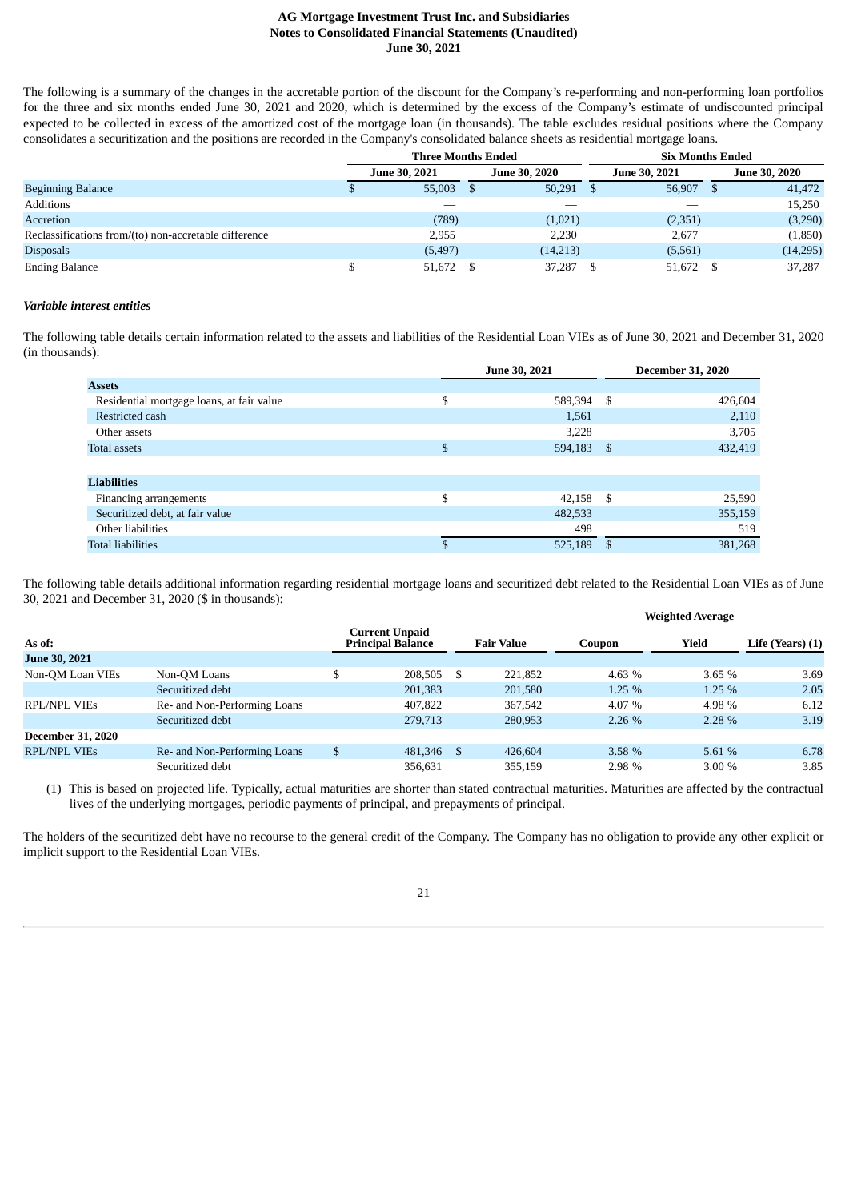The following is a summary of the changes in the accretable portion of the discount for the Company's re-performing and non-performing loan portfolios for the three and six months ended June 30, 2021 and 2020, which is determined by the excess of the Company's estimate of undiscounted principal expected to be collected in excess of the amortized cost of the mortgage loan (in thousands). The table excludes residual positions where the Company consolidates a securitization and the positions are recorded in the Company's consolidated balance sheets as residential mortgage loans.

| | Three Months Ended | | Six Months Ended | |
|---|---|---|---|---|
| | June 30, 2021 | June 30, 2020 | June 30, 2021 | June 30, 2020 |
| Beginning Balance | $ 55,003 | $ 50,291 | $ 56,907 | $ 41,472 |
| Additions | — | — | — | 15,250 |
| Accretion | (789) | (1,021) | (2,351) | (3,290) |
| Reclassifications from/(to) non-accretable difference | 2,955 | 2,230 | 2,677 | (1,850) |
| Disposals | (5,497) | (14,213) | (5,561) | (14,295) |
| Ending Balance | $ 51,672 | $ 37,287 | $ 51,672 | $ 37,287 |

***Variable interest entities***

The following table details certain information related to the assets and liabilities of the Residential Loan VIEs as of June 30, 2021 and December 31, 2020 (in thousands):

| | June 30, 2021 | December 31, 2020 |
|---|---|---|
| **Assets** | | |
| Residential mortgage loans, at fair value | $ 589,394 | $ 426,604 |
| Restricted cash | 1,561 | 2,110 |
| Other assets | 3,228 | 3,705 |
| Total assets | $ 594,183 | $ 432,419 |
| | | |
| **Liabilities** | | |
| Financing arrangements | $ 42,158 | $ 25,590 |
| Securitized debt, at fair value | 482,533 | 355,159 |
| Other liabilities | 498 | 519 |
| Total liabilities | $ 525,189 | $ 381,268 |

The following table details additional information regarding residential mortgage loans and securitized debt related to the Residential Loan VIEs as of June 30, 2021 and December 31, 2020 ($ in thousands):

| | | | | Weighted Average | | |
|---|---|---|---|---|---|---|
| **As of:** | | **Current Unpaid Principal Balance** | **Fair Value** | **Coupon** | **Yield** | **Life (Years) (1)** |
| **June 30, 2021** | | | | | | |
| Non-QM Loan VIEs | Non-QM Loans | $ 208,505 | $ 221,852 | 4.63 % | 3.65 % | 3.69 |
| | Securitized debt | 201,383 | 201,580 | 1.25 % | 1.25 % | 2.05 |
| RPL/NPL VIEs | Re- and Non-Performing Loans | 407,822 | 367,542 | 4.07 % | 4.98 % | 6.12 |
| | Securitized debt | 279,713 | 280,953 | 2.26 % | 2.28 % | 3.19 |
| **December 31, 2020** | | | | | | |
| RPL/NPL VIEs | Re- and Non-Performing Loans | $ 481,346 | $ 426,604 | 3.58 % | 5.61 % | 6.78 |
| | Securitized debt | 356,631 | 355,159 | 2.98 % | 3.00 % | 3.85 |

(1) This is based on projected life. Typically, actual maturities are shorter than stated contractual maturities. Maturities are affected by the contractual lives of the underlying mortgages, periodic payments of principal, and prepayments of principal.

The holders of the securitized debt have no recourse to the general credit of the Company. The Company has no obligation to provide any other explicit or implicit support to the Residential Loan VIEs.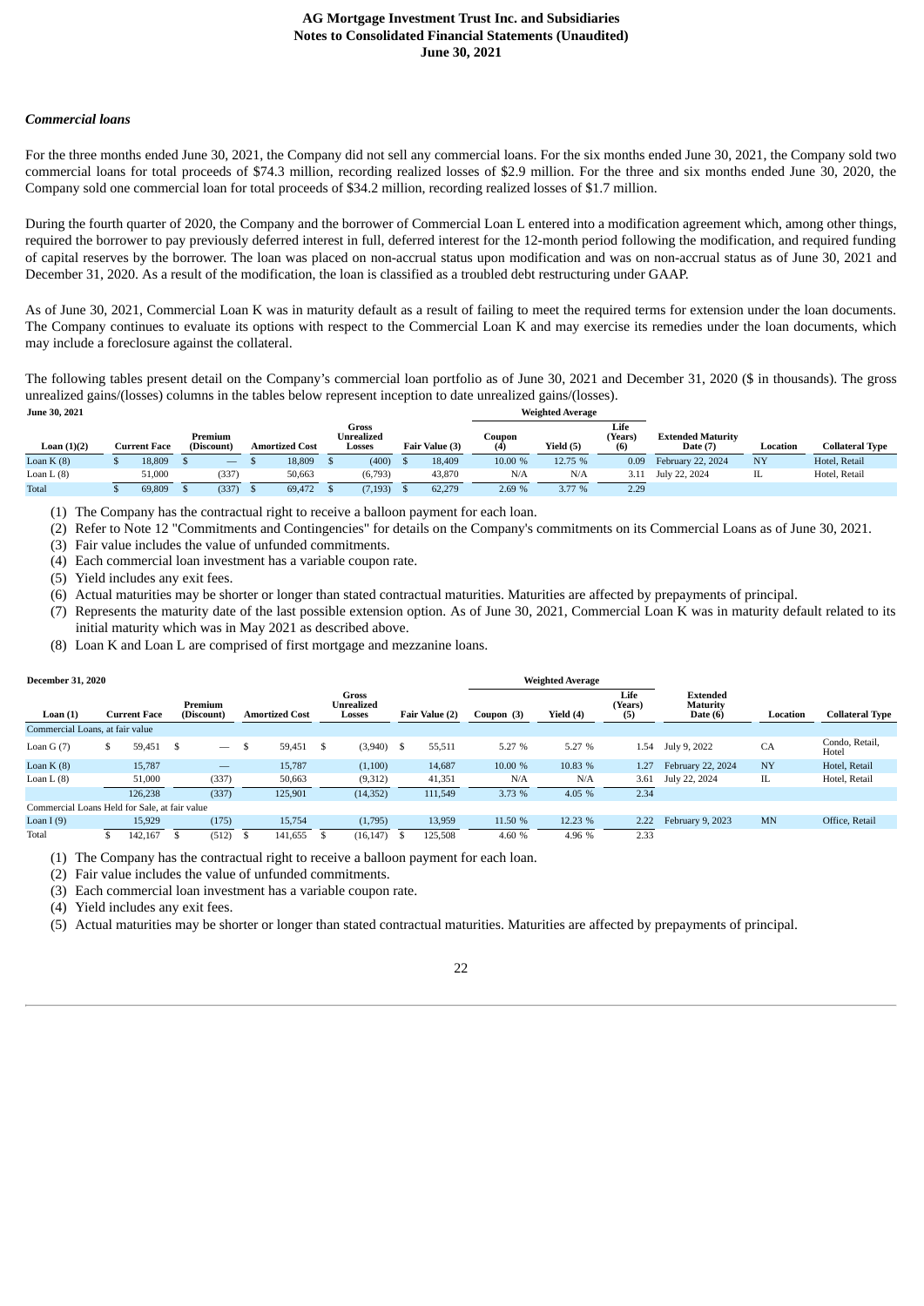### *Commercial loans*

For the three months ended June 30, 2021, the Company did not sell any commercial loans. For the six months ended June 30, 2021, the Company sold two commercial loans for total proceeds of $74.3 million, recording realized losses of $2.9 million. For the three and six months ended June 30, 2020, the Company sold one commercial loan for total proceeds of $34.2 million, recording realized losses of $1.7 million.

During the fourth quarter of 2020, the Company and the borrower of Commercial Loan L entered into a modification agreement which, among other things, required the borrower to pay previously deferred interest in full, deferred interest for the 12-month period following the modification, and required funding of capital reserves by the borrower. The loan was placed on non-accrual status upon modification and was on non-accrual status as of June 30, 2021 and December 31, 2020. As a result of the modification, the loan is classified as a troubled debt restructuring under GAAP.

As of June 30, 2021, Commercial Loan K was in maturity default as a result of failing to meet the required terms for extension under the loan documents. The Company continues to evaluate its options with respect to the Commercial Loan K and may exercise its remedies under the loan documents, which may include a foreclosure against the collateral.

The following tables present detail on the Company's commercial loan portfolio as of June 30, 2021 and December 31, 2020 ($ in thousands). The gross unrealized gains/(losses) columns in the tables below represent inception to date unrealized gains/(losses).

**June 30, 2021**

| | | | | | | Weighted Average | | | | | |
|---|---|---|---|---|---|---|---|---|---|---|---|
| Loan (1)(2) | Current Face | Premium (Discount) | Amortized Cost | Gross Unrealized Losses | Fair Value (3) | Coupon (4) | Yield (5) | Life (Years) (6) | Extended Maturity Date (7) | Location | Collateral Type |
| Loan K (8) | $ 18,809 | $ — | $ 18,809 | $ (400) | $ 18,409 | 10.00 % | 12.75 % | 0.09 | February 22, 2024 | NY | Hotel, Retail |
| Loan L (8) | 51,000 | (337) | 50,663 | (6,793) | 43,870 | N/A | N/A | 3.11 | July 22, 2024 | IL | Hotel, Retail |
| Total | $ 69,809 | $ (337) | $ 69,472 | $ (7,193) | $ 62,279 | 2.69 % | 3.77 % | 2.29 | | | |

(1) The Company has the contractual right to receive a balloon payment for each loan.
(2) Refer to Note 12 "Commitments and Contingencies" for details on the Company's commitments on its Commercial Loans as of June 30, 2021.
(3) Fair value includes the value of unfunded commitments.
(4) Each commercial loan investment has a variable coupon rate.
(5) Yield includes any exit fees.
(6) Actual maturities may be shorter or longer than stated contractual maturities. Maturities are affected by prepayments of principal.
(7) Represents the maturity date of the last possible extension option. As of June 30, 2021, Commercial Loan K was in maturity default related to its initial maturity which was in May 2021 as described above.
(8) Loan K and Loan L are comprised of first mortgage and mezzanine loans.

**December 31, 2020**

| | | | | | | Weighted Average | | | | | |
|---|---|---|---|---|---|---|---|---|---|---|---|
| Loan (1) | Current Face | Premium (Discount) | Amortized Cost | Gross Unrealized Losses | Fair Value (2) | Coupon (3) | Yield (4) | Life (Years) (5) | Extended Maturity Date (6) | Location | Collateral Type |
| Commercial Loans, at fair value | | | | | | | | | | | |
| Loan G (7) | $ 59,451 | $ — | $ 59,451 | $ (3,940) | $ 55,511 | 5.27 % | 5.27 % | 1.54 | July 9, 2022 | CA | Condo, Retail, Hotel |
| Loan K (8) | 15,787 | — | 15,787 | (1,100) | 14,687 | 10.00 % | 10.83 % | 1.27 | February 22, 2024 | NY | Hotel, Retail |
| Loan L (8) | 51,000 | (337) | 50,663 | (9,312) | 41,351 | N/A | N/A | 3.61 | July 22, 2024 | IL | Hotel, Retail |
| | 126,238 | (337) | 125,901 | (14,352) | 111,549 | 3.73 % | 4.05 % | 2.34 | | | |
| Commercial Loans Held for Sale, at fair value | | | | | | | | | | | |
| Loan I (9) | 15,929 | (175) | 15,754 | (1,795) | 13,959 | 11.50 % | 12.23 % | 2.22 | February 9, 2023 | MN | Office, Retail |
| Total | $ 142,167 | $ (512) | $ 141,655 | $ (16,147) | $ 125,508 | 4.60 % | 4.96 % | 2.33 | | | |

(1) The Company has the contractual right to receive a balloon payment for each loan.
(2) Fair value includes the value of unfunded commitments.
(3) Each commercial loan investment has a variable coupon rate.
(4) Yield includes any exit fees.
(5) Actual maturities may be shorter or longer than stated contractual maturities. Maturities are affected by prepayments of principal.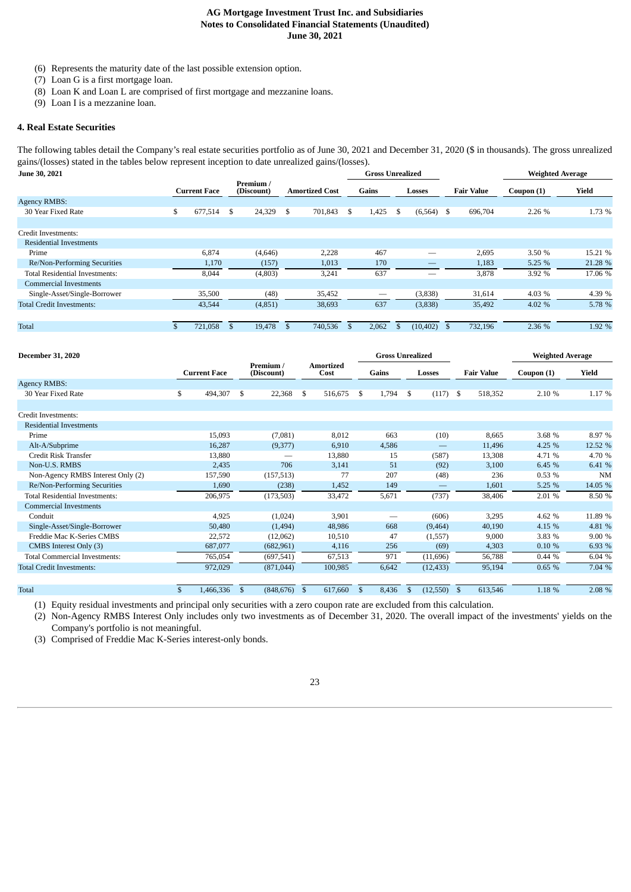(6) Represents the maturity date of the last possible extension option.
(7) Loan G is a first mortgage loan.
(8) Loan K and Loan L are comprised of first mortgage and mezzanine loans.
(9) Loan I is a mezzanine loan.

## 4. Real Estate Securities

The following tables detail the Company's real estate securities portfolio as of June 30, 2021 and December 31, 2020 ($ in thousands). The gross unrealized gains/(losses) stated in the tables below represent inception to date unrealized gains/(losses).

| June 30, 2021 | | | | Gross Unrealized | | | Weighted Average | |
|---|---|---|---|---|---|---|---|---|
| | Current Face | Premium / (Discount) | Amortized Cost | Gains | Losses | Fair Value | Coupon (1) | Yield |
| Agency RMBS: | | | | | | | | |
| 30 Year Fixed Rate | $ 677,514 | $ 24,329 | $ 701,843 | $ 1,425 | $ (6,564) | $ 696,704 | 2.26 % | 1.73 % |
| | | | | | | | | |
| Credit Investments: | | | | | | | | |
| Residential Investments | | | | | | | | |
| Prime | 6,874 | (4,646) | 2,228 | 467 | — | 2,695 | 3.50 % | 15.21 % |
| Re/Non-Performing Securities | 1,170 | (157) | 1,013 | 170 | — | 1,183 | 5.25 % | 21.28 % |
| Total Residential Investments: | 8,044 | (4,803) | 3,241 | 637 | — | 3,878 | 3.92 % | 17.06 % |
| Commercial Investments | | | | | | | | |
| Single-Asset/Single-Borrower | 35,500 | (48) | 35,452 | — | (3,838) | 31,614 | 4.03 % | 4.39 % |
| Total Credit Investments: | 43,544 | (4,851) | 38,693 | 637 | (3,838) | 35,492 | 4.02 % | 5.78 % |
| | | | | | | | | |
| Total | $ 721,058 | $ 19,478 | $ 740,536 | $ 2,062 | $ (10,402) | $ 732,196 | 2.36 % | 1.92 % |

| December 31, 2020 | | | | Gross Unrealized | | | Weighted Average | |
|---|---|---|---|---|---|---|---|---|
| | Current Face | Premium / (Discount) | Amortized Cost | Gains | Losses | Fair Value | Coupon (1) | Yield |
| Agency RMBS: | | | | | | | | |
| 30 Year Fixed Rate | $ 494,307 | $ 22,368 | $ 516,675 | $ 1,794 | $ (117) | $ 518,352 | 2.10 % | 1.17 % |
| | | | | | | | | |
| Credit Investments: | | | | | | | | |
| Residential Investments | | | | | | | | |
| Prime | 15,093 | (7,081) | 8,012 | 663 | (10) | 8,665 | 3.68 % | 8.97 % |
| Alt-A/Subprime | 16,287 | (9,377) | 6,910 | 4,586 | — | 11,496 | 4.25 % | 12.52 % |
| Credit Risk Transfer | 13,880 | — | 13,880 | 15 | (587) | 13,308 | 4.71 % | 4.70 % |
| Non-U.S. RMBS | 2,435 | 706 | 3,141 | 51 | (92) | 3,100 | 6.45 % | 6.41 % |
| Non-Agency RMBS Interest Only (2) | 157,590 | (157,513) | 77 | 207 | (48) | 236 | 0.53 % | NM |
| Re/Non-Performing Securities | 1,690 | (238) | 1,452 | 149 | — | 1,601 | 5.25 % | 14.05 % |
| Total Residential Investments: | 206,975 | (173,503) | 33,472 | 5,671 | (737) | 38,406 | 2.01 % | 8.50 % |
| Commercial Investments | | | | | | | | |
| Conduit | 4,925 | (1,024) | 3,901 | — | (606) | 3,295 | 4.62 % | 11.89 % |
| Single-Asset/Single-Borrower | 50,480 | (1,494) | 48,986 | 668 | (9,464) | 40,190 | 4.15 % | 4.81 % |
| Freddie Mac K-Series CMBS | 22,572 | (12,062) | 10,510 | 47 | (1,557) | 9,000 | 3.83 % | 9.00 % |
| CMBS Interest Only (3) | 687,077 | (682,961) | 4,116 | 256 | (69) | 4,303 | 0.10 % | 6.93 % |
| Total Commercial Investments: | 765,054 | (697,541) | 67,513 | 971 | (11,696) | 56,788 | 0.44 % | 6.04 % |
| Total Credit Investments: | 972,029 | (871,044) | 100,985 | 6,642 | (12,433) | 95,194 | 0.65 % | 7.04 % |
| | | | | | | | | |
| Total | $ 1,466,336 | $ (848,676) | $ 617,660 | $ 8,436 | $ (12,550) | $ 613,546 | 1.18 % | 2.08 % |

(1) Equity residual investments and principal only securities with a zero coupon rate are excluded from this calculation.
(2) Non-Agency RMBS Interest Only includes only two investments as of December 31, 2020. The overall impact of the investments' yields on the Company's portfolio is not meaningful.
(3) Comprised of Freddie Mac K-Series interest-only bonds.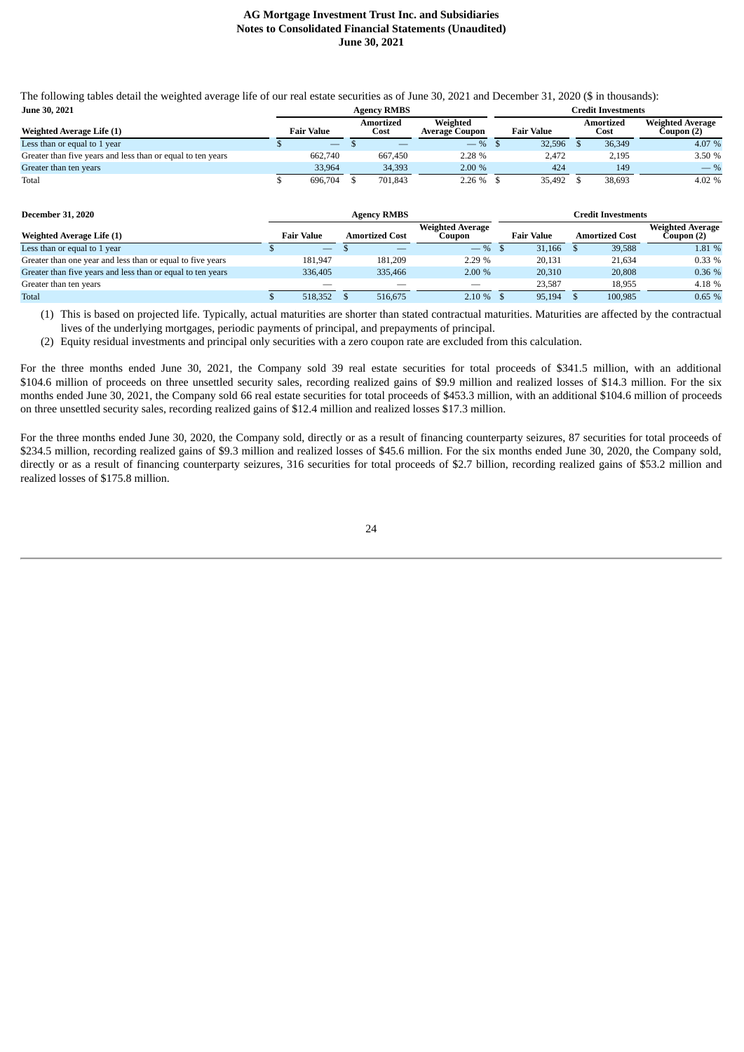The following tables detail the weighted average life of our real estate securities as of June 30, 2021 and December 31, 2020 ($ in thousands):

| June 30, 2021 | Agency RMBS | | | Credit Investments | | |
|---|---|---|---|---|---|---|
| Weighted Average Life (1) | Fair Value | Amortized Cost | Weighted Average Coupon | Fair Value | Amortized Cost | Weighted Average Coupon (2) |
| Less than or equal to 1 year | $ — | $ — | — % | $ 32,596 | $ 36,349 | 4.07 % |
| Greater than five years and less than or equal to ten years | 662,740 | 667,450 | 2.28 % | 2,472 | 2,195 | 3.50 % |
| Greater than ten years | 33,964 | 34,393 | 2.00 % | 424 | 149 | — % |
| Total | $ 696,704 | $ 701,843 | 2.26 % | $ 35,492 | $ 38,693 | 4.02 % |

| December 31, 2020 | Agency RMBS | | | Credit Investments | | |
|---|---|---|---|---|---|---|
| Weighted Average Life (1) | Fair Value | Amortized Cost | Weighted Average Coupon | Fair Value | Amortized Cost | Weighted Average Coupon (2) |
| Less than or equal to 1 year | $ — | $ — | — % | $ 31,166 | $ 39,588 | 1.81 % |
| Greater than one year and less than or equal to five years | 181,947 | 181,209 | 2.29 % | 20,131 | 21,634 | 0.33 % |
| Greater than five years and less than or equal to ten years | 336,405 | 335,466 | 2.00 % | 20,310 | 20,808 | 0.36 % |
| Greater than ten years | — | — | — | 23,587 | 18,955 | 4.18 % |
| Total | $ 518,352 | $ 516,675 | 2.10 % | $ 95,194 | $ 100,985 | 0.65 % |

(1) This is based on projected life. Typically, actual maturities are shorter than stated contractual maturities. Maturities are affected by the contractual lives of the underlying mortgages, periodic payments of principal, and prepayments of principal.

(2) Equity residual investments and principal only securities with a zero coupon rate are excluded from this calculation.

For the three months ended June 30, 2021, the Company sold 39 real estate securities for total proceeds of $341.5 million, with an additional $104.6 million of proceeds on three unsettled security sales, recording realized gains of $9.9 million and realized losses of $14.3 million. For the six months ended June 30, 2021, the Company sold 66 real estate securities for total proceeds of $453.3 million, with an additional $104.6 million of proceeds on three unsettled security sales, recording realized gains of $12.4 million and realized losses $17.3 million.

For the three months ended June 30, 2020, the Company sold, directly or as a result of financing counterparty seizures, 87 securities for total proceeds of $234.5 million, recording realized gains of $9.3 million and realized losses of $45.6 million. For the six months ended June 30, 2020, the Company sold, directly or as a result of financing counterparty seizures, 316 securities for total proceeds of $2.7 billion, recording realized gains of $53.2 million and realized losses of $175.8 million.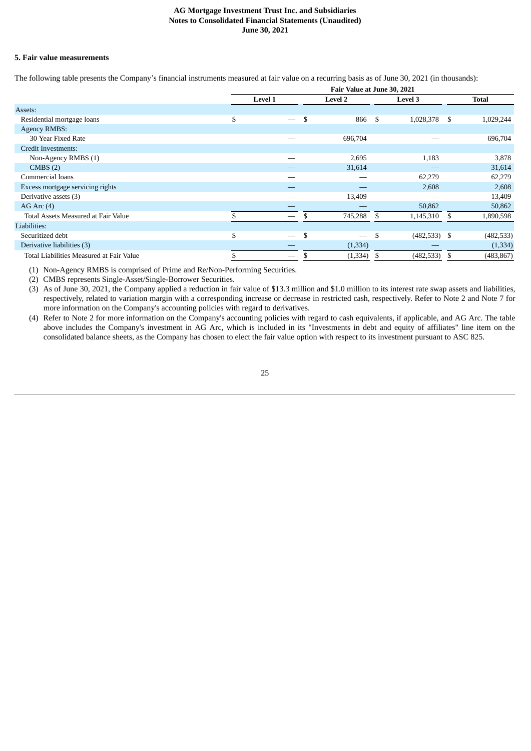### 5. Fair value measurements

The following table presents the Company's financial instruments measured at fair value on a recurring basis as of June 30, 2021 (in thousands):

| | Fair Value at June 30, 2021 | | | |
|---|---|---|---|---|
| | Level 1 | Level 2 | Level 3 | Total |
| Assets: | | | | |
| Residential mortgage loans | $ — | $ 866 | $ 1,028,378 | $ 1,029,244 |
| Agency RMBS: | | | | |
| 30 Year Fixed Rate | — | 696,704 | — | 696,704 |
| Credit Investments: | | | | |
| Non-Agency RMBS (1) | — | 2,695 | 1,183 | 3,878 |
| CMBS (2) | — | 31,614 | — | 31,614 |
| Commercial loans | — | — | 62,279 | 62,279 |
| Excess mortgage servicing rights | — | — | 2,608 | 2,608 |
| Derivative assets (3) | — | 13,409 | — | 13,409 |
| AG Arc (4) | — | — | 50,862 | 50,862 |
| Total Assets Measured at Fair Value | $ — | $ 745,288 | $ 1,145,310 | $ 1,890,598 |
| Liabilities: | | | | |
| Securitized debt | $ — | $ — | $ (482,533) | $ (482,533) |
| Derivative liabilities (3) | — | (1,334) | — | (1,334) |
| Total Liabilities Measured at Fair Value | $ — | $ (1,334) | $ (482,533) | $ (483,867) |

(1) Non-Agency RMBS is comprised of Prime and Re/Non-Performing Securities.

(2) CMBS represents Single-Asset/Single-Borrower Securities.

(3) As of June 30, 2021, the Company applied a reduction in fair value of $13.3 million and $1.0 million to its interest rate swap assets and liabilities, respectively, related to variation margin with a corresponding increase or decrease in restricted cash, respectively. Refer to Note 2 and Note 7 for more information on the Company's accounting policies with regard to derivatives.

(4) Refer to Note 2 for more information on the Company's accounting policies with regard to cash equivalents, if applicable, and AG Arc. The table above includes the Company's investment in AG Arc, which is included in its "Investments in debt and equity of affiliates" line item on the consolidated balance sheets, as the Company has chosen to elect the fair value option with respect to its investment pursuant to ASC 825.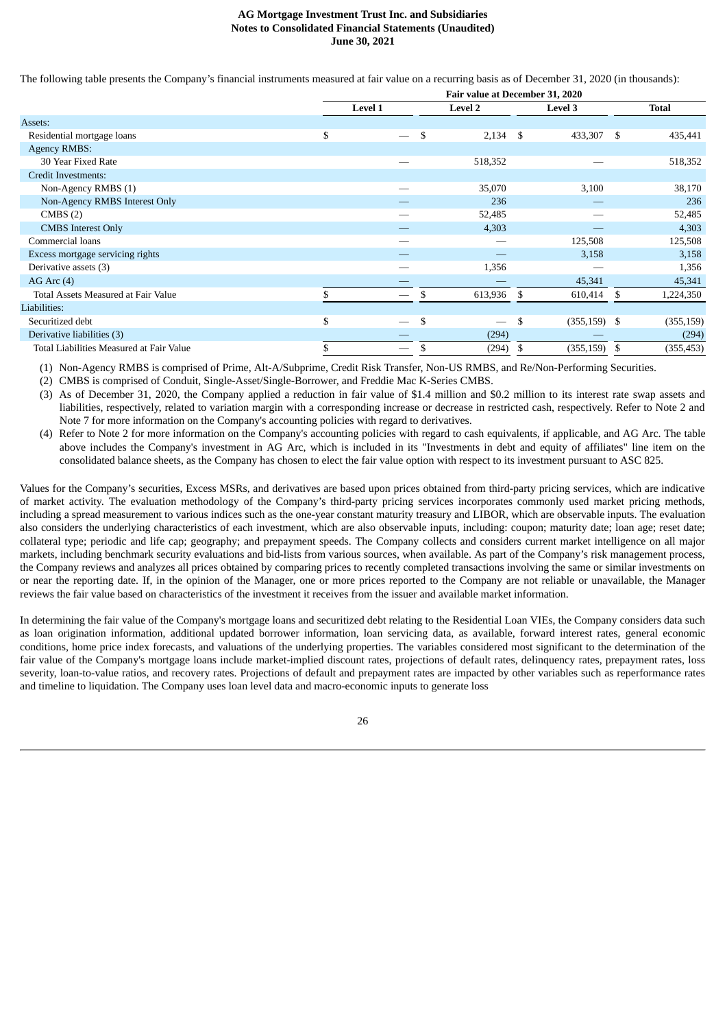The following table presents the Company's financial instruments measured at fair value on a recurring basis as of December 31, 2020 (in thousands):

| | Fair value at December 31, 2020 | | | |
|---|---|---|---|---|
| | Level 1 | Level 2 | Level 3 | Total |
| Assets: | | | | |
| Residential mortgage loans | $ — | $ 2,134 | $ 433,307 | $ 435,441 |
| Agency RMBS: | | | | |
| 30 Year Fixed Rate | — | 518,352 | — | 518,352 |
| Credit Investments: | | | | |
| Non-Agency RMBS (1) | — | 35,070 | 3,100 | 38,170 |
| Non-Agency RMBS Interest Only | — | 236 | — | 236 |
| CMBS (2) | — | 52,485 | — | 52,485 |
| CMBS Interest Only | — | 4,303 | — | 4,303 |
| Commercial loans | — | — | 125,508 | 125,508 |
| Excess mortgage servicing rights | — | — | 3,158 | 3,158 |
| Derivative assets (3) | — | 1,356 | — | 1,356 |
| AG Arc (4) | — | — | 45,341 | 45,341 |
| Total Assets Measured at Fair Value | $ — | $ 613,936 | $ 610,414 | $ 1,224,350 |
| Liabilities: | | | | |
| Securitized debt | $ — | $ — | $ (355,159) | $ (355,159) |
| Derivative liabilities (3) | — | (294) | — | (294) |
| Total Liabilities Measured at Fair Value | $ — | $ (294) | $ (355,159) | $ (355,453) |

(1) Non-Agency RMBS is comprised of Prime, Alt-A/Subprime, Credit Risk Transfer, Non-US RMBS, and Re/Non-Performing Securities.

(2) CMBS is comprised of Conduit, Single-Asset/Single-Borrower, and Freddie Mac K-Series CMBS.

(3) As of December 31, 2020, the Company applied a reduction in fair value of $1.4 million and $0.2 million to its interest rate swap assets and liabilities, respectively, related to variation margin with a corresponding increase or decrease in restricted cash, respectively. Refer to Note 2 and Note 7 for more information on the Company's accounting policies with regard to derivatives.

(4) Refer to Note 2 for more information on the Company's accounting policies with regard to cash equivalents, if applicable, and AG Arc. The table above includes the Company's investment in AG Arc, which is included in its "Investments in debt and equity of affiliates" line item on the consolidated balance sheets, as the Company has chosen to elect the fair value option with respect to its investment pursuant to ASC 825.

Values for the Company's securities, Excess MSRs, and derivatives are based upon prices obtained from third-party pricing services, which are indicative of market activity. The evaluation methodology of the Company's third-party pricing services incorporates commonly used market pricing methods, including a spread measurement to various indices such as the one-year constant maturity treasury and LIBOR, which are observable inputs. The evaluation also considers the underlying characteristics of each investment, which are also observable inputs, including: coupon; maturity date; loan age; reset date; collateral type; periodic and life cap; geography; and prepayment speeds. The Company collects and considers current market intelligence on all major markets, including benchmark security evaluations and bid-lists from various sources, when available. As part of the Company's risk management process, the Company reviews and analyzes all prices obtained by comparing prices to recently completed transactions involving the same or similar investments on or near the reporting date. If, in the opinion of the Manager, one or more prices reported to the Company are not reliable or unavailable, the Manager reviews the fair value based on characteristics of the investment it receives from the issuer and available market information.

In determining the fair value of the Company's mortgage loans and securitized debt relating to the Residential Loan VIEs, the Company considers data such as loan origination information, additional updated borrower information, loan servicing data, as available, forward interest rates, general economic conditions, home price index forecasts, and valuations of the underlying properties. The variables considered most significant to the determination of the fair value of the Company's mortgage loans include market-implied discount rates, projections of default rates, delinquency rates, prepayment rates, loss severity, loan-to-value ratios, and recovery rates. Projections of default and prepayment rates are impacted by other variables such as reperformance rates and timeline to liquidation. The Company uses loan level data and macro-economic inputs to generate loss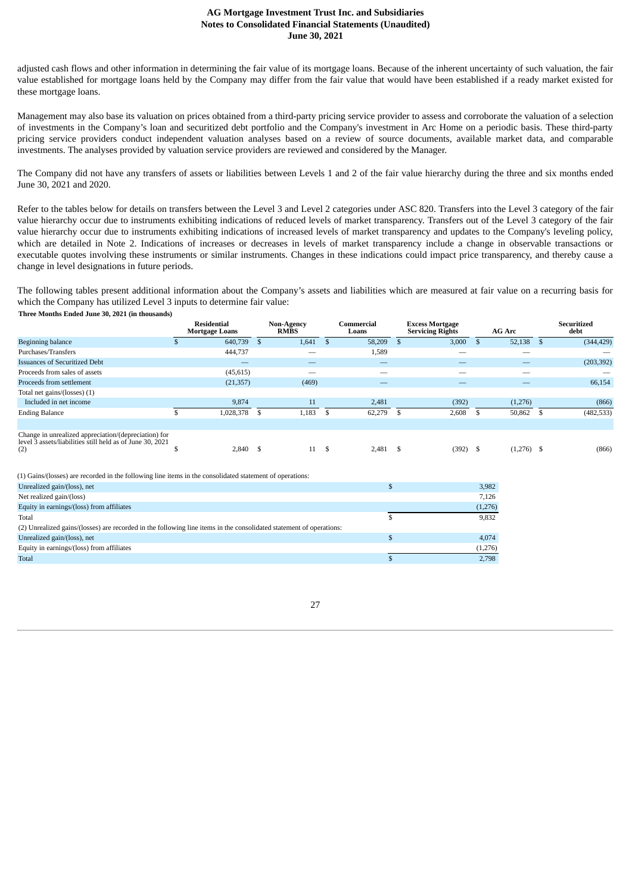adjusted cash flows and other information in determining the fair value of its mortgage loans. Because of the inherent uncertainty of such valuation, the fair value established for mortgage loans held by the Company may differ from the fair value that would have been established if a ready market existed for these mortgage loans.

Management may also base its valuation on prices obtained from a third-party pricing service provider to assess and corroborate the valuation of a selection of investments in the Company's loan and securitized debt portfolio and the Company's investment in Arc Home on a periodic basis. These third-party pricing service providers conduct independent valuation analyses based on a review of source documents, available market data, and comparable investments. The analyses provided by valuation service providers are reviewed and considered by the Manager.

The Company did not have any transfers of assets or liabilities between Levels 1 and 2 of the fair value hierarchy during the three and six months ended June 30, 2021 and 2020.

Refer to the tables below for details on transfers between the Level 3 and Level 2 categories under ASC 820. Transfers into the Level 3 category of the fair value hierarchy occur due to instruments exhibiting indications of reduced levels of market transparency. Transfers out of the Level 3 category of the fair value hierarchy occur due to instruments exhibiting indications of increased levels of market transparency and updates to the Company's leveling policy, which are detailed in Note 2. Indications of increases or decreases in levels of market transparency include a change in observable transactions or executable quotes involving these instruments or similar instruments. Changes in these indications could impact price transparency, and thereby cause a change in level designations in future periods.

The following tables present additional information about the Company's assets and liabilities which are measured at fair value on a recurring basis for which the Company has utilized Level 3 inputs to determine fair value:

**Three Months Ended June 30, 2021 (in thousands)**

| | Residential Mortgage Loans | Non-Agency RMBS | Commercial Loans | Excess Mortgage Servicing Rights | AG Arc | Securitized debt |
|---|---|---|---|---|---|---|
| Beginning balance | $ 640,739 | $ 1,641 | $ 58,209 | $ 3,000 | $ 52,138 | $ (344,429) |
| Purchases/Transfers | 444,737 | — | 1,589 | — | — | — |
| Issuances of Securitized Debt | — | — | — | — | — | (203,392) |
| Proceeds from sales of assets | (45,615) | — | — | — | — | — |
| Proceeds from settlement | (21,357) | (469) | — | — | — | 66,154 |
| Total net gains/(losses) (1) | | | | | | |
| Included in net income | 9,874 | 11 | 2,481 | (392) | (1,276) | (866) |
| Ending Balance | $ 1,028,378 | $ 1,183 | $ 62,279 | $ 2,608 | $ 50,862 | $ (482,533) |
| | | | | | | |
| Change in unrealized appreciation/(depreciation) for level 3 assets/liabilities still held as of June 30, 2021 (2) | $ 2,840 | $ 11 | $ 2,481 | $ (392) | $ (1,276) | $ (866) |

| (1) Gains/(losses) are recorded in the following line items in the consolidated statement of operations: | |
|---|---|
| Unrealized gain/(loss), net | $ 3,982 |
| Net realized gain/(loss) | 7,126 |
| Equity in earnings/(loss) from affiliates | (1,276) |
| Total | $ 9,832 |
| (2) Unrealized gains/(losses) are recorded in the following line items in the consolidated statement of operations: | |
| Unrealized gain/(loss), net | $ 4,074 |
| Equity in earnings/(loss) from affiliates | (1,276) |
| Total | $ 2,798 |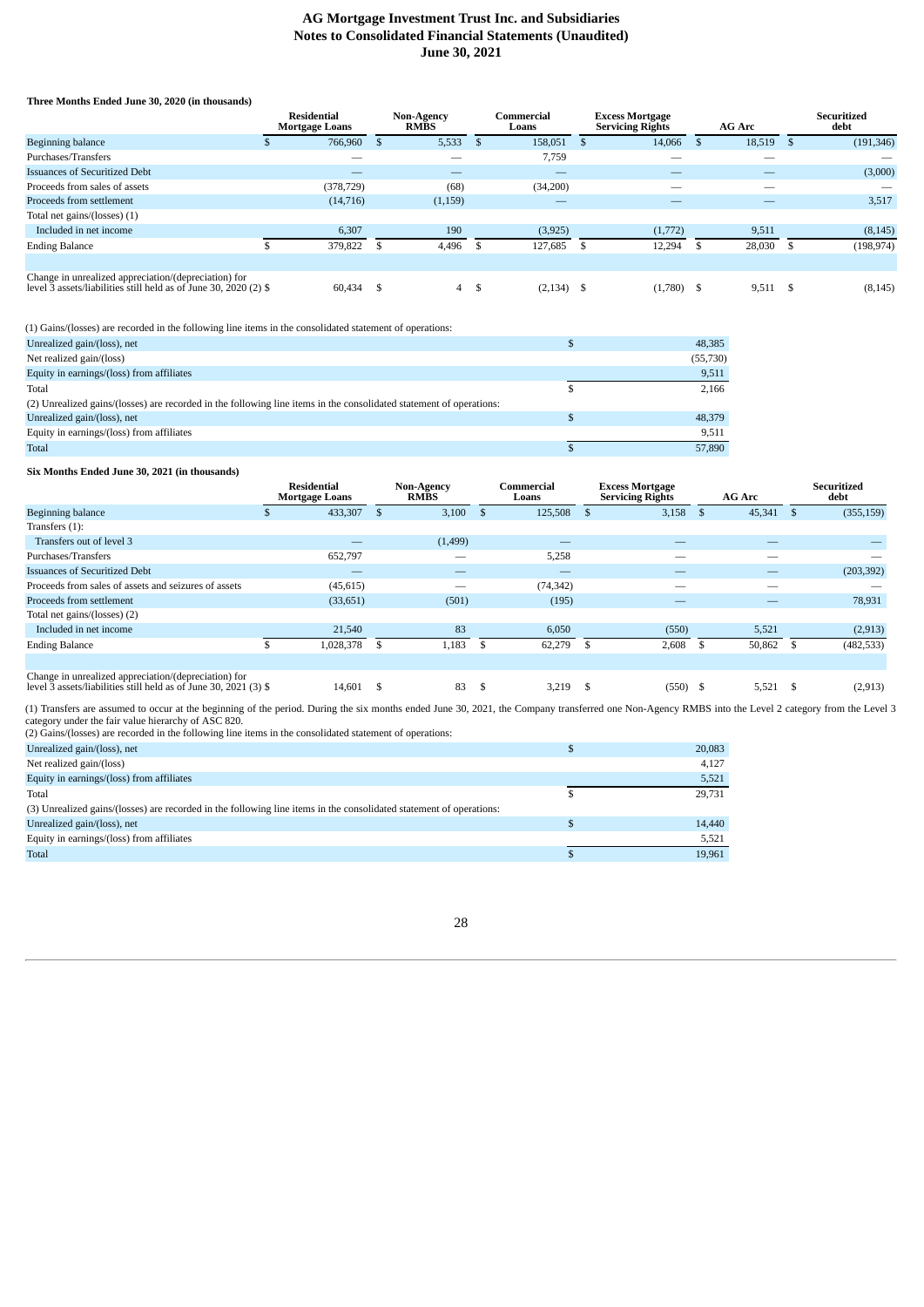**Three Months Ended June 30, 2020 (in thousands)**

| | Residential Mortgage Loans | Non-Agency RMBS | Commercial Loans | Excess Mortgage Servicing Rights | AG Arc | Securitized debt |
|---|---|---|---|---|---|---|
| Beginning balance | $ 766,960 | $ 5,533 | $ 158,051 | $ 14,066 | $ 18,519 | $ (191,346) |
| Purchases/Transfers | — | — | 7,759 | — | — | — |
| Issuances of Securitized Debt | — | — | — | — | — | (3,000) |
| Proceeds from sales of assets | (378,729) | (68) | (34,200) | — | — | — |
| Proceeds from settlement | (14,716) | (1,159) | — | — | — | 3,517 |
| Total net gains/(losses) (1) | | | | | | |
| Included in net income | 6,307 | 190 | (3,925) | (1,772) | 9,511 | (8,145) |
| Ending Balance | $ 379,822 | $ 4,496 | $ 127,685 | $ 12,294 | $ 28,030 | $ (198,974) |
| Change in unrealized appreciation/(depreciation) for level 3 assets/liabilities still held as of June 30, 2020 (2) | $ 60,434 | $ 4 | $ (2,134) | $ (1,780) | $ 9,511 | $ (8,145) |

| (1) Gains/(losses) are recorded in the following line items in the consolidated statement of operations: | |
|---|---|
| Unrealized gain/(loss), net | $ 48,385 |
| Net realized gain/(loss) | (55,730) |
| Equity in earnings/(loss) from affiliates | 9,511 |
| Total | $ 2,166 |
| (2) Unrealized gains/(losses) are recorded in the following line items in the consolidated statement of operations: | |
| Unrealized gain/(loss), net | $ 48,379 |
| Equity in earnings/(loss) from affiliates | 9,511 |
| Total | $ 57,890 |

**Six Months Ended June 30, 2021 (in thousands)**

| | Residential Mortgage Loans | Non-Agency RMBS | Commercial Loans | Excess Mortgage Servicing Rights | AG Arc | Securitized debt |
|---|---|---|---|---|---|---|
| Beginning balance | $ 433,307 | $ 3,100 | $ 125,508 | $ 3,158 | $ 45,341 | $ (355,159) |
| Transfers (1): | | | | | | |
| Transfers out of level 3 | — | (1,499) | — | — | — | — |
| Purchases/Transfers | 652,797 | — | 5,258 | — | — | — |
| Issuances of Securitized Debt | — | — | — | — | — | (203,392) |
| Proceeds from sales of assets and seizures of assets | (45,615) | — | (74,342) | — | — | — |
| Proceeds from settlement | (33,651) | (501) | (195) | — | — | 78,931 |
| Total net gains/(losses) (2) | | | | | | |
| Included in net income | 21,540 | 83 | 6,050 | (550) | 5,521 | (2,913) |
| Ending Balance | $ 1,028,378 | $ 1,183 | $ 62,279 | $ 2,608 | $ 50,862 | $ (482,533) |
| Change in unrealized appreciation/(depreciation) for level 3 assets/liabilities still held as of June 30, 2021 (3) | $ 14,601 | $ 83 | $ 3,219 | $ (550) | $ 5,521 | $ (2,913) |

(1) Transfers are assumed to occur at the beginning of the period. During the six months ended June 30, 2021, the Company transferred one Non-Agency RMBS into the Level 2 category from the Level 3 category under the fair value hierarchy of ASC 820.

| (2) Gains/(losses) are recorded in the following line items in the consolidated statement of operations: | |
|---|---|
| Unrealized gain/(loss), net | $ 20,083 |
| Net realized gain/(loss) | 4,127 |
| Equity in earnings/(loss) from affiliates | 5,521 |
| Total | $ 29,731 |
| (3) Unrealized gains/(losses) are recorded in the following line items in the consolidated statement of operations: | |
| Unrealized gain/(loss), net | $ 14,440 |
| Equity in earnings/(loss) from affiliates | 5,521 |
| Total | $ 19,961 |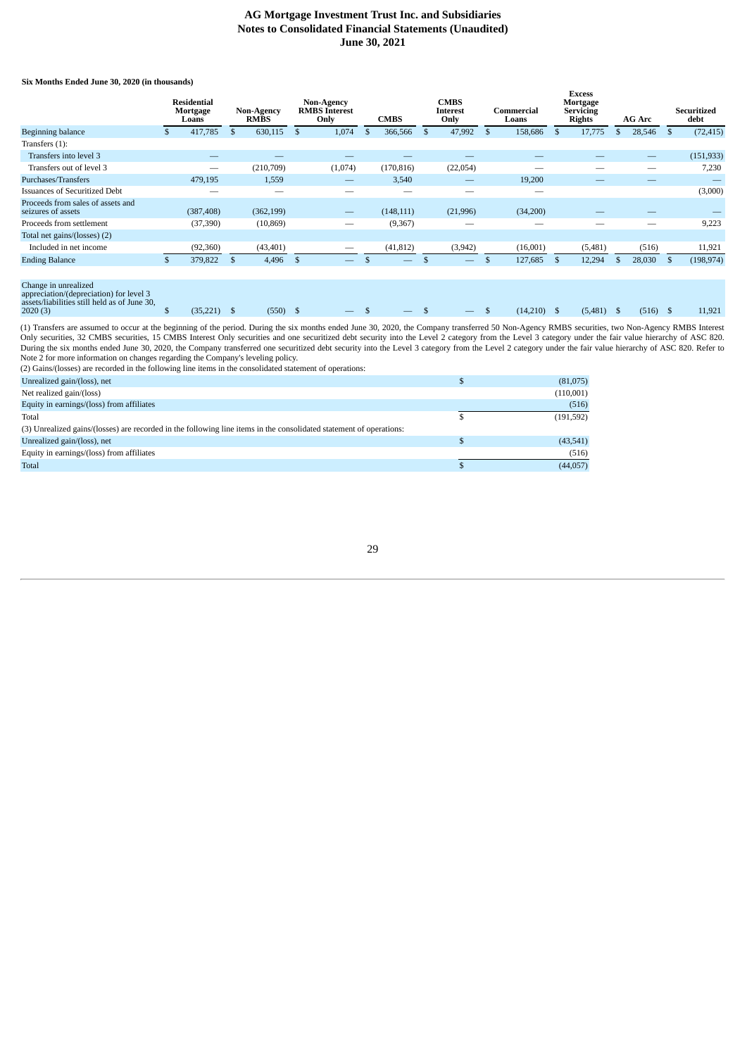**Six Months Ended June 30, 2020 (in thousands)**

| | Residential Mortgage Loans | Non-Agency RMBS | Non-Agency RMBS Interest Only | CMBS | CMBS Interest Only | Commercial Loans | Excess Mortgage Servicing Rights | AG Arc | Securitized debt |
|---|---|---|---|---|---|---|---|---|---|
| Beginning balance | $ 417,785 | $ 630,115 | $ 1,074 | $ 366,566 | $ 47,992 | $ 158,686 | $ 17,775 | $ 28,546 | $ (72,415) |
| Transfers (1): | | | | | | | | | |
| Transfers into level 3 | — | — | — | — | — | — | — | — | (151,933) |
| Transfers out of level 3 | — | (210,709) | (1,074) | (170,816) | (22,054) | — | — | — | 7,230 |
| Purchases/Transfers | 479,195 | 1,559 | — | 3,540 | — | 19,200 | — | — | — |
| Issuances of Securitized Debt | — | — | — | — | — | — | | | (3,000) |
| Proceeds from sales of assets and seizures of assets | (387,408) | (362,199) | — | (148,111) | (21,996) | (34,200) | — | — | — |
| Proceeds from settlement | (37,390) | (10,869) | — | (9,367) | — | — | — | — | 9,223 |
| Total net gains/(losses) (2) | | | | | | | | | |
| Included in net income | (92,360) | (43,401) | — | (41,812) | (3,942) | (16,001) | (5,481) | (516) | 11,921 |
| Ending Balance | $ 379,822 | $ 4,496 | $ — | $ — | $ — | $ 127,685 | $ 12,294 | $ 28,030 | $ (198,974) |
| | | | | | | | | | |
| Change in unrealized appreciation/(depreciation) for level 3 assets/liabilities still held as of June 30, 2020 (3) | $ (35,221) | $ (550) | $ — | $ — | $ — | $ (14,210) | $ (5,481) | $ (516) | $ 11,921 |

(1) Transfers are assumed to occur at the beginning of the period. During the six months ended June 30, 2020, the Company transferred 50 Non-Agency RMBS securities, two Non-Agency RMBS Interest Only securities, 32 CMBS securities, 15 CMBS Interest Only securities and one securitized debt security into the Level 2 category from the Level 3 category under the fair value hierarchy of ASC 820. During the six months ended June 30, 2020, the Company transferred one securitized debt security into the Level 3 category from the Level 2 category under the fair value hierarchy of ASC 820. Refer to Note 2 for more information on changes regarding the Company's leveling policy.

(2) Gains/(losses) are recorded in the following line items in the consolidated statement of operations:

| | |
|---|---|
| Unrealized gain/(loss), net | $ (81,075) |
| Net realized gain/(loss) | (110,001) |
| Equity in earnings/(loss) from affiliates | (516) |
| Total | $ (191,592) |

(3) Unrealized gains/(losses) are recorded in the following line items in the consolidated statement of operations:

| | |
|---|---|
| Unrealized gain/(loss), net | $ (43,541) |
| Equity in earnings/(loss) from affiliates | (516) |
| Total | $ (44,057) |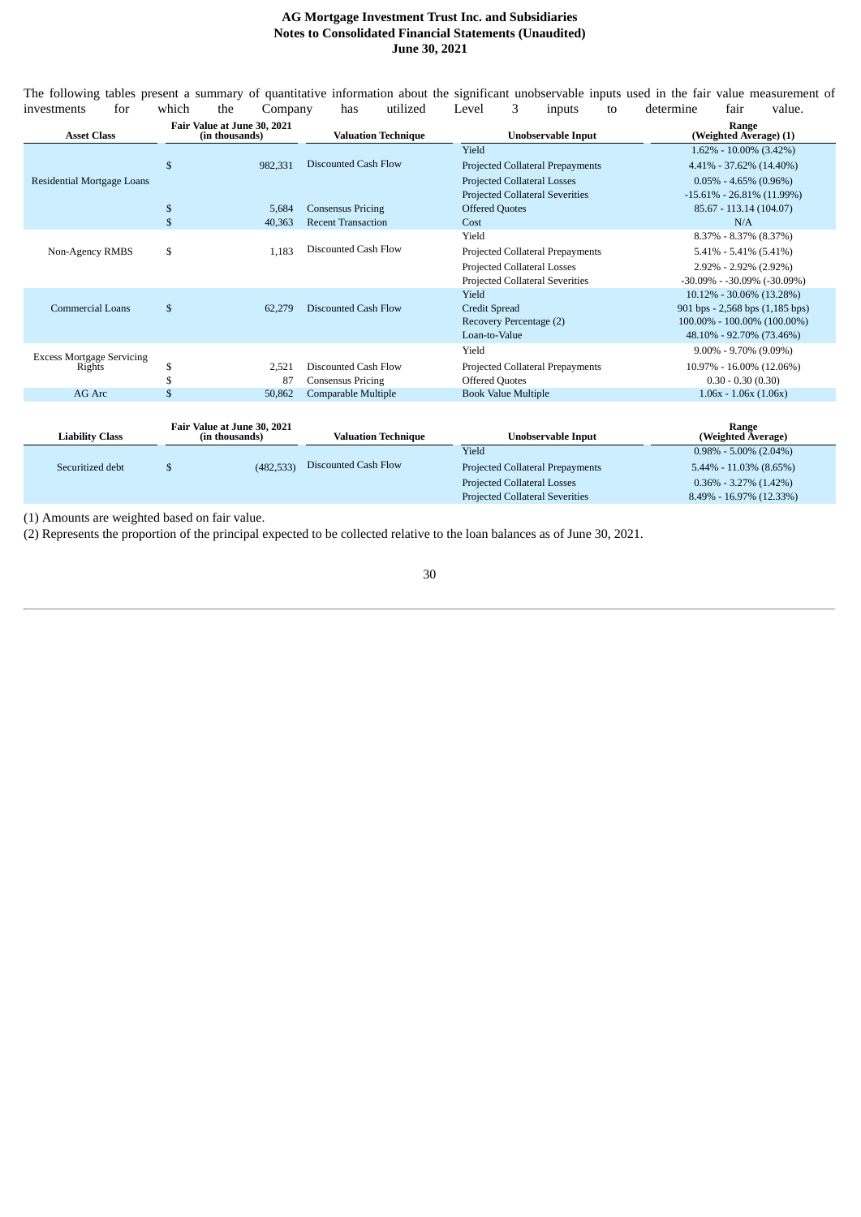The following tables present a summary of quantitative information about the significant unobservable inputs used in the fair value measurement of investments for which the Company has utilized Level 3 inputs to determine fair value.

| Asset Class | Fair Value at June 30, 2021 (in thousands) | Valuation Technique | Unobservable Input | Range (Weighted Average) (1) |
|---|---|---|---|---|
| Residential Mortgage Loans | $ 982,331 | Discounted Cash Flow | Yield | 1.62% - 10.00% (3.42%) |
| | | | Projected Collateral Prepayments | 4.41% - 37.62% (14.40%) |
| | | | Projected Collateral Losses | 0.05% - 4.65% (0.96%) |
| | | | Projected Collateral Severities | -15.61% - 26.81% (11.99%) |
| | $ 5,684 | Consensus Pricing | Offered Quotes | 85.67 - 113.14 (104.07) |
| | $ 40,363 | Recent Transaction | Cost | N/A |
| Non-Agency RMBS | $ 1,183 | Discounted Cash Flow | Yield | 8.37% - 8.37% (8.37%) |
| | | | Projected Collateral Prepayments | 5.41% - 5.41% (5.41%) |
| | | | Projected Collateral Losses | 2.92% - 2.92% (2.92%) |
| | | | Projected Collateral Severities | -30.09% - -30.09% (-30.09%) |
| Commercial Loans | $ 62,279 | Discounted Cash Flow | Yield | 10.12% - 30.06% (13.28%) |
| | | | Credit Spread | 901 bps - 2,568 bps (1,185 bps) |
| | | | Recovery Percentage (2) | 100.00% - 100.00% (100.00%) |
| | | | Loan-to-Value | 48.10% - 92.70% (73.46%) |
| Excess Mortgage Servicing Rights | $ 2,521 | Discounted Cash Flow | Yield | 9.00% - 9.70% (9.09%) |
| | | | Projected Collateral Prepayments | 10.97% - 16.00% (12.06%) |
| | $ 87 | Consensus Pricing | Offered Quotes | 0.30 - 0.30 (0.30) |
| AG Arc | $ 50,862 | Comparable Multiple | Book Value Multiple | 1.06x - 1.06x (1.06x) |

| Liability Class | Fair Value at June 30, 2021 (in thousands) | Valuation Technique | Unobservable Input | Range (Weighted Average) |
|---|---|---|---|---|
| Securitized debt | $ (482,533) | Discounted Cash Flow | Yield | 0.98% - 5.00% (2.04%) |
| | | | Projected Collateral Prepayments | 5.44% - 11.03% (8.65%) |
| | | | Projected Collateral Losses | 0.36% - 3.27% (1.42%) |
| | | | Projected Collateral Severities | 8.49% - 16.97% (12.33%) |

(1) Amounts are weighted based on fair value.

(2) Represents the proportion of the principal expected to be collected relative to the loan balances as of June 30, 2021.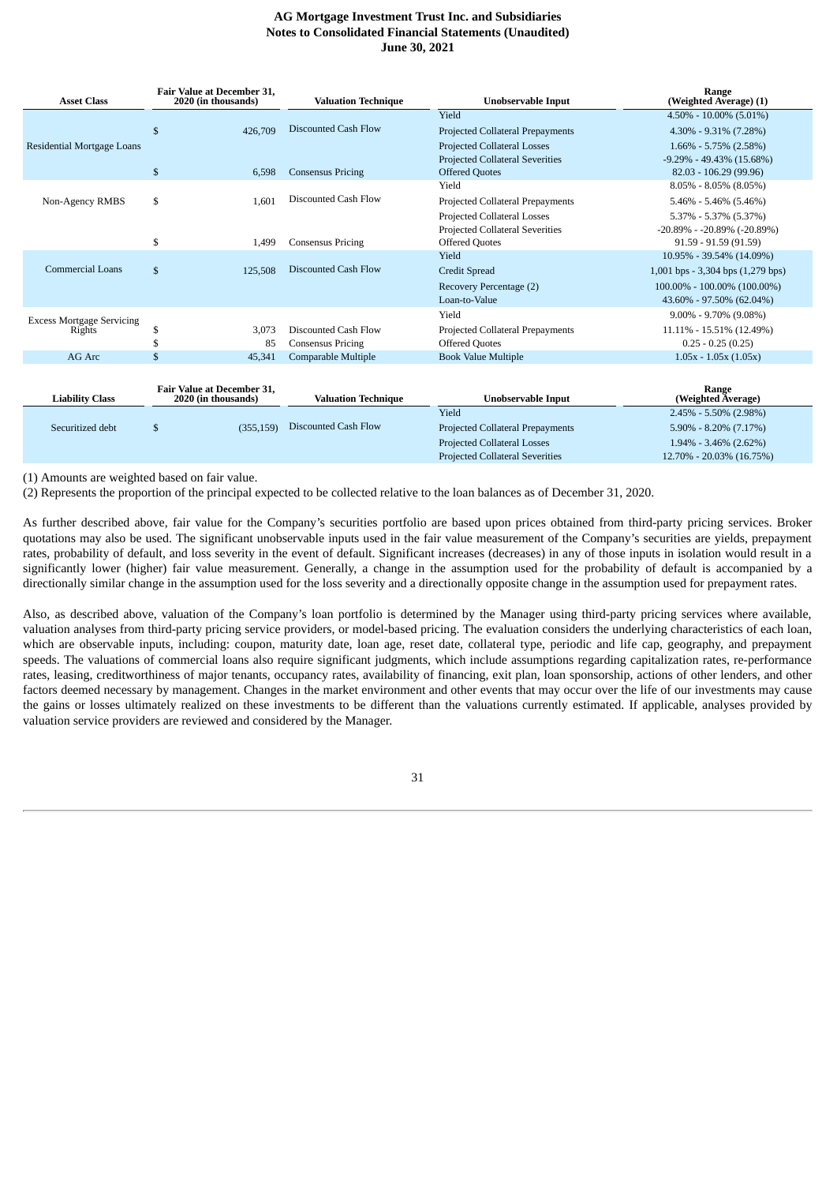| Asset Class | Fair Value at December 31, 2020 (in thousands) | Valuation Technique | Unobservable Input | Range (Weighted Average) (1) |
|---|---|---|---|---|
| Residential Mortgage Loans | $ 426,709 | Discounted Cash Flow | Yield | 4.50% - 10.00% (5.01%) |
| | | | Projected Collateral Prepayments | 4.30% - 9.31% (7.28%) |
| | | | Projected Collateral Losses | 1.66% - 5.75% (2.58%) |
| | | | Projected Collateral Severities | -9.29% - 49.43% (15.68%) |
| | $ 6,598 | Consensus Pricing | Offered Quotes | 82.03 - 106.29 (99.96) |
| Non-Agency RMBS | $ 1,601 | Discounted Cash Flow | Yield | 8.05% - 8.05% (8.05%) |
| | | | Projected Collateral Prepayments | 5.46% - 5.46% (5.46%) |
| | | | Projected Collateral Losses | 5.37% - 5.37% (5.37%) |
| | | | Projected Collateral Severities | -20.89% - -20.89% (-20.89%) |
| | $ 1,499 | Consensus Pricing | Offered Quotes | 91.59 - 91.59 (91.59) |
| Commercial Loans | $ 125,508 | Discounted Cash Flow | Yield | 10.95% - 39.54% (14.09%) |
| | | | Credit Spread | 1,001 bps - 3,304 bps (1,279 bps) |
| | | | Recovery Percentage (2) | 100.00% - 100.00% (100.00%) |
| | | | Loan-to-Value | 43.60% - 97.50% (62.04%) |
| Excess Mortgage Servicing Rights | $ 3,073 | Discounted Cash Flow | Yield | 9.00% - 9.70% (9.08%) |
| | | | Projected Collateral Prepayments | 11.11% - 15.51% (12.49%) |
| | $ 85 | Consensus Pricing | Offered Quotes | 0.25 - 0.25 (0.25) |
| AG Arc | $ 45,341 | Comparable Multiple | Book Value Multiple | 1.05x - 1.05x (1.05x) |

| Liability Class | Fair Value at December 31, 2020 (in thousands) | Valuation Technique | Unobservable Input | Range (Weighted Average) |
|---|---|---|---|---|
| Securitized debt | $ (355,159) | Discounted Cash Flow | Yield | 2.45% - 5.50% (2.98%) |
| | | | Projected Collateral Prepayments | 5.90% - 8.20% (7.17%) |
| | | | Projected Collateral Losses | 1.94% - 3.46% (2.62%) |
| | | | Projected Collateral Severities | 12.70% - 20.03% (16.75%) |

(1) Amounts are weighted based on fair value.

(2) Represents the proportion of the principal expected to be collected relative to the loan balances as of December 31, 2020.

As further described above, fair value for the Company's securities portfolio are based upon prices obtained from third-party pricing services. Broker quotations may also be used. The significant unobservable inputs used in the fair value measurement of the Company's securities are yields, prepayment rates, probability of default, and loss severity in the event of default. Significant increases (decreases) in any of those inputs in isolation would result in a significantly lower (higher) fair value measurement. Generally, a change in the assumption used for the probability of default is accompanied by a directionally similar change in the assumption used for the loss severity and a directionally opposite change in the assumption used for prepayment rates.

Also, as described above, valuation of the Company's loan portfolio is determined by the Manager using third-party pricing services where available, valuation analyses from third-party pricing service providers, or model-based pricing. The evaluation considers the underlying characteristics of each loan, which are observable inputs, including: coupon, maturity date, loan age, reset date, collateral type, periodic and life cap, geography, and prepayment speeds. The valuations of commercial loans also require significant judgments, which include assumptions regarding capitalization rates, re-performance rates, leasing, creditworthiness of major tenants, occupancy rates, availability of financing, exit plan, loan sponsorship, actions of other lenders, and other factors deemed necessary by management. Changes in the market environment and other events that may occur over the life of our investments may cause the gains or losses ultimately realized on these investments to be different than the valuations currently estimated. If applicable, analyses provided by valuation service providers are reviewed and considered by the Manager.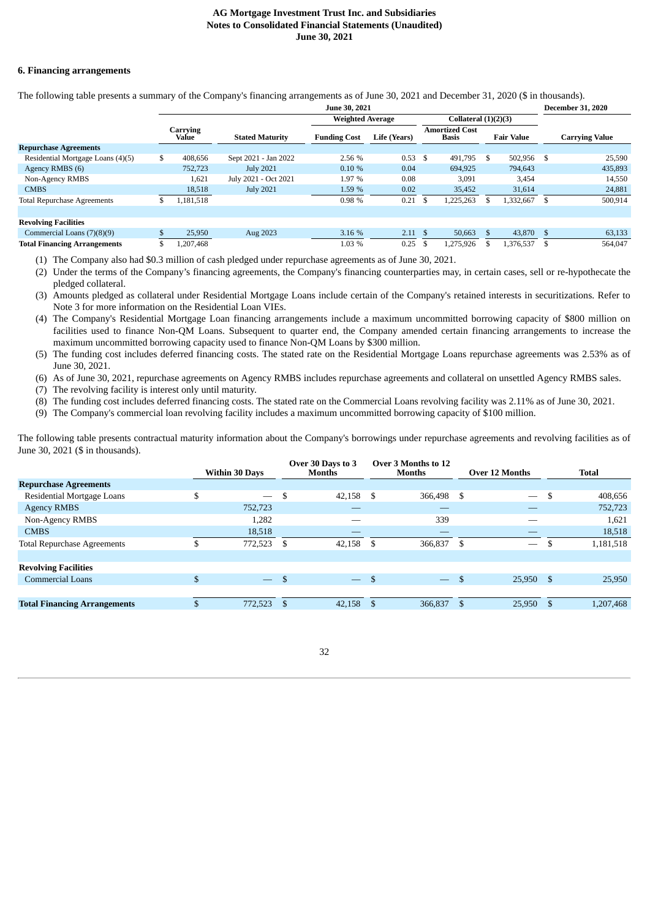## 6. Financing arrangements

The following table presents a summary of the Company's financing arrangements as of June 30, 2021 and December 31, 2020 ($ in thousands).

| | June 30, 2021 | | | | | | December 31, 2020 |
|---|---|---|---|---|---|---|---|
| | | | Weighted Average | | Collateral (1)(2)(3) | | |
| | Carrying Value | Stated Maturity | Funding Cost | Life (Years) | Amortized Cost Basis | Fair Value | Carrying Value |
| **Repurchase Agreements** | | | | | | | |
| Residential Mortgage Loans (4)(5) | $ 408,656 | Sept 2021 - Jan 2022 | 2.56 % | 0.53 | $ 491,795 | $ 502,956 | $ 25,590 |
| Agency RMBS (6) | 752,723 | July 2021 | 0.10 % | 0.04 | 694,925 | 794,643 | 435,893 |
| Non-Agency RMBS | 1,621 | July 2021 - Oct 2021 | 1.97 % | 0.08 | 3,091 | 3,454 | 14,550 |
| CMBS | 18,518 | July 2021 | 1.59 % | 0.02 | 35,452 | 31,614 | 24,881 |
| Total Repurchase Agreements | $ 1,181,518 | | 0.98 % | 0.21 | $ 1,225,263 | $ 1,332,667 | $ 500,914 |
| | | | | | | | |
| **Revolving Facilities** | | | | | | | |
| Commercial Loans (7)(8)(9) | $ 25,950 | Aug 2023 | 3.16 % | 2.11 | $ 50,663 | $ 43,870 | $ 63,133 |
| **Total Financing Arrangements** | $ 1,207,468 | | 1.03 % | 0.25 | $ 1,275,926 | $ 1,376,537 | $ 564,047 |

(1) The Company also had $0.3 million of cash pledged under repurchase agreements as of June 30, 2021.

(2) Under the terms of the Company's financing agreements, the Company's financing counterparties may, in certain cases, sell or re-hypothecate the pledged collateral.

(3) Amounts pledged as collateral under Residential Mortgage Loans include certain of the Company's retained interests in securitizations. Refer to Note 3 for more information on the Residential Loan VIEs.

(4) The Company's Residential Mortgage Loan financing arrangements include a maximum uncommitted borrowing capacity of $800 million on facilities used to finance Non-QM Loans. Subsequent to quarter end, the Company amended certain financing arrangements to increase the maximum uncommitted borrowing capacity used to finance Non-QM Loans by $300 million.

(5) The funding cost includes deferred financing costs. The stated rate on the Residential Mortgage Loans repurchase agreements was 2.53% as of June 30, 2021.

(6) As of June 30, 2021, repurchase agreements on Agency RMBS includes repurchase agreements and collateral on unsettled Agency RMBS sales.

(7) The revolving facility is interest only until maturity.

(8) The funding cost includes deferred financing costs. The stated rate on the Commercial Loans revolving facility was 2.11% as of June 30, 2021.

(9) The Company's commercial loan revolving facility includes a maximum uncommitted borrowing capacity of $100 million.

The following table presents contractual maturity information about the Company's borrowings under repurchase agreements and revolving facilities as of June 30, 2021 ($ in thousands).

| | Within 30 Days | Over 30 Days to 3 Months | Over 3 Months to 12 Months | Over 12 Months | Total |
|---|---|---|---|---|---|
| **Repurchase Agreements** | | | | | |
| Residential Mortgage Loans | $ — | $ 42,158 | $ 366,498 | $ — | $ 408,656 |
| Agency RMBS | 752,723 | — | — | — | 752,723 |
| Non-Agency RMBS | 1,282 | — | 339 | — | 1,621 |
| CMBS | 18,518 | — | — | — | 18,518 |
| Total Repurchase Agreements | $ 772,523 | $ 42,158 | $ 366,837 | $ — | $ 1,181,518 |
| | | | | | |
| **Revolving Facilities** | | | | | |
| Commercial Loans | $ — | $ — | $ — | $ 25,950 | $ 25,950 |
| | | | | | |
| **Total Financing Arrangements** | $ 772,523 | $ 42,158 | $ 366,837 | $ 25,950 | $ 1,207,468 |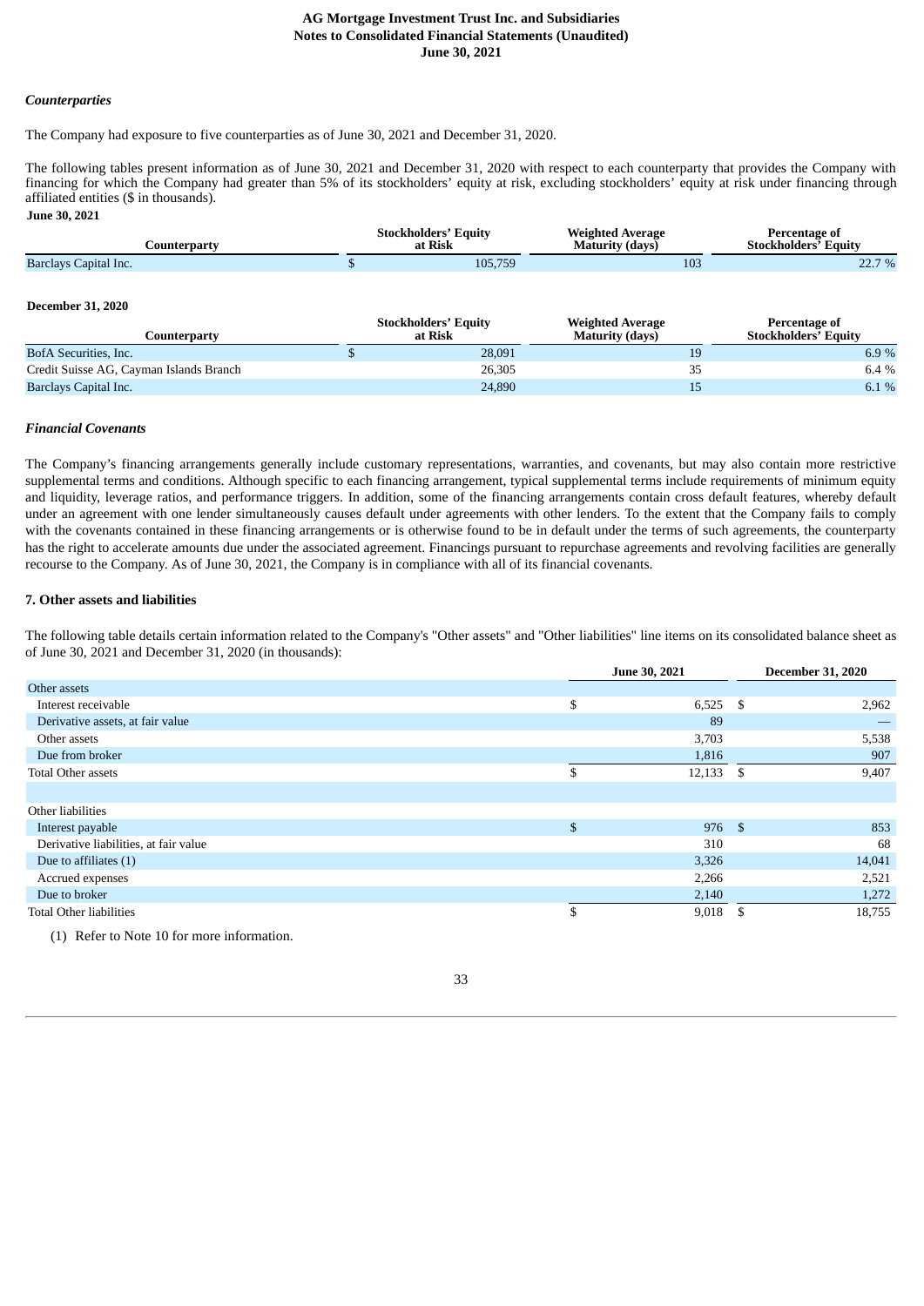### *Counterparties*

The Company had exposure to five counterparties as of June 30, 2021 and December 31, 2020.

The following tables present information as of June 30, 2021 and December 31, 2020 with respect to each counterparty that provides the Company with financing for which the Company had greater than 5% of its stockholders' equity at risk, excluding stockholders' equity at risk under financing through affiliated entities ($ in thousands).

**June 30, 2021**

| Counterparty | Stockholders' Equity at Risk | Weighted Average Maturity (days) | Percentage of Stockholders' Equity |
|---|---|---|---|
| Barclays Capital Inc. | $ 105,759 | 103 | 22.7 % |

**December 31, 2020**

| Counterparty | Stockholders' Equity at Risk | Weighted Average Maturity (days) | Percentage of Stockholders' Equity |
|---|---|---|---|
| BofA Securities, Inc. | $ 28,091 | 19 | 6.9 % |
| Credit Suisse AG, Cayman Islands Branch | 26,305 | 35 | 6.4 % |
| Barclays Capital Inc. | 24,890 | 15 | 6.1 % |

### *Financial Covenants*

The Company's financing arrangements generally include customary representations, warranties, and covenants, but may also contain more restrictive supplemental terms and conditions. Although specific to each financing arrangement, typical supplemental terms include requirements of minimum equity and liquidity, leverage ratios, and performance triggers. In addition, some of the financing arrangements contain cross default features, whereby default under an agreement with one lender simultaneously causes default under agreements with other lenders. To the extent that the Company fails to comply with the covenants contained in these financing arrangements or is otherwise found to be in default under the terms of such agreements, the counterparty has the right to accelerate amounts due under the associated agreement. Financings pursuant to repurchase agreements and revolving facilities are generally recourse to the Company. As of June 30, 2021, the Company is in compliance with all of its financial covenants.

## 7. Other assets and liabilities

The following table details certain information related to the Company's "Other assets" and "Other liabilities" line items on its consolidated balance sheet as of June 30, 2021 and December 31, 2020 (in thousands):

| | June 30, 2021 | December 31, 2020 |
|---|---|---|
| Other assets | | |
| Interest receivable | $ 6,525 | $ 2,962 |
| Derivative assets, at fair value | 89 | — |
| Other assets | 3,703 | 5,538 |
| Due from broker | 1,816 | 907 |
| Total Other assets | $ 12,133 | $ 9,407 |
| | | |
| Other liabilities | | |
| Interest payable | $ 976 | $ 853 |
| Derivative liabilities, at fair value | 310 | 68 |
| Due to affiliates (1) | 3,326 | 14,041 |
| Accrued expenses | 2,266 | 2,521 |
| Due to broker | 2,140 | 1,272 |
| Total Other liabilities | $ 9,018 | $ 18,755 |

(1) Refer to Note 10 for more information.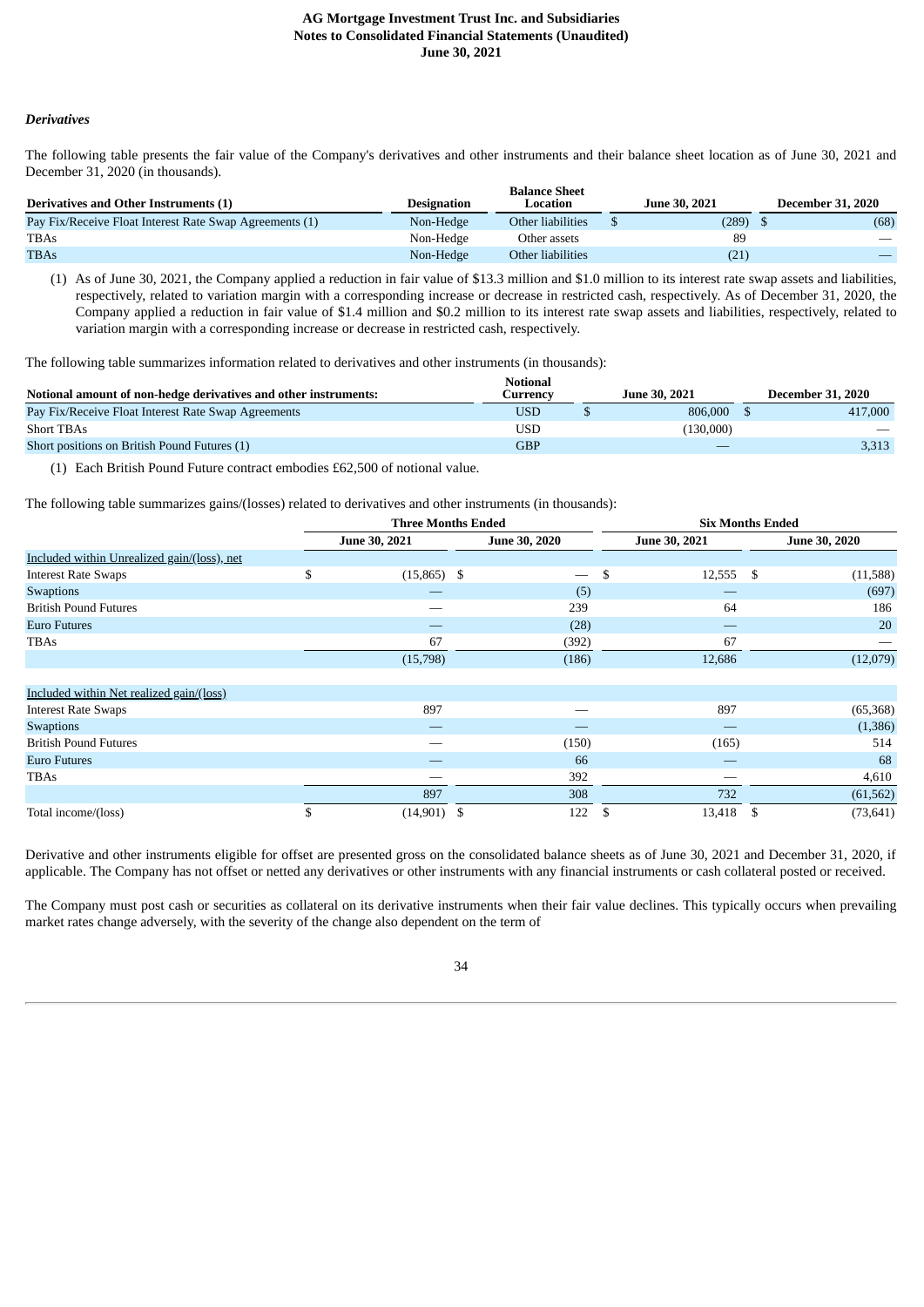### *Derivatives*

The following table presents the fair value of the Company's derivatives and other instruments and their balance sheet location as of June 30, 2021 and December 31, 2020 (in thousands).

| Derivatives and Other Instruments (1) | Designation | Balance Sheet Location | June 30, 2021 | December 31, 2020 |
|---|---|---|---|---|
| Pay Fix/Receive Float Interest Rate Swap Agreements (1) | Non-Hedge | Other liabilities | $ (289) | $ (68) |
| TBAs | Non-Hedge | Other assets | 89 | — |
| TBAs | Non-Hedge | Other liabilities | (21) | — |

(1) As of June 30, 2021, the Company applied a reduction in fair value of $13.3 million and $1.0 million to its interest rate swap assets and liabilities, respectively, related to variation margin with a corresponding increase or decrease in restricted cash, respectively. As of December 31, 2020, the Company applied a reduction in fair value of $1.4 million and $0.2 million to its interest rate swap assets and liabilities, respectively, related to variation margin with a corresponding increase or decrease in restricted cash, respectively.

The following table summarizes information related to derivatives and other instruments (in thousands):

| Notional amount of non-hedge derivatives and other instruments: | Notional Currency | June 30, 2021 | December 31, 2020 |
|---|---|---|---|
| Pay Fix/Receive Float Interest Rate Swap Agreements | USD | $ 806,000 | $ 417,000 |
| Short TBAs | USD | (130,000) | — |
| Short positions on British Pound Futures (1) | GBP | — | 3,313 |

(1) Each British Pound Future contract embodies £62,500 of notional value.

The following table summarizes gains/(losses) related to derivatives and other instruments (in thousands):

| | Three Months Ended | | Six Months Ended | |
|---|---|---|---|---|
| | June 30, 2021 | June 30, 2020 | June 30, 2021 | June 30, 2020 |
| Included within Unrealized gain/(loss), net | | | | |
| Interest Rate Swaps | $ (15,865) | $ — | $ 12,555 | $ (11,588) |
| Swaptions | — | (5) | — | (697) |
| British Pound Futures | — | 239 | 64 | 186 |
| Euro Futures | — | (28) | — | 20 |
| TBAs | 67 | (392) | 67 | — |
| | (15,798) | (186) | 12,686 | (12,079) |
| Included within Net realized gain/(loss) | | | | |
| Interest Rate Swaps | 897 | — | 897 | (65,368) |
| Swaptions | — | — | — | (1,386) |
| British Pound Futures | — | (150) | (165) | 514 |
| Euro Futures | — | 66 | — | 68 |
| TBAs | — | 392 | — | 4,610 |
| | 897 | 308 | 732 | (61,562) |
| Total income/(loss) | $ (14,901) | $ 122 | $ 13,418 | $ (73,641) |

Derivative and other instruments eligible for offset are presented gross on the consolidated balance sheets as of June 30, 2021 and December 31, 2020, if applicable. The Company has not offset or netted any derivatives or other instruments with any financial instruments or cash collateral posted or received.

The Company must post cash or securities as collateral on its derivative instruments when their fair value declines. This typically occurs when prevailing market rates change adversely, with the severity of the change also dependent on the term of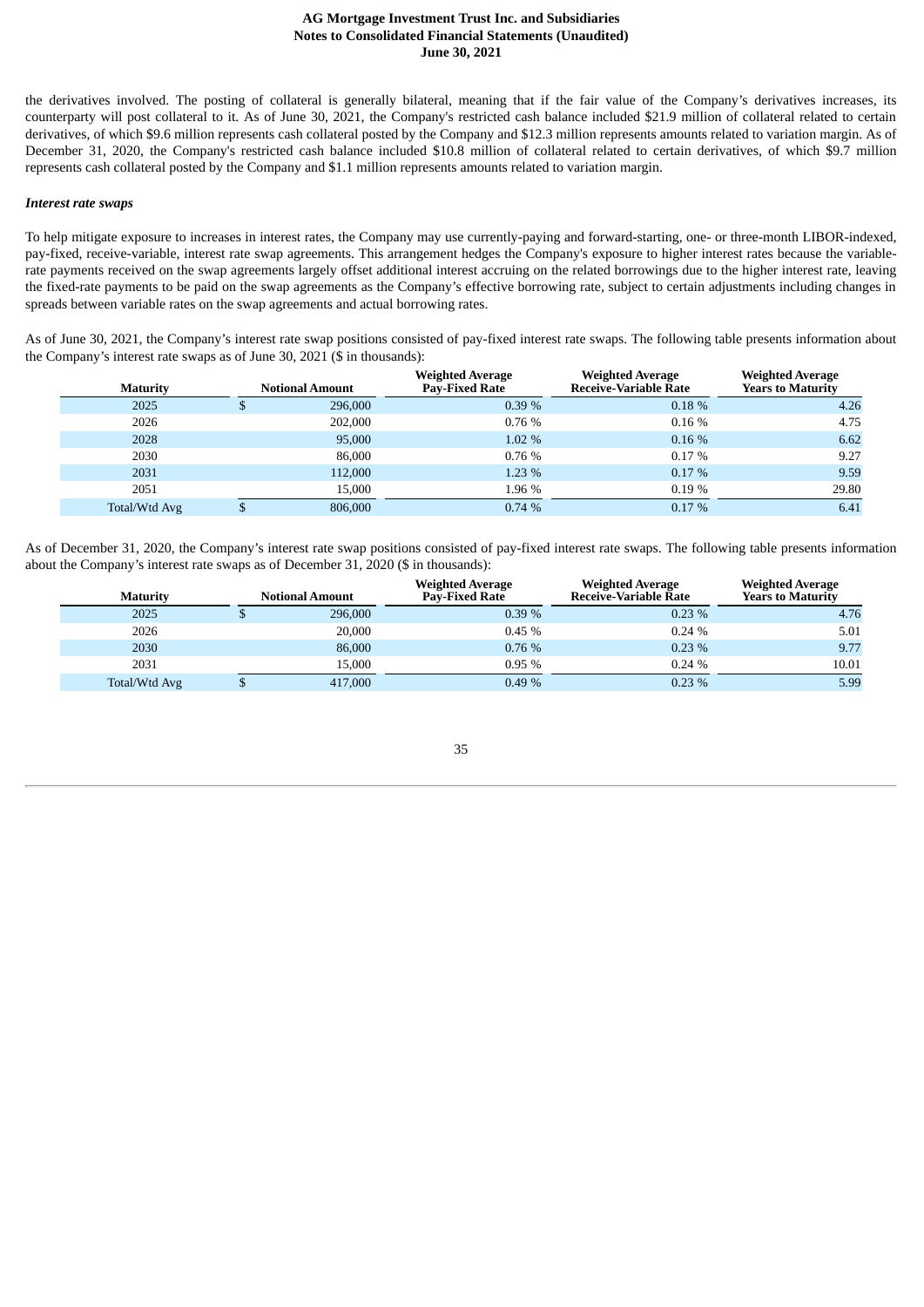the derivatives involved. The posting of collateral is generally bilateral, meaning that if the fair value of the Company's derivatives increases, its counterparty will post collateral to it. As of June 30, 2021, the Company's restricted cash balance included $21.9 million of collateral related to certain derivatives, of which $9.6 million represents cash collateral posted by the Company and $12.3 million represents amounts related to variation margin. As of December 31, 2020, the Company's restricted cash balance included $10.8 million of collateral related to certain derivatives, of which $9.7 million represents cash collateral posted by the Company and $1.1 million represents amounts related to variation margin.

***Interest rate swaps***

To help mitigate exposure to increases in interest rates, the Company may use currently-paying and forward-starting, one- or three-month LIBOR-indexed, pay-fixed, receive-variable, interest rate swap agreements. This arrangement hedges the Company's exposure to higher interest rates because the variable-rate payments received on the swap agreements largely offset additional interest accruing on the related borrowings due to the higher interest rate, leaving the fixed-rate payments to be paid on the swap agreements as the Company's effective borrowing rate, subject to certain adjustments including changes in spreads between variable rates on the swap agreements and actual borrowing rates.

As of June 30, 2021, the Company's interest rate swap positions consisted of pay-fixed interest rate swaps. The following table presents information about the Company's interest rate swaps as of June 30, 2021 ($ in thousands):

| Maturity | Notional Amount | Weighted Average Pay-Fixed Rate | Weighted Average Receive-Variable Rate | Weighted Average Years to Maturity |
|---|---|---|---|---|
| 2025 | $ 296,000 | 0.39 % | 0.18 % | 4.26 |
| 2026 | 202,000 | 0.76 % | 0.16 % | 4.75 |
| 2028 | 95,000 | 1.02 % | 0.16 % | 6.62 |
| 2030 | 86,000 | 0.76 % | 0.17 % | 9.27 |
| 2031 | 112,000 | 1.23 % | 0.17 % | 9.59 |
| 2051 | 15,000 | 1.96 % | 0.19 % | 29.80 |
| Total/Wtd Avg | $ 806,000 | 0.74 % | 0.17 % | 6.41 |

As of December 31, 2020, the Company's interest rate swap positions consisted of pay-fixed interest rate swaps. The following table presents information about the Company's interest rate swaps as of December 31, 2020 ($ in thousands):

| Maturity | Notional Amount | Weighted Average Pay-Fixed Rate | Weighted Average Receive-Variable Rate | Weighted Average Years to Maturity |
|---|---|---|---|---|
| 2025 | $ 296,000 | 0.39 % | 0.23 % | 4.76 |
| 2026 | 20,000 | 0.45 % | 0.24 % | 5.01 |
| 2030 | 86,000 | 0.76 % | 0.23 % | 9.77 |
| 2031 | 15,000 | 0.95 % | 0.24 % | 10.01 |
| Total/Wtd Avg | $ 417,000 | 0.49 % | 0.23 % | 5.99 |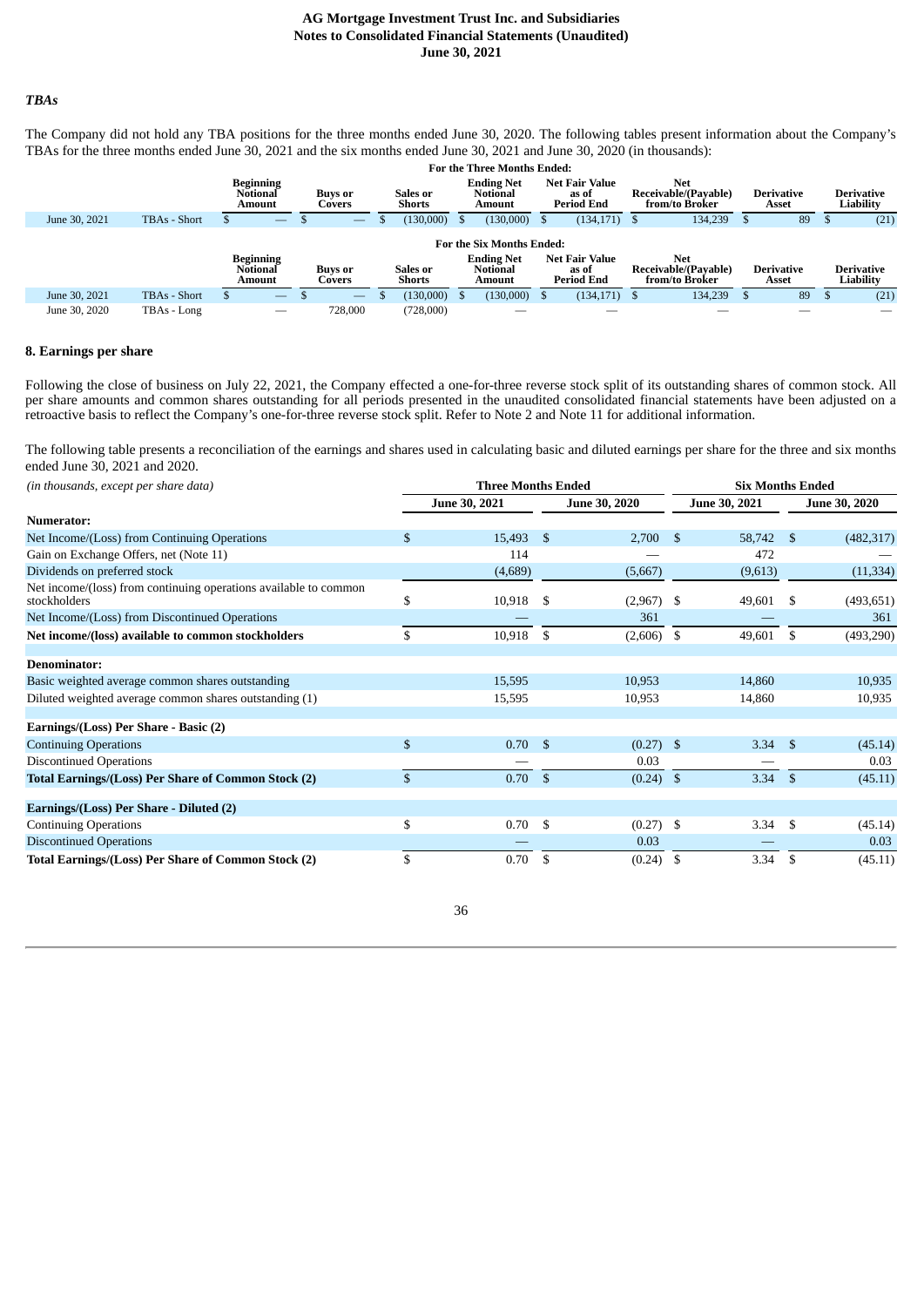### *TBAs*

The Company did not hold any TBA positions for the three months ended June 30, 2020. The following tables present information about the Company's TBAs for the three months ended June 30, 2021 and the six months ended June 30, 2021 and June 30, 2020 (in thousands):

**For the Three Months Ended:**

| | | Beginning Notional Amount | Buys or Covers | Sales or Shorts | Ending Net Notional Amount | Net Fair Value as of Period End | Net Receivable/(Payable) from/to Broker | Derivative Asset | Derivative Liability |
|---|---|---|---|---|---|---|---|---|---|
| June 30, 2021 | TBAs - Short | $ — | $ — | $ (130,000) | $ (130,000) | $ (134,171) | $ 134,239 | $ 89 | $ (21) |

**For the Six Months Ended:**

| | | Beginning Notional Amount | Buys or Covers | Sales or Shorts | Ending Net Notional Amount | Net Fair Value as of Period End | Net Receivable/(Payable) from/to Broker | Derivative Asset | Derivative Liability |
|---|---|---|---|---|---|---|---|---|---|
| June 30, 2021 | TBAs - Short | $ — | $ — | $ (130,000) | $ (130,000) | $ (134,171) | $ 134,239 | $ 89 | $ (21) |
| June 30, 2020 | TBAs - Long | — | 728,000 | (728,000) | — | — | — | — | — |

## 8. Earnings per share

Following the close of business on July 22, 2021, the Company effected a one-for-three reverse stock split of its outstanding shares of common stock. All per share amounts and common shares outstanding for all periods presented in the unaudited consolidated financial statements have been adjusted on a retroactive basis to reflect the Company's one-for-three reverse stock split. Refer to Note 2 and Note 11 for additional information.

The following table presents a reconciliation of the earnings and shares used in calculating basic and diluted earnings per share for the three and six months ended June 30, 2021 and 2020.

| *(in thousands, except per share data)* | Three Months Ended | | Six Months Ended | |
|---|---|---|---|---|
| | June 30, 2021 | June 30, 2020 | June 30, 2021 | June 30, 2020 |
| **Numerator:** | | | | |
| Net Income/(Loss) from Continuing Operations | $ 15,493 | $ 2,700 | $ 58,742 | $ (482,317) |
| Gain on Exchange Offers, net (Note 11) | 114 | — | 472 | — |
| Dividends on preferred stock | (4,689) | (5,667) | (9,613) | (11,334) |
| Net income/(loss) from continuing operations available to common stockholders | $ 10,918 | $ (2,967) | $ 49,601 | $ (493,651) |
| Net Income/(Loss) from Discontinued Operations | — | 361 | — | 361 |
| **Net income/(loss) available to common stockholders** | $ 10,918 | $ (2,606) | $ 49,601 | $ (493,290) |
| **Denominator:** | | | | |
| Basic weighted average common shares outstanding | 15,595 | 10,953 | 14,860 | 10,935 |
| Diluted weighted average common shares outstanding (1) | 15,595 | 10,953 | 14,860 | 10,935 |
| **Earnings/(Loss) Per Share - Basic (2)** | | | | |
| Continuing Operations | $ 0.70 | $ (0.27) | $ 3.34 | $ (45.14) |
| Discontinued Operations | — | 0.03 | — | 0.03 |
| **Total Earnings/(Loss) Per Share of Common Stock (2)** | $ 0.70 | $ (0.24) | $ 3.34 | $ (45.11) |
| **Earnings/(Loss) Per Share - Diluted (2)** | | | | |
| Continuing Operations | $ 0.70 | $ (0.27) | $ 3.34 | $ (45.14) |
| Discontinued Operations | — | 0.03 | — | 0.03 |
| **Total Earnings/(Loss) Per Share of Common Stock (2)** | $ 0.70 | $ (0.24) | $ 3.34 | $ (45.11) |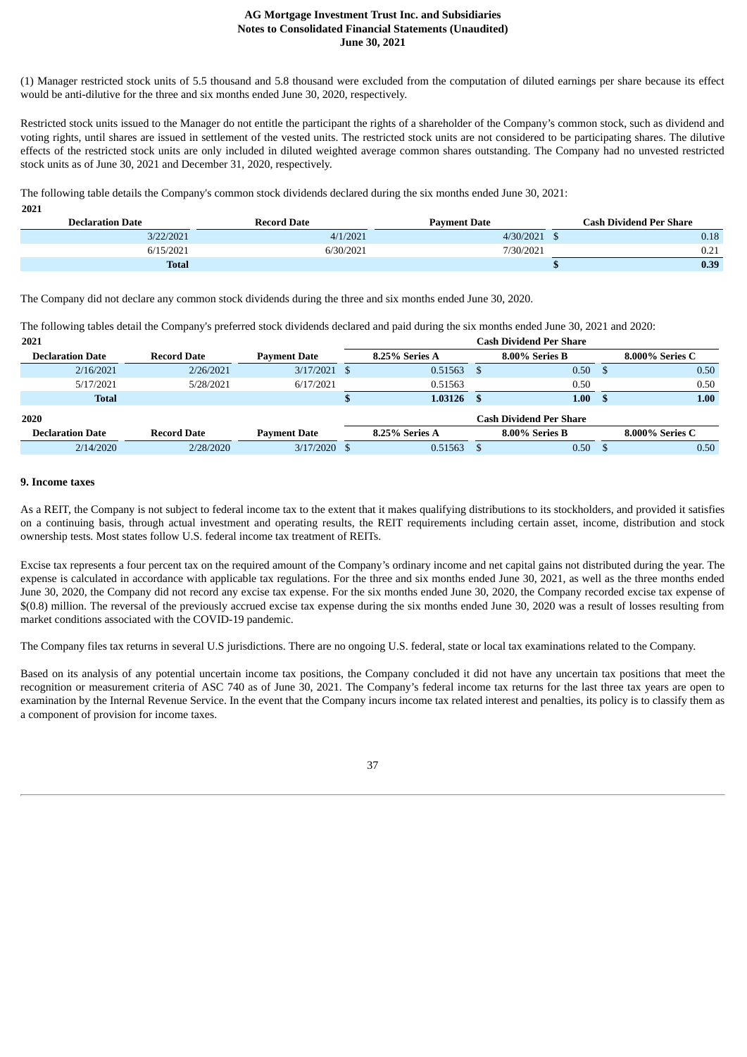(1) Manager restricted stock units of 5.5 thousand and 5.8 thousand were excluded from the computation of diluted earnings per share because its effect would be anti-dilutive for the three and six months ended June 30, 2020, respectively.

Restricted stock units issued to the Manager do not entitle the participant the rights of a shareholder of the Company's common stock, such as dividend and voting rights, until shares are issued in settlement of the vested units. The restricted stock units are not considered to be participating shares. The dilutive effects of the restricted stock units are only included in diluted weighted average common shares outstanding. The Company had no unvested restricted stock units as of June 30, 2021 and December 31, 2020, respectively.

The following table details the Company's common stock dividends declared during the six months ended June 30, 2021:

**2021**

| Declaration Date | Record Date | Payment Date | Cash Dividend Per Share |
|---|---|---|---|
| 3/22/2021 | 4/1/2021 | 4/30/2021 | $ 0.18 |
| 6/15/2021 | 6/30/2021 | 7/30/2021 | 0.21 |
| **Total** | | | **$ 0.39** |

The Company did not declare any common stock dividends during the three and six months ended June 30, 2020.

The following tables detail the Company's preferred stock dividends declared and paid during the six months ended June 30, 2021 and 2020:

**2021**

| | | | Cash Dividend Per Share | | |
|---|---|---|---|---|---|
| **Declaration Date** | **Record Date** | **Payment Date** | **8.25% Series A** | **8.00% Series B** | **8.000% Series C** |
| 2/16/2021 | 2/26/2021 | 3/17/2021 | $ 0.51563 | $ 0.50 | $ 0.50 |
| 5/17/2021 | 5/28/2021 | 6/17/2021 | 0.51563 | 0.50 | 0.50 |
| **Total** | | | **$ 1.03126** | **$ 1.00** | **$ 1.00** |

**2020**

| | | | Cash Dividend Per Share | | |
|---|---|---|---|---|---|
| **Declaration Date** | **Record Date** | **Payment Date** | **8.25% Series A** | **8.00% Series B** | **8.000% Series C** |
| 2/14/2020 | 2/28/2020 | 3/17/2020 | $ 0.51563 | $ 0.50 | $ 0.50 |

### 9. Income taxes

As a REIT, the Company is not subject to federal income tax to the extent that it makes qualifying distributions to its stockholders, and provided it satisfies on a continuing basis, through actual investment and operating results, the REIT requirements including certain asset, income, distribution and stock ownership tests. Most states follow U.S. federal income tax treatment of REITs.

Excise tax represents a four percent tax on the required amount of the Company's ordinary income and net capital gains not distributed during the year. The expense is calculated in accordance with applicable tax regulations. For the three and six months ended June 30, 2021, as well as the three months ended June 30, 2020, the Company did not record any excise tax expense. For the six months ended June 30, 2020, the Company recorded excise tax expense of $(0.8) million. The reversal of the previously accrued excise tax expense during the six months ended June 30, 2020 was a result of losses resulting from market conditions associated with the COVID-19 pandemic.

The Company files tax returns in several U.S jurisdictions. There are no ongoing U.S. federal, state or local tax examinations related to the Company.

Based on its analysis of any potential uncertain income tax positions, the Company concluded it did not have any uncertain tax positions that meet the recognition or measurement criteria of ASC 740 as of June 30, 2021. The Company's federal income tax returns for the last three tax years are open to examination by the Internal Revenue Service. In the event that the Company incurs income tax related interest and penalties, its policy is to classify them as a component of provision for income taxes.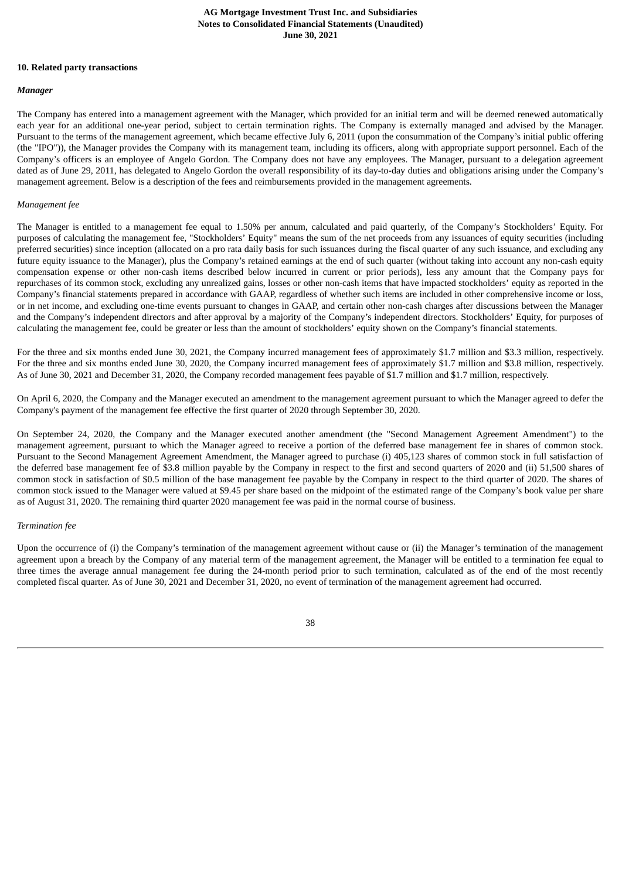## 10. Related party transactions

***Manager***

The Company has entered into a management agreement with the Manager, which provided for an initial term and will be deemed renewed automatically each year for an additional one-year period, subject to certain termination rights. The Company is externally managed and advised by the Manager. Pursuant to the terms of the management agreement, which became effective July 6, 2011 (upon the consummation of the Company's initial public offering (the "IPO")), the Manager provides the Company with its management team, including its officers, along with appropriate support personnel. Each of the Company's officers is an employee of Angelo Gordon. The Company does not have any employees. The Manager, pursuant to a delegation agreement dated as of June 29, 2011, has delegated to Angelo Gordon the overall responsibility of its day-to-day duties and obligations arising under the Company's management agreement. Below is a description of the fees and reimbursements provided in the management agreements.

*Management fee*

The Manager is entitled to a management fee equal to 1.50% per annum, calculated and paid quarterly, of the Company's Stockholders' Equity. For purposes of calculating the management fee, "Stockholders' Equity" means the sum of the net proceeds from any issuances of equity securities (including preferred securities) since inception (allocated on a pro rata daily basis for such issuances during the fiscal quarter of any such issuance, and excluding any future equity issuance to the Manager), plus the Company's retained earnings at the end of such quarter (without taking into account any non-cash equity compensation expense or other non-cash items described below incurred in current or prior periods), less any amount that the Company pays for repurchases of its common stock, excluding any unrealized gains, losses or other non-cash items that have impacted stockholders' equity as reported in the Company's financial statements prepared in accordance with GAAP, regardless of whether such items are included in other comprehensive income or loss, or in net income, and excluding one-time events pursuant to changes in GAAP, and certain other non-cash charges after discussions between the Manager and the Company's independent directors and after approval by a majority of the Company's independent directors. Stockholders' Equity, for purposes of calculating the management fee, could be greater or less than the amount of stockholders' equity shown on the Company's financial statements.

For the three and six months ended June 30, 2021, the Company incurred management fees of approximately $1.7 million and $3.3 million, respectively. For the three and six months ended June 30, 2020, the Company incurred management fees of approximately $1.7 million and $3.8 million, respectively. As of June 30, 2021 and December 31, 2020, the Company recorded management fees payable of $1.7 million and $1.7 million, respectively.

On April 6, 2020, the Company and the Manager executed an amendment to the management agreement pursuant to which the Manager agreed to defer the Company's payment of the management fee effective the first quarter of 2020 through September 30, 2020.

On September 24, 2020, the Company and the Manager executed another amendment (the "Second Management Agreement Amendment") to the management agreement, pursuant to which the Manager agreed to receive a portion of the deferred base management fee in shares of common stock. Pursuant to the Second Management Agreement Amendment, the Manager agreed to purchase (i) 405,123 shares of common stock in full satisfaction of the deferred base management fee of $3.8 million payable by the Company in respect to the first and second quarters of 2020 and (ii) 51,500 shares of common stock in satisfaction of $0.5 million of the base management fee payable by the Company in respect to the third quarter of 2020. The shares of common stock issued to the Manager were valued at $9.45 per share based on the midpoint of the estimated range of the Company's book value per share as of August 31, 2020. The remaining third quarter 2020 management fee was paid in the normal course of business.

*Termination fee*

Upon the occurrence of (i) the Company's termination of the management agreement without cause or (ii) the Manager's termination of the management agreement upon a breach by the Company of any material term of the management agreement, the Manager will be entitled to a termination fee equal to three times the average annual management fee during the 24-month period prior to such termination, calculated as of the end of the most recently completed fiscal quarter. As of June 30, 2021 and December 31, 2020, no event of termination of the management agreement had occurred.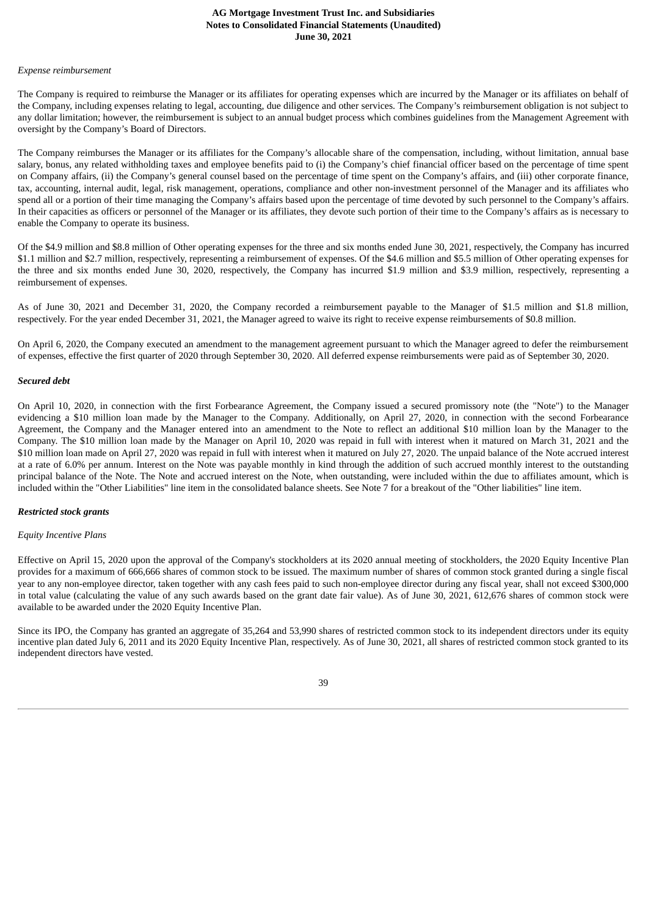*Expense reimbursement*

The Company is required to reimburse the Manager or its affiliates for operating expenses which are incurred by the Manager or its affiliates on behalf of the Company, including expenses relating to legal, accounting, due diligence and other services. The Company's reimbursement obligation is not subject to any dollar limitation; however, the reimbursement is subject to an annual budget process which combines guidelines from the Management Agreement with oversight by the Company's Board of Directors.

The Company reimburses the Manager or its affiliates for the Company's allocable share of the compensation, including, without limitation, annual base salary, bonus, any related withholding taxes and employee benefits paid to (i) the Company's chief financial officer based on the percentage of time spent on Company affairs, (ii) the Company's general counsel based on the percentage of time spent on the Company's affairs, and (iii) other corporate finance, tax, accounting, internal audit, legal, risk management, operations, compliance and other non-investment personnel of the Manager and its affiliates who spend all or a portion of their time managing the Company's affairs based upon the percentage of time devoted by such personnel to the Company's affairs. In their capacities as officers or personnel of the Manager or its affiliates, they devote such portion of their time to the Company's affairs as is necessary to enable the Company to operate its business.

Of the $4.9 million and $8.8 million of Other operating expenses for the three and six months ended June 30, 2021, respectively, the Company has incurred $1.1 million and $2.7 million, respectively, representing a reimbursement of expenses. Of the $4.6 million and $5.5 million of Other operating expenses for the three and six months ended June 30, 2020, respectively, the Company has incurred $1.9 million and $3.9 million, respectively, representing a reimbursement of expenses.

As of June 30, 2021 and December 31, 2020, the Company recorded a reimbursement payable to the Manager of $1.5 million and $1.8 million, respectively. For the year ended December 31, 2021, the Manager agreed to waive its right to receive expense reimbursements of $0.8 million.

On April 6, 2020, the Company executed an amendment to the management agreement pursuant to which the Manager agreed to defer the reimbursement of expenses, effective the first quarter of 2020 through September 30, 2020. All deferred expense reimbursements were paid as of September 30, 2020.

***Secured debt***

On April 10, 2020, in connection with the first Forbearance Agreement, the Company issued a secured promissory note (the "Note") to the Manager evidencing a $10 million loan made by the Manager to the Company. Additionally, on April 27, 2020, in connection with the second Forbearance Agreement, the Company and the Manager entered into an amendment to the Note to reflect an additional $10 million loan by the Manager to the Company. The $10 million loan made by the Manager on April 10, 2020 was repaid in full with interest when it matured on March 31, 2021 and the $10 million loan made on April 27, 2020 was repaid in full with interest when it matured on July 27, 2020. The unpaid balance of the Note accrued interest at a rate of 6.0% per annum. Interest on the Note was payable monthly in kind through the addition of such accrued monthly interest to the outstanding principal balance of the Note. The Note and accrued interest on the Note, when outstanding, were included within the due to affiliates amount, which is included within the "Other Liabilities" line item in the consolidated balance sheets. See Note 7 for a breakout of the "Other liabilities" line item.

***Restricted stock grants***

*Equity Incentive Plans*

Effective on April 15, 2020 upon the approval of the Company's stockholders at its 2020 annual meeting of stockholders, the 2020 Equity Incentive Plan provides for a maximum of 666,666 shares of common stock to be issued. The maximum number of shares of common stock granted during a single fiscal year to any non-employee director, taken together with any cash fees paid to such non-employee director during any fiscal year, shall not exceed $300,000 in total value (calculating the value of any such awards based on the grant date fair value). As of June 30, 2021, 612,676 shares of common stock were available to be awarded under the 2020 Equity Incentive Plan.

Since its IPO, the Company has granted an aggregate of 35,264 and 53,990 shares of restricted common stock to its independent directors under its equity incentive plan dated July 6, 2011 and its 2020 Equity Incentive Plan, respectively. As of June 30, 2021, all shares of restricted common stock granted to its independent directors have vested.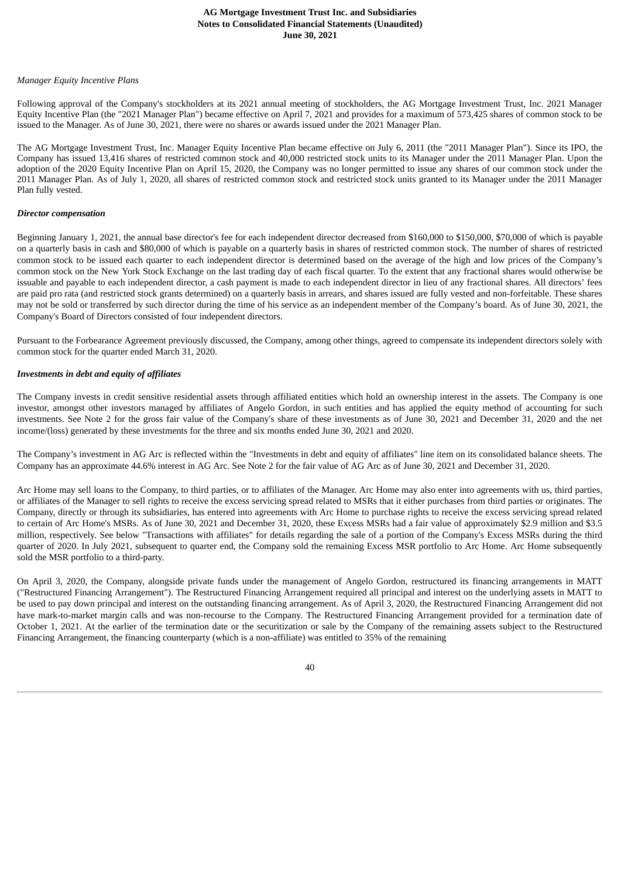*Manager Equity Incentive Plans*

Following approval of the Company's stockholders at its 2021 annual meeting of stockholders, the AG Mortgage Investment Trust, Inc. 2021 Manager Equity Incentive Plan (the "2021 Manager Plan") became effective on April 7, 2021 and provides for a maximum of 573,425 shares of common stock to be issued to the Manager. As of June 30, 2021, there were no shares or awards issued under the 2021 Manager Plan.

The AG Mortgage Investment Trust, Inc. Manager Equity Incentive Plan became effective on July 6, 2011 (the "2011 Manager Plan"). Since its IPO, the Company has issued 13,416 shares of restricted common stock and 40,000 restricted stock units to its Manager under the 2011 Manager Plan. Upon the adoption of the 2020 Equity Incentive Plan on April 15, 2020, the Company was no longer permitted to issue any shares of our common stock under the 2011 Manager Plan. As of July 1, 2020, all shares of restricted common stock and restricted stock units granted to its Manager under the 2011 Manager Plan fully vested.

***Director compensation***

Beginning January 1, 2021, the annual base director's fee for each independent director decreased from $160,000 to $150,000, $70,000 of which is payable on a quarterly basis in cash and $80,000 of which is payable on a quarterly basis in shares of restricted common stock. The number of shares of restricted common stock to be issued each quarter to each independent director is determined based on the average of the high and low prices of the Company's common stock on the New York Stock Exchange on the last trading day of each fiscal quarter. To the extent that any fractional shares would otherwise be issuable and payable to each independent director, a cash payment is made to each independent director in lieu of any fractional shares. All directors' fees are paid pro rata (and restricted stock grants determined) on a quarterly basis in arrears, and shares issued are fully vested and non-forfeitable. These shares may not be sold or transferred by such director during the time of his service as an independent member of the Company's board. As of June 30, 2021, the Company's Board of Directors consisted of four independent directors.

Pursuant to the Forbearance Agreement previously discussed, the Company, among other things, agreed to compensate its independent directors solely with common stock for the quarter ended March 31, 2020.

***Investments in debt and equity of affiliates***

The Company invests in credit sensitive residential assets through affiliated entities which hold an ownership interest in the assets. The Company is one investor, amongst other investors managed by affiliates of Angelo Gordon, in such entities and has applied the equity method of accounting for such investments. See Note 2 for the gross fair value of the Company's share of these investments as of June 30, 2021 and December 31, 2020 and the net income/(loss) generated by these investments for the three and six months ended June 30, 2021 and 2020.

The Company's investment in AG Arc is reflected within the "Investments in debt and equity of affiliates" line item on its consolidated balance sheets. The Company has an approximate 44.6% interest in AG Arc. See Note 2 for the fair value of AG Arc as of June 30, 2021 and December 31, 2020.

Arc Home may sell loans to the Company, to third parties, or to affiliates of the Manager. Arc Home may also enter into agreements with us, third parties, or affiliates of the Manager to sell rights to receive the excess servicing spread related to MSRs that it either purchases from third parties or originates. The Company, directly or through its subsidiaries, has entered into agreements with Arc Home to purchase rights to receive the excess servicing spread related to certain of Arc Home's MSRs. As of June 30, 2021 and December 31, 2020, these Excess MSRs had a fair value of approximately $2.9 million and $3.5 million, respectively. See below "Transactions with affiliates" for details regarding the sale of a portion of the Company's Excess MSRs during the third quarter of 2020. In July 2021, subsequent to quarter end, the Company sold the remaining Excess MSR portfolio to Arc Home. Arc Home subsequently sold the MSR portfolio to a third-party.

On April 3, 2020, the Company, alongside private funds under the management of Angelo Gordon, restructured its financing arrangements in MATT ("Restructured Financing Arrangement"). The Restructured Financing Arrangement required all principal and interest on the underlying assets in MATT to be used to pay down principal and interest on the outstanding financing arrangement. As of April 3, 2020, the Restructured Financing Arrangement did not have mark-to-market margin calls and was non-recourse to the Company. The Restructured Financing Arrangement provided for a termination date of October 1, 2021. At the earlier of the termination date or the securitization or sale by the Company of the remaining assets subject to the Restructured Financing Arrangement, the financing counterparty (which is a non-affiliate) was entitled to 35% of the remaining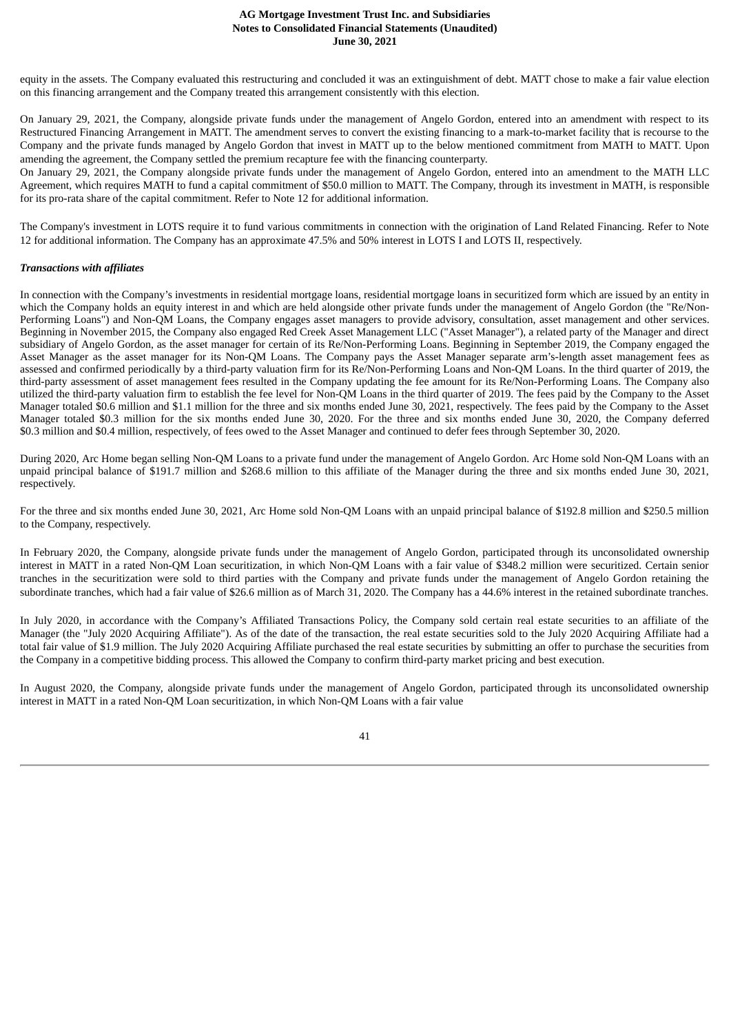equity in the assets. The Company evaluated this restructuring and concluded it was an extinguishment of debt. MATT chose to make a fair value election on this financing arrangement and the Company treated this arrangement consistently with this election.

On January 29, 2021, the Company, alongside private funds under the management of Angelo Gordon, entered into an amendment with respect to its Restructured Financing Arrangement in MATT. The amendment serves to convert the existing financing to a mark-to-market facility that is recourse to the Company and the private funds managed by Angelo Gordon that invest in MATT up to the below mentioned commitment from MATH to MATT. Upon amending the agreement, the Company settled the premium recapture fee with the financing counterparty.

On January 29, 2021, the Company alongside private funds under the management of Angelo Gordon, entered into an amendment to the MATH LLC Agreement, which requires MATH to fund a capital commitment of $50.0 million to MATT. The Company, through its investment in MATH, is responsible for its pro-rata share of the capital commitment. Refer to Note 12 for additional information.

The Company's investment in LOTS require it to fund various commitments in connection with the origination of Land Related Financing. Refer to Note 12 for additional information. The Company has an approximate 47.5% and 50% interest in LOTS I and LOTS II, respectively.

***Transactions with affiliates***

In connection with the Company's investments in residential mortgage loans, residential mortgage loans in securitized form which are issued by an entity in which the Company holds an equity interest in and which are held alongside other private funds under the management of Angelo Gordon (the "Re/Non-Performing Loans") and Non-QM Loans, the Company engages asset managers to provide advisory, consultation, asset management and other services. Beginning in November 2015, the Company also engaged Red Creek Asset Management LLC ("Asset Manager"), a related party of the Manager and direct subsidiary of Angelo Gordon, as the asset manager for certain of its Re/Non-Performing Loans. Beginning in September 2019, the Company engaged the Asset Manager as the asset manager for its Non-QM Loans. The Company pays the Asset Manager separate arm's-length asset management fees as assessed and confirmed periodically by a third-party valuation firm for its Re/Non-Performing Loans and Non-QM Loans. In the third quarter of 2019, the third-party assessment of asset management fees resulted in the Company updating the fee amount for its Re/Non-Performing Loans. The Company also utilized the third-party valuation firm to establish the fee level for Non-QM Loans in the third quarter of 2019. The fees paid by the Company to the Asset Manager totaled $0.6 million and $1.1 million for the three and six months ended June 30, 2021, respectively. The fees paid by the Company to the Asset Manager totaled $0.3 million for the six months ended June 30, 2020. For the three and six months ended June 30, 2020, the Company deferred $0.3 million and $0.4 million, respectively, of fees owed to the Asset Manager and continued to defer fees through September 30, 2020.

During 2020, Arc Home began selling Non-QM Loans to a private fund under the management of Angelo Gordon. Arc Home sold Non-QM Loans with an unpaid principal balance of $191.7 million and $268.6 million to this affiliate of the Manager during the three and six months ended June 30, 2021, respectively.

For the three and six months ended June 30, 2021, Arc Home sold Non-QM Loans with an unpaid principal balance of $192.8 million and $250.5 million to the Company, respectively.

In February 2020, the Company, alongside private funds under the management of Angelo Gordon, participated through its unconsolidated ownership interest in MATT in a rated Non-QM Loan securitization, in which Non-QM Loans with a fair value of $348.2 million were securitized. Certain senior tranches in the securitization were sold to third parties with the Company and private funds under the management of Angelo Gordon retaining the subordinate tranches, which had a fair value of $26.6 million as of March 31, 2020. The Company has a 44.6% interest in the retained subordinate tranches.

In July 2020, in accordance with the Company's Affiliated Transactions Policy, the Company sold certain real estate securities to an affiliate of the Manager (the "July 2020 Acquiring Affiliate"). As of the date of the transaction, the real estate securities sold to the July 2020 Acquiring Affiliate had a total fair value of $1.9 million. The July 2020 Acquiring Affiliate purchased the real estate securities by submitting an offer to purchase the securities from the Company in a competitive bidding process. This allowed the Company to confirm third-party market pricing and best execution.

In August 2020, the Company, alongside private funds under the management of Angelo Gordon, participated through its unconsolidated ownership interest in MATT in a rated Non-QM Loan securitization, in which Non-QM Loans with a fair value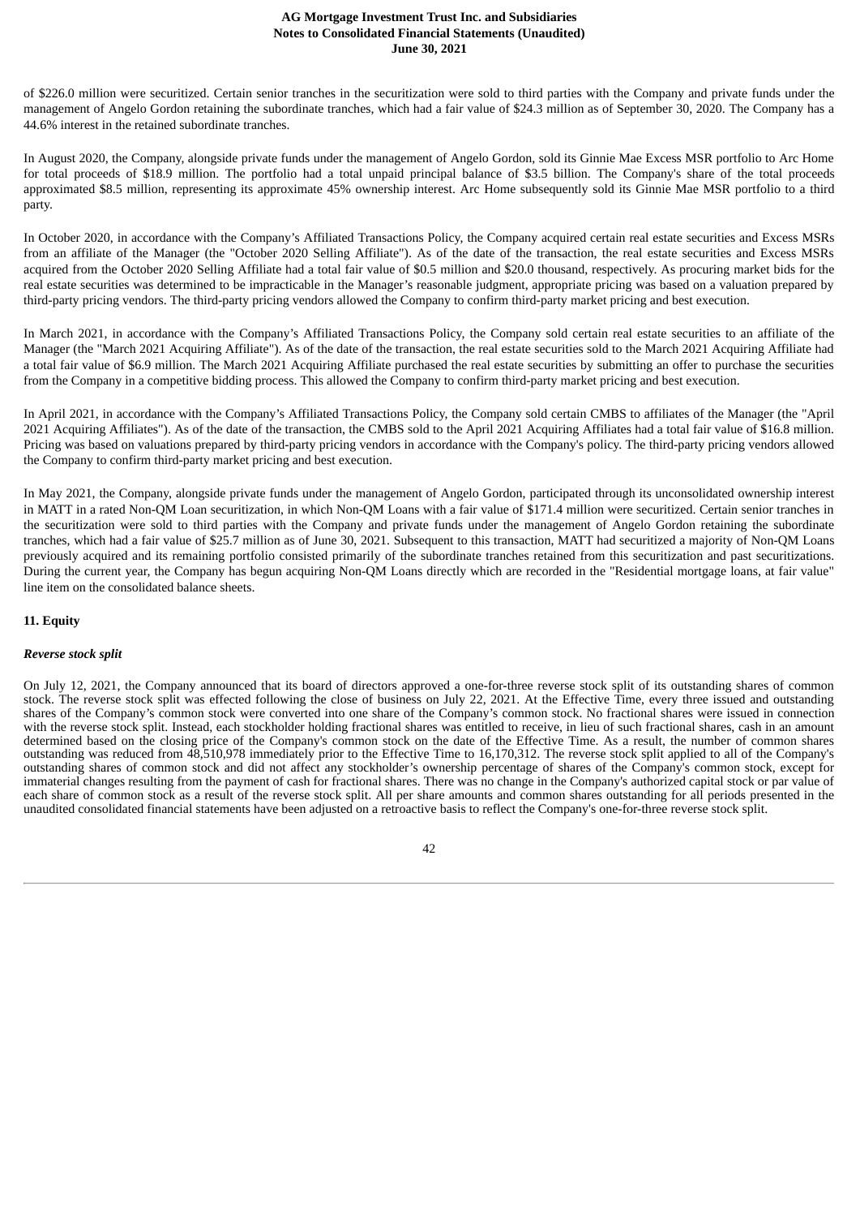of $226.0 million were securitized. Certain senior tranches in the securitization were sold to third parties with the Company and private funds under the management of Angelo Gordon retaining the subordinate tranches, which had a fair value of $24.3 million as of September 30, 2020. The Company has a 44.6% interest in the retained subordinate tranches.

In August 2020, the Company, alongside private funds under the management of Angelo Gordon, sold its Ginnie Mae Excess MSR portfolio to Arc Home for total proceeds of $18.9 million. The portfolio had a total unpaid principal balance of $3.5 billion. The Company's share of the total proceeds approximated $8.5 million, representing its approximate 45% ownership interest. Arc Home subsequently sold its Ginnie Mae MSR portfolio to a third party.

In October 2020, in accordance with the Company's Affiliated Transactions Policy, the Company acquired certain real estate securities and Excess MSRs from an affiliate of the Manager (the "October 2020 Selling Affiliate"). As of the date of the transaction, the real estate securities and Excess MSRs acquired from the October 2020 Selling Affiliate had a total fair value of $0.5 million and $20.0 thousand, respectively. As procuring market bids for the real estate securities was determined to be impracticable in the Manager's reasonable judgment, appropriate pricing was based on a valuation prepared by third-party pricing vendors. The third-party pricing vendors allowed the Company to confirm third-party market pricing and best execution.

In March 2021, in accordance with the Company's Affiliated Transactions Policy, the Company sold certain real estate securities to an affiliate of the Manager (the "March 2021 Acquiring Affiliate"). As of the date of the transaction, the real estate securities sold to the March 2021 Acquiring Affiliate had a total fair value of $6.9 million. The March 2021 Acquiring Affiliate purchased the real estate securities by submitting an offer to purchase the securities from the Company in a competitive bidding process. This allowed the Company to confirm third-party market pricing and best execution.

In April 2021, in accordance with the Company's Affiliated Transactions Policy, the Company sold certain CMBS to affiliates of the Manager (the "April 2021 Acquiring Affiliates"). As of the date of the transaction, the CMBS sold to the April 2021 Acquiring Affiliates had a total fair value of $16.8 million. Pricing was based on valuations prepared by third-party pricing vendors in accordance with the Company's policy. The third-party pricing vendors allowed the Company to confirm third-party market pricing and best execution.

In May 2021, the Company, alongside private funds under the management of Angelo Gordon, participated through its unconsolidated ownership interest in MATT in a rated Non-QM Loan securitization, in which Non-QM Loans with a fair value of $171.4 million were securitized. Certain senior tranches in the securitization were sold to third parties with the Company and private funds under the management of Angelo Gordon retaining the subordinate tranches, which had a fair value of $25.7 million as of June 30, 2021. Subsequent to this transaction, MATT had securitized a majority of Non-QM Loans previously acquired and its remaining portfolio consisted primarily of the subordinate tranches retained from this securitization and past securitizations. During the current year, the Company has begun acquiring Non-QM Loans directly which are recorded in the "Residential mortgage loans, at fair value" line item on the consolidated balance sheets.

## 11. Equity

### *Reverse stock split*

On July 12, 2021, the Company announced that its board of directors approved a one-for-three reverse stock split of its outstanding shares of common stock. The reverse stock split was effected following the close of business on July 22, 2021. At the Effective Time, every three issued and outstanding shares of the Company's common stock were converted into one share of the Company's common stock. No fractional shares were issued in connection with the reverse stock split. Instead, each stockholder holding fractional shares was entitled to receive, in lieu of such fractional shares, cash in an amount determined based on the closing price of the Company's common stock on the date of the Effective Time. As a result, the number of common shares outstanding was reduced from 48,510,978 immediately prior to the Effective Time to 16,170,312. The reverse stock split applied to all of the Company's outstanding shares of common stock and did not affect any stockholder's ownership percentage of shares of the Company's common stock, except for immaterial changes resulting from the payment of cash for fractional shares. There was no change in the Company's authorized capital stock or par value of each share of common stock as a result of the reverse stock split. All per share amounts and common shares outstanding for all periods presented in the unaudited consolidated financial statements have been adjusted on a retroactive basis to reflect the Company's one-for-three reverse stock split.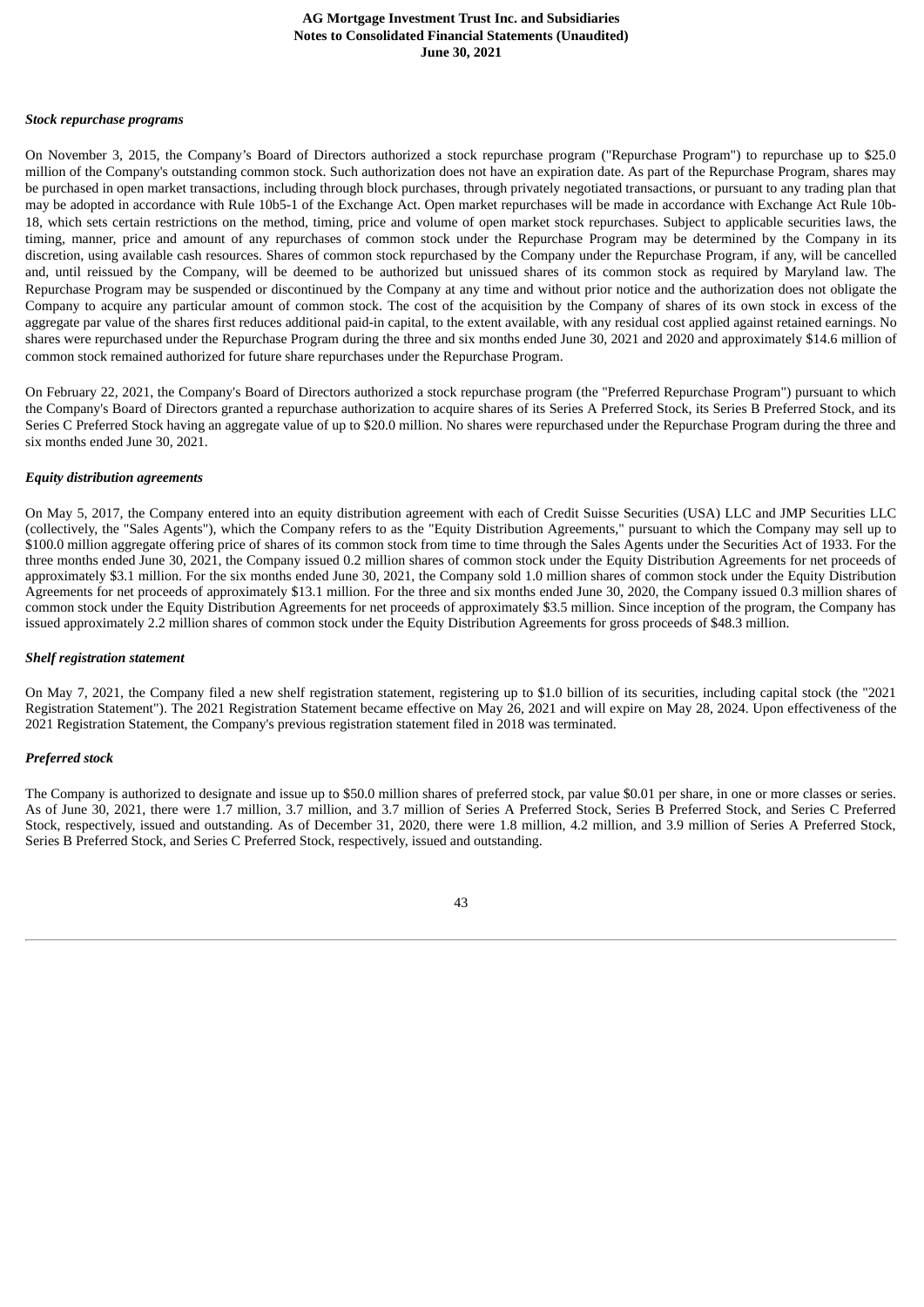### *Stock repurchase programs*

On November 3, 2015, the Company's Board of Directors authorized a stock repurchase program ("Repurchase Program") to repurchase up to $25.0 million of the Company's outstanding common stock. Such authorization does not have an expiration date. As part of the Repurchase Program, shares may be purchased in open market transactions, including through block purchases, through privately negotiated transactions, or pursuant to any trading plan that may be adopted in accordance with Rule 10b5-1 of the Exchange Act. Open market repurchases will be made in accordance with Exchange Act Rule 10b-18, which sets certain restrictions on the method, timing, price and volume of open market stock repurchases. Subject to applicable securities laws, the timing, manner, price and amount of any repurchases of common stock under the Repurchase Program may be determined by the Company in its discretion, using available cash resources. Shares of common stock repurchased by the Company under the Repurchase Program, if any, will be cancelled and, until reissued by the Company, will be deemed to be authorized but unissued shares of its common stock as required by Maryland law. The Repurchase Program may be suspended or discontinued by the Company at any time and without prior notice and the authorization does not obligate the Company to acquire any particular amount of common stock. The cost of the acquisition by the Company of shares of its own stock in excess of the aggregate par value of the shares first reduces additional paid-in capital, to the extent available, with any residual cost applied against retained earnings. No shares were repurchased under the Repurchase Program during the three and six months ended June 30, 2021 and 2020 and approximately $14.6 million of common stock remained authorized for future share repurchases under the Repurchase Program.

On February 22, 2021, the Company's Board of Directors authorized a stock repurchase program (the "Preferred Repurchase Program") pursuant to which the Company's Board of Directors granted a repurchase authorization to acquire shares of its Series A Preferred Stock, its Series B Preferred Stock, and its Series C Preferred Stock having an aggregate value of up to $20.0 million. No shares were repurchased under the Repurchase Program during the three and six months ended June 30, 2021.

### *Equity distribution agreements*

On May 5, 2017, the Company entered into an equity distribution agreement with each of Credit Suisse Securities (USA) LLC and JMP Securities LLC (collectively, the "Sales Agents"), which the Company refers to as the "Equity Distribution Agreements," pursuant to which the Company may sell up to $100.0 million aggregate offering price of shares of its common stock from time to time through the Sales Agents under the Securities Act of 1933. For the three months ended June 30, 2021, the Company issued 0.2 million shares of common stock under the Equity Distribution Agreements for net proceeds of approximately $3.1 million. For the six months ended June 30, 2021, the Company sold 1.0 million shares of common stock under the Equity Distribution Agreements for net proceeds of approximately $13.1 million. For the three and six months ended June 30, 2020, the Company issued 0.3 million shares of common stock under the Equity Distribution Agreements for net proceeds of approximately $3.5 million. Since inception of the program, the Company has issued approximately 2.2 million shares of common stock under the Equity Distribution Agreements for gross proceeds of $48.3 million.

### *Shelf registration statement*

On May 7, 2021, the Company filed a new shelf registration statement, registering up to $1.0 billion of its securities, including capital stock (the "2021 Registration Statement"). The 2021 Registration Statement became effective on May 26, 2021 and will expire on May 28, 2024. Upon effectiveness of the 2021 Registration Statement, the Company's previous registration statement filed in 2018 was terminated.

### *Preferred stock*

The Company is authorized to designate and issue up to $50.0 million shares of preferred stock, par value $0.01 per share, in one or more classes or series. As of June 30, 2021, there were 1.7 million, 3.7 million, and 3.7 million of Series A Preferred Stock, Series B Preferred Stock, and Series C Preferred Stock, respectively, issued and outstanding. As of December 31, 2020, there were 1.8 million, 4.2 million, and 3.9 million of Series A Preferred Stock, Series B Preferred Stock, and Series C Preferred Stock, respectively, issued and outstanding.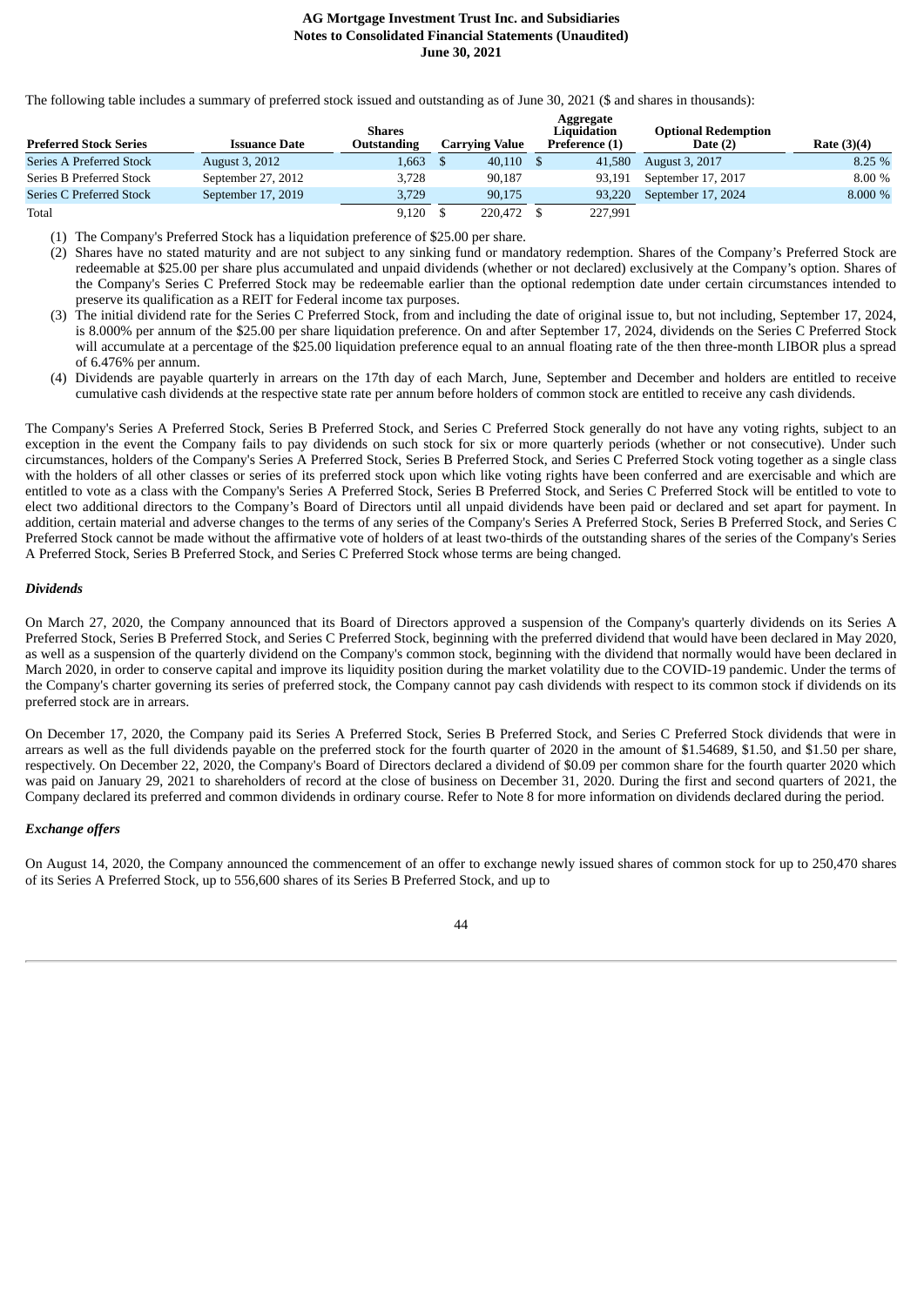The following table includes a summary of preferred stock issued and outstanding as of June 30, 2021 ($ and shares in thousands):

| Preferred Stock Series | Issuance Date | Shares Outstanding | Carrying Value | Aggregate Liquidation Preference (1) | Optional Redemption Date (2) | Rate (3)(4) |
|---|---|---|---|---|---|---|
| Series A Preferred Stock | August 3, 2012 | 1,663 | $ 40,110 | $ 41,580 | August 3, 2017 | 8.25 % |
| Series B Preferred Stock | September 27, 2012 | 3,728 | 90,187 | 93,191 | September 17, 2017 | 8.00 % |
| Series C Preferred Stock | September 17, 2019 | 3,729 | 90,175 | 93,220 | September 17, 2024 | 8.000 % |
| Total | | 9,120 | $ 220,472 | $ 227,991 | | |

(1) The Company's Preferred Stock has a liquidation preference of $25.00 per share.

(2) Shares have no stated maturity and are not subject to any sinking fund or mandatory redemption. Shares of the Company's Preferred Stock are redeemable at $25.00 per share plus accumulated and unpaid dividends (whether or not declared) exclusively at the Company's option. Shares of the Company's Series C Preferred Stock may be redeemable earlier than the optional redemption date under certain circumstances intended to preserve its qualification as a REIT for Federal income tax purposes.

(3) The initial dividend rate for the Series C Preferred Stock, from and including the date of original issue to, but not including, September 17, 2024, is 8.000% per annum of the $25.00 per share liquidation preference. On and after September 17, 2024, dividends on the Series C Preferred Stock will accumulate at a percentage of the $25.00 liquidation preference equal to an annual floating rate of the then three-month LIBOR plus a spread of 6.476% per annum.

(4) Dividends are payable quarterly in arrears on the 17th day of each March, June, September and December and holders are entitled to receive cumulative cash dividends at the respective state rate per annum before holders of common stock are entitled to receive any cash dividends.

The Company's Series A Preferred Stock, Series B Preferred Stock, and Series C Preferred Stock generally do not have any voting rights, subject to an exception in the event the Company fails to pay dividends on such stock for six or more quarterly periods (whether or not consecutive). Under such circumstances, holders of the Company's Series A Preferred Stock, Series B Preferred Stock, and Series C Preferred Stock voting together as a single class with the holders of all other classes or series of its preferred stock upon which like voting rights have been conferred and are exercisable and which are entitled to vote as a class with the Company's Series A Preferred Stock, Series B Preferred Stock, and Series C Preferred Stock will be entitled to vote to elect two additional directors to the Company's Board of Directors until all unpaid dividends have been paid or declared and set apart for payment. In addition, certain material and adverse changes to the terms of any series of the Company's Series A Preferred Stock, Series B Preferred Stock, and Series C Preferred Stock cannot be made without the affirmative vote of holders of at least two-thirds of the outstanding shares of the series of the Company's Series A Preferred Stock, Series B Preferred Stock, and Series C Preferred Stock whose terms are being changed.

***Dividends***

On March 27, 2020, the Company announced that its Board of Directors approved a suspension of the Company's quarterly dividends on its Series A Preferred Stock, Series B Preferred Stock, and Series C Preferred Stock, beginning with the preferred dividend that would have been declared in May 2020, as well as a suspension of the quarterly dividend on the Company's common stock, beginning with the dividend that normally would have been declared in March 2020, in order to conserve capital and improve its liquidity position during the market volatility due to the COVID-19 pandemic. Under the terms of the Company's charter governing its series of preferred stock, the Company cannot pay cash dividends with respect to its common stock if dividends on its preferred stock are in arrears.

On December 17, 2020, the Company paid its Series A Preferred Stock, Series B Preferred Stock, and Series C Preferred Stock dividends that were in arrears as well as the full dividends payable on the preferred stock for the fourth quarter of 2020 in the amount of $1.54689, $1.50, and $1.50 per share, respectively. On December 22, 2020, the Company's Board of Directors declared a dividend of $0.09 per common share for the fourth quarter 2020 which was paid on January 29, 2021 to shareholders of record at the close of business on December 31, 2020. During the first and second quarters of 2021, the Company declared its preferred and common dividends in ordinary course. Refer to Note 8 for more information on dividends declared during the period.

***Exchange offers***

On August 14, 2020, the Company announced the commencement of an offer to exchange newly issued shares of common stock for up to 250,470 shares of its Series A Preferred Stock, up to 556,600 shares of its Series B Preferred Stock, and up to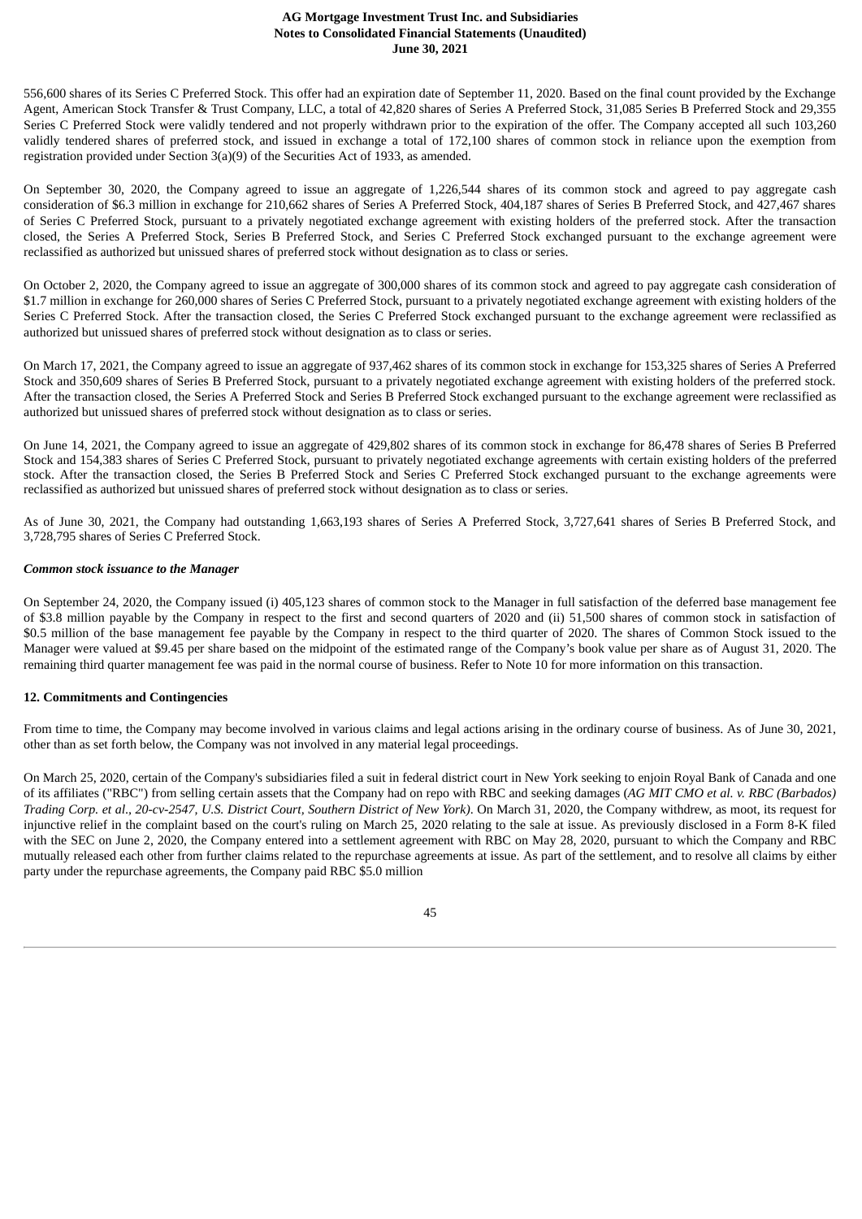556,600 shares of its Series C Preferred Stock. This offer had an expiration date of September 11, 2020. Based on the final count provided by the Exchange Agent, American Stock Transfer & Trust Company, LLC, a total of 42,820 shares of Series A Preferred Stock, 31,085 Series B Preferred Stock and 29,355 Series C Preferred Stock were validly tendered and not properly withdrawn prior to the expiration of the offer. The Company accepted all such 103,260 validly tendered shares of preferred stock, and issued in exchange a total of 172,100 shares of common stock in reliance upon the exemption from registration provided under Section 3(a)(9) of the Securities Act of 1933, as amended.

On September 30, 2020, the Company agreed to issue an aggregate of 1,226,544 shares of its common stock and agreed to pay aggregate cash consideration of $6.3 million in exchange for 210,662 shares of Series A Preferred Stock, 404,187 shares of Series B Preferred Stock, and 427,467 shares of Series C Preferred Stock, pursuant to a privately negotiated exchange agreement with existing holders of the preferred stock. After the transaction closed, the Series A Preferred Stock, Series B Preferred Stock, and Series C Preferred Stock exchanged pursuant to the exchange agreement were reclassified as authorized but unissued shares of preferred stock without designation as to class or series.

On October 2, 2020, the Company agreed to issue an aggregate of 300,000 shares of its common stock and agreed to pay aggregate cash consideration of $1.7 million in exchange for 260,000 shares of Series C Preferred Stock, pursuant to a privately negotiated exchange agreement with existing holders of the Series C Preferred Stock. After the transaction closed, the Series C Preferred Stock exchanged pursuant to the exchange agreement were reclassified as authorized but unissued shares of preferred stock without designation as to class or series.

On March 17, 2021, the Company agreed to issue an aggregate of 937,462 shares of its common stock in exchange for 153,325 shares of Series A Preferred Stock and 350,609 shares of Series B Preferred Stock, pursuant to a privately negotiated exchange agreement with existing holders of the preferred stock. After the transaction closed, the Series A Preferred Stock and Series B Preferred Stock exchanged pursuant to the exchange agreement were reclassified as authorized but unissued shares of preferred stock without designation as to class or series.

On June 14, 2021, the Company agreed to issue an aggregate of 429,802 shares of its common stock in exchange for 86,478 shares of Series B Preferred Stock and 154,383 shares of Series C Preferred Stock, pursuant to privately negotiated exchange agreements with certain existing holders of the preferred stock. After the transaction closed, the Series B Preferred Stock and Series C Preferred Stock exchanged pursuant to the exchange agreements were reclassified as authorized but unissued shares of preferred stock without designation as to class or series.

As of June 30, 2021, the Company had outstanding 1,663,193 shares of Series A Preferred Stock, 3,727,641 shares of Series B Preferred Stock, and 3,728,795 shares of Series C Preferred Stock.

***Common stock issuance to the Manager***

On September 24, 2020, the Company issued (i) 405,123 shares of common stock to the Manager in full satisfaction of the deferred base management fee of $3.8 million payable by the Company in respect to the first and second quarters of 2020 and (ii) 51,500 shares of common stock in satisfaction of $0.5 million of the base management fee payable by the Company in respect to the third quarter of 2020. The shares of Common Stock issued to the Manager were valued at $9.45 per share based on the midpoint of the estimated range of the Company's book value per share as of August 31, 2020. The remaining third quarter management fee was paid in the normal course of business. Refer to Note 10 for more information on this transaction.

## 12. Commitments and Contingencies

From time to time, the Company may become involved in various claims and legal actions arising in the ordinary course of business. As of June 30, 2021, other than as set forth below, the Company was not involved in any material legal proceedings.

On March 25, 2020, certain of the Company's subsidiaries filed a suit in federal district court in New York seeking to enjoin Royal Bank of Canada and one of its affiliates ("RBC") from selling certain assets that the Company had on repo with RBC and seeking damages (*AG MIT CMO et al. v. RBC (Barbados) Trading Corp. et al., 20-cv-2547, U.S. District Court, Southern District of New York)*. On March 31, 2020, the Company withdrew, as moot, its request for injunctive relief in the complaint based on the court's ruling on March 25, 2020 relating to the sale at issue. As previously disclosed in a Form 8-K filed with the SEC on June 2, 2020, the Company entered into a settlement agreement with RBC on May 28, 2020, pursuant to which the Company and RBC mutually released each other from further claims related to the repurchase agreements at issue. As part of the settlement, and to resolve all claims by either party under the repurchase agreements, the Company paid RBC $5.0 million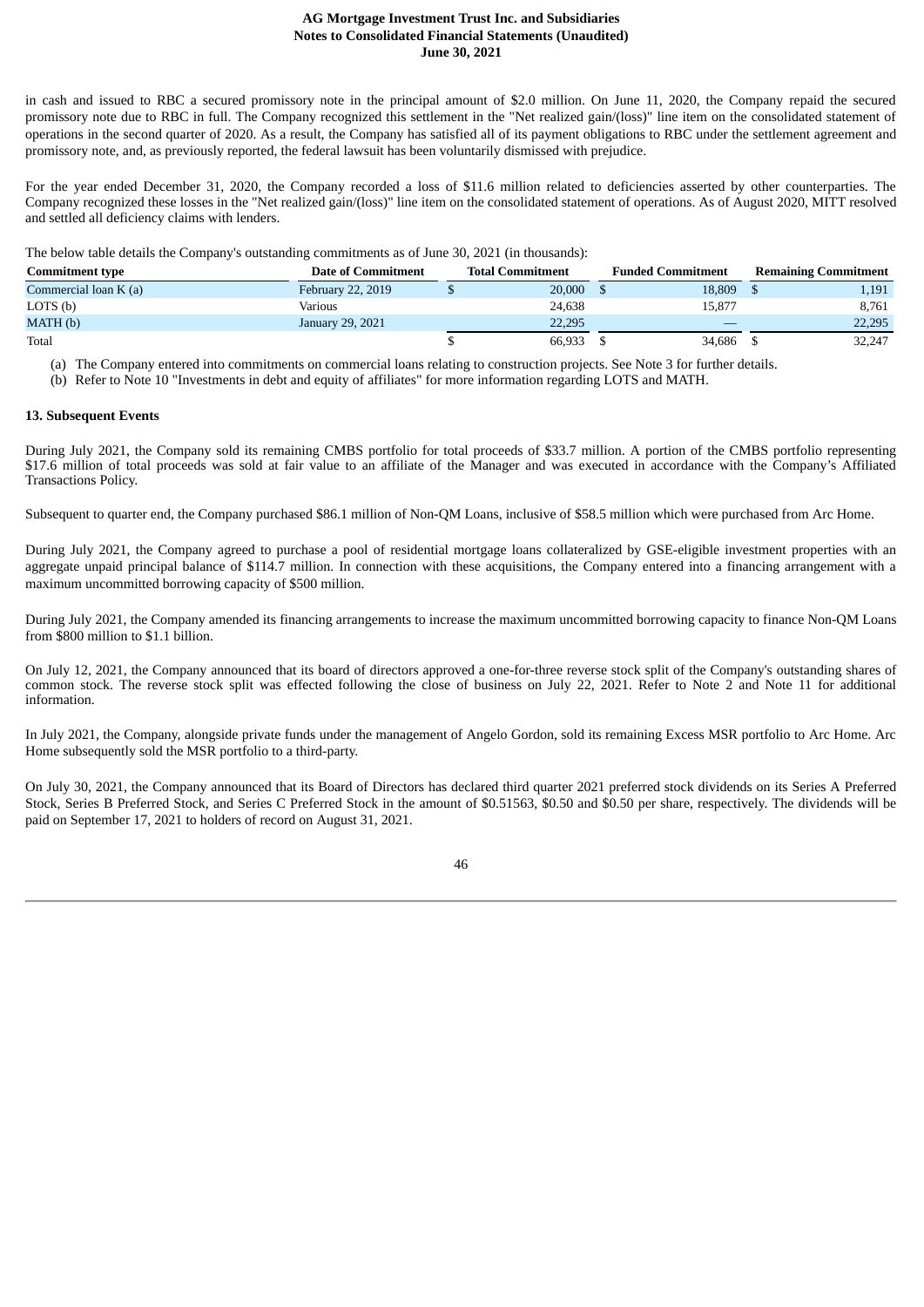in cash and issued to RBC a secured promissory note in the principal amount of $2.0 million. On June 11, 2020, the Company repaid the secured promissory note due to RBC in full. The Company recognized this settlement in the "Net realized gain/(loss)" line item on the consolidated statement of operations in the second quarter of 2020. As a result, the Company has satisfied all of its payment obligations to RBC under the settlement agreement and promissory note, and, as previously reported, the federal lawsuit has been voluntarily dismissed with prejudice.

For the year ended December 31, 2020, the Company recorded a loss of $11.6 million related to deficiencies asserted by other counterparties. The Company recognized these losses in the "Net realized gain/(loss)" line item on the consolidated statement of operations. As of August 2020, MITT resolved and settled all deficiency claims with lenders.

The below table details the Company's outstanding commitments as of June 30, 2021 (in thousands):

| Commitment type | Date of Commitment | Total Commitment | Funded Commitment | Remaining Commitment |
|---|---|---|---|---|
| Commercial loan K (a) | February 22, 2019 | $ 20,000 | $ 18,809 | $ 1,191 |
| LOTS (b) | Various | 24,638 | 15,877 | 8,761 |
| MATH (b) | January 29, 2021 | 22,295 | — | 22,295 |
| Total | | $ 66,933 | $ 34,686 | $ 32,247 |

(a) The Company entered into commitments on commercial loans relating to construction projects. See Note 3 for further details.

(b) Refer to Note 10 "Investments in debt and equity of affiliates" for more information regarding LOTS and MATH.

**13. Subsequent Events**

During July 2021, the Company sold its remaining CMBS portfolio for total proceeds of $33.7 million. A portion of the CMBS portfolio representing $17.6 million of total proceeds was sold at fair value to an affiliate of the Manager and was executed in accordance with the Company's Affiliated Transactions Policy.

Subsequent to quarter end, the Company purchased $86.1 million of Non-QM Loans, inclusive of $58.5 million which were purchased from Arc Home.

During July 2021, the Company agreed to purchase a pool of residential mortgage loans collateralized by GSE-eligible investment properties with an aggregate unpaid principal balance of $114.7 million. In connection with these acquisitions, the Company entered into a financing arrangement with a maximum uncommitted borrowing capacity of $500 million.

During July 2021, the Company amended its financing arrangements to increase the maximum uncommitted borrowing capacity to finance Non-QM Loans from $800 million to $1.1 billion.

On July 12, 2021, the Company announced that its board of directors approved a one-for-three reverse stock split of the Company's outstanding shares of common stock. The reverse stock split was effected following the close of business on July 22, 2021. Refer to Note 2 and Note 11 for additional information.

In July 2021, the Company, alongside private funds under the management of Angelo Gordon, sold its remaining Excess MSR portfolio to Arc Home. Arc Home subsequently sold the MSR portfolio to a third-party.

On July 30, 2021, the Company announced that its Board of Directors has declared third quarter 2021 preferred stock dividends on its Series A Preferred Stock, Series B Preferred Stock, and Series C Preferred Stock in the amount of $0.51563, $0.50 and $0.50 per share, respectively. The dividends will be paid on September 17, 2021 to holders of record on August 31, 2021.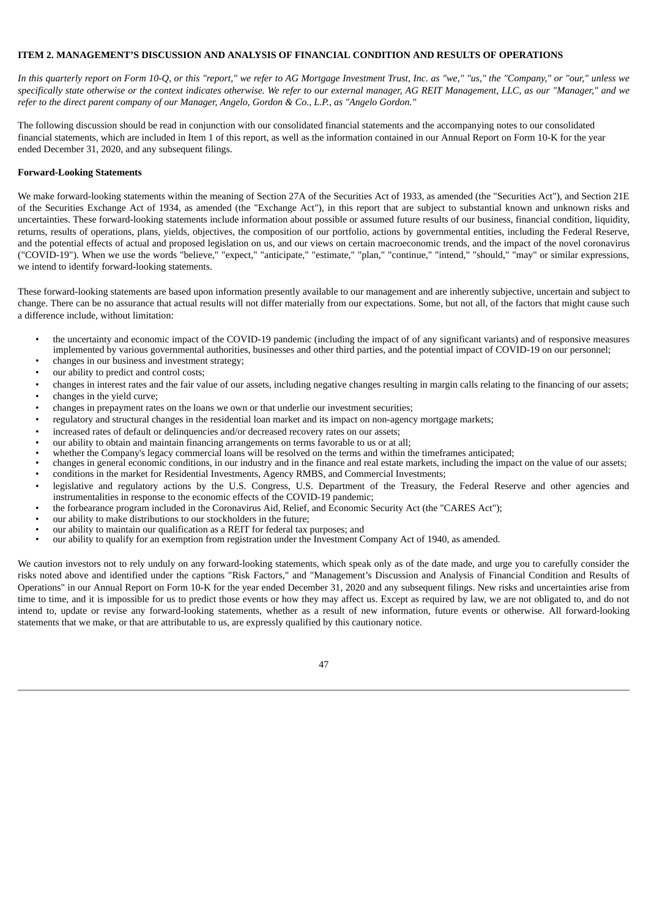**ITEM 2. MANAGEMENT'S DISCUSSION AND ANALYSIS OF FINANCIAL CONDITION AND RESULTS OF OPERATIONS**

*In this quarterly report on Form 10-Q, or this "report," we refer to AG Mortgage Investment Trust, Inc. as "we," "us," the "Company," or "our," unless we specifically state otherwise or the context indicates otherwise. We refer to our external manager, AG REIT Management, LLC, as our "Manager," and we refer to the direct parent company of our Manager, Angelo, Gordon & Co., L.P., as "Angelo Gordon."*

The following discussion should be read in conjunction with our consolidated financial statements and the accompanying notes to our consolidated financial statements, which are included in Item 1 of this report, as well as the information contained in our Annual Report on Form 10-K for the year ended December 31, 2020, and any subsequent filings.

**Forward-Looking Statements**

We make forward-looking statements within the meaning of Section 27A of the Securities Act of 1933, as amended (the "Securities Act"), and Section 21E of the Securities Exchange Act of 1934, as amended (the "Exchange Act"), in this report that are subject to substantial known and unknown risks and uncertainties. These forward-looking statements include information about possible or assumed future results of our business, financial condition, liquidity, returns, results of operations, plans, yields, objectives, the composition of our portfolio, actions by governmental entities, including the Federal Reserve, and the potential effects of actual and proposed legislation on us, and our views on certain macroeconomic trends, and the impact of the novel coronavirus ("COVID-19"). When we use the words "believe," "expect," "anticipate," "estimate," "plan," "continue," "intend," "should," "may" or similar expressions, we intend to identify forward-looking statements.

These forward-looking statements are based upon information presently available to our management and are inherently subjective, uncertain and subject to change. There can be no assurance that actual results will not differ materially from our expectations. Some, but not all, of the factors that might cause such a difference include, without limitation:

- the uncertainty and economic impact of the COVID-19 pandemic (including the impact of of any significant variants) and of responsive measures implemented by various governmental authorities, businesses and other third parties, and the potential impact of COVID-19 on our personnel;
- changes in our business and investment strategy;
- our ability to predict and control costs;
- changes in interest rates and the fair value of our assets, including negative changes resulting in margin calls relating to the financing of our assets;
- changes in the yield curve;
- changes in prepayment rates on the loans we own or that underlie our investment securities;
- regulatory and structural changes in the residential loan market and its impact on non-agency mortgage markets;
- increased rates of default or delinquencies and/or decreased recovery rates on our assets;
- our ability to obtain and maintain financing arrangements on terms favorable to us or at all;
- whether the Company's legacy commercial loans will be resolved on the terms and within the timeframes anticipated;
- changes in general economic conditions, in our industry and in the finance and real estate markets, including the impact on the value of our assets;
- conditions in the market for Residential Investments, Agency RMBS, and Commercial Investments;
- legislative and regulatory actions by the U.S. Congress, U.S. Department of the Treasury, the Federal Reserve and other agencies and instrumentalities in response to the economic effects of the COVID-19 pandemic;
- the forbearance program included in the Coronavirus Aid, Relief, and Economic Security Act (the "CARES Act");
- our ability to make distributions to our stockholders in the future;
- our ability to maintain our qualification as a REIT for federal tax purposes; and
- our ability to qualify for an exemption from registration under the Investment Company Act of 1940, as amended.

We caution investors not to rely unduly on any forward-looking statements, which speak only as of the date made, and urge you to carefully consider the risks noted above and identified under the captions "Risk Factors," and "Management's Discussion and Analysis of Financial Condition and Results of Operations" in our Annual Report on Form 10-K for the year ended December 31, 2020 and any subsequent filings. New risks and uncertainties arise from time to time, and it is impossible for us to predict those events or how they may affect us. Except as required by law, we are not obligated to, and do not intend to, update or revise any forward-looking statements, whether as a result of new information, future events or otherwise. All forward-looking statements that we make, or that are attributable to us, are expressly qualified by this cautionary notice.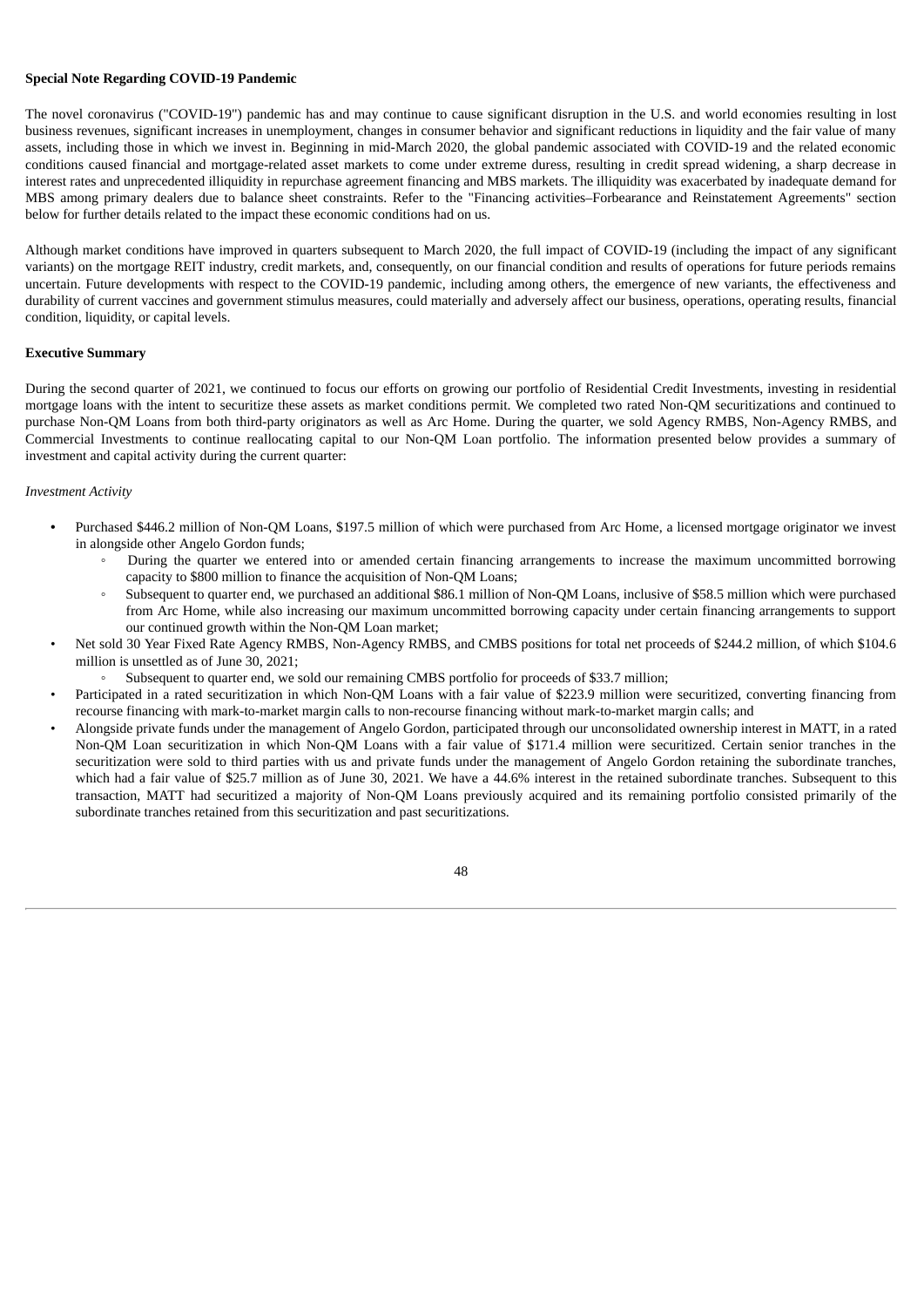**Special Note Regarding COVID-19 Pandemic**

The novel coronavirus ("COVID-19") pandemic has and may continue to cause significant disruption in the U.S. and world economies resulting in lost business revenues, significant increases in unemployment, changes in consumer behavior and significant reductions in liquidity and the fair value of many assets, including those in which we invest in. Beginning in mid-March 2020, the global pandemic associated with COVID-19 and the related economic conditions caused financial and mortgage-related asset markets to come under extreme duress, resulting in credit spread widening, a sharp decrease in interest rates and unprecedented illiquidity in repurchase agreement financing and MBS markets. The illiquidity was exacerbated by inadequate demand for MBS among primary dealers due to balance sheet constraints. Refer to the "Financing activities–Forbearance and Reinstatement Agreements" section below for further details related to the impact these economic conditions had on us.

Although market conditions have improved in quarters subsequent to March 2020, the full impact of COVID-19 (including the impact of any significant variants) on the mortgage REIT industry, credit markets, and, consequently, on our financial condition and results of operations for future periods remains uncertain. Future developments with respect to the COVID-19 pandemic, including among others, the emergence of new variants, the effectiveness and durability of current vaccines and government stimulus measures, could materially and adversely affect our business, operations, operating results, financial condition, liquidity, or capital levels.

**Executive Summary**

During the second quarter of 2021, we continued to focus our efforts on growing our portfolio of Residential Credit Investments, investing in residential mortgage loans with the intent to securitize these assets as market conditions permit. We completed two rated Non-QM securitizations and continued to purchase Non-QM Loans from both third-party originators as well as Arc Home. During the quarter, we sold Agency RMBS, Non-Agency RMBS, and Commercial Investments to continue reallocating capital to our Non-QM Loan portfolio. The information presented below provides a summary of investment and capital activity during the current quarter:

*Investment Activity*

- Purchased $446.2 million of Non-QM Loans, $197.5 million of which were purchased from Arc Home, a licensed mortgage originator we invest in alongside other Angelo Gordon funds;
  - During the quarter we entered into or amended certain financing arrangements to increase the maximum uncommitted borrowing capacity to $800 million to finance the acquisition of Non-QM Loans;
  - Subsequent to quarter end, we purchased an additional $86.1 million of Non-QM Loans, inclusive of $58.5 million which were purchased from Arc Home, while also increasing our maximum uncommitted borrowing capacity under certain financing arrangements to support our continued growth within the Non-QM Loan market;
- Net sold 30 Year Fixed Rate Agency RMBS, Non-Agency RMBS, and CMBS positions for total net proceeds of $244.2 million, of which $104.6 million is unsettled as of June 30, 2021;
  - Subsequent to quarter end, we sold our remaining CMBS portfolio for proceeds of $33.7 million;
- Participated in a rated securitization in which Non-QM Loans with a fair value of $223.9 million were securitized, converting financing from recourse financing with mark-to-market margin calls to non-recourse financing without mark-to-market margin calls; and
- Alongside private funds under the management of Angelo Gordon, participated through our unconsolidated ownership interest in MATT, in a rated Non-QM Loan securitization in which Non-QM Loans with a fair value of $171.4 million were securitized. Certain senior tranches in the securitization were sold to third parties with us and private funds under the management of Angelo Gordon retaining the subordinate tranches, which had a fair value of $25.7 million as of June 30, 2021. We have a 44.6% interest in the retained subordinate tranches. Subsequent to this transaction, MATT had securitized a majority of Non-QM Loans previously acquired and its remaining portfolio consisted primarily of the subordinate tranches retained from this securitization and past securitizations.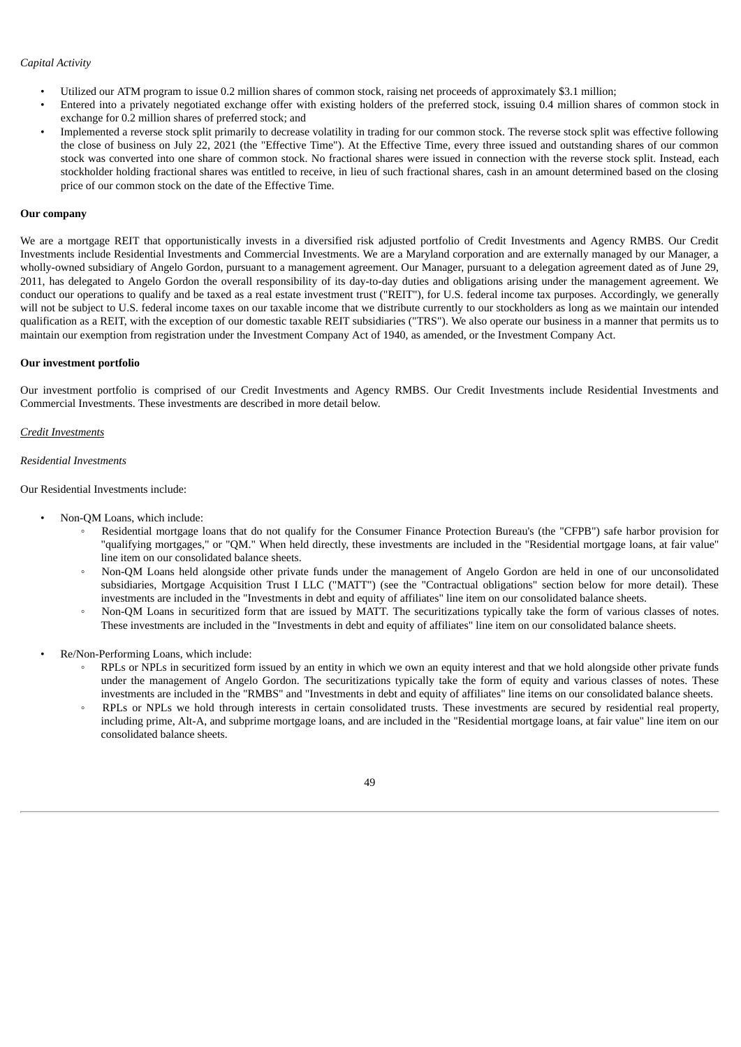*Capital Activity*

- Utilized our ATM program to issue 0.2 million shares of common stock, raising net proceeds of approximately $3.1 million;
- Entered into a privately negotiated exchange offer with existing holders of the preferred stock, issuing 0.4 million shares of common stock in exchange for 0.2 million shares of preferred stock; and
- Implemented a reverse stock split primarily to decrease volatility in trading for our common stock. The reverse stock split was effective following the close of business on July 22, 2021 (the "Effective Time"). At the Effective Time, every three issued and outstanding shares of our common stock was converted into one share of common stock. No fractional shares were issued in connection with the reverse stock split. Instead, each stockholder holding fractional shares was entitled to receive, in lieu of such fractional shares, cash in an amount determined based on the closing price of our common stock on the date of the Effective Time.

**Our company**

We are a mortgage REIT that opportunistically invests in a diversified risk adjusted portfolio of Credit Investments and Agency RMBS. Our Credit Investments include Residential Investments and Commercial Investments. We are a Maryland corporation and are externally managed by our Manager, a wholly-owned subsidiary of Angelo Gordon, pursuant to a management agreement. Our Manager, pursuant to a delegation agreement dated as of June 29, 2011, has delegated to Angelo Gordon the overall responsibility of its day-to-day duties and obligations arising under the management agreement. We conduct our operations to qualify and be taxed as a real estate investment trust ("REIT"), for U.S. federal income tax purposes. Accordingly, we generally will not be subject to U.S. federal income taxes on our taxable income that we distribute currently to our stockholders as long as we maintain our intended qualification as a REIT, with the exception of our domestic taxable REIT subsidiaries ("TRS"). We also operate our business in a manner that permits us to maintain our exemption from registration under the Investment Company Act of 1940, as amended, or the Investment Company Act.

**Our investment portfolio**

Our investment portfolio is comprised of our Credit Investments and Agency RMBS. Our Credit Investments include Residential Investments and Commercial Investments. These investments are described in more detail below.

*Credit Investments*

*Residential Investments*

Our Residential Investments include:

- Non-QM Loans, which include:
  - Residential mortgage loans that do not qualify for the Consumer Finance Protection Bureau's (the "CFPB") safe harbor provision for "qualifying mortgages," or "QM." When held directly, these investments are included in the "Residential mortgage loans, at fair value" line item on our consolidated balance sheets.
  - Non-QM Loans held alongside other private funds under the management of Angelo Gordon are held in one of our unconsolidated subsidiaries, Mortgage Acquisition Trust I LLC ("MATT") (see the "Contractual obligations" section below for more detail). These investments are included in the "Investments in debt and equity of affiliates" line item on our consolidated balance sheets.
  - Non-QM Loans in securitized form that are issued by MATT. The securitizations typically take the form of various classes of notes. These investments are included in the "Investments in debt and equity of affiliates" line item on our consolidated balance sheets.
- Re/Non-Performing Loans, which include:
  - RPLs or NPLs in securitized form issued by an entity in which we own an equity interest and that we hold alongside other private funds under the management of Angelo Gordon. The securitizations typically take the form of equity and various classes of notes. These investments are included in the "RMBS" and "Investments in debt and equity of affiliates" line items on our consolidated balance sheets.
  - RPLs or NPLs we hold through interests in certain consolidated trusts. These investments are secured by residential real property, including prime, Alt-A, and subprime mortgage loans, and are included in the "Residential mortgage loans, at fair value" line item on our consolidated balance sheets.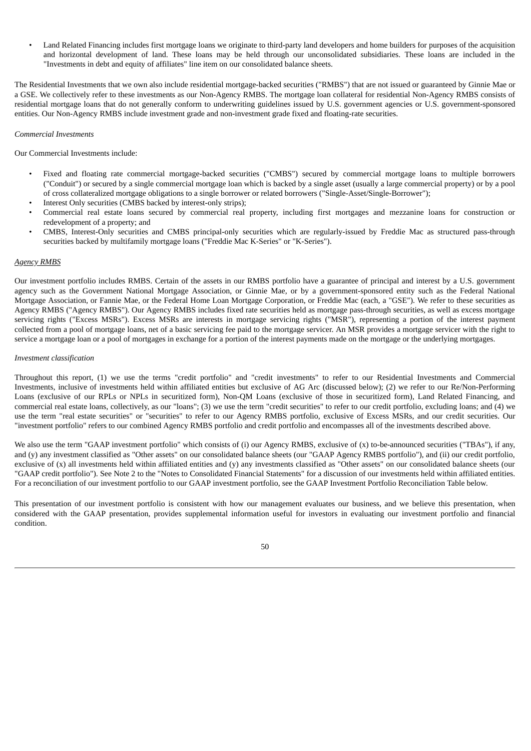- Land Related Financing includes first mortgage loans we originate to third-party land developers and home builders for purposes of the acquisition and horizontal development of land. These loans may be held through our unconsolidated subsidiaries. These loans are included in the "Investments in debt and equity of affiliates" line item on our consolidated balance sheets.

The Residential Investments that we own also include residential mortgage-backed securities ("RMBS") that are not issued or guaranteed by Ginnie Mae or a GSE. We collectively refer to these investments as our Non-Agency RMBS. The mortgage loan collateral for residential Non-Agency RMBS consists of residential mortgage loans that do not generally conform to underwriting guidelines issued by U.S. government agencies or U.S. government-sponsored entities. Our Non-Agency RMBS include investment grade and non-investment grade fixed and floating-rate securities.

*Commercial Investments*

Our Commercial Investments include:

- Fixed and floating rate commercial mortgage-backed securities ("CMBS") secured by commercial mortgage loans to multiple borrowers ("Conduit") or secured by a single commercial mortgage loan which is backed by a single asset (usually a large commercial property) or by a pool of cross collateralized mortgage obligations to a single borrower or related borrowers ("Single-Asset/Single-Borrower");
- Interest Only securities (CMBS backed by interest-only strips);
- Commercial real estate loans secured by commercial real property, including first mortgages and mezzanine loans for construction or redevelopment of a property; and
- CMBS, Interest-Only securities and CMBS principal-only securities which are regularly-issued by Freddie Mac as structured pass-through securities backed by multifamily mortgage loans ("Freddie Mac K-Series" or "K-Series").

*Agency RMBS*

Our investment portfolio includes RMBS. Certain of the assets in our RMBS portfolio have a guarantee of principal and interest by a U.S. government agency such as the Government National Mortgage Association, or Ginnie Mae, or by a government-sponsored entity such as the Federal National Mortgage Association, or Fannie Mae, or the Federal Home Loan Mortgage Corporation, or Freddie Mac (each, a "GSE"). We refer to these securities as Agency RMBS ("Agency RMBS"). Our Agency RMBS includes fixed rate securities held as mortgage pass-through securities, as well as excess mortgage servicing rights ("Excess MSRs"). Excess MSRs are interests in mortgage servicing rights ("MSR"), representing a portion of the interest payment collected from a pool of mortgage loans, net of a basic servicing fee paid to the mortgage servicer. An MSR provides a mortgage servicer with the right to service a mortgage loan or a pool of mortgages in exchange for a portion of the interest payments made on the mortgage or the underlying mortgages.

*Investment classification*

Throughout this report, (1) we use the terms "credit portfolio" and "credit investments" to refer to our Residential Investments and Commercial Investments, inclusive of investments held within affiliated entities but exclusive of AG Arc (discussed below); (2) we refer to our Re/Non-Performing Loans (exclusive of our RPLs or NPLs in securitized form), Non-QM Loans (exclusive of those in securitized form), Land Related Financing, and commercial real estate loans, collectively, as our "loans"; (3) we use the term "credit securities" to refer to our credit portfolio, excluding loans; and (4) we use the term "real estate securities" or "securities" to refer to our Agency RMBS portfolio, exclusive of Excess MSRs, and our credit securities. Our "investment portfolio" refers to our combined Agency RMBS portfolio and credit portfolio and encompasses all of the investments described above.

We also use the term "GAAP investment portfolio" which consists of (i) our Agency RMBS, exclusive of (x) to-be-announced securities ("TBAs"), if any, and (y) any investment classified as "Other assets" on our consolidated balance sheets (our "GAAP Agency RMBS portfolio"), and (ii) our credit portfolio, exclusive of (x) all investments held within affiliated entities and (y) any investments classified as "Other assets" on our consolidated balance sheets (our "GAAP credit portfolio"). See Note 2 to the "Notes to Consolidated Financial Statements" for a discussion of our investments held within affiliated entities. For a reconciliation of our investment portfolio to our GAAP investment portfolio, see the GAAP Investment Portfolio Reconciliation Table below.

This presentation of our investment portfolio is consistent with how our management evaluates our business, and we believe this presentation, when considered with the GAAP presentation, provides supplemental information useful for investors in evaluating our investment portfolio and financial condition.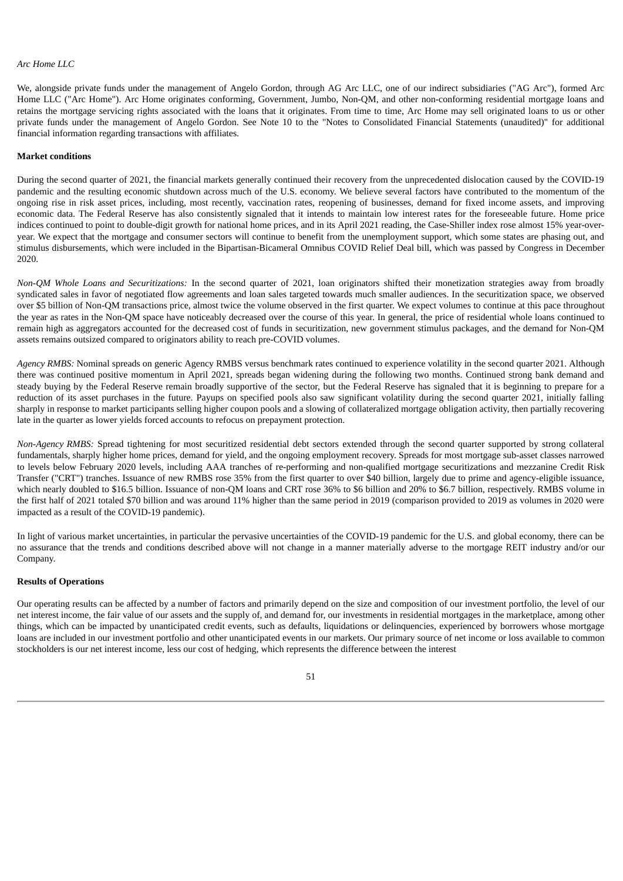*Arc Home LLC*

We, alongside private funds under the management of Angelo Gordon, through AG Arc LLC, one of our indirect subsidiaries ("AG Arc"), formed Arc Home LLC ("Arc Home"). Arc Home originates conforming, Government, Jumbo, Non-QM, and other non-conforming residential mortgage loans and retains the mortgage servicing rights associated with the loans that it originates. From time to time, Arc Home may sell originated loans to us or other private funds under the management of Angelo Gordon. See Note 10 to the "Notes to Consolidated Financial Statements (unaudited)" for additional financial information regarding transactions with affiliates.

**Market conditions**

During the second quarter of 2021, the financial markets generally continued their recovery from the unprecedented dislocation caused by the COVID-19 pandemic and the resulting economic shutdown across much of the U.S. economy. We believe several factors have contributed to the momentum of the ongoing rise in risk asset prices, including, most recently, vaccination rates, reopening of businesses, demand for fixed income assets, and improving economic data. The Federal Reserve has also consistently signaled that it intends to maintain low interest rates for the foreseeable future. Home price indices continued to point to double-digit growth for national home prices, and in its April 2021 reading, the Case-Shiller index rose almost 15% year-over-year. We expect that the mortgage and consumer sectors will continue to benefit from the unemployment support, which some states are phasing out, and stimulus disbursements, which were included in the Bipartisan-Bicameral Omnibus COVID Relief Deal bill, which was passed by Congress in December 2020.

*Non-QM Whole Loans and Securitizations:* In the second quarter of 2021, loan originators shifted their monetization strategies away from broadly syndicated sales in favor of negotiated flow agreements and loan sales targeted towards much smaller audiences. In the securitization space, we observed over $5 billion of Non-QM transactions price, almost twice the volume observed in the first quarter. We expect volumes to continue at this pace throughout the year as rates in the Non-QM space have noticeably decreased over the course of this year. In general, the price of residential whole loans continued to remain high as aggregators accounted for the decreased cost of funds in securitization, new government stimulus packages, and the demand for Non-QM assets remains outsized compared to originators ability to reach pre-COVID volumes.

*Agency RMBS:* Nominal spreads on generic Agency RMBS versus benchmark rates continued to experience volatility in the second quarter 2021. Although there was continued positive momentum in April 2021, spreads began widening during the following two months. Continued strong bank demand and steady buying by the Federal Reserve remain broadly supportive of the sector, but the Federal Reserve has signaled that it is beginning to prepare for a reduction of its asset purchases in the future. Payups on specified pools also saw significant volatility during the second quarter 2021, initially falling sharply in response to market participants selling higher coupon pools and a slowing of collateralized mortgage obligation activity, then partially recovering late in the quarter as lower yields forced accounts to refocus on prepayment protection.

*Non-Agency RMBS:* Spread tightening for most securitized residential debt sectors extended through the second quarter supported by strong collateral fundamentals, sharply higher home prices, demand for yield, and the ongoing employment recovery. Spreads for most mortgage sub-asset classes narrowed to levels below February 2020 levels, including AAA tranches of re-performing and non-qualified mortgage securitizations and mezzanine Credit Risk Transfer ("CRT") tranches. Issuance of new RMBS rose 35% from the first quarter to over $40 billion, largely due to prime and agency-eligible issuance, which nearly doubled to $16.5 billion. Issuance of non-QM loans and CRT rose 36% to $6 billion and 20% to $6.7 billion, respectively. RMBS volume in the first half of 2021 totaled $70 billion and was around 11% higher than the same period in 2019 (comparison provided to 2019 as volumes in 2020 were impacted as a result of the COVID-19 pandemic).

In light of various market uncertainties, in particular the pervasive uncertainties of the COVID-19 pandemic for the U.S. and global economy, there can be no assurance that the trends and conditions described above will not change in a manner materially adverse to the mortgage REIT industry and/or our Company.

**Results of Operations**

Our operating results can be affected by a number of factors and primarily depend on the size and composition of our investment portfolio, the level of our net interest income, the fair value of our assets and the supply of, and demand for, our investments in residential mortgages in the marketplace, among other things, which can be impacted by unanticipated credit events, such as defaults, liquidations or delinquencies, experienced by borrowers whose mortgage loans are included in our investment portfolio and other unanticipated events in our markets. Our primary source of net income or loss available to common stockholders is our net interest income, less our cost of hedging, which represents the difference between the interest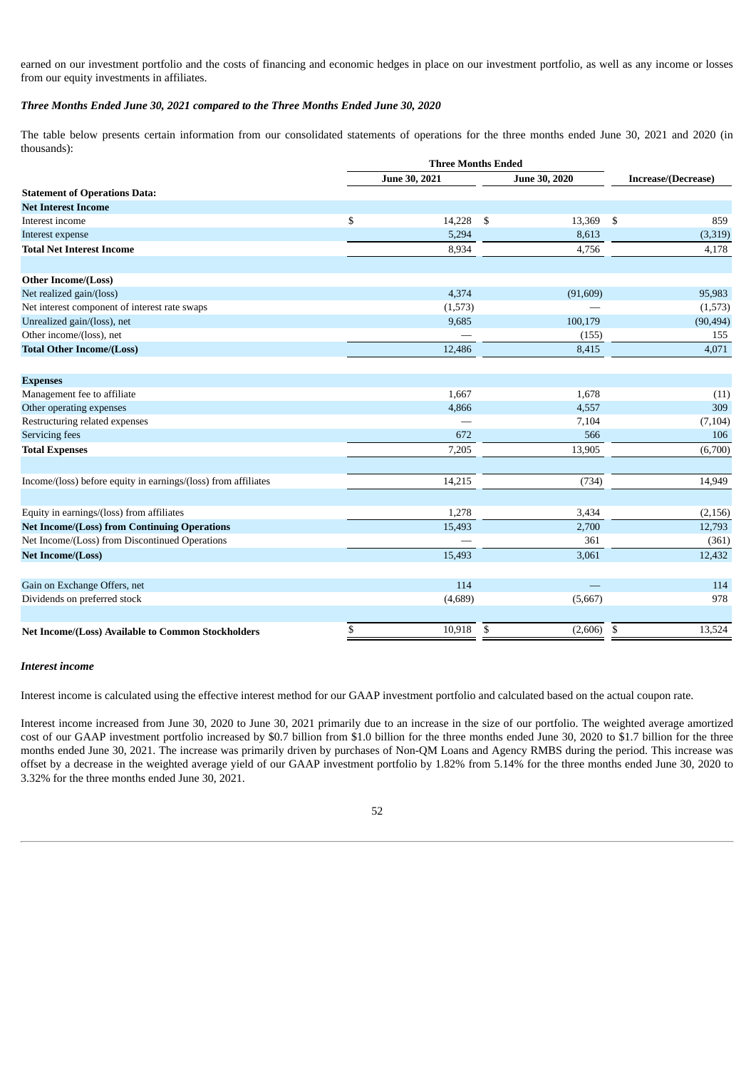earned on our investment portfolio and the costs of financing and economic hedges in place on our investment portfolio, as well as any income or losses from our equity investments in affiliates.

***Three Months Ended June 30, 2021 compared to the Three Months Ended June 30, 2020***

The table below presents certain information from our consolidated statements of operations for the three months ended June 30, 2021 and 2020 (in thousands):

| | Three Months Ended | | |
|---|---|---|---|
| | June 30, 2021 | June 30, 2020 | Increase/(Decrease) |
| **Statement of Operations Data:** | | | |
| **Net Interest Income** | | | |
| Interest income | $ 14,228 | $ 13,369 | $ 859 |
| Interest expense | 5,294 | 8,613 | (3,319) |
| **Total Net Interest Income** | 8,934 | 4,756 | 4,178 |
| | | | |
| **Other Income/(Loss)** | | | |
| Net realized gain/(loss) | 4,374 | (91,609) | 95,983 |
| Net interest component of interest rate swaps | (1,573) | — | (1,573) |
| Unrealized gain/(loss), net | 9,685 | 100,179 | (90,494) |
| Other income/(loss), net | — | (155) | 155 |
| **Total Other Income/(Loss)** | 12,486 | 8,415 | 4,071 |
| | | | |
| **Expenses** | | | |
| Management fee to affiliate | 1,667 | 1,678 | (11) |
| Other operating expenses | 4,866 | 4,557 | 309 |
| Restructuring related expenses | — | 7,104 | (7,104) |
| Servicing fees | 672 | 566 | 106 |
| **Total Expenses** | 7,205 | 13,905 | (6,700) |
| | | | |
| Income/(loss) before equity in earnings/(loss) from affiliates | 14,215 | (734) | 14,949 |
| | | | |
| Equity in earnings/(loss) from affiliates | 1,278 | 3,434 | (2,156) |
| **Net Income/(Loss) from Continuing Operations** | 15,493 | 2,700 | 12,793 |
| Net Income/(Loss) from Discontinued Operations | — | 361 | (361) |
| **Net Income/(Loss)** | 15,493 | 3,061 | 12,432 |
| | | | |
| Gain on Exchange Offers, net | 114 | — | 114 |
| Dividends on preferred stock | (4,689) | (5,667) | 978 |
| | | | |
| **Net Income/(Loss) Available to Common Stockholders** | $ 10,918 | $ (2,606) | $ 13,524 |

***Interest income***

Interest income is calculated using the effective interest method for our GAAP investment portfolio and calculated based on the actual coupon rate.

Interest income increased from June 30, 2020 to June 30, 2021 primarily due to an increase in the size of our portfolio. The weighted average amortized cost of our GAAP investment portfolio increased by $0.7 billion from $1.0 billion for the three months ended June 30, 2020 to $1.7 billion for the three months ended June 30, 2021. The increase was primarily driven by purchases of Non-QM Loans and Agency RMBS during the period. This increase was offset by a decrease in the weighted average yield of our GAAP investment portfolio by 1.82% from 5.14% for the three months ended June 30, 2020 to 3.32% for the three months ended June 30, 2021.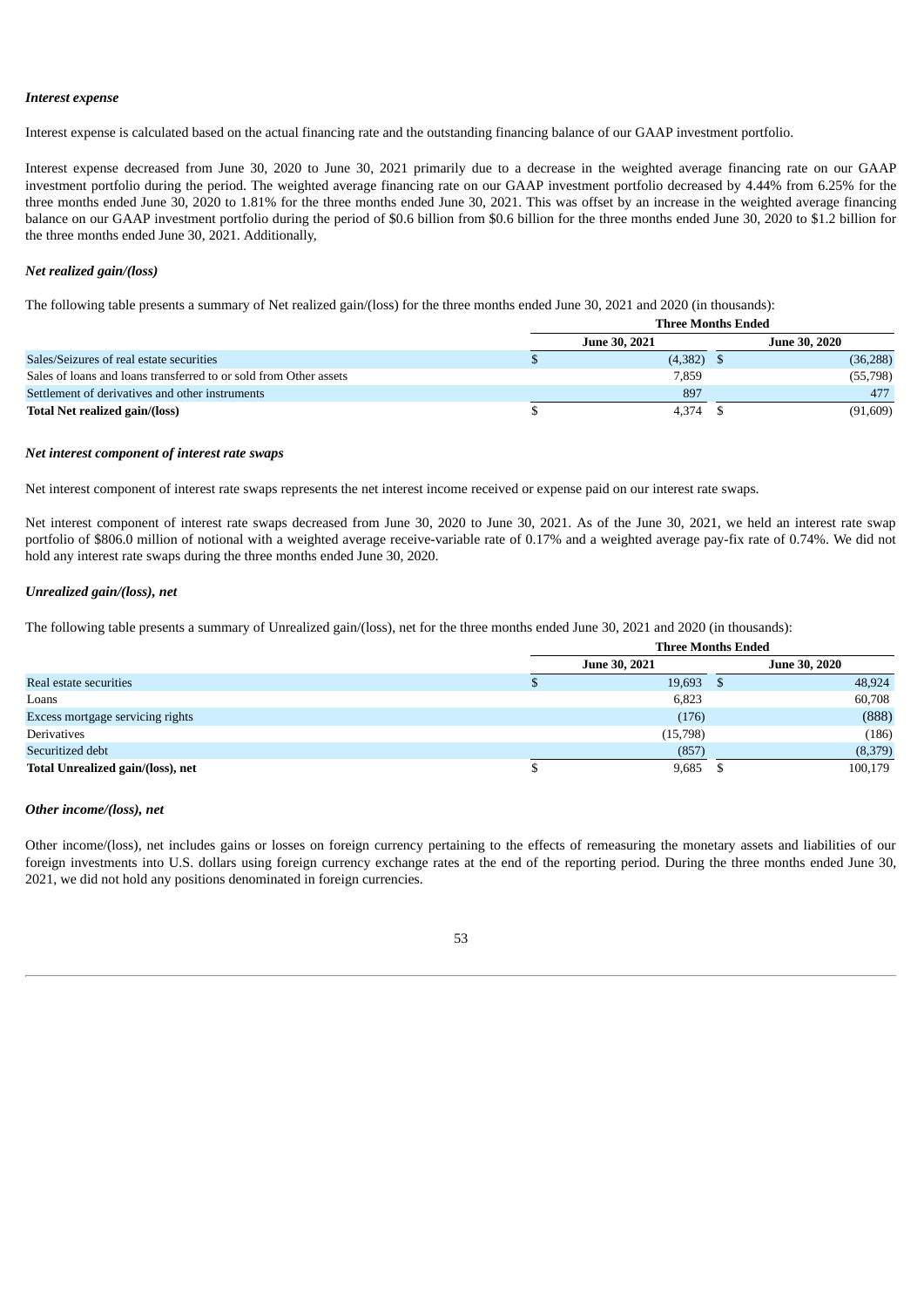*Interest expense*

Interest expense is calculated based on the actual financing rate and the outstanding financing balance of our GAAP investment portfolio.

Interest expense decreased from June 30, 2020 to June 30, 2021 primarily due to a decrease in the weighted average financing rate on our GAAP investment portfolio during the period. The weighted average financing rate on our GAAP investment portfolio decreased by 4.44% from 6.25% for the three months ended June 30, 2020 to 1.81% for the three months ended June 30, 2021. This was offset by an increase in the weighted average financing balance on our GAAP investment portfolio during the period of $0.6 billion from $0.6 billion for the three months ended June 30, 2020 to $1.2 billion for the three months ended June 30, 2021. Additionally,

*Net realized gain/(loss)*

The following table presents a summary of Net realized gain/(loss) for the three months ended June 30, 2021 and 2020 (in thousands):

| | Three Months Ended | |
|---|---|---|
| | June 30, 2021 | June 30, 2020 |
| Sales/Seizures of real estate securities | $ (4,382) | $ (36,288) |
| Sales of loans and loans transferred to or sold from Other assets | 7,859 | (55,798) |
| Settlement of derivatives and other instruments | 897 | 477 |
| **Total Net realized gain/(loss)** | $ 4,374 | $ (91,609) |

*Net interest component of interest rate swaps*

Net interest component of interest rate swaps represents the net interest income received or expense paid on our interest rate swaps.

Net interest component of interest rate swaps decreased from June 30, 2020 to June 30, 2021. As of the June 30, 2021, we held an interest rate swap portfolio of $806.0 million of notional with a weighted average receive-variable rate of 0.17% and a weighted average pay-fix rate of 0.74%. We did not hold any interest rate swaps during the three months ended June 30, 2020.

*Unrealized gain/(loss), net*

The following table presents a summary of Unrealized gain/(loss), net for the three months ended June 30, 2021 and 2020 (in thousands):

| | Three Months Ended | |
|---|---|---|
| | June 30, 2021 | June 30, 2020 |
| Real estate securities | $ 19,693 | $ 48,924 |
| Loans | 6,823 | 60,708 |
| Excess mortgage servicing rights | (176) | (888) |
| Derivatives | (15,798) | (186) |
| Securitized debt | (857) | (8,379) |
| **Total Unrealized gain/(loss), net** | $ 9,685 | $ 100,179 |

*Other income/(loss), net*

Other income/(loss), net includes gains or losses on foreign currency pertaining to the effects of remeasuring the monetary assets and liabilities of our foreign investments into U.S. dollars using foreign currency exchange rates at the end of the reporting period. During the three months ended June 30, 2021, we did not hold any positions denominated in foreign currencies.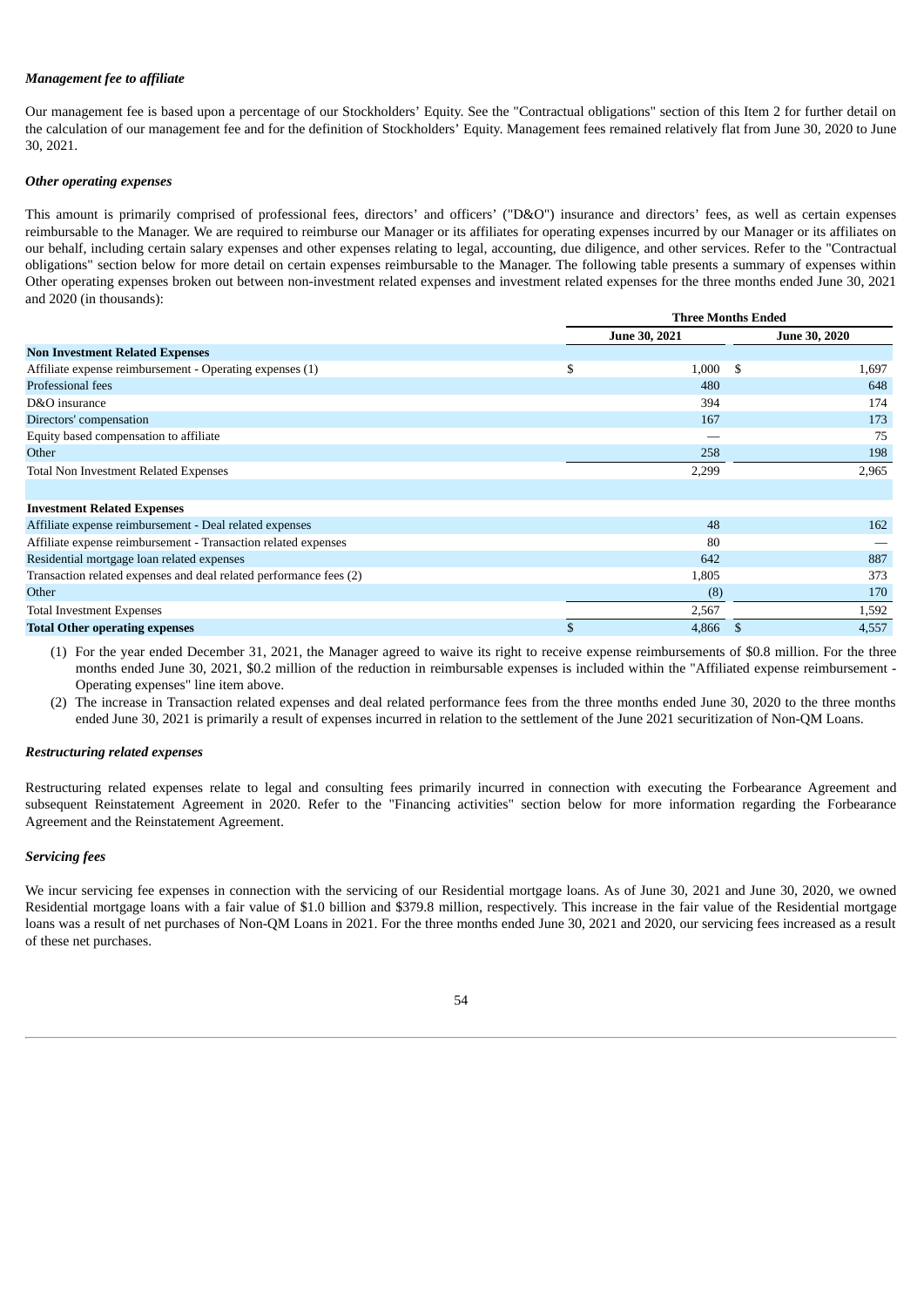***Management fee to affiliate***

Our management fee is based upon a percentage of our Stockholders' Equity. See the "Contractual obligations" section of this Item 2 for further detail on the calculation of our management fee and for the definition of Stockholders' Equity. Management fees remained relatively flat from June 30, 2020 to June 30, 2021.

***Other operating expenses***

This amount is primarily comprised of professional fees, directors' and officers' ("D&O") insurance and directors' fees, as well as certain expenses reimbursable to the Manager. We are required to reimburse our Manager or its affiliates for operating expenses incurred by our Manager or its affiliates on our behalf, including certain salary expenses and other expenses relating to legal, accounting, due diligence, and other services. Refer to the "Contractual obligations" section below for more detail on certain expenses reimbursable to the Manager. The following table presents a summary of expenses within Other operating expenses broken out between non-investment related expenses and investment related expenses for the three months ended June 30, 2021 and 2020 (in thousands):

| | Three Months Ended | |
|---|---|---|
| | June 30, 2021 | June 30, 2020 |
| **Non Investment Related Expenses** | | |
| Affiliate expense reimbursement - Operating expenses (1) | $ 1,000 | $ 1,697 |
| Professional fees | 480 | 648 |
| D&O insurance | 394 | 174 |
| Directors' compensation | 167 | 173 |
| Equity based compensation to affiliate | — | 75 |
| Other | 258 | 198 |
| Total Non Investment Related Expenses | 2,299 | 2,965 |
| | | |
| **Investment Related Expenses** | | |
| Affiliate expense reimbursement - Deal related expenses | 48 | 162 |
| Affiliate expense reimbursement - Transaction related expenses | 80 | — |
| Residential mortgage loan related expenses | 642 | 887 |
| Transaction related expenses and deal related performance fees (2) | 1,805 | 373 |
| Other | (8) | 170 |
| Total Investment Expenses | 2,567 | 1,592 |
| **Total Other operating expenses** | $ 4,866 | $ 4,557 |

(1) For the year ended December 31, 2021, the Manager agreed to waive its right to receive expense reimbursements of $0.8 million. For the three months ended June 30, 2021, $0.2 million of the reduction in reimbursable expenses is included within the "Affiliated expense reimbursement - Operating expenses" line item above.

(2) The increase in Transaction related expenses and deal related performance fees from the three months ended June 30, 2020 to the three months ended June 30, 2021 is primarily a result of expenses incurred in relation to the settlement of the June 2021 securitization of Non-QM Loans.

***Restructuring related expenses***

Restructuring related expenses relate to legal and consulting fees primarily incurred in connection with executing the Forbearance Agreement and subsequent Reinstatement Agreement in 2020. Refer to the "Financing activities" section below for more information regarding the Forbearance Agreement and the Reinstatement Agreement.

***Servicing fees***

We incur servicing fee expenses in connection with the servicing of our Residential mortgage loans. As of June 30, 2021 and June 30, 2020, we owned Residential mortgage loans with a fair value of $1.0 billion and $379.8 million, respectively. This increase in the fair value of the Residential mortgage loans was a result of net purchases of Non-QM Loans in 2021. For the three months ended June 30, 2021 and 2020, our servicing fees increased as a result of these net purchases.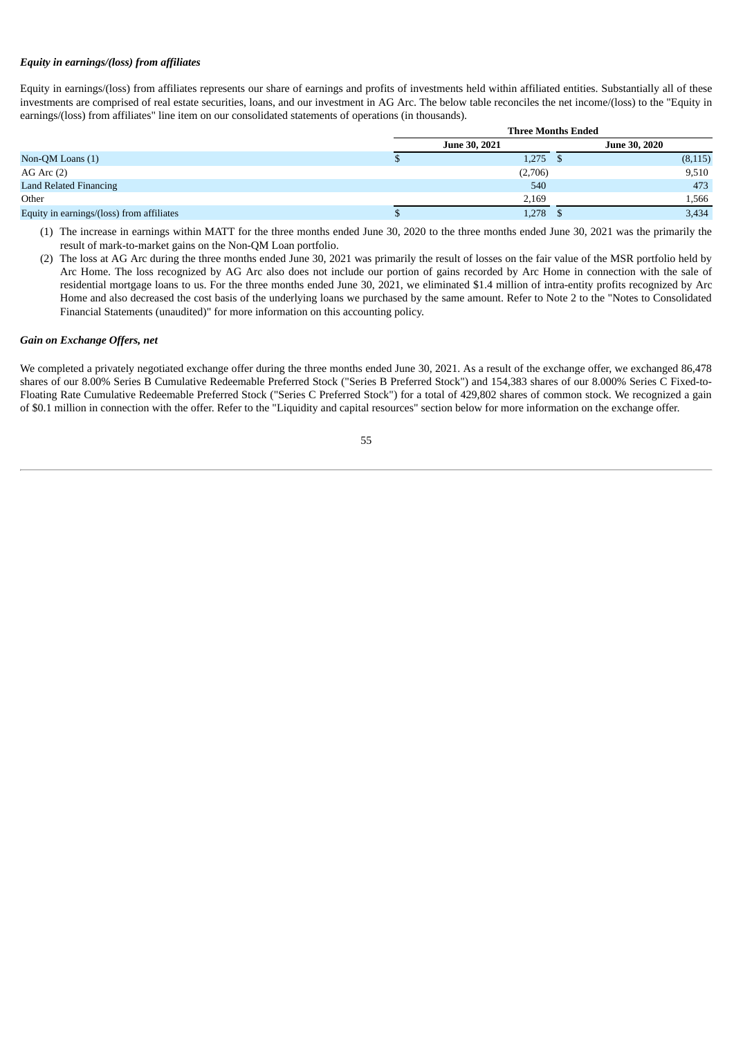***Equity in earnings/(loss) from affiliates***

Equity in earnings/(loss) from affiliates represents our share of earnings and profits of investments held within affiliated entities. Substantially all of these investments are comprised of real estate securities, loans, and our investment in AG Arc. The below table reconciles the net income/(loss) to the "Equity in earnings/(loss) from affiliates" line item on our consolidated statements of operations (in thousands).

| | Three Months Ended | |
|---|---|---|
| | June 30, 2021 | June 30, 2020 |
| Non-QM Loans (1) | $ 1,275 | $ (8,115) |
| AG Arc (2) | (2,706) | 9,510 |
| Land Related Financing | 540 | 473 |
| Other | 2,169 | 1,566 |
| Equity in earnings/(loss) from affiliates | $ 1,278 | $ 3,434 |

(1) The increase in earnings within MATT for the three months ended June 30, 2020 to the three months ended June 30, 2021 was the primarily the result of mark-to-market gains on the Non-QM Loan portfolio.

(2) The loss at AG Arc during the three months ended June 30, 2021 was primarily the result of losses on the fair value of the MSR portfolio held by Arc Home. The loss recognized by AG Arc also does not include our portion of gains recorded by Arc Home in connection with the sale of residential mortgage loans to us. For the three months ended June 30, 2021, we eliminated $1.4 million of intra-entity profits recognized by Arc Home and also decreased the cost basis of the underlying loans we purchased by the same amount. Refer to Note 2 to the "Notes to Consolidated Financial Statements (unaudited)" for more information on this accounting policy.

***Gain on Exchange Offers, net***

We completed a privately negotiated exchange offer during the three months ended June 30, 2021. As a result of the exchange offer, we exchanged 86,478 shares of our 8.00% Series B Cumulative Redeemable Preferred Stock ("Series B Preferred Stock") and 154,383 shares of our 8.000% Series C Fixed-to-Floating Rate Cumulative Redeemable Preferred Stock ("Series C Preferred Stock") for a total of 429,802 shares of common stock. We recognized a gain of $0.1 million in connection with the offer. Refer to the "Liquidity and capital resources" section below for more information on the exchange offer.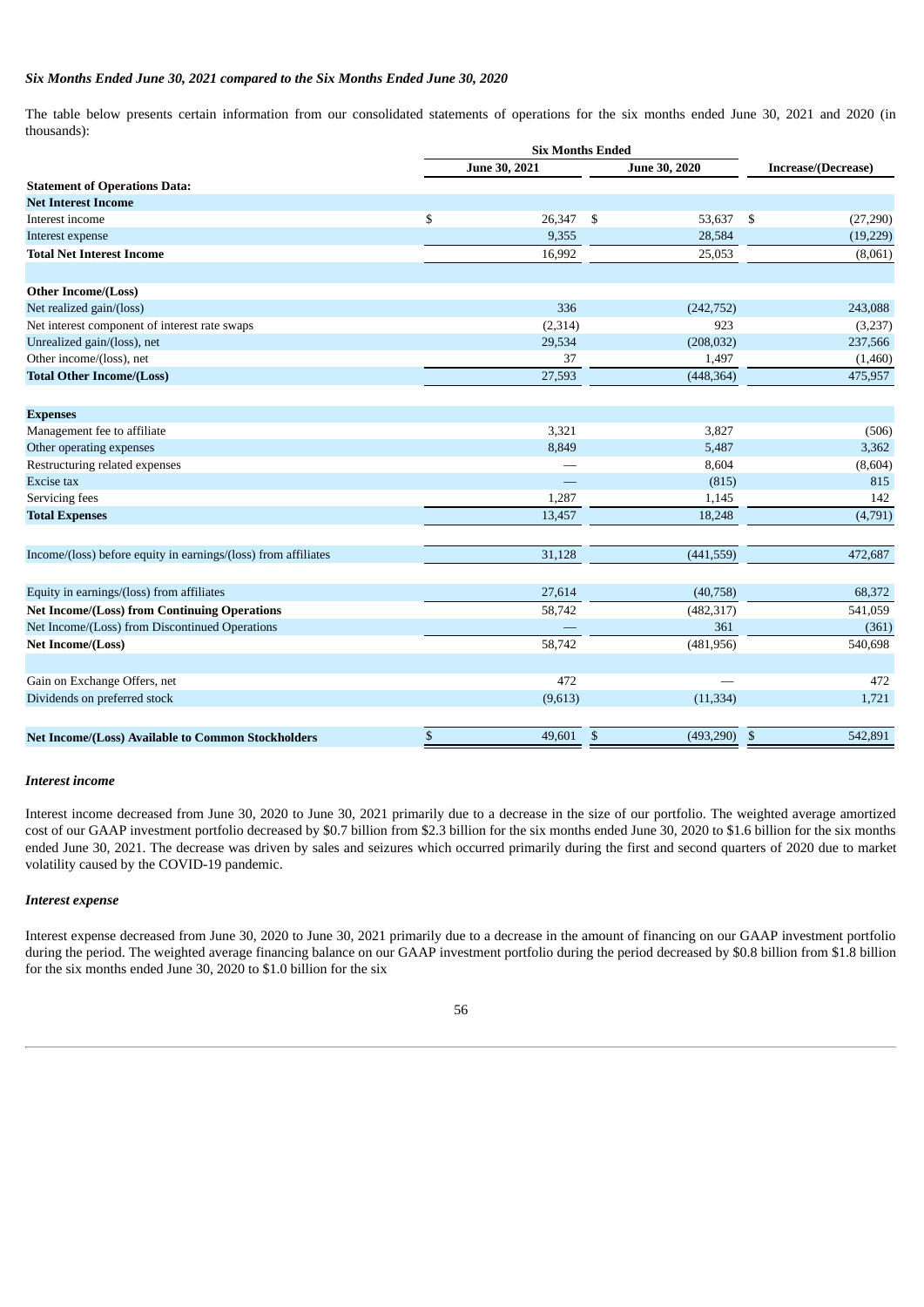*Six Months Ended June 30, 2021 compared to the Six Months Ended June 30, 2020*

The table below presents certain information from our consolidated statements of operations for the six months ended June 30, 2021 and 2020 (in thousands):

| | Six Months Ended | | |
|---|---|---|---|
| | June 30, 2021 | June 30, 2020 | Increase/(Decrease) |
| **Statement of Operations Data:** | | | |
| **Net Interest Income** | | | |
| Interest income | $ 26,347 | $ 53,637 | $ (27,290) |
| Interest expense | 9,355 | 28,584 | (19,229) |
| **Total Net Interest Income** | 16,992 | 25,053 | (8,061) |
| | | | |
| **Other Income/(Loss)** | | | |
| Net realized gain/(loss) | 336 | (242,752) | 243,088 |
| Net interest component of interest rate swaps | (2,314) | 923 | (3,237) |
| Unrealized gain/(loss), net | 29,534 | (208,032) | 237,566 |
| Other income/(loss), net | 37 | 1,497 | (1,460) |
| **Total Other Income/(Loss)** | 27,593 | (448,364) | 475,957 |
| | | | |
| **Expenses** | | | |
| Management fee to affiliate | 3,321 | 3,827 | (506) |
| Other operating expenses | 8,849 | 5,487 | 3,362 |
| Restructuring related expenses | — | 8,604 | (8,604) |
| Excise tax | — | (815) | 815 |
| Servicing fees | 1,287 | 1,145 | 142 |
| **Total Expenses** | 13,457 | 18,248 | (4,791) |
| | | | |
| Income/(loss) before equity in earnings/(loss) from affiliates | 31,128 | (441,559) | 472,687 |
| | | | |
| Equity in earnings/(loss) from affiliates | 27,614 | (40,758) | 68,372 |
| **Net Income/(Loss) from Continuing Operations** | 58,742 | (482,317) | 541,059 |
| Net Income/(Loss) from Discontinued Operations | — | 361 | (361) |
| **Net Income/(Loss)** | 58,742 | (481,956) | 540,698 |
| | | | |
| Gain on Exchange Offers, net | 472 | — | 472 |
| Dividends on preferred stock | (9,613) | (11,334) | 1,721 |
| | | | |
| **Net Income/(Loss) Available to Common Stockholders** | $ 49,601 | $ (493,290) | $ 542,891 |

***Interest income***

Interest income decreased from June 30, 2020 to June 30, 2021 primarily due to a decrease in the size of our portfolio. The weighted average amortized cost of our GAAP investment portfolio decreased by $0.7 billion from $2.3 billion for the six months ended June 30, 2020 to $1.6 billion for the six months ended June 30, 2021. The decrease was driven by sales and seizures which occurred primarily during the first and second quarters of 2020 due to market volatility caused by the COVID-19 pandemic.

***Interest expense***

Interest expense decreased from June 30, 2020 to June 30, 2021 primarily due to a decrease in the amount of financing on our GAAP investment portfolio during the period. The weighted average financing balance on our GAAP investment portfolio during the period decreased by $0.8 billion from $1.8 billion for the six months ended June 30, 2020 to $1.0 billion for the six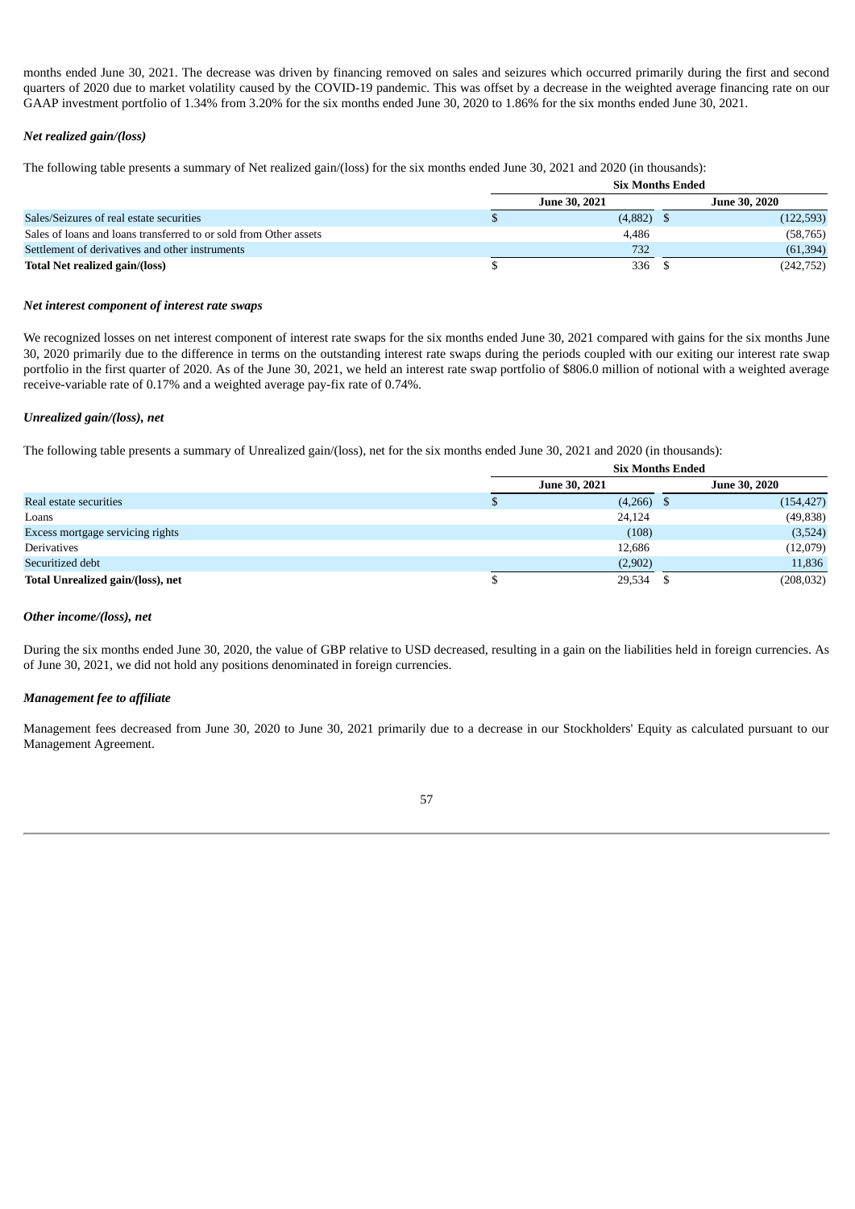months ended June 30, 2021. The decrease was driven by financing removed on sales and seizures which occurred primarily during the first and second quarters of 2020 due to market volatility caused by the COVID-19 pandemic. This was offset by a decrease in the weighted average financing rate on our GAAP investment portfolio of 1.34% from 3.20% for the six months ended June 30, 2020 to 1.86% for the six months ended June 30, 2021.

***Net realized gain/(loss)***

The following table presents a summary of Net realized gain/(loss) for the six months ended June 30, 2021 and 2020 (in thousands):

| | Six Months Ended | |
|---|---|---|
| | June 30, 2021 | June 30, 2020 |
| Sales/Seizures of real estate securities | $ (4,882) | $ (122,593) |
| Sales of loans and loans transferred to or sold from Other assets | 4,486 | (58,765) |
| Settlement of derivatives and other instruments | 732 | (61,394) |
| **Total Net realized gain/(loss)** | $ 336 | $ (242,752) |

***Net interest component of interest rate swaps***

We recognized losses on net interest component of interest rate swaps for the six months ended June 30, 2021 compared with gains for the six months June 30, 2020 primarily due to the difference in terms on the outstanding interest rate swaps during the periods coupled with our exiting our interest rate swap portfolio in the first quarter of 2020. As of the June 30, 2021, we held an interest rate swap portfolio of $806.0 million of notional with a weighted average receive-variable rate of 0.17% and a weighted average pay-fix rate of 0.74%.

***Unrealized gain/(loss), net***

The following table presents a summary of Unrealized gain/(loss), net for the six months ended June 30, 2021 and 2020 (in thousands):

| | Six Months Ended | |
|---|---|---|
| | June 30, 2021 | June 30, 2020 |
| Real estate securities | $ (4,266) | $ (154,427) |
| Loans | 24,124 | (49,838) |
| Excess mortgage servicing rights | (108) | (3,524) |
| Derivatives | 12,686 | (12,079) |
| Securitized debt | (2,902) | 11,836 |
| **Total Unrealized gain/(loss), net** | $ 29,534 | $ (208,032) |

***Other income/(loss), net***

During the six months ended June 30, 2020, the value of GBP relative to USD decreased, resulting in a gain on the liabilities held in foreign currencies. As of June 30, 2021, we did not hold any positions denominated in foreign currencies.

***Management fee to affiliate***

Management fees decreased from June 30, 2020 to June 30, 2021 primarily due to a decrease in our Stockholders' Equity as calculated pursuant to our Management Agreement.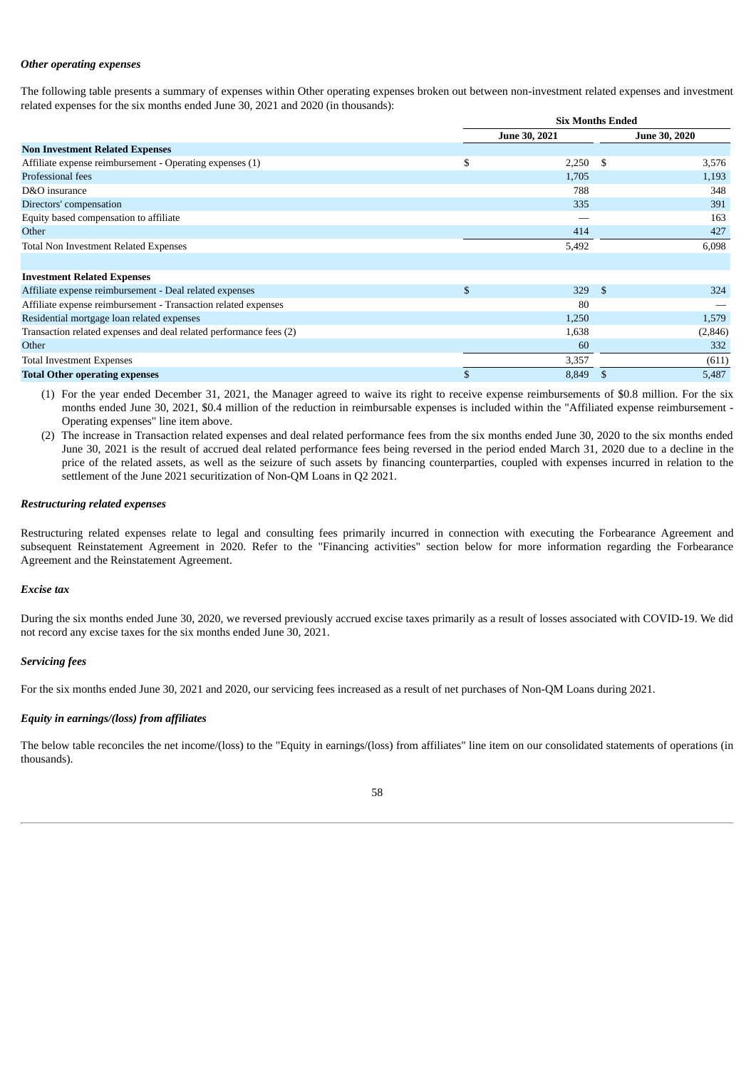### *Other operating expenses*

The following table presents a summary of expenses within Other operating expenses broken out between non-investment related expenses and investment related expenses for the six months ended June 30, 2021 and 2020 (in thousands):

| | Six Months Ended | |
|---|---|---|
| | June 30, 2021 | June 30, 2020 |
| **Non Investment Related Expenses** | | |
| Affiliate expense reimbursement - Operating expenses (1) | $ 2,250 | $ 3,576 |
| Professional fees | 1,705 | 1,193 |
| D&O insurance | 788 | 348 |
| Directors' compensation | 335 | 391 |
| Equity based compensation to affiliate | — | 163 |
| Other | 414 | 427 |
| Total Non Investment Related Expenses | 5,492 | 6,098 |
| | | |
| **Investment Related Expenses** | | |
| Affiliate expense reimbursement - Deal related expenses | $ 329 | $ 324 |
| Affiliate expense reimbursement - Transaction related expenses | 80 | — |
| Residential mortgage loan related expenses | 1,250 | 1,579 |
| Transaction related expenses and deal related performance fees (2) | 1,638 | (2,846) |
| Other | 60 | 332 |
| Total Investment Expenses | 3,357 | (611) |
| **Total Other operating expenses** | $ 8,849 | $ 5,487 |

(1) For the year ended December 31, 2021, the Manager agreed to waive its right to receive expense reimbursements of $0.8 million. For the six months ended June 30, 2021, $0.4 million of the reduction in reimbursable expenses is included within the "Affiliated expense reimbursement - Operating expenses" line item above.

(2) The increase in Transaction related expenses and deal related performance fees from the six months ended June 30, 2020 to the six months ended June 30, 2021 is the result of accrued deal related performance fees being reversed in the period ended March 31, 2020 due to a decline in the price of the related assets, as well as the seizure of such assets by financing counterparties, coupled with expenses incurred in relation to the settlement of the June 2021 securitization of Non-QM Loans in Q2 2021.

### *Restructuring related expenses*

Restructuring related expenses relate to legal and consulting fees primarily incurred in connection with executing the Forbearance Agreement and subsequent Reinstatement Agreement in 2020. Refer to the "Financing activities" section below for more information regarding the Forbearance Agreement and the Reinstatement Agreement.

### *Excise tax*

During the six months ended June 30, 2020, we reversed previously accrued excise taxes primarily as a result of losses associated with COVID-19. We did not record any excise taxes for the six months ended June 30, 2021.

### *Servicing fees*

For the six months ended June 30, 2021 and 2020, our servicing fees increased as a result of net purchases of Non-QM Loans during 2021.

### *Equity in earnings/(loss) from affiliates*

The below table reconciles the net income/(loss) to the "Equity in earnings/(loss) from affiliates" line item on our consolidated statements of operations (in thousands).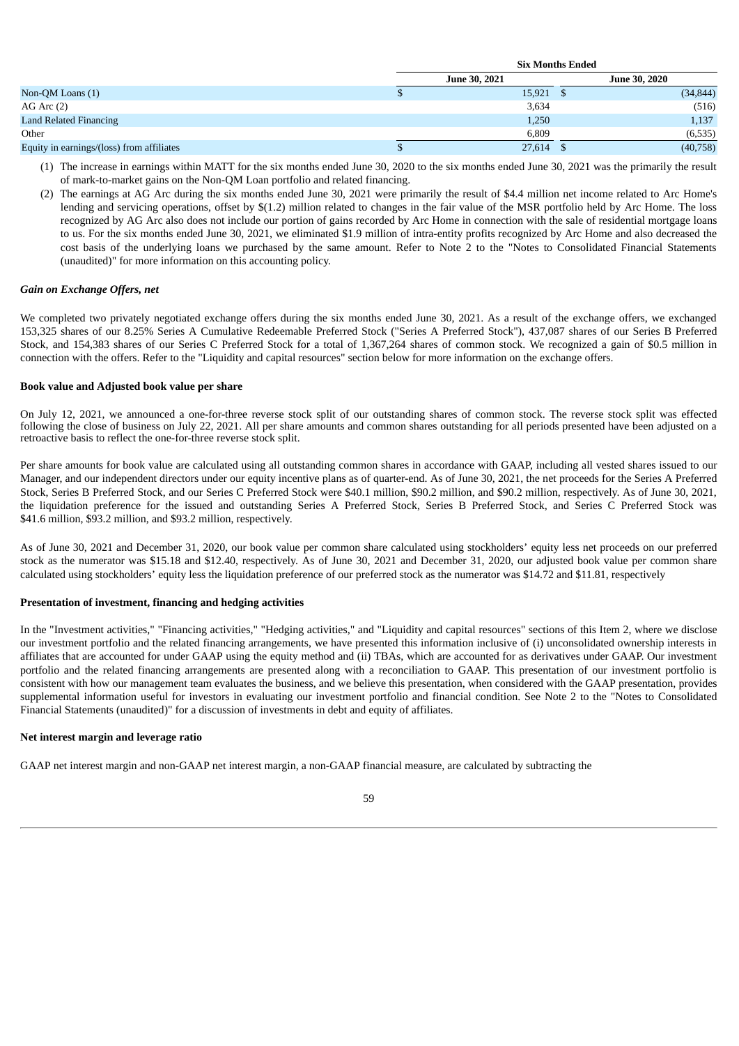| | Six Months Ended | |
|---|---|---|
| | June 30, 2021 | June 30, 2020 |
| Non-QM Loans (1) | $ 15,921 | $ (34,844) |
| AG Arc (2) | 3,634 | (516) |
| Land Related Financing | 1,250 | 1,137 |
| Other | 6,809 | (6,535) |
| Equity in earnings/(loss) from affiliates | $ 27,614 | $ (40,758) |

(1) The increase in earnings within MATT for the six months ended June 30, 2020 to the six months ended June 30, 2021 was the primarily the result of mark-to-market gains on the Non-QM Loan portfolio and related financing.

(2) The earnings at AG Arc during the six months ended June 30, 2021 were primarily the result of $4.4 million net income related to Arc Home's lending and servicing operations, offset by $(1.2) million related to changes in the fair value of the MSR portfolio held by Arc Home. The loss recognized by AG Arc also does not include our portion of gains recorded by Arc Home in connection with the sale of residential mortgage loans to us. For the six months ended June 30, 2021, we eliminated $1.9 million of intra-entity profits recognized by Arc Home and also decreased the cost basis of the underlying loans we purchased by the same amount. Refer to Note 2 to the "Notes to Consolidated Financial Statements (unaudited)" for more information on this accounting policy.

***Gain on Exchange Offers, net***

We completed two privately negotiated exchange offers during the six months ended June 30, 2021. As a result of the exchange offers, we exchanged 153,325 shares of our 8.25% Series A Cumulative Redeemable Preferred Stock ("Series A Preferred Stock"), 437,087 shares of our Series B Preferred Stock, and 154,383 shares of our Series C Preferred Stock for a total of 1,367,264 shares of common stock. We recognized a gain of $0.5 million in connection with the offers. Refer to the "Liquidity and capital resources" section below for more information on the exchange offers.

**Book value and Adjusted book value per share**

On July 12, 2021, we announced a one-for-three reverse stock split of our outstanding shares of common stock. The reverse stock split was effected following the close of business on July 22, 2021. All per share amounts and common shares outstanding for all periods presented have been adjusted on a retroactive basis to reflect the one-for-three reverse stock split.

Per share amounts for book value are calculated using all outstanding common shares in accordance with GAAP, including all vested shares issued to our Manager, and our independent directors under our equity incentive plans as of quarter-end. As of June 30, 2021, the net proceeds for the Series A Preferred Stock, Series B Preferred Stock, and our Series C Preferred Stock were $40.1 million, $90.2 million, and $90.2 million, respectively. As of June 30, 2021, the liquidation preference for the issued and outstanding Series A Preferred Stock, Series B Preferred Stock, and Series C Preferred Stock was $41.6 million, $93.2 million, and $93.2 million, respectively.

As of June 30, 2021 and December 31, 2020, our book value per common share calculated using stockholders' equity less net proceeds on our preferred stock as the numerator was $15.18 and $12.40, respectively. As of June 30, 2021 and December 31, 2020, our adjusted book value per common share calculated using stockholders' equity less the liquidation preference of our preferred stock as the numerator was $14.72 and $11.81, respectively

**Presentation of investment, financing and hedging activities**

In the "Investment activities," "Financing activities," "Hedging activities," and "Liquidity and capital resources" sections of this Item 2, where we disclose our investment portfolio and the related financing arrangements, we have presented this information inclusive of (i) unconsolidated ownership interests in affiliates that are accounted for under GAAP using the equity method and (ii) TBAs, which are accounted for as derivatives under GAAP. Our investment portfolio and the related financing arrangements are presented along with a reconciliation to GAAP. This presentation of our investment portfolio is consistent with how our management team evaluates the business, and we believe this presentation, when considered with the GAAP presentation, provides supplemental information useful for investors in evaluating our investment portfolio and financial condition. See Note 2 to the "Notes to Consolidated Financial Statements (unaudited)" for a discussion of investments in debt and equity of affiliates.

**Net interest margin and leverage ratio**

GAAP net interest margin and non-GAAP net interest margin, a non-GAAP financial measure, are calculated by subtracting the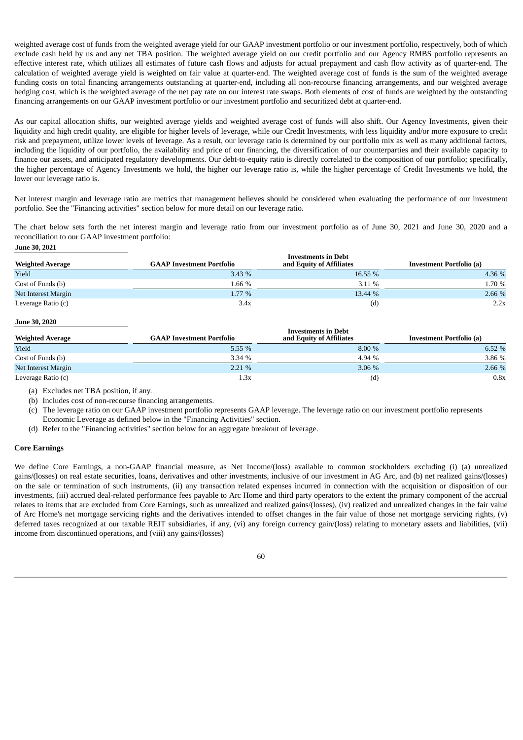weighted average cost of funds from the weighted average yield for our GAAP investment portfolio or our investment portfolio, respectively, both of which exclude cash held by us and any net TBA position. The weighted average yield on our credit portfolio and our Agency RMBS portfolio represents an effective interest rate, which utilizes all estimates of future cash flows and adjusts for actual prepayment and cash flow activity as of quarter-end. The calculation of weighted average yield is weighted on fair value at quarter-end. The weighted average cost of funds is the sum of the weighted average funding costs on total financing arrangements outstanding at quarter-end, including all non-recourse financing arrangements, and our weighted average hedging cost, which is the weighted average of the net pay rate on our interest rate swaps. Both elements of cost of funds are weighted by the outstanding financing arrangements on our GAAP investment portfolio or our investment portfolio and securitized debt at quarter-end.

As our capital allocation shifts, our weighted average yields and weighted average cost of funds will also shift. Our Agency Investments, given their liquidity and high credit quality, are eligible for higher levels of leverage, while our Credit Investments, with less liquidity and/or more exposure to credit risk and prepayment, utilize lower levels of leverage. As a result, our leverage ratio is determined by our portfolio mix as well as many additional factors, including the liquidity of our portfolio, the availability and price of our financing, the diversification of our counterparties and their available capacity to finance our assets, and anticipated regulatory developments. Our debt-to-equity ratio is directly correlated to the composition of our portfolio; specifically, the higher percentage of Agency Investments we hold, the higher our leverage ratio is, while the higher percentage of Credit Investments we hold, the lower our leverage ratio is.

Net interest margin and leverage ratio are metrics that management believes should be considered when evaluating the performance of our investment portfolio. See the "Financing activities" section below for more detail on our leverage ratio.

The chart below sets forth the net interest margin and leverage ratio from our investment portfolio as of June 30, 2021 and June 30, 2020 and a reconciliation to our GAAP investment portfolio:

**June 30, 2021**

| Weighted Average | GAAP Investment Portfolio | Investments in Debt and Equity of Affiliates | Investment Portfolio (a) |
|---|---|---|---|
| Yield | 3.43 % | 16.55 % | 4.36 % |
| Cost of Funds (b) | 1.66 % | 3.11 % | 1.70 % |
| Net Interest Margin | 1.77 % | 13.44 % | 2.66 % |
| Leverage Ratio (c) | 3.4x | (d) | 2.2x |

**June 30, 2020**

| Weighted Average | GAAP Investment Portfolio | Investments in Debt and Equity of Affiliates | Investment Portfolio (a) |
|---|---|---|---|
| Yield | 5.55 % | 8.00 % | 6.52 % |
| Cost of Funds (b) | 3.34 % | 4.94 % | 3.86 % |
| Net Interest Margin | 2.21 % | 3.06 % | 2.66 % |
| Leverage Ratio (c) | 1.3x | (d) | 0.8x |

(a) Excludes net TBA position, if any.

(b) Includes cost of non-recourse financing arrangements.

(c) The leverage ratio on our GAAP investment portfolio represents GAAP leverage. The leverage ratio on our investment portfolio represents Economic Leverage as defined below in the "Financing Activities" section.

(d) Refer to the "Financing activities" section below for an aggregate breakout of leverage.

**Core Earnings**

We define Core Earnings, a non-GAAP financial measure, as Net Income/(loss) available to common stockholders excluding (i) (a) unrealized gains/(losses) on real estate securities, loans, derivatives and other investments, inclusive of our investment in AG Arc, and (b) net realized gains/(losses) on the sale or termination of such instruments, (ii) any transaction related expenses incurred in connection with the acquisition or disposition of our investments, (iii) accrued deal-related performance fees payable to Arc Home and third party operators to the extent the primary component of the accrual relates to items that are excluded from Core Earnings, such as unrealized and realized gains/(losses), (iv) realized and unrealized changes in the fair value of Arc Home's net mortgage servicing rights and the derivatives intended to offset changes in the fair value of those net mortgage servicing rights, (v) deferred taxes recognized at our taxable REIT subsidiaries, if any, (vi) any foreign currency gain/(loss) relating to monetary assets and liabilities, (vii) income from discontinued operations, and (viii) any gains/(losses)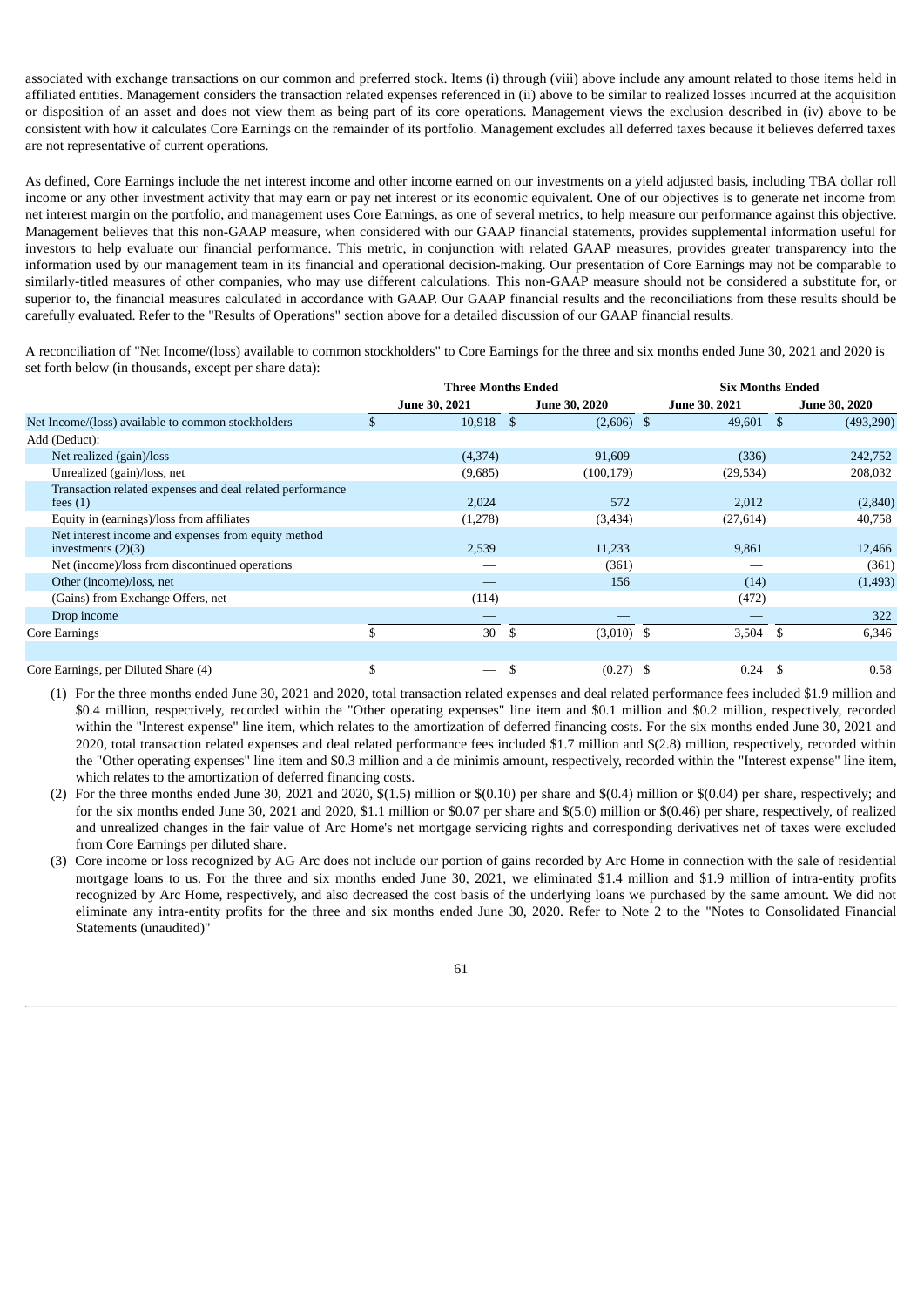associated with exchange transactions on our common and preferred stock. Items (i) through (viii) above include any amount related to those items held in affiliated entities. Management considers the transaction related expenses referenced in (ii) above to be similar to realized losses incurred at the acquisition or disposition of an asset and does not view them as being part of its core operations. Management views the exclusion described in (iv) above to be consistent with how it calculates Core Earnings on the remainder of its portfolio. Management excludes all deferred taxes because it believes deferred taxes are not representative of current operations.

As defined, Core Earnings include the net interest income and other income earned on our investments on a yield adjusted basis, including TBA dollar roll income or any other investment activity that may earn or pay net interest or its economic equivalent. One of our objectives is to generate net income from net interest margin on the portfolio, and management uses Core Earnings, as one of several metrics, to help measure our performance against this objective. Management believes that this non-GAAP measure, when considered with our GAAP financial statements, provides supplemental information useful for investors to help evaluate our financial performance. This metric, in conjunction with related GAAP measures, provides greater transparency into the information used by our management team in its financial and operational decision-making. Our presentation of Core Earnings may not be comparable to similarly-titled measures of other companies, who may use different calculations. This non-GAAP measure should not be considered a substitute for, or superior to, the financial measures calculated in accordance with GAAP. Our GAAP financial results and the reconciliations from these results should be carefully evaluated. Refer to the "Results of Operations" section above for a detailed discussion of our GAAP financial results.

A reconciliation of "Net Income/(loss) available to common stockholders" to Core Earnings for the three and six months ended June 30, 2021 and 2020 is set forth below (in thousands, except per share data):

| | Three Months Ended | | Six Months Ended | |
|---|---|---|---|---|
| | June 30, 2021 | June 30, 2020 | June 30, 2021 | June 30, 2020 |
| Net Income/(loss) available to common stockholders | $ 10,918 | $ (2,606) | $ 49,601 | $ (493,290) |
| Add (Deduct): | | | | |
| Net realized (gain)/loss | (4,374) | 91,609 | (336) | 242,752 |
| Unrealized (gain)/loss, net | (9,685) | (100,179) | (29,534) | 208,032 |
| Transaction related expenses and deal related performance fees (1) | 2,024 | 572 | 2,012 | (2,840) |
| Equity in (earnings)/loss from affiliates | (1,278) | (3,434) | (27,614) | 40,758 |
| Net interest income and expenses from equity method investments (2)(3) | 2,539 | 11,233 | 9,861 | 12,466 |
| Net (income)/loss from discontinued operations | — | (361) | — | (361) |
| Other (income)/loss, net | — | 156 | (14) | (1,493) |
| (Gains) from Exchange Offers, net | (114) | — | (472) | — |
| Drop income | — | — | — | 322 |
| Core Earnings | $ 30 | $ (3,010) | $ 3,504 | $ 6,346 |
| | | | | |
| Core Earnings, per Diluted Share (4) | $ — | $ (0.27) | $ 0.24 | $ 0.58 |

(1) For the three months ended June 30, 2021 and 2020, total transaction related expenses and deal related performance fees included $1.9 million and $0.4 million, respectively, recorded within the "Other operating expenses" line item and $0.1 million and $0.2 million, respectively, recorded within the "Interest expense" line item, which relates to the amortization of deferred financing costs. For the six months ended June 30, 2021 and 2020, total transaction related expenses and deal related performance fees included $1.7 million and $(2.8) million, respectively, recorded within the "Other operating expenses" line item and $0.3 million and a de minimis amount, respectively, recorded within the "Interest expense" line item, which relates to the amortization of deferred financing costs.

(2) For the three months ended June 30, 2021 and 2020, $(1.5) million or $(0.10) per share and $(0.4) million or $(0.04) per share, respectively; and for the six months ended June 30, 2021 and 2020, $1.1 million or $0.07 per share and $(5.0) million or $(0.46) per share, respectively, of realized and unrealized changes in the fair value of Arc Home's net mortgage servicing rights and corresponding derivatives net of taxes were excluded from Core Earnings per diluted share.

(3) Core income or loss recognized by AG Arc does not include our portion of gains recorded by Arc Home in connection with the sale of residential mortgage loans to us. For the three and six months ended June 30, 2021, we eliminated $1.4 million and $1.9 million of intra-entity profits recognized by Arc Home, respectively, and also decreased the cost basis of the underlying loans we purchased by the same amount. We did not eliminate any intra-entity profits for the three and six months ended June 30, 2020. Refer to Note 2 to the "Notes to Consolidated Financial Statements (unaudited)"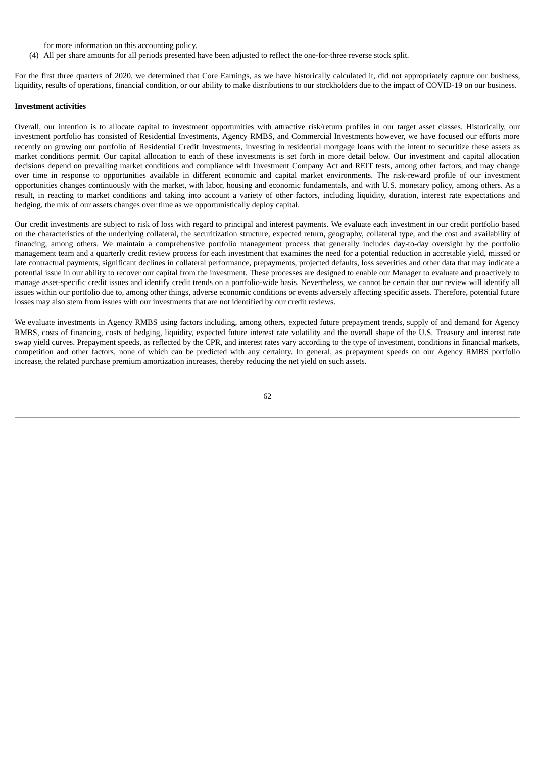for more information on this accounting policy.

(4) All per share amounts for all periods presented have been adjusted to reflect the one-for-three reverse stock split.

For the first three quarters of 2020, we determined that Core Earnings, as we have historically calculated it, did not appropriately capture our business, liquidity, results of operations, financial condition, or our ability to make distributions to our stockholders due to the impact of COVID-19 on our business.

**Investment activities**

Overall, our intention is to allocate capital to investment opportunities with attractive risk/return profiles in our target asset classes. Historically, our investment portfolio has consisted of Residential Investments, Agency RMBS, and Commercial Investments however, we have focused our efforts more recently on growing our portfolio of Residential Credit Investments, investing in residential mortgage loans with the intent to securitize these assets as market conditions permit. Our capital allocation to each of these investments is set forth in more detail below. Our investment and capital allocation decisions depend on prevailing market conditions and compliance with Investment Company Act and REIT tests, among other factors, and may change over time in response to opportunities available in different economic and capital market environments. The risk-reward profile of our investment opportunities changes continuously with the market, with labor, housing and economic fundamentals, and with U.S. monetary policy, among others. As a result, in reacting to market conditions and taking into account a variety of other factors, including liquidity, duration, interest rate expectations and hedging, the mix of our assets changes over time as we opportunistically deploy capital.

Our credit investments are subject to risk of loss with regard to principal and interest payments. We evaluate each investment in our credit portfolio based on the characteristics of the underlying collateral, the securitization structure, expected return, geography, collateral type, and the cost and availability of financing, among others. We maintain a comprehensive portfolio management process that generally includes day-to-day oversight by the portfolio management team and a quarterly credit review process for each investment that examines the need for a potential reduction in accretable yield, missed or late contractual payments, significant declines in collateral performance, prepayments, projected defaults, loss severities and other data that may indicate a potential issue in our ability to recover our capital from the investment. These processes are designed to enable our Manager to evaluate and proactively to manage asset-specific credit issues and identify credit trends on a portfolio-wide basis. Nevertheless, we cannot be certain that our review will identify all issues within our portfolio due to, among other things, adverse economic conditions or events adversely affecting specific assets. Therefore, potential future losses may also stem from issues with our investments that are not identified by our credit reviews.

We evaluate investments in Agency RMBS using factors including, among others, expected future prepayment trends, supply of and demand for Agency RMBS, costs of financing, costs of hedging, liquidity, expected future interest rate volatility and the overall shape of the U.S. Treasury and interest rate swap yield curves. Prepayment speeds, as reflected by the CPR, and interest rates vary according to the type of investment, conditions in financial markets, competition and other factors, none of which can be predicted with any certainty. In general, as prepayment speeds on our Agency RMBS portfolio increase, the related purchase premium amortization increases, thereby reducing the net yield on such assets.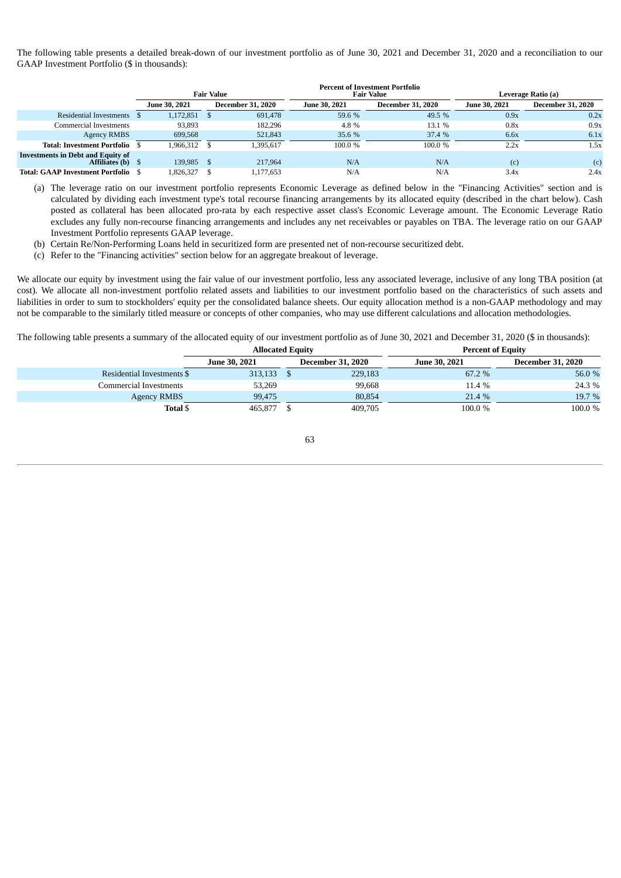The following table presents a detailed break-down of our investment portfolio as of June 30, 2021 and December 31, 2020 and a reconciliation to our GAAP Investment Portfolio ($ in thousands):

| | Fair Value | | Percent of Investment Portfolio Fair Value | | Leverage Ratio (a) | |
|---|---|---|---|---|---|---|
| | June 30, 2021 | December 31, 2020 | June 30, 2021 | December 31, 2020 | June 30, 2021 | December 31, 2020 |
| Residential Investments | $ 1,172,851 | $ 691,478 | 59.6 % | 49.5 % | 0.9x | 0.2x |
| Commercial Investments | 93,893 | 182,296 | 4.8 % | 13.1 % | 0.8x | 0.9x |
| Agency RMBS | 699,568 | 521,843 | 35.6 % | 37.4 % | 6.6x | 6.1x |
| **Total: Investment Portfolio** | $ 1,966,312 | $ 1,395,617 | 100.0 % | 100.0 % | 2.2x | 1.5x |
| **Investments in Debt and Equity of Affiliates (b)** | $ 139,985 | $ 217,964 | N/A | N/A | (c) | (c) |
| **Total: GAAP Investment Portfolio** | $ 1,826,327 | $ 1,177,653 | N/A | N/A | 3.4x | 2.4x |

(a) The leverage ratio on our investment portfolio represents Economic Leverage as defined below in the "Financing Activities" section and is calculated by dividing each investment type's total recourse financing arrangements by its allocated equity (described in the chart below). Cash posted as collateral has been allocated pro-rata by each respective asset class's Economic Leverage amount. The Economic Leverage Ratio excludes any fully non-recourse financing arrangements and includes any net receivables or payables on TBA. The leverage ratio on our GAAP Investment Portfolio represents GAAP leverage.

(b) Certain Re/Non-Performing Loans held in securitized form are presented net of non-recourse securitized debt.

(c) Refer to the "Financing activities" section below for an aggregate breakout of leverage.

We allocate our equity by investment using the fair value of our investment portfolio, less any associated leverage, inclusive of any long TBA position (at cost). We allocate all non-investment portfolio related assets and liabilities to our investment portfolio based on the characteristics of such assets and liabilities in order to sum to stockholders' equity per the consolidated balance sheets. Our equity allocation method is a non-GAAP methodology and may not be comparable to the similarly titled measure or concepts of other companies, who may use different calculations and allocation methodologies.

The following table presents a summary of the allocated equity of our investment portfolio as of June 30, 2021 and December 31, 2020 ($ in thousands):

| | Allocated Equity | | Percent of Equity | |
|---|---|---|---|---|
| | June 30, 2021 | December 31, 2020 | June 30, 2021 | December 31, 2020 |
| Residential Investments | $ 313,133 | $ 229,183 | 67.2 % | 56.0 % |
| Commercial Investments | 53,269 | 99,668 | 11.4 % | 24.3 % |
| Agency RMBS | 99,475 | 80,854 | 21.4 % | 19.7 % |
| **Total** | $ 465,877 | $ 409,705 | 100.0 % | 100.0 % |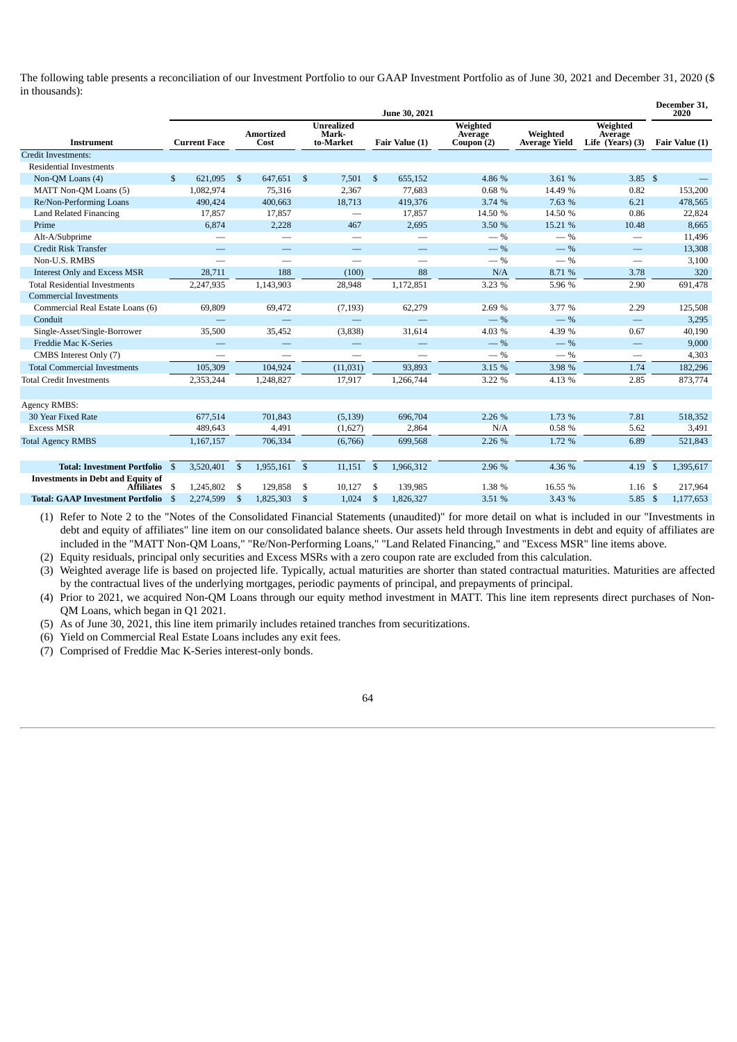The following table presents a reconciliation of our Investment Portfolio to our GAAP Investment Portfolio as of June 30, 2021 and December 31, 2020 ($ in thousands):

| | June 30, 2021 | | | | | | | December 31, 2020 |
|---|---|---|---|---|---|---|---|---|
| **Instrument** | **Current Face** | **Amortized Cost** | **Unrealized Mark-to-Market** | **Fair Value (1)** | **Weighted Average Coupon (2)** | **Weighted Average Yield** | **Weighted Average Life (Years) (3)** | **Fair Value (1)** |
| Credit Investments: | | | | | | | | |
| Residential Investments | | | | | | | | |
| Non-QM Loans (4) | $ 621,095 | $ 647,651 | $ 7,501 | $ 655,152 | 4.86 % | 3.61 % | 3.85 | $ — |
| MATT Non-QM Loans (5) | 1,082,974 | 75,316 | 2,367 | 77,683 | 0.68 % | 14.49 % | 0.82 | 153,200 |
| Re/Non-Performing Loans | 490,424 | 400,663 | 18,713 | 419,376 | 3.74 % | 7.63 % | 6.21 | 478,565 |
| Land Related Financing | 17,857 | 17,857 | — | 17,857 | 14.50 % | 14.50 % | 0.86 | 22,824 |
| Prime | 6,874 | 2,228 | 467 | 2,695 | 3.50 % | 15.21 % | 10.48 | 8,665 |
| Alt-A/Subprime | — | — | — | — | — % | — % | — | 11,496 |
| Credit Risk Transfer | — | — | — | — | — % | — % | — | 13,308 |
| Non-U.S. RMBS | — | — | — | — | — % | — % | — | 3,100 |
| Interest Only and Excess MSR | 28,711 | 188 | (100) | 88 | N/A | 8.71 % | 3.78 | 320 |
| Total Residential Investments | 2,247,935 | 1,143,903 | 28,948 | 1,172,851 | 3.23 % | 5.96 % | 2.90 | 691,478 |
| Commercial Investments | | | | | | | | |
| Commercial Real Estate Loans (6) | 69,809 | 69,472 | (7,193) | 62,279 | 2.69 % | 3.77 % | 2.29 | 125,508 |
| Conduit | — | — | — | — | — % | — % | — | 3,295 |
| Single-Asset/Single-Borrower | 35,500 | 35,452 | (3,838) | 31,614 | 4.03 % | 4.39 % | 0.67 | 40,190 |
| Freddie Mac K-Series | — | — | — | — | — % | — % | — | 9,000 |
| CMBS Interest Only (7) | — | — | — | — | — % | — % | — | 4,303 |
| Total Commercial Investments | 105,309 | 104,924 | (11,031) | 93,893 | 3.15 % | 3.98 % | 1.74 | 182,296 |
| Total Credit Investments | 2,353,244 | 1,248,827 | 17,917 | 1,266,744 | 3.22 % | 4.13 % | 2.85 | 873,774 |
| | | | | | | | | |
| Agency RMBS: | | | | | | | | |
| 30 Year Fixed Rate | 677,514 | 701,843 | (5,139) | 696,704 | 2.26 % | 1.73 % | 7.81 | 518,352 |
| Excess MSR | 489,643 | 4,491 | (1,627) | 2,864 | N/A | 0.58 % | 5.62 | 3,491 |
| Total Agency RMBS | 1,167,157 | 706,334 | (6,766) | 699,568 | 2.26 % | 1.72 % | 6.89 | 521,843 |
| | | | | | | | | |
| **Total: Investment Portfolio** | $ 3,520,401 | $ 1,955,161 | $ 11,151 | $ 1,966,312 | 2.96 % | 4.36 % | 4.19 | $ 1,395,617 |
| **Investments in Debt and Equity of Affiliates** | $ 1,245,802 | $ 129,858 | $ 10,127 | $ 139,985 | 1.38 % | 16.55 % | 1.16 | $ 217,964 |
| **Total: GAAP Investment Portfolio** | $ 2,274,599 | $ 1,825,303 | $ 1,024 | $ 1,826,327 | 3.51 % | 3.43 % | 5.85 | $ 1,177,653 |

(1) Refer to Note 2 to the "Notes of the Consolidated Financial Statements (unaudited)" for more detail on what is included in our "Investments in debt and equity of affiliates" line item on our consolidated balance sheets. Our assets held through Investments in debt and equity of affiliates are included in the "MATT Non-QM Loans," "Re/Non-Performing Loans," "Land Related Financing," and "Excess MSR" line items above.

(2) Equity residuals, principal only securities and Excess MSRs with a zero coupon rate are excluded from this calculation.

(3) Weighted average life is based on projected life. Typically, actual maturities are shorter than stated contractual maturities. Maturities are affected by the contractual lives of the underlying mortgages, periodic payments of principal, and prepayments of principal.

(4) Prior to 2021, we acquired Non-QM Loans through our equity method investment in MATT. This line item represents direct purchases of Non-QM Loans, which began in Q1 2021.

(5) As of June 30, 2021, this line item primarily includes retained tranches from securitizations.

(6) Yield on Commercial Real Estate Loans includes any exit fees.

(7) Comprised of Freddie Mac K-Series interest-only bonds.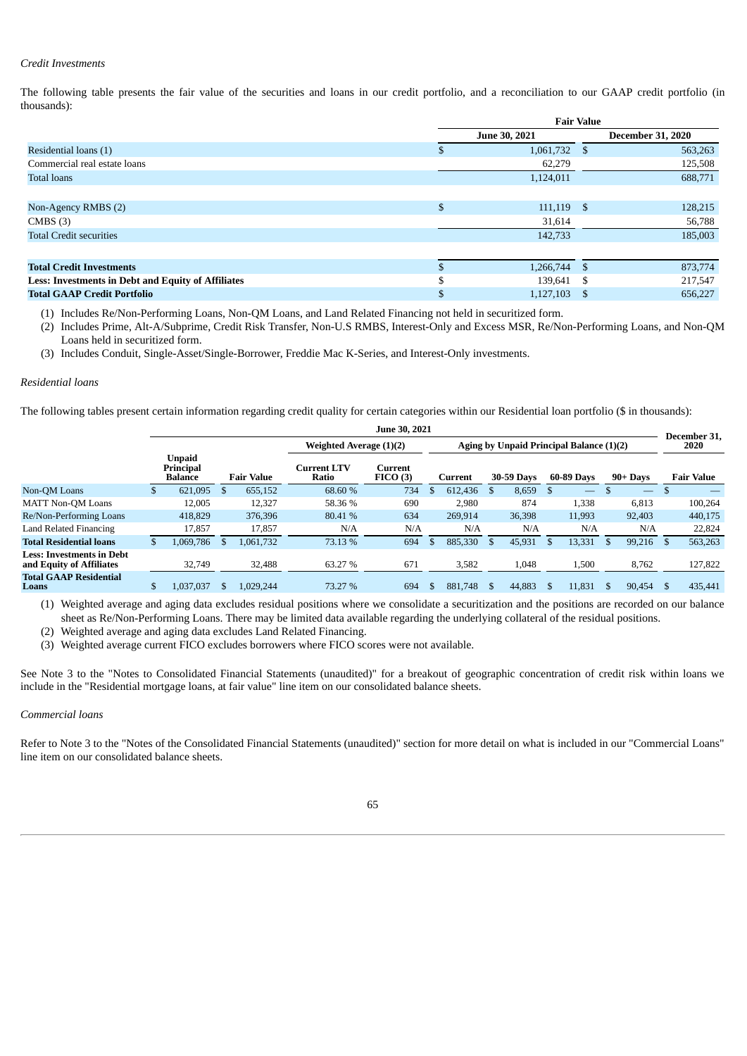*Credit Investments*

The following table presents the fair value of the securities and loans in our credit portfolio, and a reconciliation to our GAAP credit portfolio (in thousands):

| | Fair Value | |
|---|---|---|
| | June 30, 2021 | December 31, 2020 |
| Residential loans (1) | $ 1,061,732 | $ 563,263 |
| Commercial real estate loans | 62,279 | 125,508 |
| Total loans | 1,124,011 | 688,771 |
| | | |
| Non-Agency RMBS (2) | $ 111,119 | $ 128,215 |
| CMBS (3) | 31,614 | 56,788 |
| Total Credit securities | 142,733 | 185,003 |
| | | |
| **Total Credit Investments** | $ 1,266,744 | $ 873,774 |
| **Less: Investments in Debt and Equity of Affiliates** | $ 139,641 | $ 217,547 |
| **Total GAAP Credit Portfolio** | $ 1,127,103 | $ 656,227 |

(1) Includes Re/Non-Performing Loans, Non-QM Loans, and Land Related Financing not held in securitized form.

(2) Includes Prime, Alt-A/Subprime, Credit Risk Transfer, Non-U.S RMBS, Interest-Only and Excess MSR, Re/Non-Performing Loans, and Non-QM Loans held in securitized form.

(3) Includes Conduit, Single-Asset/Single-Borrower, Freddie Mac K-Series, and Interest-Only investments.

*Residential loans*

The following tables present certain information regarding credit quality for certain categories within our Residential loan portfolio ($ in thousands):

| | June 30, 2021 | | | | | | | | December 31, 2020 |
|---|---|---|---|---|---|---|---|---|---|
| | | | Weighted Average (1)(2) | | Aging by Unpaid Principal Balance (1)(2) | | | | |
| | Unpaid Principal Balance | Fair Value | Current LTV Ratio | Current FICO (3) | Current | 30-59 Days | 60-89 Days | 90+ Days | Fair Value |
| Non-QM Loans | $ 621,095 | $ 655,152 | 68.60 % | 734 | $ 612,436 | $ 8,659 | $ — | $ — | $ — |
| MATT Non-QM Loans | 12,005 | 12,327 | 58.36 % | 690 | 2,980 | 874 | 1,338 | 6,813 | 100,264 |
| Re/Non-Performing Loans | 418,829 | 376,396 | 80.41 % | 634 | 269,914 | 36,398 | 11,993 | 92,403 | 440,175 |
| Land Related Financing | 17,857 | 17,857 | N/A | N/A | N/A | N/A | N/A | N/A | 22,824 |
| **Total Residential loans** | $ 1,069,786 | $ 1,061,732 | 73.13 % | 694 | $ 885,330 | $ 45,931 | $ 13,331 | $ 99,216 | $ 563,263 |
| **Less: Investments in Debt and Equity of Affiliates** | 32,749 | 32,488 | 63.27 % | 671 | 3,582 | 1,048 | 1,500 | 8,762 | 127,822 |
| **Total GAAP Residential Loans** | $ 1,037,037 | $ 1,029,244 | 73.27 % | 694 | $ 881,748 | $ 44,883 | $ 11,831 | $ 90,454 | $ 435,441 |

(1) Weighted average and aging data excludes residual positions where we consolidate a securitization and the positions are recorded on our balance sheet as Re/Non-Performing Loans. There may be limited data available regarding the underlying collateral of the residual positions.

(2) Weighted average and aging data excludes Land Related Financing.

(3) Weighted average current FICO excludes borrowers where FICO scores were not available.

See Note 3 to the "Notes to Consolidated Financial Statements (unaudited)" for a breakout of geographic concentration of credit risk within loans we include in the "Residential mortgage loans, at fair value" line item on our consolidated balance sheets.

*Commercial loans*

Refer to Note 3 to the "Notes of the Consolidated Financial Statements (unaudited)" section for more detail on what is included in our "Commercial Loans" line item on our consolidated balance sheets.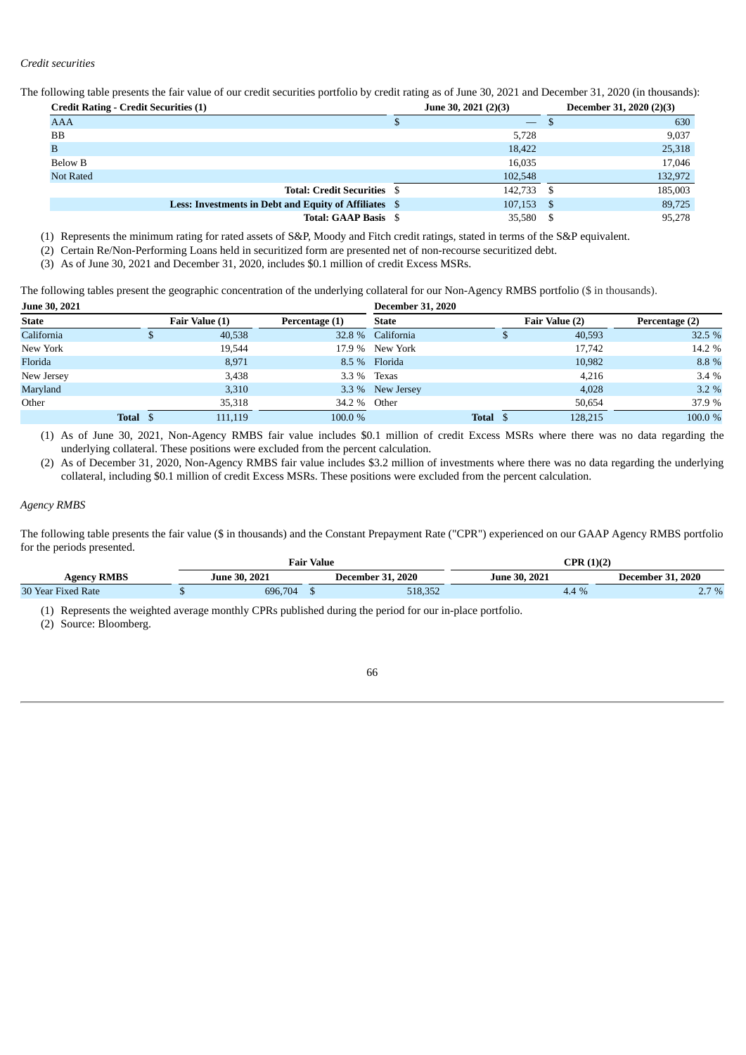*Credit securities*

The following table presents the fair value of our credit securities portfolio by credit rating as of June 30, 2021 and December 31, 2020 (in thousands):

| Credit Rating - Credit Securities (1) | June 30, 2021 (2)(3) | December 31, 2020 (2)(3) |
|---|---|---|
| AAA | $ — | $ 630 |
| BB | 5,728 | 9,037 |
| B | 18,422 | 25,318 |
| Below B | 16,035 | 17,046 |
| Not Rated | 102,548 | 132,972 |
| **Total: Credit Securities** | $ 142,733 | $ 185,003 |
| **Less: Investments in Debt and Equity of Affiliates** | $ 107,153 | $ 89,725 |
| **Total: GAAP Basis** | $ 35,580 | $ 95,278 |

(1) Represents the minimum rating for rated assets of S&P, Moody and Fitch credit ratings, stated in terms of the S&P equivalent.

(2) Certain Re/Non-Performing Loans held in securitized form are presented net of non-recourse securitized debt.

(3) As of June 30, 2021 and December 31, 2020, includes $0.1 million of credit Excess MSRs.

The following tables present the geographic concentration of the underlying collateral for our Non-Agency RMBS portfolio ($ in thousands).

| **June 30, 2021** | | | **December 31, 2020** | | |
|---|---|---|---|---|---|
| **State** | **Fair Value (1)** | **Percentage (1)** | **State** | **Fair Value (2)** | **Percentage (2)** |
| California | $ 40,538 | 32.8 % | California | $ 40,593 | 32.5 % |
| New York | 19,544 | 17.9 % | New York | 17,742 | 14.2 % |
| Florida | 8,971 | 8.5 % | Florida | 10,982 | 8.8 % |
| New Jersey | 3,438 | 3.3 % | Texas | 4,216 | 3.4 % |
| Maryland | 3,310 | 3.3 % | New Jersey | 4,028 | 3.2 % |
| Other | 35,318 | 34.2 % | Other | 50,654 | 37.9 % |
| **Total** | $ 111,119 | 100.0 % | **Total** | $ 128,215 | 100.0 % |

(1) As of June 30, 2021, Non-Agency RMBS fair value includes $0.1 million of credit Excess MSRs where there was no data regarding the underlying collateral. These positions were excluded from the percent calculation.

(2) As of December 31, 2020, Non-Agency RMBS fair value includes $3.2 million of investments where there was no data regarding the underlying collateral, including $0.1 million of credit Excess MSRs. These positions were excluded from the percent calculation.

*Agency RMBS*

The following table presents the fair value ($ in thousands) and the Constant Prepayment Rate ("CPR") experienced on our GAAP Agency RMBS portfolio for the periods presented.

| | **Fair Value** | | **CPR (1)(2)** | |
|---|---|---|---|---|
| **Agency RMBS** | **June 30, 2021** | **December 31, 2020** | **June 30, 2021** | **December 31, 2020** |
| 30 Year Fixed Rate | $ 696,704 | $ 518,352 | 4.4 % | 2.7 % |

(1) Represents the weighted average monthly CPRs published during the period for our in-place portfolio.

(2) Source: Bloomberg.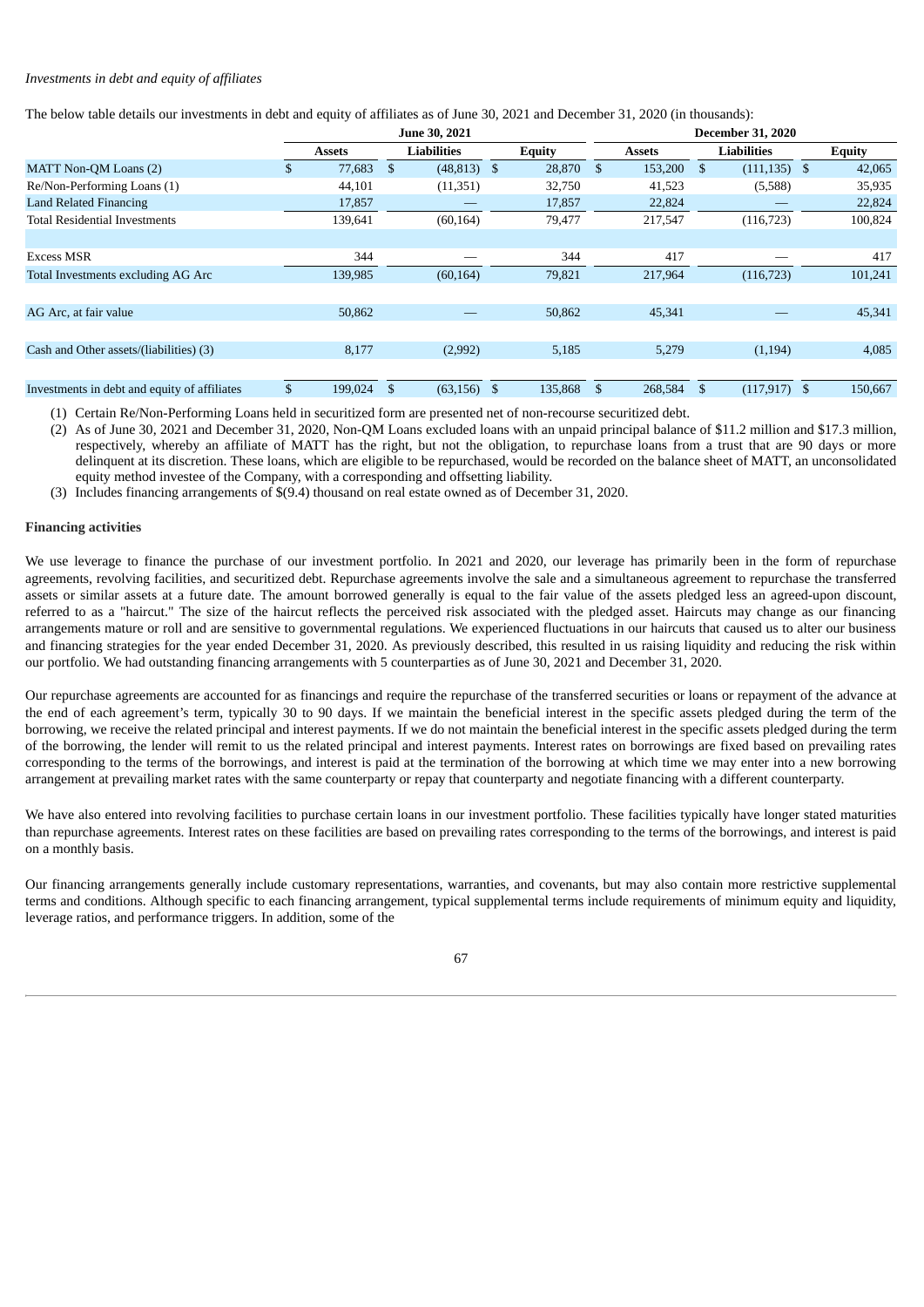*Investments in debt and equity of affiliates*

The below table details our investments in debt and equity of affiliates as of June 30, 2021 and December 31, 2020 (in thousands):

| | June 30, 2021 | | | December 31, 2020 | | |
|---|---|---|---|---|---|---|
| | Assets | Liabilities | Equity | Assets | Liabilities | Equity |
| MATT Non-QM Loans (2) | $ 77,683 | $ (48,813) | $ 28,870 | $ 153,200 | $ (111,135) | $ 42,065 |
| Re/Non-Performing Loans (1) | 44,101 | (11,351) | 32,750 | 41,523 | (5,588) | 35,935 |
| Land Related Financing | 17,857 | — | 17,857 | 22,824 | — | 22,824 |
| Total Residential Investments | 139,641 | (60,164) | 79,477 | 217,547 | (116,723) | 100,824 |
| | | | | | | |
| Excess MSR | 344 | — | 344 | 417 | — | 417 |
| Total Investments excluding AG Arc | 139,985 | (60,164) | 79,821 | 217,964 | (116,723) | 101,241 |
| | | | | | | |
| AG Arc, at fair value | 50,862 | — | 50,862 | 45,341 | — | 45,341 |
| | | | | | | |
| Cash and Other assets/(liabilities) (3) | 8,177 | (2,992) | 5,185 | 5,279 | (1,194) | 4,085 |
| | | | | | | |
| Investments in debt and equity of affiliates | $ 199,024 | $ (63,156) | $ 135,868 | $ 268,584 | $ (117,917) | $ 150,667 |

(1) Certain Re/Non-Performing Loans held in securitized form are presented net of non-recourse securitized debt.

(2) As of June 30, 2021 and December 31, 2020, Non-QM Loans excluded loans with an unpaid principal balance of $11.2 million and $17.3 million, respectively, whereby an affiliate of MATT has the right, but not the obligation, to repurchase loans from a trust that are 90 days or more delinquent at its discretion. These loans, which are eligible to be repurchased, would be recorded on the balance sheet of MATT, an unconsolidated equity method investee of the Company, with a corresponding and offsetting liability.

(3) Includes financing arrangements of $(9.4) thousand on real estate owned as of December 31, 2020.

**Financing activities**

We use leverage to finance the purchase of our investment portfolio. In 2021 and 2020, our leverage has primarily been in the form of repurchase agreements, revolving facilities, and securitized debt. Repurchase agreements involve the sale and a simultaneous agreement to repurchase the transferred assets or similar assets at a future date. The amount borrowed generally is equal to the fair value of the assets pledged less an agreed-upon discount, referred to as a "haircut." The size of the haircut reflects the perceived risk associated with the pledged asset. Haircuts may change as our financing arrangements mature or roll and are sensitive to governmental regulations. We experienced fluctuations in our haircuts that caused us to alter our business and financing strategies for the year ended December 31, 2020. As previously described, this resulted in us raising liquidity and reducing the risk within our portfolio. We had outstanding financing arrangements with 5 counterparties as of June 30, 2021 and December 31, 2020.

Our repurchase agreements are accounted for as financings and require the repurchase of the transferred securities or loans or repayment of the advance at the end of each agreement's term, typically 30 to 90 days. If we maintain the beneficial interest in the specific assets pledged during the term of the borrowing, we receive the related principal and interest payments. If we do not maintain the beneficial interest in the specific assets pledged during the term of the borrowing, the lender will remit to us the related principal and interest payments. Interest rates on borrowings are fixed based on prevailing rates corresponding to the terms of the borrowings, and interest is paid at the termination of the borrowing at which time we may enter into a new borrowing arrangement at prevailing market rates with the same counterparty or repay that counterparty and negotiate financing with a different counterparty.

We have also entered into revolving facilities to purchase certain loans in our investment portfolio. These facilities typically have longer stated maturities than repurchase agreements. Interest rates on these facilities are based on prevailing rates corresponding to the terms of the borrowings, and interest is paid on a monthly basis.

Our financing arrangements generally include customary representations, warranties, and covenants, but may also contain more restrictive supplemental terms and conditions. Although specific to each financing arrangement, typical supplemental terms include requirements of minimum equity and liquidity, leverage ratios, and performance triggers. In addition, some of the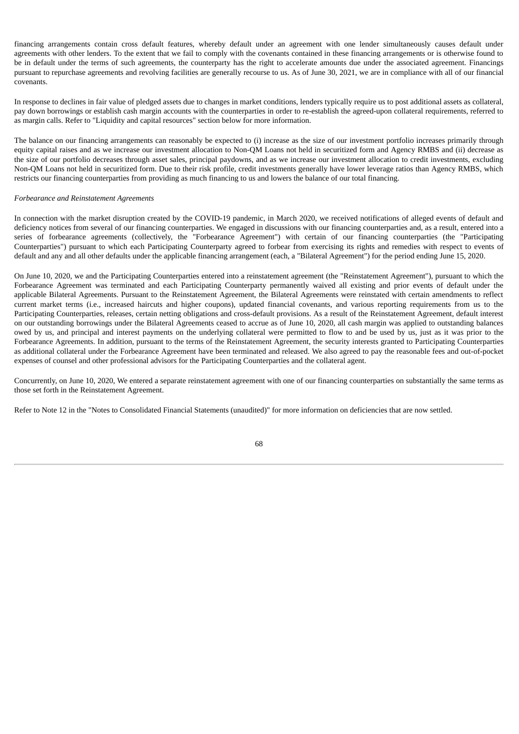financing arrangements contain cross default features, whereby default under an agreement with one lender simultaneously causes default under agreements with other lenders. To the extent that we fail to comply with the covenants contained in these financing arrangements or is otherwise found to be in default under the terms of such agreements, the counterparty has the right to accelerate amounts due under the associated agreement. Financings pursuant to repurchase agreements and revolving facilities are generally recourse to us. As of June 30, 2021, we are in compliance with all of our financial covenants.

In response to declines in fair value of pledged assets due to changes in market conditions, lenders typically require us to post additional assets as collateral, pay down borrowings or establish cash margin accounts with the counterparties in order to re-establish the agreed-upon collateral requirements, referred to as margin calls. Refer to "Liquidity and capital resources" section below for more information.

The balance on our financing arrangements can reasonably be expected to (i) increase as the size of our investment portfolio increases primarily through equity capital raises and as we increase our investment allocation to Non-QM Loans not held in securitized form and Agency RMBS and (ii) decrease as the size of our portfolio decreases through asset sales, principal paydowns, and as we increase our investment allocation to credit investments, excluding Non-QM Loans not held in securitized form. Due to their risk profile, credit investments generally have lower leverage ratios than Agency RMBS, which restricts our financing counterparties from providing as much financing to us and lowers the balance of our total financing.

*Forbearance and Reinstatement Agreements*

In connection with the market disruption created by the COVID-19 pandemic, in March 2020, we received notifications of alleged events of default and deficiency notices from several of our financing counterparties. We engaged in discussions with our financing counterparties and, as a result, entered into a series of forbearance agreements (collectively, the "Forbearance Agreement") with certain of our financing counterparties (the "Participating Counterparties") pursuant to which each Participating Counterparty agreed to forbear from exercising its rights and remedies with respect to events of default and any and all other defaults under the applicable financing arrangement (each, a "Bilateral Agreement") for the period ending June 15, 2020.

On June 10, 2020, we and the Participating Counterparties entered into a reinstatement agreement (the "Reinstatement Agreement"), pursuant to which the Forbearance Agreement was terminated and each Participating Counterparty permanently waived all existing and prior events of default under the applicable Bilateral Agreements. Pursuant to the Reinstatement Agreement, the Bilateral Agreements were reinstated with certain amendments to reflect current market terms (i.e., increased haircuts and higher coupons), updated financial covenants, and various reporting requirements from us to the Participating Counterparties, releases, certain netting obligations and cross-default provisions. As a result of the Reinstatement Agreement, default interest on our outstanding borrowings under the Bilateral Agreements ceased to accrue as of June 10, 2020, all cash margin was applied to outstanding balances owed by us, and principal and interest payments on the underlying collateral were permitted to flow to and be used by us, just as it was prior to the Forbearance Agreements. In addition, pursuant to the terms of the Reinstatement Agreement, the security interests granted to Participating Counterparties as additional collateral under the Forbearance Agreement have been terminated and released. We also agreed to pay the reasonable fees and out-of-pocket expenses of counsel and other professional advisors for the Participating Counterparties and the collateral agent.

Concurrently, on June 10, 2020, We entered a separate reinstatement agreement with one of our financing counterparties on substantially the same terms as those set forth in the Reinstatement Agreement.

Refer to Note 12 in the "Notes to Consolidated Financial Statements (unaudited)" for more information on deficiencies that are now settled.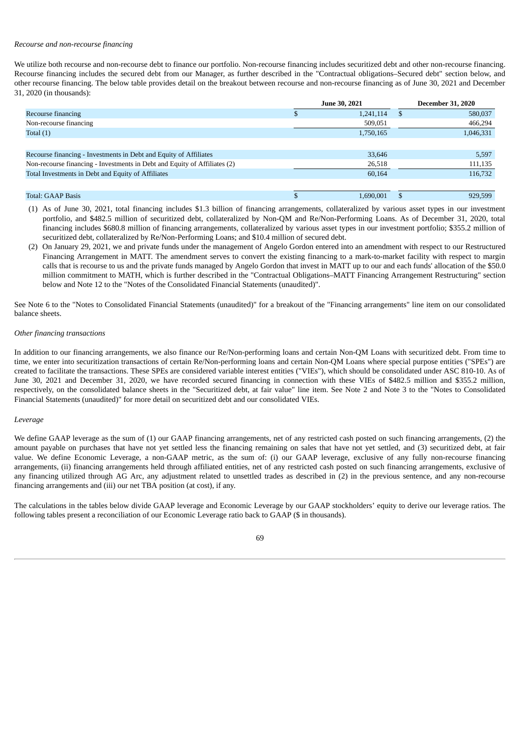*Recourse and non-recourse financing*

We utilize both recourse and non-recourse debt to finance our portfolio. Non-recourse financing includes securitized debt and other non-recourse financing. Recourse financing includes the secured debt from our Manager, as further described in the "Contractual obligations–Secured debt" section below, and other recourse financing. The below table provides detail on the breakout between recourse and non-recourse financing as of June 30, 2021 and December 31, 2020 (in thousands):

| | June 30, 2021 | December 31, 2020 |
|---|---|---|
| Recourse financing | $ 1,241,114 | $ 580,037 |
| Non-recourse financing | 509,051 | 466,294 |
| Total (1) | 1,750,165 | 1,046,331 |
| | | |
| Recourse financing - Investments in Debt and Equity of Affiliates | 33,646 | 5,597 |
| Non-recourse financing - Investments in Debt and Equity of Affiliates (2) | 26,518 | 111,135 |
| Total Investments in Debt and Equity of Affiliates | 60,164 | 116,732 |
| | | |
| Total: GAAP Basis | $ 1,690,001 | $ 929,599 |

(1) As of June 30, 2021, total financing includes $1.3 billion of financing arrangements, collateralized by various asset types in our investment portfolio, and $482.5 million of securitized debt, collateralized by Non-QM and Re/Non-Performing Loans. As of December 31, 2020, total financing includes $680.8 million of financing arrangements, collateralized by various asset types in our investment portfolio; $355.2 million of securitized debt, collateralized by Re/Non-Performing Loans; and $10.4 million of secured debt.

(2) On January 29, 2021, we and private funds under the management of Angelo Gordon entered into an amendment with respect to our Restructured Financing Arrangement in MATT. The amendment serves to convert the existing financing to a mark-to-market facility with respect to margin calls that is recourse to us and the private funds managed by Angelo Gordon that invest in MATT up to our and each funds' allocation of the $50.0 million commitment to MATH, which is further described in the "Contractual Obligations–MATT Financing Arrangement Restructuring" section below and Note 12 to the "Notes of the Consolidated Financial Statements (unaudited)".

See Note 6 to the "Notes to Consolidated Financial Statements (unaudited)" for a breakout of the "Financing arrangements" line item on our consolidated balance sheets.

*Other financing transactions*

In addition to our financing arrangements, we also finance our Re/Non-performing loans and certain Non-QM Loans with securitized debt. From time to time, we enter into securitization transactions of certain Re/Non-performing loans and certain Non-QM Loans where special purpose entities ("SPEs") are created to facilitate the transactions. These SPEs are considered variable interest entities ("VIEs"), which should be consolidated under ASC 810-10. As of June 30, 2021 and December 31, 2020, we have recorded secured financing in connection with these VIEs of $482.5 million and $355.2 million, respectively, on the consolidated balance sheets in the "Securitized debt, at fair value" line item. See Note 2 and Note 3 to the "Notes to Consolidated Financial Statements (unaudited)" for more detail on securitized debt and our consolidated VIEs.

*Leverage*

We define GAAP leverage as the sum of (1) our GAAP financing arrangements, net of any restricted cash posted on such financing arrangements, (2) the amount payable on purchases that have not yet settled less the financing remaining on sales that have not yet settled, and (3) securitized debt, at fair value. We define Economic Leverage, a non-GAAP metric, as the sum of: (i) our GAAP leverage, exclusive of any fully non-recourse financing arrangements, (ii) financing arrangements held through affiliated entities, net of any restricted cash posted on such financing arrangements, exclusive of any financing utilized through AG Arc, any adjustment related to unsettled trades as described in (2) in the previous sentence, and any non-recourse financing arrangements and (iii) our net TBA position (at cost), if any.

The calculations in the tables below divide GAAP leverage and Economic Leverage by our GAAP stockholders' equity to derive our leverage ratios. The following tables present a reconciliation of our Economic Leverage ratio back to GAAP ($ in thousands).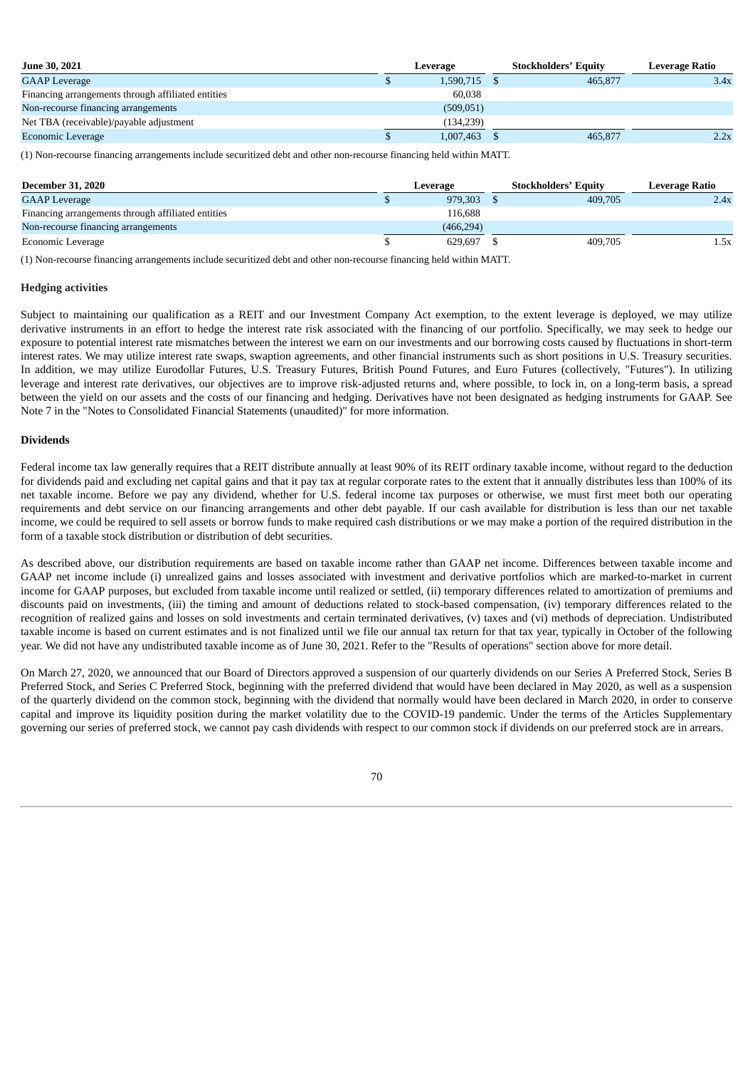| June 30, 2021 | Leverage | Stockholders' Equity | Leverage Ratio |
|---|---|---|---|
| GAAP Leverage | $ 1,590,715 | $ 465,877 | 3.4x |
| Financing arrangements through affiliated entities | 60,038 | | |
| Non-recourse financing arrangements | (509,051) | | |
| Net TBA (receivable)/payable adjustment | (134,239) | | |
| Economic Leverage | $ 1,007,463 | $ 465,877 | 2.2x |

(1) Non-recourse financing arrangements include securitized debt and other non-recourse financing held within MATT.

| December 31, 2020 | Leverage | Stockholders' Equity | Leverage Ratio |
|---|---|---|---|
| GAAP Leverage | $ 979,303 | $ 409,705 | 2.4x |
| Financing arrangements through affiliated entities | 116,688 | | |
| Non-recourse financing arrangements | (466,294) | | |
| Economic Leverage | $ 629,697 | $ 409,705 | 1.5x |

(1) Non-recourse financing arrangements include securitized debt and other non-recourse financing held within MATT.

**Hedging activities**

Subject to maintaining our qualification as a REIT and our Investment Company Act exemption, to the extent leverage is deployed, we may utilize derivative instruments in an effort to hedge the interest rate risk associated with the financing of our portfolio. Specifically, we may seek to hedge our exposure to potential interest rate mismatches between the interest we earn on our investments and our borrowing costs caused by fluctuations in short-term interest rates. We may utilize interest rate swaps, swaption agreements, and other financial instruments such as short positions in U.S. Treasury securities. In addition, we may utilize Eurodollar Futures, U.S. Treasury Futures, British Pound Futures, and Euro Futures (collectively, "Futures"). In utilizing leverage and interest rate derivatives, our objectives are to improve risk-adjusted returns and, where possible, to lock in, on a long-term basis, a spread between the yield on our assets and the costs of our financing and hedging. Derivatives have not been designated as hedging instruments for GAAP. See Note 7 in the "Notes to Consolidated Financial Statements (unaudited)" for more information.

**Dividends**

Federal income tax law generally requires that a REIT distribute annually at least 90% of its REIT ordinary taxable income, without regard to the deduction for dividends paid and excluding net capital gains and that it pay tax at regular corporate rates to the extent that it annually distributes less than 100% of its net taxable income. Before we pay any dividend, whether for U.S. federal income tax purposes or otherwise, we must first meet both our operating requirements and debt service on our financing arrangements and other debt payable. If our cash available for distribution is less than our net taxable income, we could be required to sell assets or borrow funds to make required cash distributions or we may make a portion of the required distribution in the form of a taxable stock distribution or distribution of debt securities.

As described above, our distribution requirements are based on taxable income rather than GAAP net income. Differences between taxable income and GAAP net income include (i) unrealized gains and losses associated with investment and derivative portfolios which are marked-to-market in current income for GAAP purposes, but excluded from taxable income until realized or settled, (ii) temporary differences related to amortization of premiums and discounts paid on investments, (iii) the timing and amount of deductions related to stock-based compensation, (iv) temporary differences related to the recognition of realized gains and losses on sold investments and certain terminated derivatives, (v) taxes and (vi) methods of depreciation. Undistributed taxable income is based on current estimates and is not finalized until we file our annual tax return for that tax year, typically in October of the following year. We did not have any undistributed taxable income as of June 30, 2021. Refer to the "Results of operations" section above for more detail.

On March 27, 2020, we announced that our Board of Directors approved a suspension of our quarterly dividends on our Series A Preferred Stock, Series B Preferred Stock, and Series C Preferred Stock, beginning with the preferred dividend that would have been declared in May 2020, as well as a suspension of the quarterly dividend on the common stock, beginning with the dividend that normally would have been declared in March 2020, in order to conserve capital and improve its liquidity position during the market volatility due to the COVID-19 pandemic. Under the terms of the Articles Supplementary governing our series of preferred stock, we cannot pay cash dividends with respect to our common stock if dividends on our preferred stock are in arrears.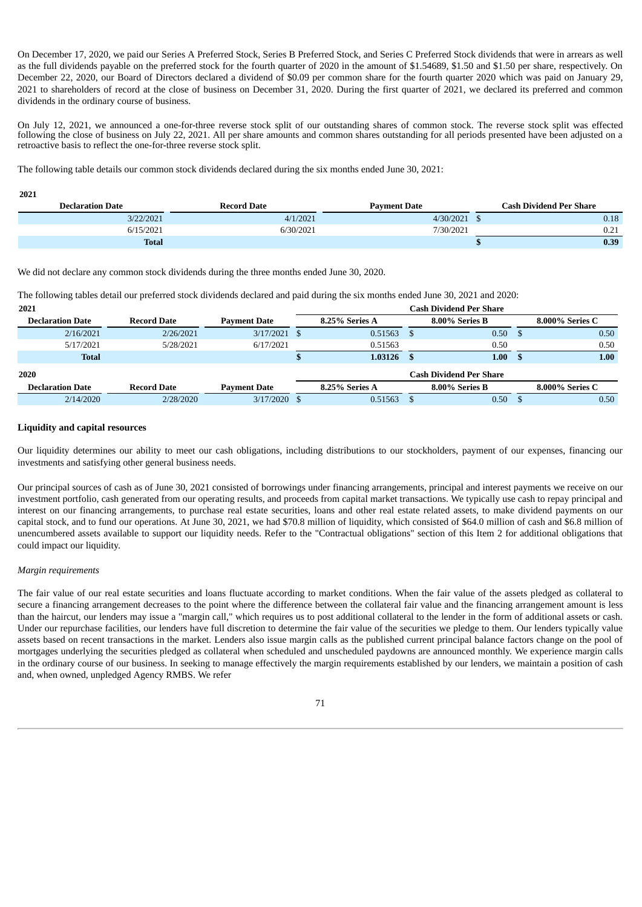On December 17, 2020, we paid our Series A Preferred Stock, Series B Preferred Stock, and Series C Preferred Stock dividends that were in arrears as well as the full dividends payable on the preferred stock for the fourth quarter of 2020 in the amount of $1.54689, $1.50 and $1.50 per share, respectively. On December 22, 2020, our Board of Directors declared a dividend of $0.09 per common share for the fourth quarter 2020 which was paid on January 29, 2021 to shareholders of record at the close of business on December 31, 2020. During the first quarter of 2021, we declared its preferred and common dividends in the ordinary course of business.

On July 12, 2021, we announced a one-for-three reverse stock split of our outstanding shares of common stock. The reverse stock split was effected following the close of business on July 22, 2021. All per share amounts and common shares outstanding for all periods presented have been adjusted on a retroactive basis to reflect the one-for-three reverse stock split.

The following table details our common stock dividends declared during the six months ended June 30, 2021:

**2021**

| Declaration Date | Record Date | Payment Date | Cash Dividend Per Share |
|---|---|---|---|
| 3/22/2021 | 4/1/2021 | 4/30/2021 | $ 0.18 |
| 6/15/2021 | 6/30/2021 | 7/30/2021 | 0.21 |
| **Total** | | | **$ 0.39** |

We did not declare any common stock dividends during the three months ended June 30, 2020.

The following tables detail our preferred stock dividends declared and paid during the six months ended June 30, 2021 and 2020:

| 2021 | | | Cash Dividend Per Share | | |
|---|---|---|---|---|---|
| **Declaration Date** | **Record Date** | **Payment Date** | **8.25% Series A** | **8.00% Series B** | **8.000% Series C** |
| 2/16/2021 | 2/26/2021 | 3/17/2021 | $ 0.51563 | $ 0.50 | $ 0.50 |
| 5/17/2021 | 5/28/2021 | 6/17/2021 | 0.51563 | 0.50 | 0.50 |
| **Total** | | | **$ 1.03126** | **$ 1.00** | **$ 1.00** |

| 2020 | | | Cash Dividend Per Share | | |
|---|---|---|---|---|---|
| **Declaration Date** | **Record Date** | **Payment Date** | **8.25% Series A** | **8.00% Series B** | **8.000% Series C** |
| 2/14/2020 | 2/28/2020 | 3/17/2020 | $ 0.51563 | $ 0.50 | $ 0.50 |

**Liquidity and capital resources**

Our liquidity determines our ability to meet our cash obligations, including distributions to our stockholders, payment of our expenses, financing our investments and satisfying other general business needs.

Our principal sources of cash as of June 30, 2021 consisted of borrowings under financing arrangements, principal and interest payments we receive on our investment portfolio, cash generated from our operating results, and proceeds from capital market transactions. We typically use cash to repay principal and interest on our financing arrangements, to purchase real estate securities, loans and other real estate related assets, to make dividend payments on our capital stock, and to fund our operations. At June 30, 2021, we had $70.8 million of liquidity, which consisted of $64.0 million of cash and $6.8 million of unencumbered assets available to support our liquidity needs. Refer to the "Contractual obligations" section of this Item 2 for additional obligations that could impact our liquidity.

*Margin requirements*

The fair value of our real estate securities and loans fluctuate according to market conditions. When the fair value of the assets pledged as collateral to secure a financing arrangement decreases to the point where the difference between the collateral fair value and the financing arrangement amount is less than the haircut, our lenders may issue a "margin call," which requires us to post additional collateral to the lender in the form of additional assets or cash. Under our repurchase facilities, our lenders have full discretion to determine the fair value of the securities we pledge to them. Our lenders typically value assets based on recent transactions in the market. Lenders also issue margin calls as the published current principal balance factors change on the pool of mortgages underlying the securities pledged as collateral when scheduled and unscheduled paydowns are announced monthly. We experience margin calls in the ordinary course of our business. In seeking to manage effectively the margin requirements established by our lenders, we maintain a position of cash and, when owned, unpledged Agency RMBS. We refer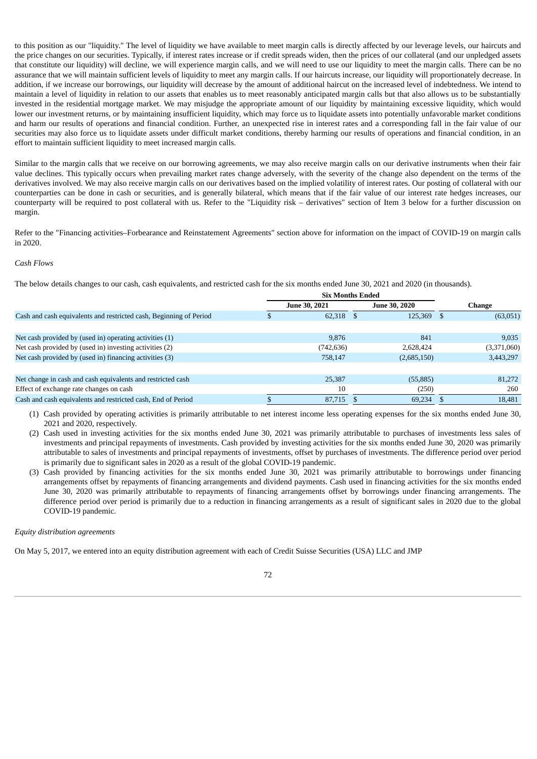to this position as our "liquidity." The level of liquidity we have available to meet margin calls is directly affected by our leverage levels, our haircuts and the price changes on our securities. Typically, if interest rates increase or if credit spreads widen, then the prices of our collateral (and our unpledged assets that constitute our liquidity) will decline, we will experience margin calls, and we will need to use our liquidity to meet the margin calls. There can be no assurance that we will maintain sufficient levels of liquidity to meet any margin calls. If our haircuts increase, our liquidity will proportionately decrease. In addition, if we increase our borrowings, our liquidity will decrease by the amount of additional haircut on the increased level of indebtedness. We intend to maintain a level of liquidity in relation to our assets that enables us to meet reasonably anticipated margin calls but that also allows us to be substantially invested in the residential mortgage market. We may misjudge the appropriate amount of our liquidity by maintaining excessive liquidity, which would lower our investment returns, or by maintaining insufficient liquidity, which may force us to liquidate assets into potentially unfavorable market conditions and harm our results of operations and financial condition. Further, an unexpected rise in interest rates and a corresponding fall in the fair value of our securities may also force us to liquidate assets under difficult market conditions, thereby harming our results of operations and financial condition, in an effort to maintain sufficient liquidity to meet increased margin calls.

Similar to the margin calls that we receive on our borrowing agreements, we may also receive margin calls on our derivative instruments when their fair value declines. This typically occurs when prevailing market rates change adversely, with the severity of the change also dependent on the terms of the derivatives involved. We may also receive margin calls on our derivatives based on the implied volatility of interest rates. Our posting of collateral with our counterparties can be done in cash or securities, and is generally bilateral, which means that if the fair value of our interest rate hedges increases, our counterparty will be required to post collateral with us. Refer to the "Liquidity risk – derivatives" section of Item 3 below for a further discussion on margin.

Refer to the "Financing activities–Forbearance and Reinstatement Agreements" section above for information on the impact of COVID-19 on margin calls in 2020.

*Cash Flows*

The below details changes to our cash, cash equivalents, and restricted cash for the six months ended June 30, 2021 and 2020 (in thousands).

| | Six Months Ended | | |
|---|---|---|---|
| | June 30, 2021 | June 30, 2020 | Change |
| Cash and cash equivalents and restricted cash, Beginning of Period | $ 62,318 | $ 125,369 | $ (63,051) |
| | | | |
| Net cash provided by (used in) operating activities (1) | 9,876 | 841 | 9,035 |
| Net cash provided by (used in) investing activities (2) | (742,636) | 2,628,424 | (3,371,060) |
| Net cash provided by (used in) financing activities (3) | 758,147 | (2,685,150) | 3,443,297 |
| | | | |
| Net change in cash and cash equivalents and restricted cash | 25,387 | (55,885) | 81,272 |
| Effect of exchange rate changes on cash | 10 | (250) | 260 |
| Cash and cash equivalents and restricted cash, End of Period | $ 87,715 | $ 69,234 | $ 18,481 |

(1) Cash provided by operating activities is primarily attributable to net interest income less operating expenses for the six months ended June 30, 2021 and 2020, respectively.

(2) Cash used in investing activities for the six months ended June 30, 2021 was primarily attributable to purchases of investments less sales of investments and principal repayments of investments. Cash provided by investing activities for the six months ended June 30, 2020 was primarily attributable to sales of investments and principal repayments of investments, offset by purchases of investments. The difference period over period is primarily due to significant sales in 2020 as a result of the global COVID-19 pandemic.

(3) Cash provided by financing activities for the six months ended June 30, 2021 was primarily attributable to borrowings under financing arrangements offset by repayments of financing arrangements and dividend payments. Cash used in financing activities for the six months ended June 30, 2020 was primarily attributable to repayments of financing arrangements offset by borrowings under financing arrangements. The difference period over period is primarily due to a reduction in financing arrangements as a result of significant sales in 2020 due to the global COVID-19 pandemic.

*Equity distribution agreements*

On May 5, 2017, we entered into an equity distribution agreement with each of Credit Suisse Securities (USA) LLC and JMP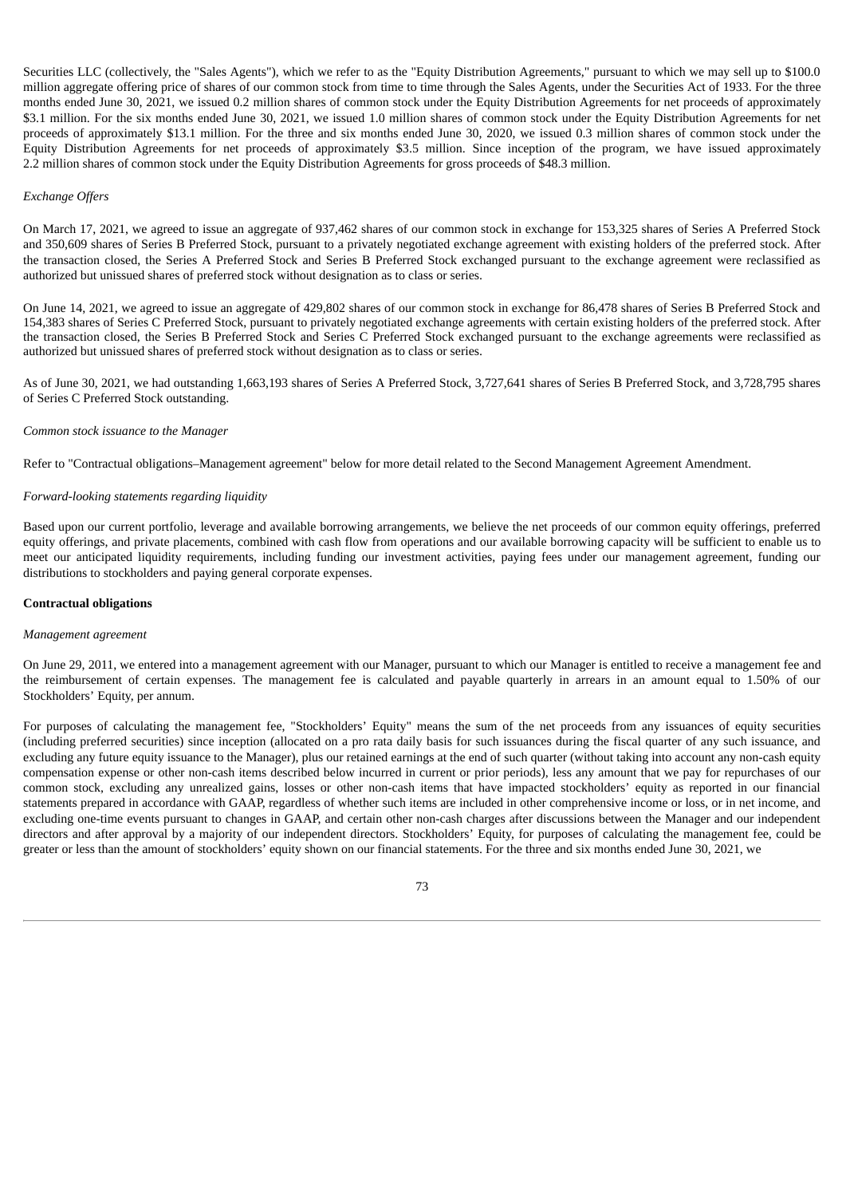Securities LLC (collectively, the "Sales Agents"), which we refer to as the "Equity Distribution Agreements," pursuant to which we may sell up to $100.0 million aggregate offering price of shares of our common stock from time to time through the Sales Agents, under the Securities Act of 1933. For the three months ended June 30, 2021, we issued 0.2 million shares of common stock under the Equity Distribution Agreements for net proceeds of approximately $3.1 million. For the six months ended June 30, 2021, we issued 1.0 million shares of common stock under the Equity Distribution Agreements for net proceeds of approximately $13.1 million. For the three and six months ended June 30, 2020, we issued 0.3 million shares of common stock under the Equity Distribution Agreements for net proceeds of approximately $3.5 million. Since inception of the program, we have issued approximately 2.2 million shares of common stock under the Equity Distribution Agreements for gross proceeds of $48.3 million.

*Exchange Offers*

On March 17, 2021, we agreed to issue an aggregate of 937,462 shares of our common stock in exchange for 153,325 shares of Series A Preferred Stock and 350,609 shares of Series B Preferred Stock, pursuant to a privately negotiated exchange agreement with existing holders of the preferred stock. After the transaction closed, the Series A Preferred Stock and Series B Preferred Stock exchanged pursuant to the exchange agreement were reclassified as authorized but unissued shares of preferred stock without designation as to class or series.

On June 14, 2021, we agreed to issue an aggregate of 429,802 shares of our common stock in exchange for 86,478 shares of Series B Preferred Stock and 154,383 shares of Series C Preferred Stock, pursuant to privately negotiated exchange agreements with certain existing holders of the preferred stock. After the transaction closed, the Series B Preferred Stock and Series C Preferred Stock exchanged pursuant to the exchange agreements were reclassified as authorized but unissued shares of preferred stock without designation as to class or series.

As of June 30, 2021, we had outstanding 1,663,193 shares of Series A Preferred Stock, 3,727,641 shares of Series B Preferred Stock, and 3,728,795 shares of Series C Preferred Stock outstanding.

*Common stock issuance to the Manager*

Refer to "Contractual obligations–Management agreement" below for more detail related to the Second Management Agreement Amendment.

*Forward-looking statements regarding liquidity*

Based upon our current portfolio, leverage and available borrowing arrangements, we believe the net proceeds of our common equity offerings, preferred equity offerings, and private placements, combined with cash flow from operations and our available borrowing capacity will be sufficient to enable us to meet our anticipated liquidity requirements, including funding our investment activities, paying fees under our management agreement, funding our distributions to stockholders and paying general corporate expenses.

**Contractual obligations**

*Management agreement*

On June 29, 2011, we entered into a management agreement with our Manager, pursuant to which our Manager is entitled to receive a management fee and the reimbursement of certain expenses. The management fee is calculated and payable quarterly in arrears in an amount equal to 1.50% of our Stockholders' Equity, per annum.

For purposes of calculating the management fee, "Stockholders' Equity" means the sum of the net proceeds from any issuances of equity securities (including preferred securities) since inception (allocated on a pro rata daily basis for such issuances during the fiscal quarter of any such issuance, and excluding any future equity issuance to the Manager), plus our retained earnings at the end of such quarter (without taking into account any non-cash equity compensation expense or other non-cash items described below incurred in current or prior periods), less any amount that we pay for repurchases of our common stock, excluding any unrealized gains, losses or other non-cash items that have impacted stockholders' equity as reported in our financial statements prepared in accordance with GAAP, regardless of whether such items are included in other comprehensive income or loss, or in net income, and excluding one-time events pursuant to changes in GAAP, and certain other non-cash charges after discussions between the Manager and our independent directors and after approval by a majority of our independent directors. Stockholders' Equity, for purposes of calculating the management fee, could be greater or less than the amount of stockholders' equity shown on our financial statements. For the three and six months ended June 30, 2021, we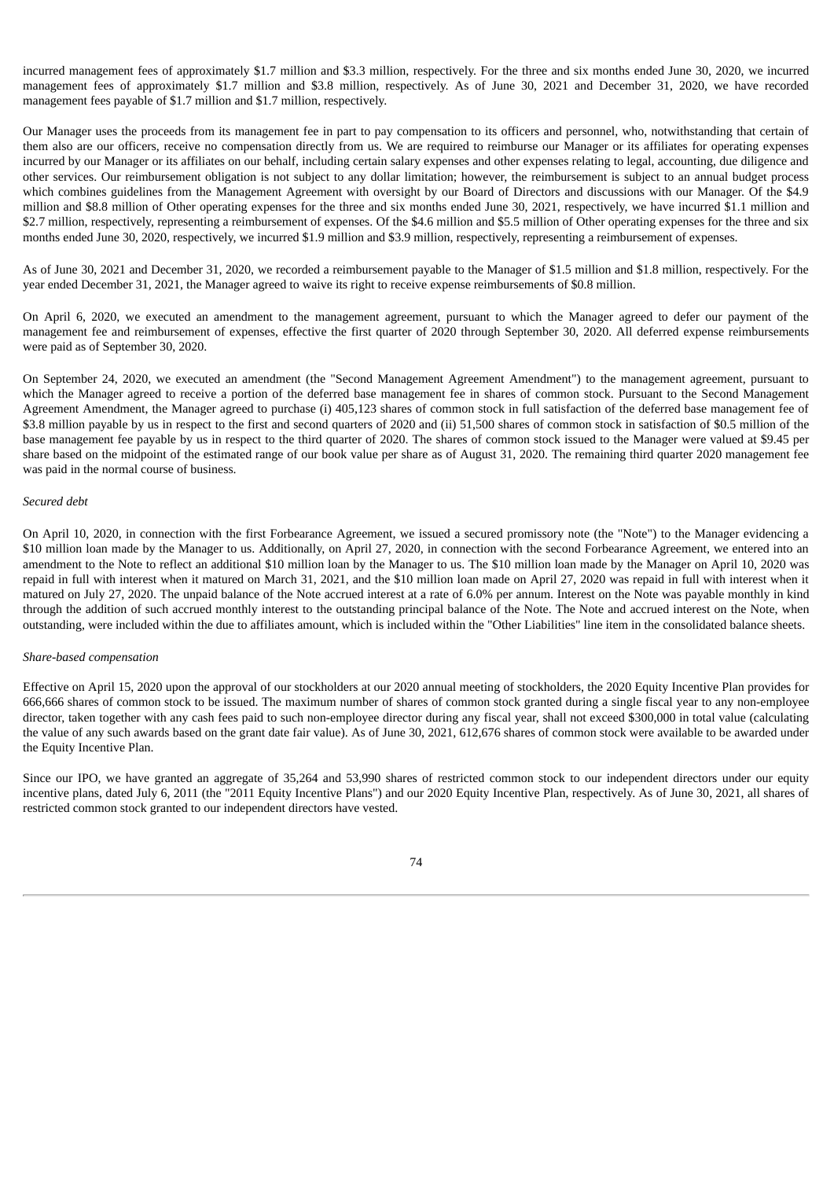incurred management fees of approximately $1.7 million and $3.3 million, respectively. For the three and six months ended June 30, 2020, we incurred management fees of approximately $1.7 million and $3.8 million, respectively. As of June 30, 2021 and December 31, 2020, we have recorded management fees payable of $1.7 million and $1.7 million, respectively.

Our Manager uses the proceeds from its management fee in part to pay compensation to its officers and personnel, who, notwithstanding that certain of them also are our officers, receive no compensation directly from us. We are required to reimburse our Manager or its affiliates for operating expenses incurred by our Manager or its affiliates on our behalf, including certain salary expenses and other expenses relating to legal, accounting, due diligence and other services. Our reimbursement obligation is not subject to any dollar limitation; however, the reimbursement is subject to an annual budget process which combines guidelines from the Management Agreement with oversight by our Board of Directors and discussions with our Manager. Of the $4.9 million and $8.8 million of Other operating expenses for the three and six months ended June 30, 2021, respectively, we have incurred $1.1 million and $2.7 million, respectively, representing a reimbursement of expenses. Of the $4.6 million and $5.5 million of Other operating expenses for the three and six months ended June 30, 2020, respectively, we incurred $1.9 million and $3.9 million, respectively, representing a reimbursement of expenses.

As of June 30, 2021 and December 31, 2020, we recorded a reimbursement payable to the Manager of $1.5 million and $1.8 million, respectively. For the year ended December 31, 2021, the Manager agreed to waive its right to receive expense reimbursements of $0.8 million.

On April 6, 2020, we executed an amendment to the management agreement, pursuant to which the Manager agreed to defer our payment of the management fee and reimbursement of expenses, effective the first quarter of 2020 through September 30, 2020. All deferred expense reimbursements were paid as of September 30, 2020.

On September 24, 2020, we executed an amendment (the "Second Management Agreement Amendment") to the management agreement, pursuant to which the Manager agreed to receive a portion of the deferred base management fee in shares of common stock. Pursuant to the Second Management Agreement Amendment, the Manager agreed to purchase (i) 405,123 shares of common stock in full satisfaction of the deferred base management fee of $3.8 million payable by us in respect to the first and second quarters of 2020 and (ii) 51,500 shares of common stock in satisfaction of $0.5 million of the base management fee payable by us in respect to the third quarter of 2020. The shares of common stock issued to the Manager were valued at $9.45 per share based on the midpoint of the estimated range of our book value per share as of August 31, 2020. The remaining third quarter 2020 management fee was paid in the normal course of business.

*Secured debt*

On April 10, 2020, in connection with the first Forbearance Agreement, we issued a secured promissory note (the "Note") to the Manager evidencing a $10 million loan made by the Manager to us. Additionally, on April 27, 2020, in connection with the second Forbearance Agreement, we entered into an amendment to the Note to reflect an additional $10 million loan by the Manager to us. The $10 million loan made by the Manager on April 10, 2020 was repaid in full with interest when it matured on March 31, 2021, and the $10 million loan made on April 27, 2020 was repaid in full with interest when it matured on July 27, 2020. The unpaid balance of the Note accrued interest at a rate of 6.0% per annum. Interest on the Note was payable monthly in kind through the addition of such accrued monthly interest to the outstanding principal balance of the Note. The Note and accrued interest on the Note, when outstanding, were included within the due to affiliates amount, which is included within the "Other Liabilities" line item in the consolidated balance sheets.

*Share-based compensation*

Effective on April 15, 2020 upon the approval of our stockholders at our 2020 annual meeting of stockholders, the 2020 Equity Incentive Plan provides for 666,666 shares of common stock to be issued. The maximum number of shares of common stock granted during a single fiscal year to any non-employee director, taken together with any cash fees paid to such non-employee director during any fiscal year, shall not exceed $300,000 in total value (calculating the value of any such awards based on the grant date fair value). As of June 30, 2021, 612,676 shares of common stock were available to be awarded under the Equity Incentive Plan.

Since our IPO, we have granted an aggregate of 35,264 and 53,990 shares of restricted common stock to our independent directors under our equity incentive plans, dated July 6, 2011 (the "2011 Equity Incentive Plans") and our 2020 Equity Incentive Plan, respectively. As of June 30, 2021, all shares of restricted common stock granted to our independent directors have vested.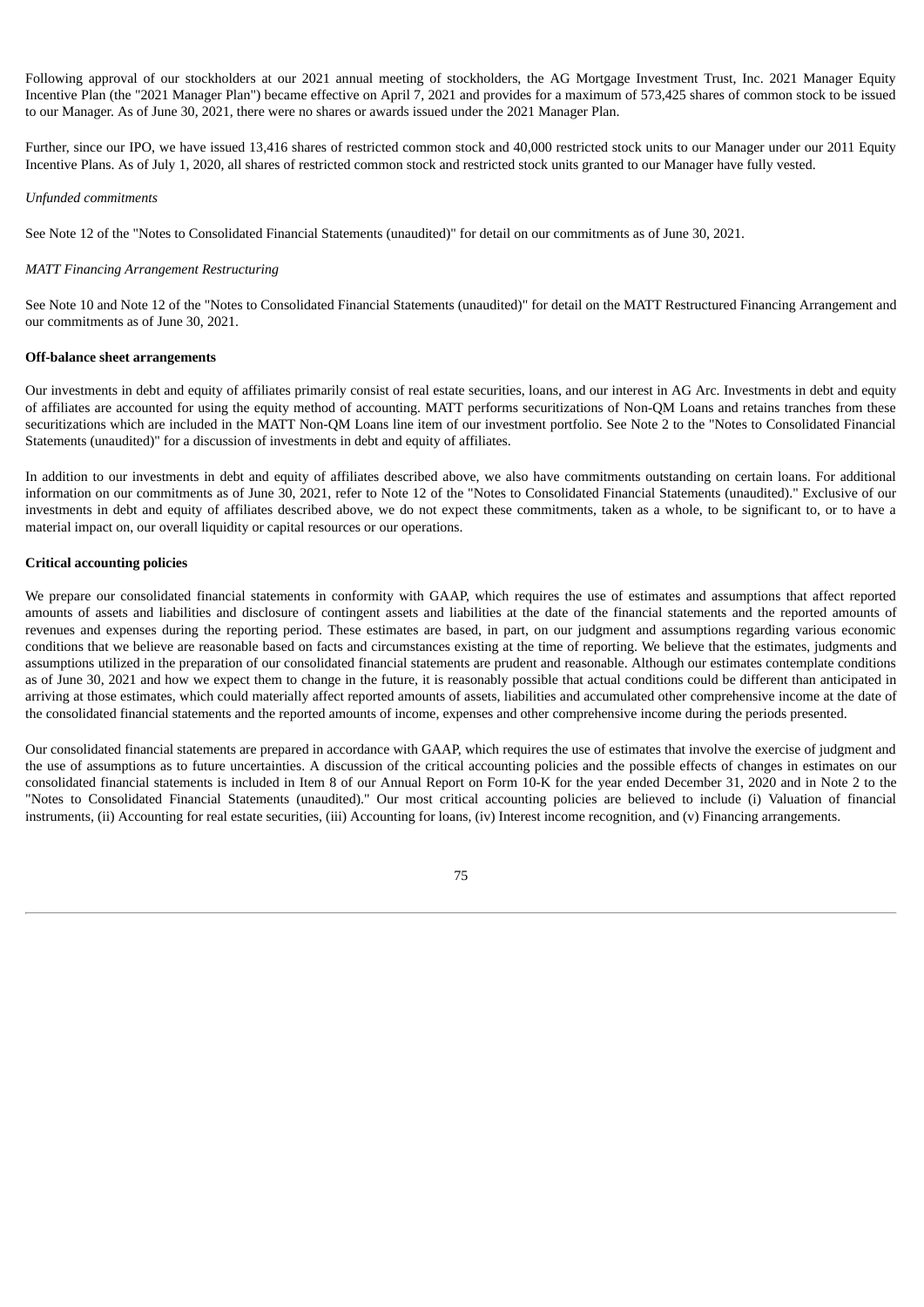Following approval of our stockholders at our 2021 annual meeting of stockholders, the AG Mortgage Investment Trust, Inc. 2021 Manager Equity Incentive Plan (the "2021 Manager Plan") became effective on April 7, 2021 and provides for a maximum of 573,425 shares of common stock to be issued to our Manager. As of June 30, 2021, there were no shares or awards issued under the 2021 Manager Plan.

Further, since our IPO, we have issued 13,416 shares of restricted common stock and 40,000 restricted stock units to our Manager under our 2011 Equity Incentive Plans. As of July 1, 2020, all shares of restricted common stock and restricted stock units granted to our Manager have fully vested.

*Unfunded commitments*

See Note 12 of the "Notes to Consolidated Financial Statements (unaudited)" for detail on our commitments as of June 30, 2021.

*MATT Financing Arrangement Restructuring*

See Note 10 and Note 12 of the "Notes to Consolidated Financial Statements (unaudited)" for detail on the MATT Restructured Financing Arrangement and our commitments as of June 30, 2021.

**Off-balance sheet arrangements**

Our investments in debt and equity of affiliates primarily consist of real estate securities, loans, and our interest in AG Arc. Investments in debt and equity of affiliates are accounted for using the equity method of accounting. MATT performs securitizations of Non-QM Loans and retains tranches from these securitizations which are included in the MATT Non-QM Loans line item of our investment portfolio. See Note 2 to the "Notes to Consolidated Financial Statements (unaudited)" for a discussion of investments in debt and equity of affiliates.

In addition to our investments in debt and equity of affiliates described above, we also have commitments outstanding on certain loans. For additional information on our commitments as of June 30, 2021, refer to Note 12 of the "Notes to Consolidated Financial Statements (unaudited)." Exclusive of our investments in debt and equity of affiliates described above, we do not expect these commitments, taken as a whole, to be significant to, or to have a material impact on, our overall liquidity or capital resources or our operations.

**Critical accounting policies**

We prepare our consolidated financial statements in conformity with GAAP, which requires the use of estimates and assumptions that affect reported amounts of assets and liabilities and disclosure of contingent assets and liabilities at the date of the financial statements and the reported amounts of revenues and expenses during the reporting period. These estimates are based, in part, on our judgment and assumptions regarding various economic conditions that we believe are reasonable based on facts and circumstances existing at the time of reporting. We believe that the estimates, judgments and assumptions utilized in the preparation of our consolidated financial statements are prudent and reasonable. Although our estimates contemplate conditions as of June 30, 2021 and how we expect them to change in the future, it is reasonably possible that actual conditions could be different than anticipated in arriving at those estimates, which could materially affect reported amounts of assets, liabilities and accumulated other comprehensive income at the date of the consolidated financial statements and the reported amounts of income, expenses and other comprehensive income during the periods presented.

Our consolidated financial statements are prepared in accordance with GAAP, which requires the use of estimates that involve the exercise of judgment and the use of assumptions as to future uncertainties. A discussion of the critical accounting policies and the possible effects of changes in estimates on our consolidated financial statements is included in Item 8 of our Annual Report on Form 10-K for the year ended December 31, 2020 and in Note 2 to the "Notes to Consolidated Financial Statements (unaudited)." Our most critical accounting policies are believed to include (i) Valuation of financial instruments, (ii) Accounting for real estate securities, (iii) Accounting for loans, (iv) Interest income recognition, and (v) Financing arrangements.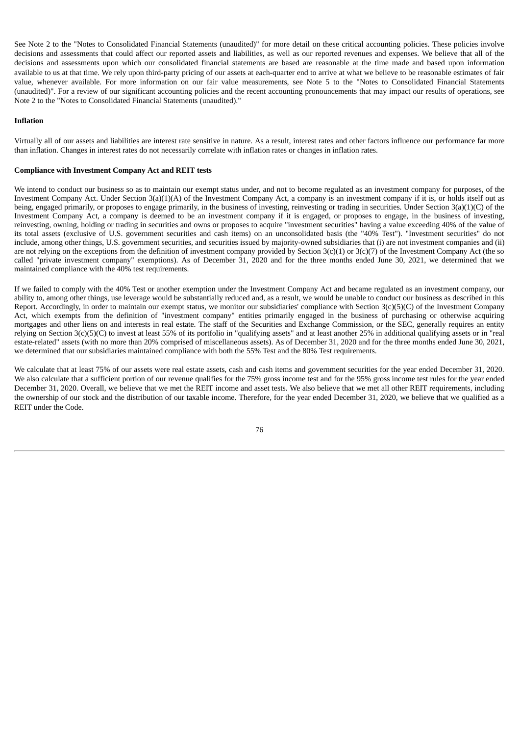See Note 2 to the "Notes to Consolidated Financial Statements (unaudited)" for more detail on these critical accounting policies. These policies involve decisions and assessments that could affect our reported assets and liabilities, as well as our reported revenues and expenses. We believe that all of the decisions and assessments upon which our consolidated financial statements are based are reasonable at the time made and based upon information available to us at that time. We rely upon third-party pricing of our assets at each-quarter end to arrive at what we believe to be reasonable estimates of fair value, whenever available. For more information on our fair value measurements, see Note 5 to the "Notes to Consolidated Financial Statements (unaudited)". For a review of our significant accounting policies and the recent accounting pronouncements that may impact our results of operations, see Note 2 to the "Notes to Consolidated Financial Statements (unaudited)."

**Inflation**

Virtually all of our assets and liabilities are interest rate sensitive in nature. As a result, interest rates and other factors influence our performance far more than inflation. Changes in interest rates do not necessarily correlate with inflation rates or changes in inflation rates.

**Compliance with Investment Company Act and REIT tests**

We intend to conduct our business so as to maintain our exempt status under, and not to become regulated as an investment company for purposes, of the Investment Company Act. Under Section 3(a)(1)(A) of the Investment Company Act, a company is an investment company if it is, or holds itself out as being, engaged primarily, or proposes to engage primarily, in the business of investing, reinvesting or trading in securities. Under Section 3(a)(1)(C) of the Investment Company Act, a company is deemed to be an investment company if it is engaged, or proposes to engage, in the business of investing, reinvesting, owning, holding or trading in securities and owns or proposes to acquire "investment securities" having a value exceeding 40% of the value of its total assets (exclusive of U.S. government securities and cash items) on an unconsolidated basis (the "40% Test"). "Investment securities" do not include, among other things, U.S. government securities, and securities issued by majority-owned subsidiaries that (i) are not investment companies and (ii) are not relying on the exceptions from the definition of investment company provided by Section 3(c)(1) or 3(c)(7) of the Investment Company Act (the so called "private investment company" exemptions). As of December 31, 2020 and for the three months ended June 30, 2021, we determined that we maintained compliance with the 40% test requirements.

If we failed to comply with the 40% Test or another exemption under the Investment Company Act and became regulated as an investment company, our ability to, among other things, use leverage would be substantially reduced and, as a result, we would be unable to conduct our business as described in this Report. Accordingly, in order to maintain our exempt status, we monitor our subsidiaries' compliance with Section 3(c)(5)(C) of the Investment Company Act, which exempts from the definition of "investment company" entities primarily engaged in the business of purchasing or otherwise acquiring mortgages and other liens on and interests in real estate. The staff of the Securities and Exchange Commission, or the SEC, generally requires an entity relying on Section 3(c)(5)(C) to invest at least 55% of its portfolio in "qualifying assets" and at least another 25% in additional qualifying assets or in "real estate-related" assets (with no more than 20% comprised of miscellaneous assets). As of December 31, 2020 and for the three months ended June 30, 2021, we determined that our subsidiaries maintained compliance with both the 55% Test and the 80% Test requirements.

We calculate that at least 75% of our assets were real estate assets, cash and cash items and government securities for the year ended December 31, 2020. We also calculate that a sufficient portion of our revenue qualifies for the 75% gross income test and for the 95% gross income test rules for the year ended December 31, 2020. Overall, we believe that we met the REIT income and asset tests. We also believe that we met all other REIT requirements, including the ownership of our stock and the distribution of our taxable income. Therefore, for the year ended December 31, 2020, we believe that we qualified as a REIT under the Code.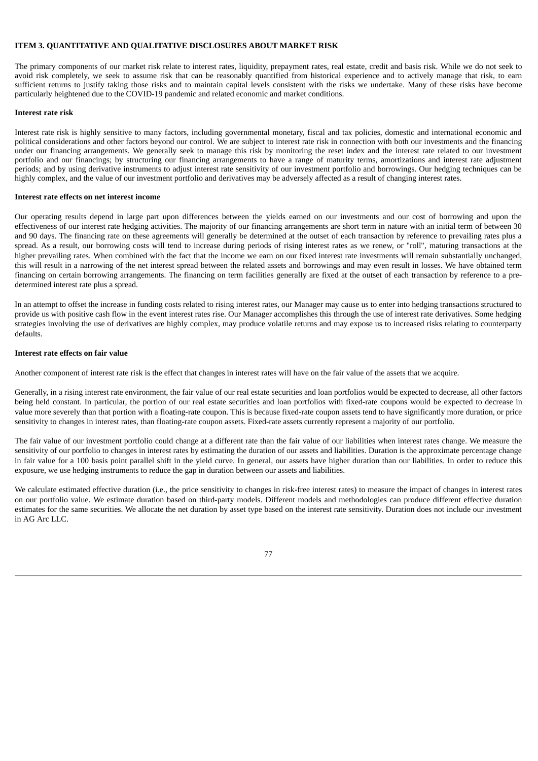**ITEM 3. QUANTITATIVE AND QUALITATIVE DISCLOSURES ABOUT MARKET RISK**

The primary components of our market risk relate to interest rates, liquidity, prepayment rates, real estate, credit and basis risk. While we do not seek to avoid risk completely, we seek to assume risk that can be reasonably quantified from historical experience and to actively manage that risk, to earn sufficient returns to justify taking those risks and to maintain capital levels consistent with the risks we undertake. Many of these risks have become particularly heightened due to the COVID-19 pandemic and related economic and market conditions.

**Interest rate risk**

Interest rate risk is highly sensitive to many factors, including governmental monetary, fiscal and tax policies, domestic and international economic and political considerations and other factors beyond our control. We are subject to interest rate risk in connection with both our investments and the financing under our financing arrangements. We generally seek to manage this risk by monitoring the reset index and the interest rate related to our investment portfolio and our financings; by structuring our financing arrangements to have a range of maturity terms, amortizations and interest rate adjustment periods; and by using derivative instruments to adjust interest rate sensitivity of our investment portfolio and borrowings. Our hedging techniques can be highly complex, and the value of our investment portfolio and derivatives may be adversely affected as a result of changing interest rates.

**Interest rate effects on net interest income**

Our operating results depend in large part upon differences between the yields earned on our investments and our cost of borrowing and upon the effectiveness of our interest rate hedging activities. The majority of our financing arrangements are short term in nature with an initial term of between 30 and 90 days. The financing rate on these agreements will generally be determined at the outset of each transaction by reference to prevailing rates plus a spread. As a result, our borrowing costs will tend to increase during periods of rising interest rates as we renew, or "roll", maturing transactions at the higher prevailing rates. When combined with the fact that the income we earn on our fixed interest rate investments will remain substantially unchanged, this will result in a narrowing of the net interest spread between the related assets and borrowings and may even result in losses. We have obtained term financing on certain borrowing arrangements. The financing on term facilities generally are fixed at the outset of each transaction by reference to a pre-determined interest rate plus a spread.

In an attempt to offset the increase in funding costs related to rising interest rates, our Manager may cause us to enter into hedging transactions structured to provide us with positive cash flow in the event interest rates rise. Our Manager accomplishes this through the use of interest rate derivatives. Some hedging strategies involving the use of derivatives are highly complex, may produce volatile returns and may expose us to increased risks relating to counterparty defaults.

**Interest rate effects on fair value**

Another component of interest rate risk is the effect that changes in interest rates will have on the fair value of the assets that we acquire.

Generally, in a rising interest rate environment, the fair value of our real estate securities and loan portfolios would be expected to decrease, all other factors being held constant. In particular, the portion of our real estate securities and loan portfolios with fixed-rate coupons would be expected to decrease in value more severely than that portion with a floating-rate coupon. This is because fixed-rate coupon assets tend to have significantly more duration, or price sensitivity to changes in interest rates, than floating-rate coupon assets. Fixed-rate assets currently represent a majority of our portfolio.

The fair value of our investment portfolio could change at a different rate than the fair value of our liabilities when interest rates change. We measure the sensitivity of our portfolio to changes in interest rates by estimating the duration of our assets and liabilities. Duration is the approximate percentage change in fair value for a 100 basis point parallel shift in the yield curve. In general, our assets have higher duration than our liabilities. In order to reduce this exposure, we use hedging instruments to reduce the gap in duration between our assets and liabilities.

We calculate estimated effective duration (i.e., the price sensitivity to changes in risk-free interest rates) to measure the impact of changes in interest rates on our portfolio value. We estimate duration based on third-party models. Different models and methodologies can produce different effective duration estimates for the same securities. We allocate the net duration by asset type based on the interest rate sensitivity. Duration does not include our investment in AG Arc LLC.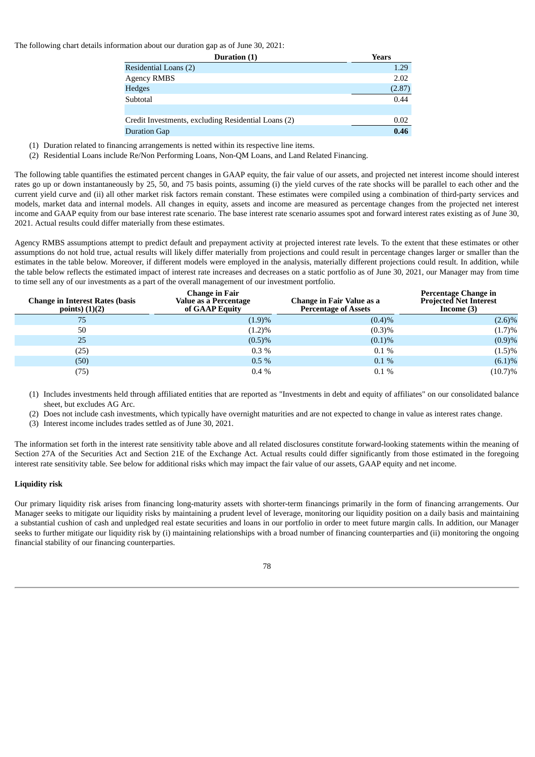The following chart details information about our duration gap as of June 30, 2021:

| Duration (1) | Years |
|---|---|
| Residential Loans (2) | 1.29 |
| Agency RMBS | 2.02 |
| Hedges | (2.87) |
| Subtotal | 0.44 |
| | |
| Credit Investments, excluding Residential Loans (2) | 0.02 |
| Duration Gap | **0.46** |

(1) Duration related to financing arrangements is netted within its respective line items.

(2) Residential Loans include Re/Non Performing Loans, Non-QM Loans, and Land Related Financing.

The following table quantifies the estimated percent changes in GAAP equity, the fair value of our assets, and projected net interest income should interest rates go up or down instantaneously by 25, 50, and 75 basis points, assuming (i) the yield curves of the rate shocks will be parallel to each other and the current yield curve and (ii) all other market risk factors remain constant. These estimates were compiled using a combination of third-party services and models, market data and internal models. All changes in equity, assets and income are measured as percentage changes from the projected net interest income and GAAP equity from our base interest rate scenario. The base interest rate scenario assumes spot and forward interest rates existing as of June 30, 2021. Actual results could differ materially from these estimates.

Agency RMBS assumptions attempt to predict default and prepayment activity at projected interest rate levels. To the extent that these estimates or other assumptions do not hold true, actual results will likely differ materially from projections and could result in percentage changes larger or smaller than the estimates in the table below. Moreover, if different models were employed in the analysis, materially different projections could result. In addition, while the table below reflects the estimated impact of interest rate increases and decreases on a static portfolio as of June 30, 2021, our Manager may from time to time sell any of our investments as a part of the overall management of our investment portfolio.

| Change in Interest Rates (basis points) (1)(2) | Change in Fair Value as a Percentage of GAAP Equity | Change in Fair Value as a Percentage of Assets | Percentage Change in Projected Net Interest Income (3) |
|---|---|---|---|
| 75 | (1.9)% | (0.4)% | (2.6)% |
| 50 | (1.2)% | (0.3)% | (1.7)% |
| 25 | (0.5)% | (0.1)% | (0.9)% |
| (25) | 0.3 % | 0.1 % | (1.5)% |
| (50) | 0.5 % | 0.1 % | (6.1)% |
| (75) | 0.4 % | 0.1 % | (10.7)% |

(1) Includes investments held through affiliated entities that are reported as "Investments in debt and equity of affiliates" on our consolidated balance sheet, but excludes AG Arc.

(2) Does not include cash investments, which typically have overnight maturities and are not expected to change in value as interest rates change.

(3) Interest income includes trades settled as of June 30, 2021.

The information set forth in the interest rate sensitivity table above and all related disclosures constitute forward-looking statements within the meaning of Section 27A of the Securities Act and Section 21E of the Exchange Act. Actual results could differ significantly from those estimated in the foregoing interest rate sensitivity table. See below for additional risks which may impact the fair value of our assets, GAAP equity and net income.

**Liquidity risk**

Our primary liquidity risk arises from financing long-maturity assets with shorter-term financings primarily in the form of financing arrangements. Our Manager seeks to mitigate our liquidity risks by maintaining a prudent level of leverage, monitoring our liquidity position on a daily basis and maintaining a substantial cushion of cash and unpledged real estate securities and loans in our portfolio in order to meet future margin calls. In addition, our Manager seeks to further mitigate our liquidity risk by (i) maintaining relationships with a broad number of financing counterparties and (ii) monitoring the ongoing financial stability of our financing counterparties.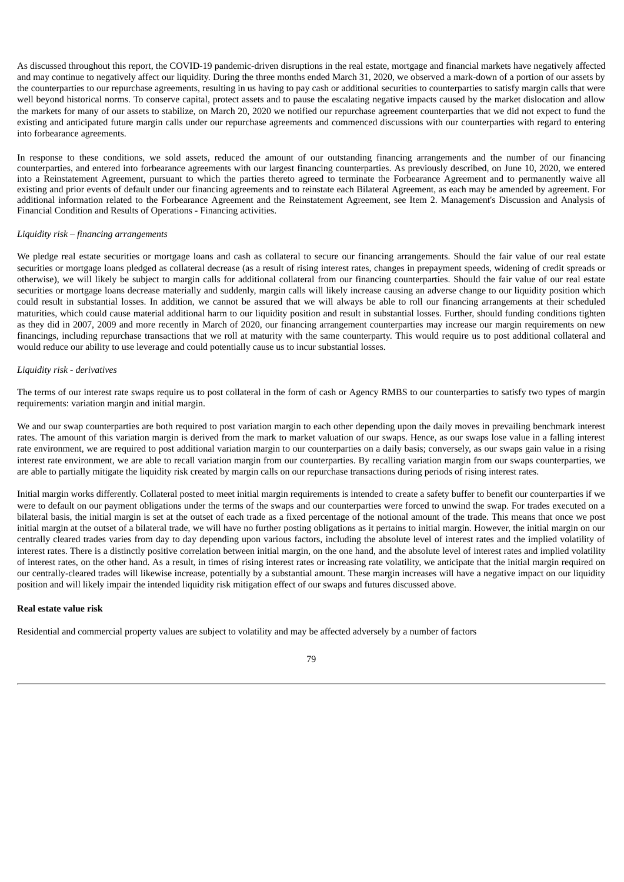As discussed throughout this report, the COVID-19 pandemic-driven disruptions in the real estate, mortgage and financial markets have negatively affected and may continue to negatively affect our liquidity. During the three months ended March 31, 2020, we observed a mark-down of a portion of our assets by the counterparties to our repurchase agreements, resulting in us having to pay cash or additional securities to counterparties to satisfy margin calls that were well beyond historical norms. To conserve capital, protect assets and to pause the escalating negative impacts caused by the market dislocation and allow the markets for many of our assets to stabilize, on March 20, 2020 we notified our repurchase agreement counterparties that we did not expect to fund the existing and anticipated future margin calls under our repurchase agreements and commenced discussions with our counterparties with regard to entering into forbearance agreements.

In response to these conditions, we sold assets, reduced the amount of our outstanding financing arrangements and the number of our financing counterparties, and entered into forbearance agreements with our largest financing counterparties. As previously described, on June 10, 2020, we entered into a Reinstatement Agreement, pursuant to which the parties thereto agreed to terminate the Forbearance Agreement and to permanently waive all existing and prior events of default under our financing agreements and to reinstate each Bilateral Agreement, as each may be amended by agreement. For additional information related to the Forbearance Agreement and the Reinstatement Agreement, see Item 2. Management's Discussion and Analysis of Financial Condition and Results of Operations - Financing activities.

*Liquidity risk – financing arrangements*

We pledge real estate securities or mortgage loans and cash as collateral to secure our financing arrangements. Should the fair value of our real estate securities or mortgage loans pledged as collateral decrease (as a result of rising interest rates, changes in prepayment speeds, widening of credit spreads or otherwise), we will likely be subject to margin calls for additional collateral from our financing counterparties. Should the fair value of our real estate securities or mortgage loans decrease materially and suddenly, margin calls will likely increase causing an adverse change to our liquidity position which could result in substantial losses. In addition, we cannot be assured that we will always be able to roll our financing arrangements at their scheduled maturities, which could cause material additional harm to our liquidity position and result in substantial losses. Further, should funding conditions tighten as they did in 2007, 2009 and more recently in March of 2020, our financing arrangement counterparties may increase our margin requirements on new financings, including repurchase transactions that we roll at maturity with the same counterparty. This would require us to post additional collateral and would reduce our ability to use leverage and could potentially cause us to incur substantial losses.

*Liquidity risk - derivatives*

The terms of our interest rate swaps require us to post collateral in the form of cash or Agency RMBS to our counterparties to satisfy two types of margin requirements: variation margin and initial margin.

We and our swap counterparties are both required to post variation margin to each other depending upon the daily moves in prevailing benchmark interest rates. The amount of this variation margin is derived from the mark to market valuation of our swaps. Hence, as our swaps lose value in a falling interest rate environment, we are required to post additional variation margin to our counterparties on a daily basis; conversely, as our swaps gain value in a rising interest rate environment, we are able to recall variation margin from our counterparties. By recalling variation margin from our swaps counterparties, we are able to partially mitigate the liquidity risk created by margin calls on our repurchase transactions during periods of rising interest rates.

Initial margin works differently. Collateral posted to meet initial margin requirements is intended to create a safety buffer to benefit our counterparties if we were to default on our payment obligations under the terms of the swaps and our counterparties were forced to unwind the swap. For trades executed on a bilateral basis, the initial margin is set at the outset of each trade as a fixed percentage of the notional amount of the trade. This means that once we post initial margin at the outset of a bilateral trade, we will have no further posting obligations as it pertains to initial margin. However, the initial margin on our centrally cleared trades varies from day to day depending upon various factors, including the absolute level of interest rates and the implied volatility of interest rates. There is a distinctly positive correlation between initial margin, on the one hand, and the absolute level of interest rates and implied volatility of interest rates, on the other hand. As a result, in times of rising interest rates or increasing rate volatility, we anticipate that the initial margin required on our centrally-cleared trades will likewise increase, potentially by a substantial amount. These margin increases will have a negative impact on our liquidity position and will likely impair the intended liquidity risk mitigation effect of our swaps and futures discussed above.

**Real estate value risk**

Residential and commercial property values are subject to volatility and may be affected adversely by a number of factors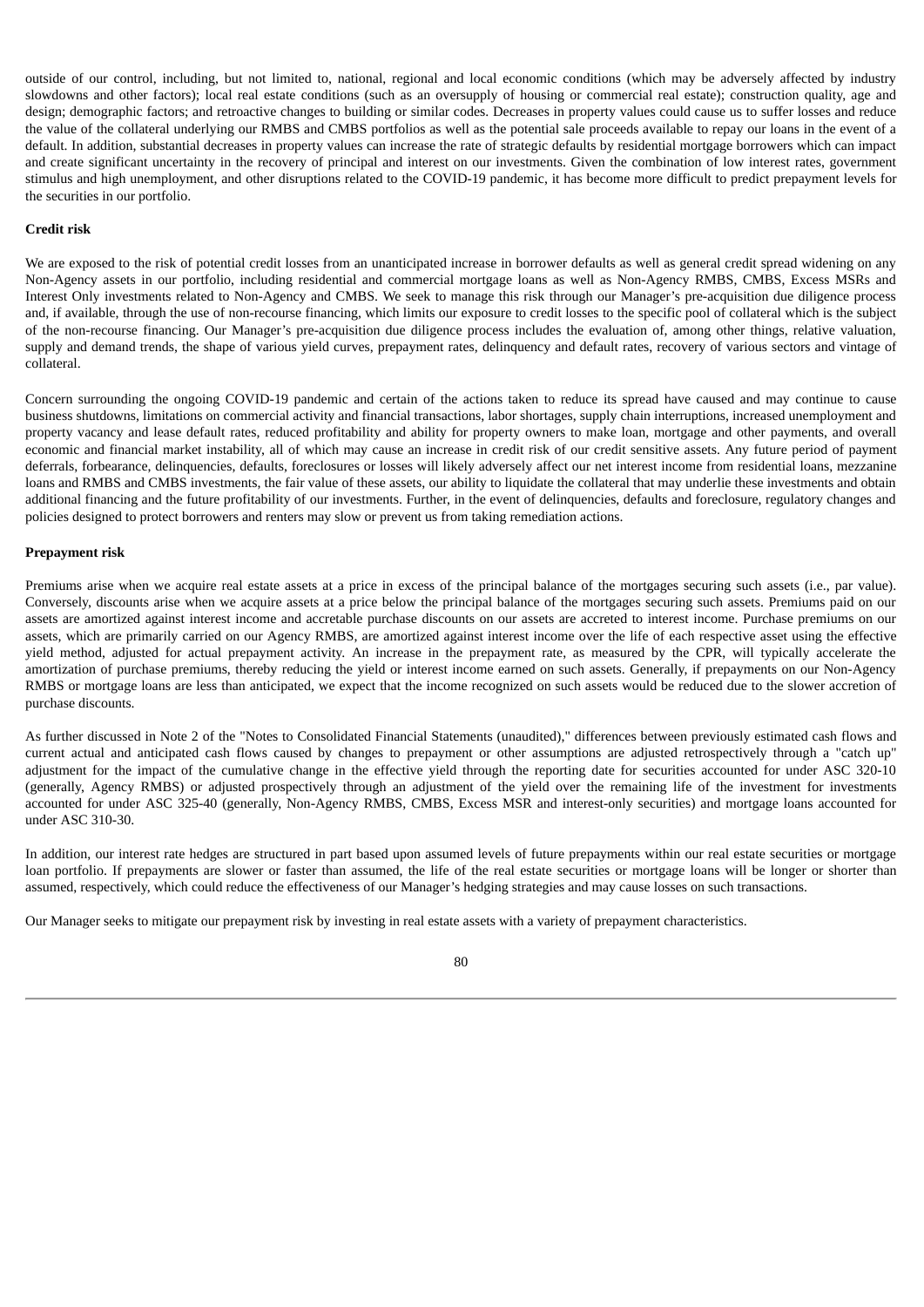outside of our control, including, but not limited to, national, regional and local economic conditions (which may be adversely affected by industry slowdowns and other factors); local real estate conditions (such as an oversupply of housing or commercial real estate); construction quality, age and design; demographic factors; and retroactive changes to building or similar codes. Decreases in property values could cause us to suffer losses and reduce the value of the collateral underlying our RMBS and CMBS portfolios as well as the potential sale proceeds available to repay our loans in the event of a default. In addition, substantial decreases in property values can increase the rate of strategic defaults by residential mortgage borrowers which can impact and create significant uncertainty in the recovery of principal and interest on our investments. Given the combination of low interest rates, government stimulus and high unemployment, and other disruptions related to the COVID-19 pandemic, it has become more difficult to predict prepayment levels for the securities in our portfolio.

**Credit risk**

We are exposed to the risk of potential credit losses from an unanticipated increase in borrower defaults as well as general credit spread widening on any Non-Agency assets in our portfolio, including residential and commercial mortgage loans as well as Non-Agency RMBS, CMBS, Excess MSRs and Interest Only investments related to Non-Agency and CMBS. We seek to manage this risk through our Manager's pre-acquisition due diligence process and, if available, through the use of non-recourse financing, which limits our exposure to credit losses to the specific pool of collateral which is the subject of the non-recourse financing. Our Manager's pre-acquisition due diligence process includes the evaluation of, among other things, relative valuation, supply and demand trends, the shape of various yield curves, prepayment rates, delinquency and default rates, recovery of various sectors and vintage of collateral.

Concern surrounding the ongoing COVID-19 pandemic and certain of the actions taken to reduce its spread have caused and may continue to cause business shutdowns, limitations on commercial activity and financial transactions, labor shortages, supply chain interruptions, increased unemployment and property vacancy and lease default rates, reduced profitability and ability for property owners to make loan, mortgage and other payments, and overall economic and financial market instability, all of which may cause an increase in credit risk of our credit sensitive assets. Any future period of payment deferrals, forbearance, delinquencies, defaults, foreclosures or losses will likely adversely affect our net interest income from residential loans, mezzanine loans and RMBS and CMBS investments, the fair value of these assets, our ability to liquidate the collateral that may underlie these investments and obtain additional financing and the future profitability of our investments. Further, in the event of delinquencies, defaults and foreclosure, regulatory changes and policies designed to protect borrowers and renters may slow or prevent us from taking remediation actions.

**Prepayment risk**

Premiums arise when we acquire real estate assets at a price in excess of the principal balance of the mortgages securing such assets (i.e., par value). Conversely, discounts arise when we acquire assets at a price below the principal balance of the mortgages securing such assets. Premiums paid on our assets are amortized against interest income and accretable purchase discounts on our assets are accreted to interest income. Purchase premiums on our assets, which are primarily carried on our Agency RMBS, are amortized against interest income over the life of each respective asset using the effective yield method, adjusted for actual prepayment activity. An increase in the prepayment rate, as measured by the CPR, will typically accelerate the amortization of purchase premiums, thereby reducing the yield or interest income earned on such assets. Generally, if prepayments on our Non-Agency RMBS or mortgage loans are less than anticipated, we expect that the income recognized on such assets would be reduced due to the slower accretion of purchase discounts.

As further discussed in Note 2 of the "Notes to Consolidated Financial Statements (unaudited)," differences between previously estimated cash flows and current actual and anticipated cash flows caused by changes to prepayment or other assumptions are adjusted retrospectively through a "catch up" adjustment for the impact of the cumulative change in the effective yield through the reporting date for securities accounted for under ASC 320-10 (generally, Agency RMBS) or adjusted prospectively through an adjustment of the yield over the remaining life of the investment for investments accounted for under ASC 325-40 (generally, Non-Agency RMBS, CMBS, Excess MSR and interest-only securities) and mortgage loans accounted for under ASC 310-30.

In addition, our interest rate hedges are structured in part based upon assumed levels of future prepayments within our real estate securities or mortgage loan portfolio. If prepayments are slower or faster than assumed, the life of the real estate securities or mortgage loans will be longer or shorter than assumed, respectively, which could reduce the effectiveness of our Manager's hedging strategies and may cause losses on such transactions.

Our Manager seeks to mitigate our prepayment risk by investing in real estate assets with a variety of prepayment characteristics.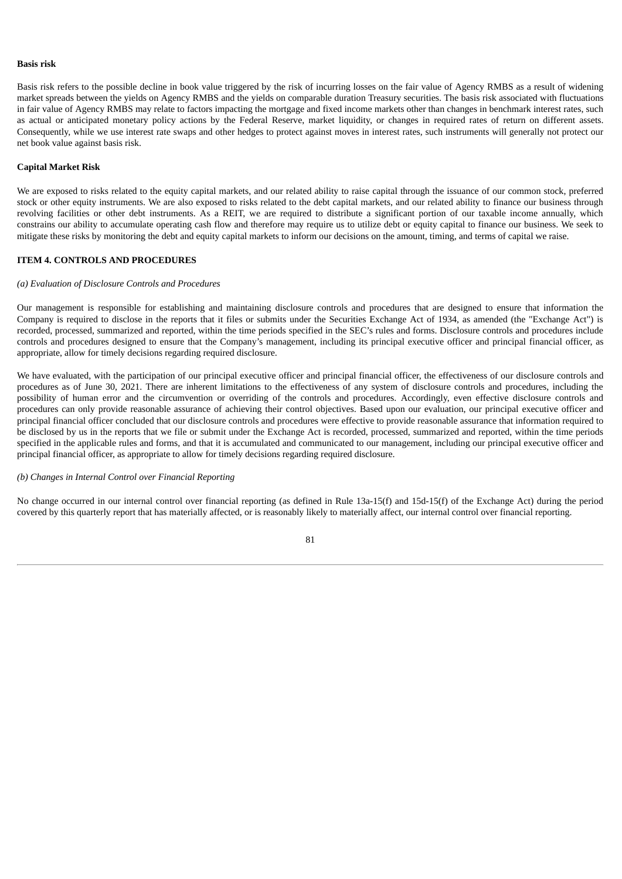**Basis risk**

Basis risk refers to the possible decline in book value triggered by the risk of incurring losses on the fair value of Agency RMBS as a result of widening market spreads between the yields on Agency RMBS and the yields on comparable duration Treasury securities. The basis risk associated with fluctuations in fair value of Agency RMBS may relate to factors impacting the mortgage and fixed income markets other than changes in benchmark interest rates, such as actual or anticipated monetary policy actions by the Federal Reserve, market liquidity, or changes in required rates of return on different assets. Consequently, while we use interest rate swaps and other hedges to protect against moves in interest rates, such instruments will generally not protect our net book value against basis risk.

**Capital Market Risk**

We are exposed to risks related to the equity capital markets, and our related ability to raise capital through the issuance of our common stock, preferred stock or other equity instruments. We are also exposed to risks related to the debt capital markets, and our related ability to finance our business through revolving facilities or other debt instruments. As a REIT, we are required to distribute a significant portion of our taxable income annually, which constrains our ability to accumulate operating cash flow and therefore may require us to utilize debt or equity capital to finance our business. We seek to mitigate these risks by monitoring the debt and equity capital markets to inform our decisions on the amount, timing, and terms of capital we raise.

## ITEM 4. CONTROLS AND PROCEDURES

*(a) Evaluation of Disclosure Controls and Procedures*

Our management is responsible for establishing and maintaining disclosure controls and procedures that are designed to ensure that information the Company is required to disclose in the reports that it files or submits under the Securities Exchange Act of 1934, as amended (the "Exchange Act") is recorded, processed, summarized and reported, within the time periods specified in the SEC's rules and forms. Disclosure controls and procedures include controls and procedures designed to ensure that the Company's management, including its principal executive officer and principal financial officer, as appropriate, allow for timely decisions regarding required disclosure.

We have evaluated, with the participation of our principal executive officer and principal financial officer, the effectiveness of our disclosure controls and procedures as of June 30, 2021. There are inherent limitations to the effectiveness of any system of disclosure controls and procedures, including the possibility of human error and the circumvention or overriding of the controls and procedures. Accordingly, even effective disclosure controls and procedures can only provide reasonable assurance of achieving their control objectives. Based upon our evaluation, our principal executive officer and principal financial officer concluded that our disclosure controls and procedures were effective to provide reasonable assurance that information required to be disclosed by us in the reports that we file or submit under the Exchange Act is recorded, processed, summarized and reported, within the time periods specified in the applicable rules and forms, and that it is accumulated and communicated to our management, including our principal executive officer and principal financial officer, as appropriate to allow for timely decisions regarding required disclosure.

*(b) Changes in Internal Control over Financial Reporting*

No change occurred in our internal control over financial reporting (as defined in Rule 13a-15(f) and 15d-15(f) of the Exchange Act) during the period covered by this quarterly report that has materially affected, or is reasonably likely to materially affect, our internal control over financial reporting.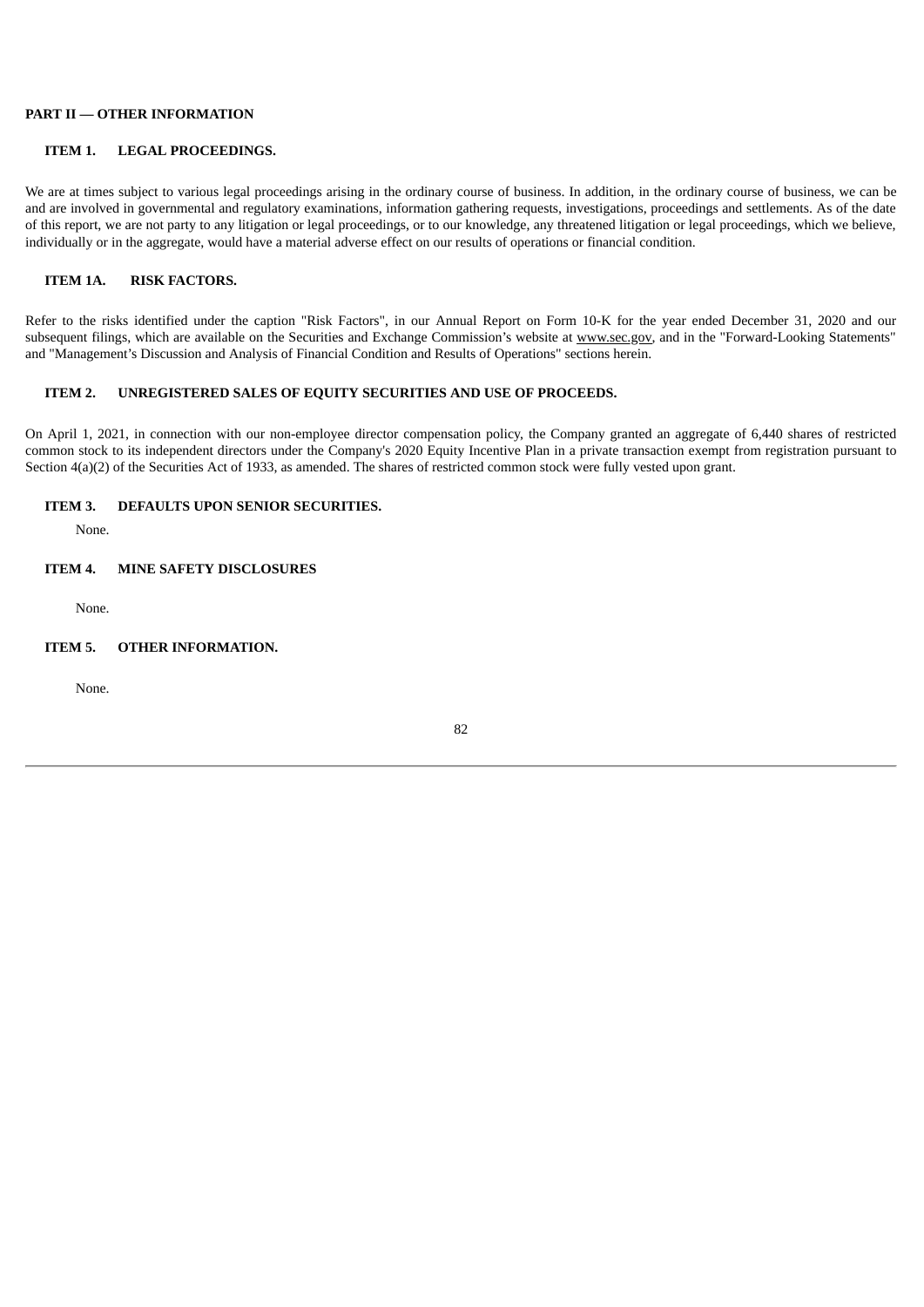## PART II — OTHER INFORMATION

### ITEM 1. LEGAL PROCEEDINGS.

We are at times subject to various legal proceedings arising in the ordinary course of business. In addition, in the ordinary course of business, we can be and are involved in governmental and regulatory examinations, information gathering requests, investigations, proceedings and settlements. As of the date of this report, we are not party to any litigation or legal proceedings, or to our knowledge, any threatened litigation or legal proceedings, which we believe, individually or in the aggregate, would have a material adverse effect on our results of operations or financial condition.

### ITEM 1A. RISK FACTORS.

Refer to the risks identified under the caption "Risk Factors", in our Annual Report on Form 10-K for the year ended December 31, 2020 and our subsequent filings, which are available on the Securities and Exchange Commission's website at www.sec.gov, and in the "Forward-Looking Statements" and "Management's Discussion and Analysis of Financial Condition and Results of Operations" sections herein.

### ITEM 2. UNREGISTERED SALES OF EQUITY SECURITIES AND USE OF PROCEEDS.

On April 1, 2021, in connection with our non-employee director compensation policy, the Company granted an aggregate of 6,440 shares of restricted common stock to its independent directors under the Company's 2020 Equity Incentive Plan in a private transaction exempt from registration pursuant to Section 4(a)(2) of the Securities Act of 1933, as amended. The shares of restricted common stock were fully vested upon grant.

### ITEM 3. DEFAULTS UPON SENIOR SECURITIES.

None.

### ITEM 4. MINE SAFETY DISCLOSURES

None.

### ITEM 5. OTHER INFORMATION.

None.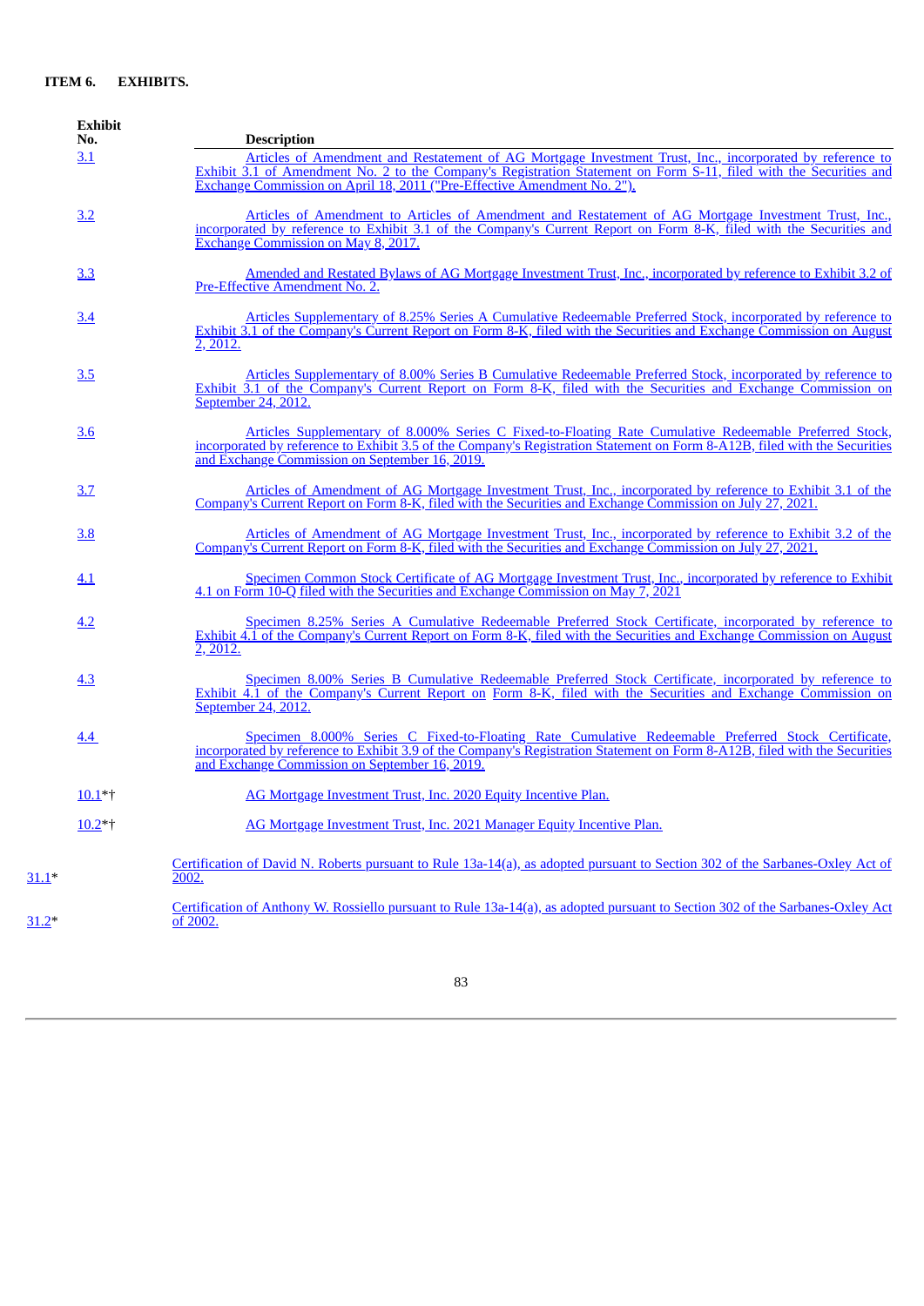**ITEM 6. EXHIBITS.**

| Exhibit No. | Description |
|---|---|
| 3.1 | Articles of Amendment and Restatement of AG Mortgage Investment Trust, Inc., incorporated by reference to Exhibit 3.1 of Amendment No. 2 to the Company's Registration Statement on Form S-11, filed with the Securities and Exchange Commission on April 18, 2011 ("Pre-Effective Amendment No. 2"). |
| 3.2 | Articles of Amendment to Articles of Amendment and Restatement of AG Mortgage Investment Trust, Inc., incorporated by reference to Exhibit 3.1 of the Company's Current Report on Form 8-K, filed with the Securities and Exchange Commission on May 8, 2017. |
| 3.3 | Amended and Restated Bylaws of AG Mortgage Investment Trust, Inc., incorporated by reference to Exhibit 3.2 of Pre-Effective Amendment No. 2. |
| 3.4 | Articles Supplementary of 8.25% Series A Cumulative Redeemable Preferred Stock, incorporated by reference to Exhibit 3.1 of the Company's Current Report on Form 8-K, filed with the Securities and Exchange Commission on August 2, 2012. |
| 3.5 | Articles Supplementary of 8.00% Series B Cumulative Redeemable Preferred Stock, incorporated by reference to Exhibit 3.1 of the Company's Current Report on Form 8-K, filed with the Securities and Exchange Commission on September 24, 2012. |
| 3.6 | Articles Supplementary of 8.000% Series C Fixed-to-Floating Rate Cumulative Redeemable Preferred Stock, incorporated by reference to Exhibit 3.5 of the Company's Registration Statement on Form 8-A12B, filed with the Securities and Exchange Commission on September 16, 2019. |
| 3.7 | Articles of Amendment of AG Mortgage Investment Trust, Inc., incorporated by reference to Exhibit 3.1 of the Company's Current Report on Form 8-K, filed with the Securities and Exchange Commission on July 27, 2021. |
| 3.8 | Articles of Amendment of AG Mortgage Investment Trust, Inc., incorporated by reference to Exhibit 3.2 of the Company's Current Report on Form 8-K, filed with the Securities and Exchange Commission on July 27, 2021. |
| 4.1 | Specimen Common Stock Certificate of AG Mortgage Investment Trust, Inc., incorporated by reference to Exhibit 4.1 on Form 10-Q filed with the Securities and Exchange Commission on May 7, 2021 |
| 4.2 | Specimen 8.25% Series A Cumulative Redeemable Preferred Stock Certificate, incorporated by reference to Exhibit 4.1 of the Company's Current Report on Form 8-K, filed with the Securities and Exchange Commission on August 2, 2012. |
| 4.3 | Specimen 8.00% Series B Cumulative Redeemable Preferred Stock Certificate, incorporated by reference to Exhibit 4.1 of the Company's Current Report on Form 8-K, filed with the Securities and Exchange Commission on September 24, 2012. |
| 4.4 | Specimen 8.000% Series C Fixed-to-Floating Rate Cumulative Redeemable Preferred Stock Certificate, incorporated by reference to Exhibit 3.9 of the Company's Registration Statement on Form 8-A12B, filed with the Securities and Exchange Commission on September 16, 2019. |
| 10.1*† | AG Mortgage Investment Trust, Inc. 2020 Equity Incentive Plan. |
| 10.2*† | AG Mortgage Investment Trust, Inc. 2021 Manager Equity Incentive Plan. |
| 31.1* | Certification of David N. Roberts pursuant to Rule 13a-14(a), as adopted pursuant to Section 302 of the Sarbanes-Oxley Act of 2002. |
| 31.2* | Certification of Anthony W. Rossiello pursuant to Rule 13a-14(a), as adopted pursuant to Section 302 of the Sarbanes-Oxley Act of 2002. |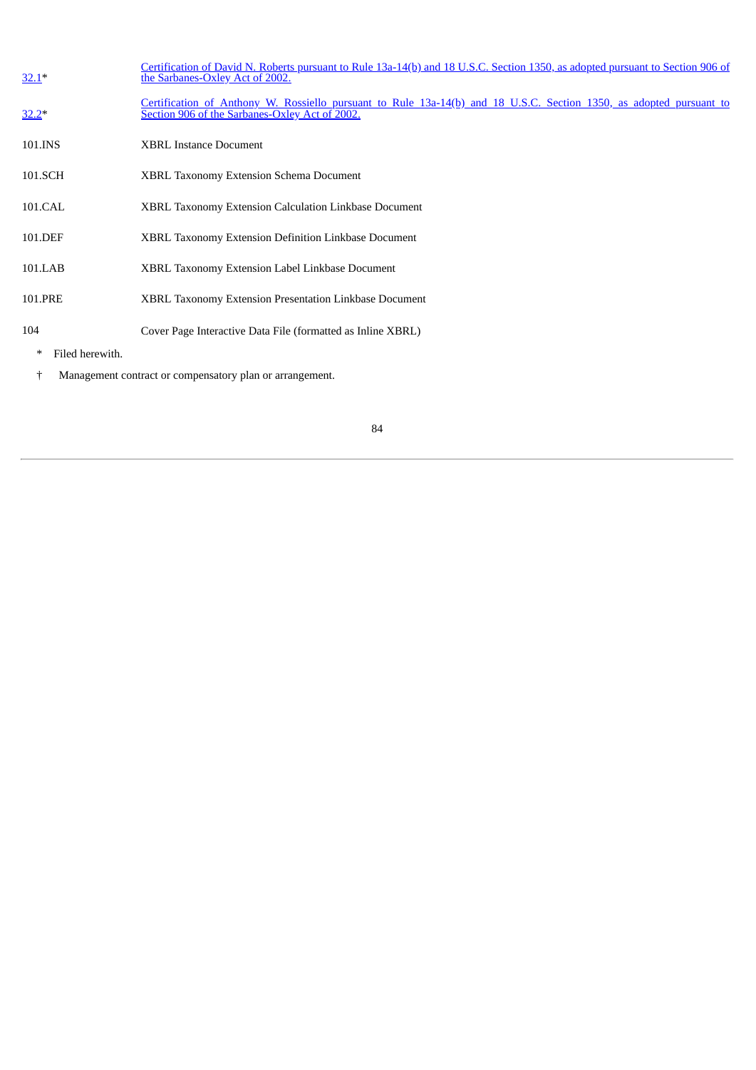| | |
|---|---|
| 32.1* | Certification of David N. Roberts pursuant to Rule 13a-14(b) and 18 U.S.C. Section 1350, as adopted pursuant to Section 906 of the Sarbanes-Oxley Act of 2002. |
| 32.2* | Certification of Anthony W. Rossiello pursuant to Rule 13a-14(b) and 18 U.S.C. Section 1350, as adopted pursuant to Section 906 of the Sarbanes-Oxley Act of 2002. |
| 101.INS | XBRL Instance Document |
| 101.SCH | XBRL Taxonomy Extension Schema Document |
| 101.CAL | XBRL Taxonomy Extension Calculation Linkbase Document |
| 101.DEF | XBRL Taxonomy Extension Definition Linkbase Document |
| 101.LAB | XBRL Taxonomy Extension Label Linkbase Document |
| 101.PRE | XBRL Taxonomy Extension Presentation Linkbase Document |
| 104 | Cover Page Interactive Data File (formatted as Inline XBRL) |

\* Filed herewith.

† Management contract or compensatory plan or arrangement.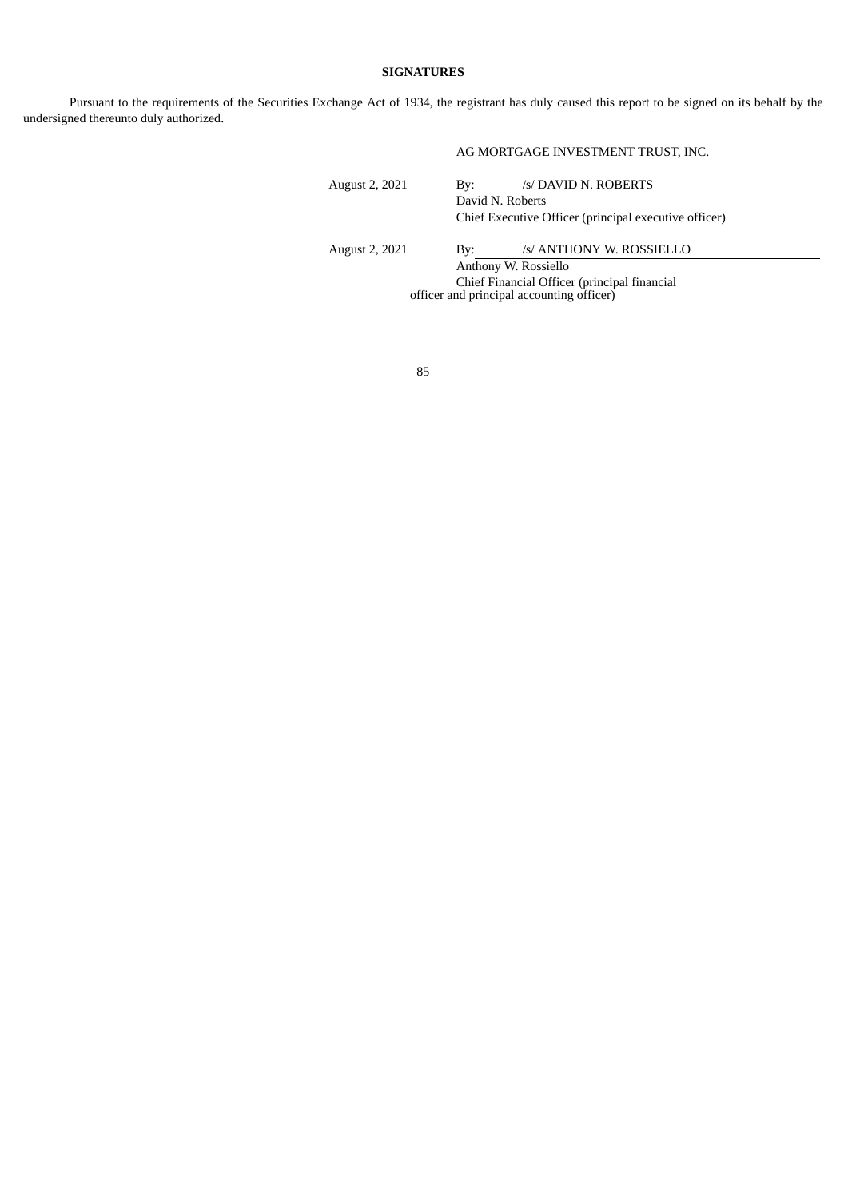**SIGNATURES**

Pursuant to the requirements of the Securities Exchange Act of 1934, the registrant has duly caused this report to be signed on its behalf by the undersigned thereunto duly authorized.

AG MORTGAGE INVESTMENT TRUST, INC.

| | |
|---|---|
| August 2, 2021 | By: /s/ DAVID N. ROBERTS |
| | David N. Roberts |
| | Chief Executive Officer (principal executive officer) |
| August 2, 2021 | By: /s/ ANTHONY W. ROSSIELLO |
| | Anthony W. Rossiello |
| | Chief Financial Officer (principal financial officer and principal accounting officer) |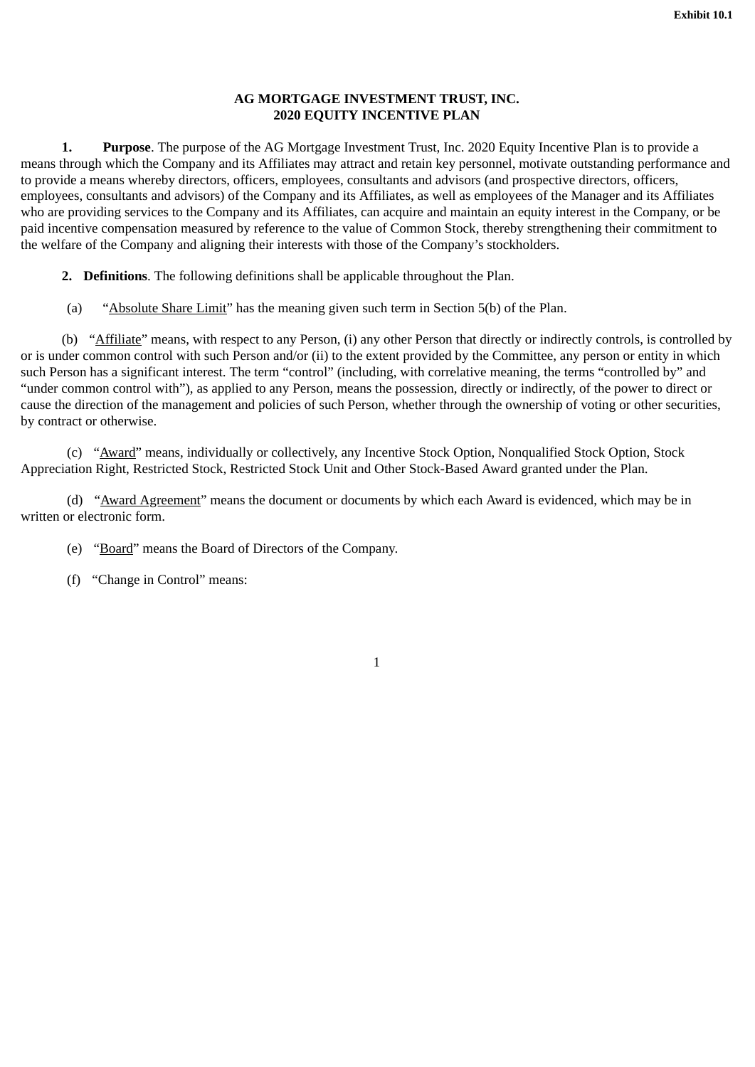Exhibit 10.1

**AG MORTGAGE INVESTMENT TRUST, INC.**
**2020 EQUITY INCENTIVE PLAN**

**1. Purpose**. The purpose of the AG Mortgage Investment Trust, Inc. 2020 Equity Incentive Plan is to provide a means through which the Company and its Affiliates may attract and retain key personnel, motivate outstanding performance and to provide a means whereby directors, officers, employees, consultants and advisors (and prospective directors, officers, employees, consultants and advisors) of the Company and its Affiliates, as well as employees of the Manager and its Affiliates who are providing services to the Company and its Affiliates, can acquire and maintain an equity interest in the Company, or be paid incentive compensation measured by reference to the value of Common Stock, thereby strengthening their commitment to the welfare of the Company and aligning their interests with those of the Company's stockholders.

**2. Definitions**. The following definitions shall be applicable throughout the Plan.

(a) "<u>Absolute Share Limit</u>" has the meaning given such term in Section 5(b) of the Plan.

(b) "<u>Affiliate</u>" means, with respect to any Person, (i) any other Person that directly or indirectly controls, is controlled by or is under common control with such Person and/or (ii) to the extent provided by the Committee, any person or entity in which such Person has a significant interest. The term "control" (including, with correlative meaning, the terms "controlled by" and "under common control with"), as applied to any Person, means the possession, directly or indirectly, of the power to direct or cause the direction of the management and policies of such Person, whether through the ownership of voting or other securities, by contract or otherwise.

(c) "<u>Award</u>" means, individually or collectively, any Incentive Stock Option, Nonqualified Stock Option, Stock Appreciation Right, Restricted Stock, Restricted Stock Unit and Other Stock-Based Award granted under the Plan.

(d) "<u>Award Agreement</u>" means the document or documents by which each Award is evidenced, which may be in written or electronic form.

(e) "<u>Board</u>" means the Board of Directors of the Company.

(f) "Change in Control" means: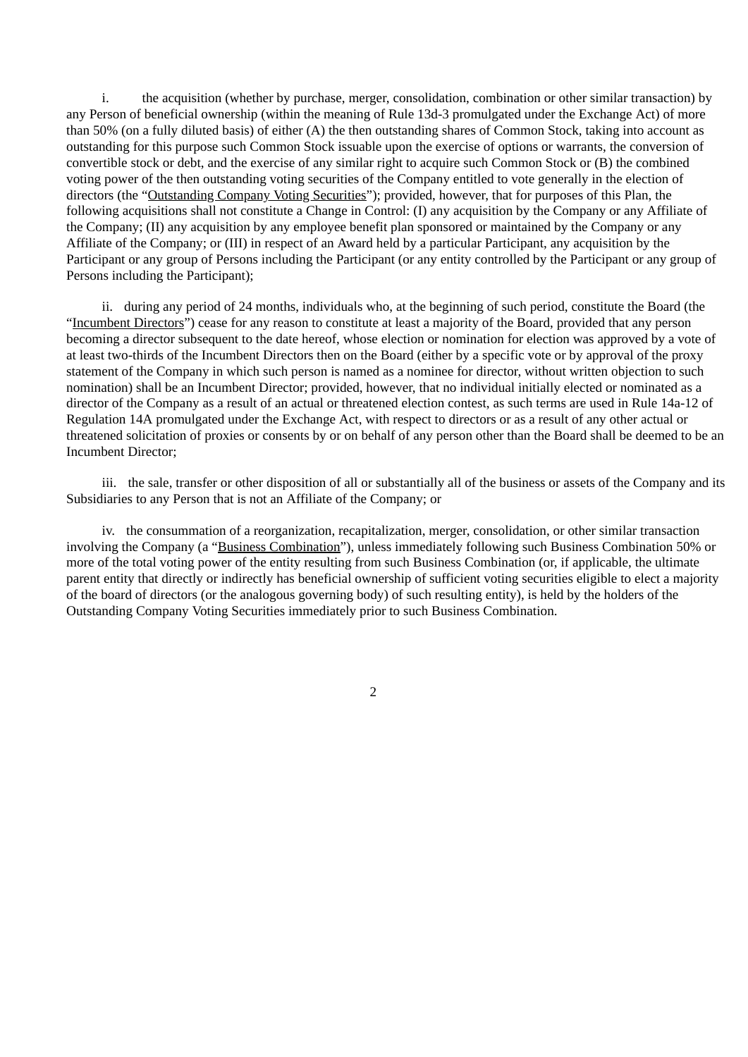i. the acquisition (whether by purchase, merger, consolidation, combination or other similar transaction) by any Person of beneficial ownership (within the meaning of Rule 13d-3 promulgated under the Exchange Act) of more than 50% (on a fully diluted basis) of either (A) the then outstanding shares of Common Stock, taking into account as outstanding for this purpose such Common Stock issuable upon the exercise of options or warrants, the conversion of convertible stock or debt, and the exercise of any similar right to acquire such Common Stock or (B) the combined voting power of the then outstanding voting securities of the Company entitled to vote generally in the election of directors (the "Outstanding Company Voting Securities"); provided, however, that for purposes of this Plan, the following acquisitions shall not constitute a Change in Control: (I) any acquisition by the Company or any Affiliate of the Company; (II) any acquisition by any employee benefit plan sponsored or maintained by the Company or any Affiliate of the Company; or (III) in respect of an Award held by a particular Participant, any acquisition by the Participant or any group of Persons including the Participant (or any entity controlled by the Participant or any group of Persons including the Participant);

ii. during any period of 24 months, individuals who, at the beginning of such period, constitute the Board (the "Incumbent Directors") cease for any reason to constitute at least a majority of the Board, provided that any person becoming a director subsequent to the date hereof, whose election or nomination for election was approved by a vote of at least two-thirds of the Incumbent Directors then on the Board (either by a specific vote or by approval of the proxy statement of the Company in which such person is named as a nominee for director, without written objection to such nomination) shall be an Incumbent Director; provided, however, that no individual initially elected or nominated as a director of the Company as a result of an actual or threatened election contest, as such terms are used in Rule 14a-12 of Regulation 14A promulgated under the Exchange Act, with respect to directors or as a result of any other actual or threatened solicitation of proxies or consents by or on behalf of any person other than the Board shall be deemed to be an Incumbent Director;

iii. the sale, transfer or other disposition of all or substantially all of the business or assets of the Company and its Subsidiaries to any Person that is not an Affiliate of the Company; or

iv. the consummation of a reorganization, recapitalization, merger, consolidation, or other similar transaction involving the Company (a "Business Combination"), unless immediately following such Business Combination 50% or more of the total voting power of the entity resulting from such Business Combination (or, if applicable, the ultimate parent entity that directly or indirectly has beneficial ownership of sufficient voting securities eligible to elect a majority of the board of directors (or the analogous governing body) of such resulting entity), is held by the holders of the Outstanding Company Voting Securities immediately prior to such Business Combination.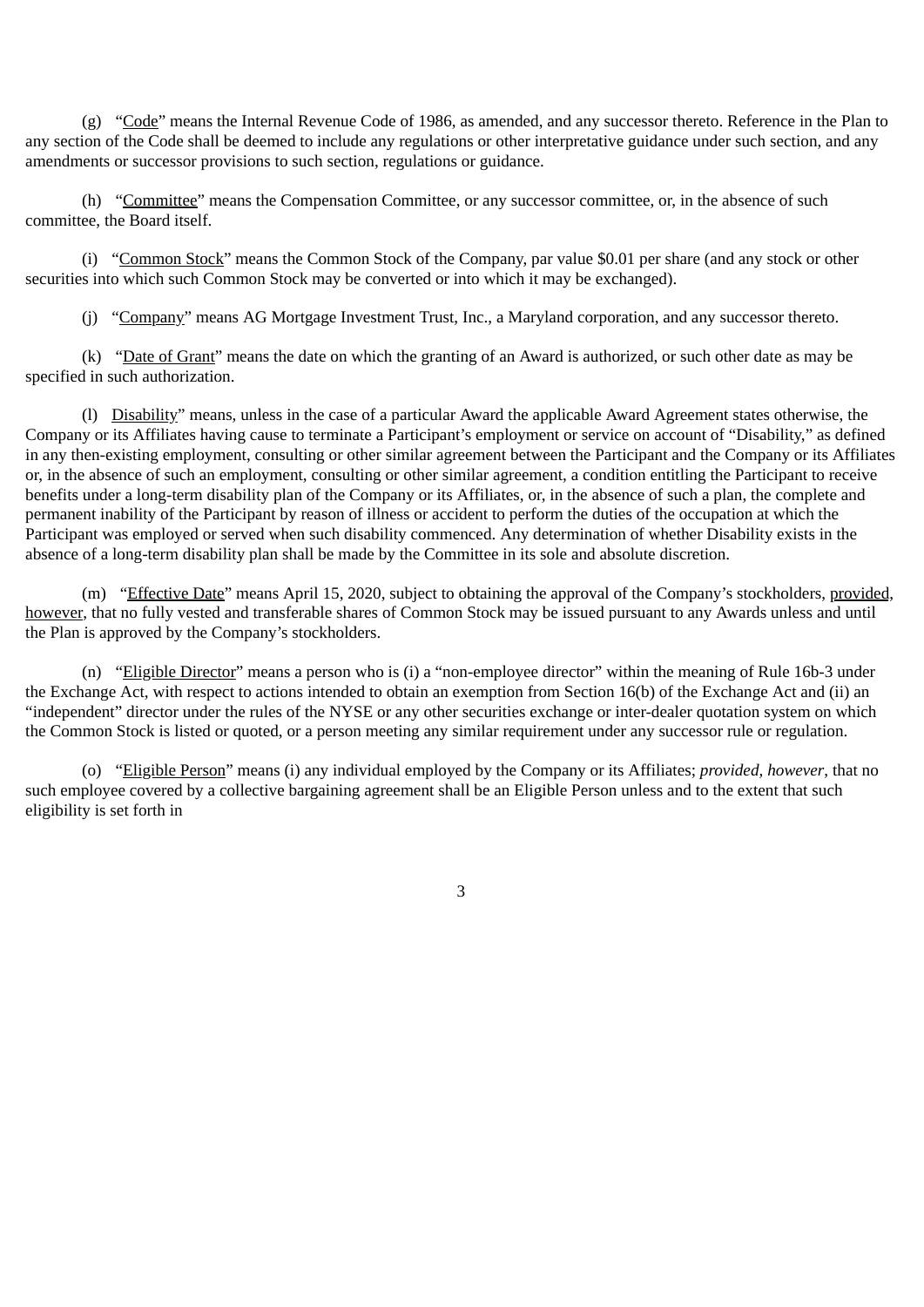(g) "Code" means the Internal Revenue Code of 1986, as amended, and any successor thereto. Reference in the Plan to any section of the Code shall be deemed to include any regulations or other interpretative guidance under such section, and any amendments or successor provisions to such section, regulations or guidance.

(h) "Committee" means the Compensation Committee, or any successor committee, or, in the absence of such committee, the Board itself.

(i) "Common Stock" means the Common Stock of the Company, par value $0.01 per share (and any stock or other securities into which such Common Stock may be converted or into which it may be exchanged).

(j) "Company" means AG Mortgage Investment Trust, Inc., a Maryland corporation, and any successor thereto.

(k) "Date of Grant" means the date on which the granting of an Award is authorized, or such other date as may be specified in such authorization.

(l) Disability" means, unless in the case of a particular Award the applicable Award Agreement states otherwise, the Company or its Affiliates having cause to terminate a Participant's employment or service on account of "Disability," as defined in any then-existing employment, consulting or other similar agreement between the Participant and the Company or its Affiliates or, in the absence of such an employment, consulting or other similar agreement, a condition entitling the Participant to receive benefits under a long-term disability plan of the Company or its Affiliates, or, in the absence of such a plan, the complete and permanent inability of the Participant by reason of illness or accident to perform the duties of the occupation at which the Participant was employed or served when such disability commenced. Any determination of whether Disability exists in the absence of a long-term disability plan shall be made by the Committee in its sole and absolute discretion.

(m) "Effective Date" means April 15, 2020, subject to obtaining the approval of the Company's stockholders, provided, however, that no fully vested and transferable shares of Common Stock may be issued pursuant to any Awards unless and until the Plan is approved by the Company's stockholders.

(n) "Eligible Director" means a person who is (i) a "non-employee director" within the meaning of Rule 16b-3 under the Exchange Act, with respect to actions intended to obtain an exemption from Section 16(b) of the Exchange Act and (ii) an "independent" director under the rules of the NYSE or any other securities exchange or inter-dealer quotation system on which the Common Stock is listed or quoted, or a person meeting any similar requirement under any successor rule or regulation.

(o) "Eligible Person" means (i) any individual employed by the Company or its Affiliates; *provided, however*, that no such employee covered by a collective bargaining agreement shall be an Eligible Person unless and to the extent that such eligibility is set forth in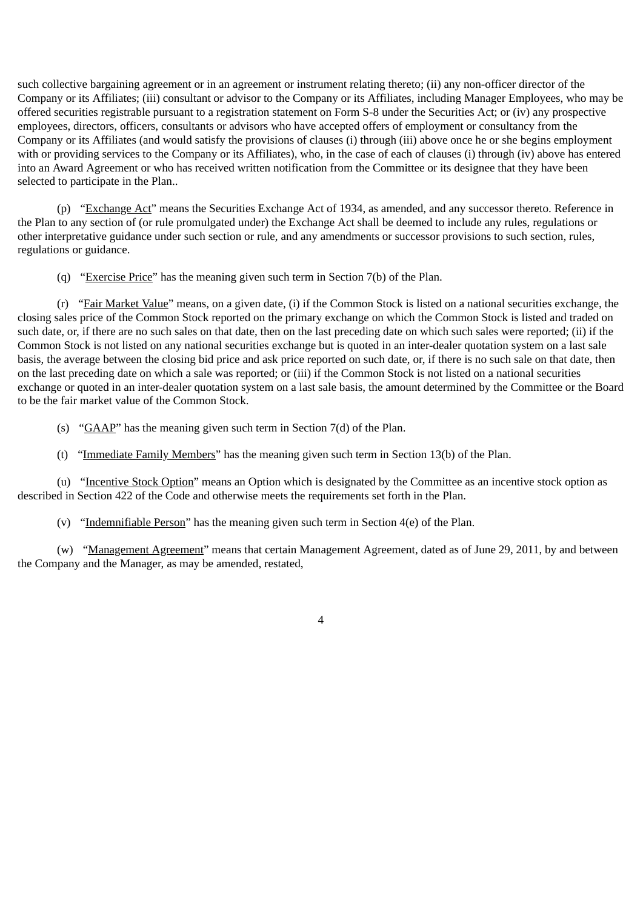such collective bargaining agreement or in an agreement or instrument relating thereto; (ii) any non-officer director of the Company or its Affiliates; (iii) consultant or advisor to the Company or its Affiliates, including Manager Employees, who may be offered securities registrable pursuant to a registration statement on Form S-8 under the Securities Act; or (iv) any prospective employees, directors, officers, consultants or advisors who have accepted offers of employment or consultancy from the Company or its Affiliates (and would satisfy the provisions of clauses (i) through (iii) above once he or she begins employment with or providing services to the Company or its Affiliates), who, in the case of each of clauses (i) through (iv) above has entered into an Award Agreement or who has received written notification from the Committee or its designee that they have been selected to participate in the Plan..

(p) "Exchange Act" means the Securities Exchange Act of 1934, as amended, and any successor thereto. Reference in the Plan to any section of (or rule promulgated under) the Exchange Act shall be deemed to include any rules, regulations or other interpretative guidance under such section or rule, and any amendments or successor provisions to such section, rules, regulations or guidance.

(q) "Exercise Price" has the meaning given such term in Section 7(b) of the Plan.

(r) "Fair Market Value" means, on a given date, (i) if the Common Stock is listed on a national securities exchange, the closing sales price of the Common Stock reported on the primary exchange on which the Common Stock is listed and traded on such date, or, if there are no such sales on that date, then on the last preceding date on which such sales were reported; (ii) if the Common Stock is not listed on any national securities exchange but is quoted in an inter-dealer quotation system on a last sale basis, the average between the closing bid price and ask price reported on such date, or, if there is no such sale on that date, then on the last preceding date on which a sale was reported; or (iii) if the Common Stock is not listed on a national securities exchange or quoted in an inter-dealer quotation system on a last sale basis, the amount determined by the Committee or the Board to be the fair market value of the Common Stock.

(s) "GAAP" has the meaning given such term in Section 7(d) of the Plan.

(t) "Immediate Family Members" has the meaning given such term in Section 13(b) of the Plan.

(u) "Incentive Stock Option" means an Option which is designated by the Committee as an incentive stock option as described in Section 422 of the Code and otherwise meets the requirements set forth in the Plan.

(v) "Indemnifiable Person" has the meaning given such term in Section 4(e) of the Plan.

(w) "Management Agreement" means that certain Management Agreement, dated as of June 29, 2011, by and between the Company and the Manager, as may be amended, restated,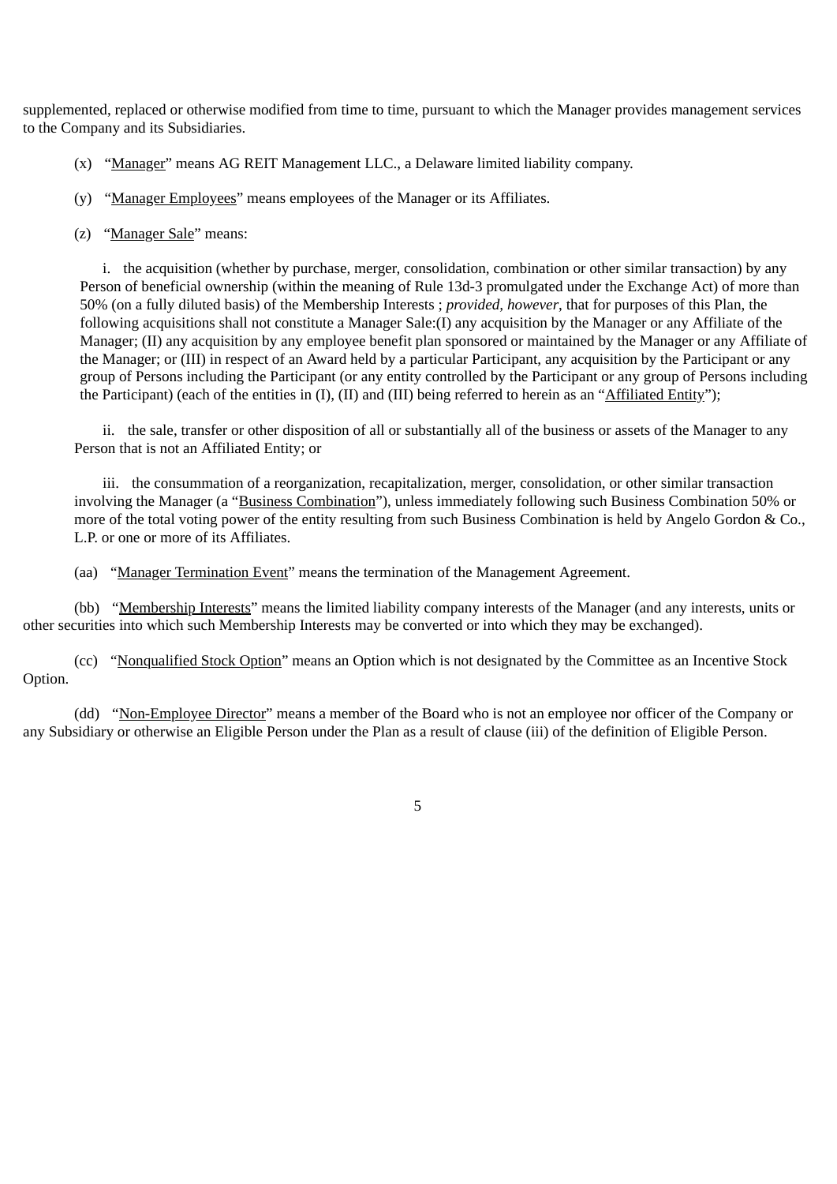supplemented, replaced or otherwise modified from time to time, pursuant to which the Manager provides management services to the Company and its Subsidiaries.

(x) "Manager" means AG REIT Management LLC., a Delaware limited liability company.

(y) "Manager Employees" means employees of the Manager or its Affiliates.

(z) "Manager Sale" means:

i. the acquisition (whether by purchase, merger, consolidation, combination or other similar transaction) by any Person of beneficial ownership (within the meaning of Rule 13d-3 promulgated under the Exchange Act) of more than 50% (on a fully diluted basis) of the Membership Interests ; *provided, however*, that for purposes of this Plan, the following acquisitions shall not constitute a Manager Sale:(I) any acquisition by the Manager or any Affiliate of the Manager; (II) any acquisition by any employee benefit plan sponsored or maintained by the Manager or any Affiliate of the Manager; or (III) in respect of an Award held by a particular Participant, any acquisition by the Participant or any group of Persons including the Participant (or any entity controlled by the Participant or any group of Persons including the Participant) (each of the entities in (I), (II) and (III) being referred to herein as an "Affiliated Entity");

ii. the sale, transfer or other disposition of all or substantially all of the business or assets of the Manager to any Person that is not an Affiliated Entity; or

iii. the consummation of a reorganization, recapitalization, merger, consolidation, or other similar transaction involving the Manager (a "Business Combination"), unless immediately following such Business Combination 50% or more of the total voting power of the entity resulting from such Business Combination is held by Angelo Gordon & Co., L.P. or one or more of its Affiliates.

(aa) "Manager Termination Event" means the termination of the Management Agreement.

(bb) "Membership Interests" means the limited liability company interests of the Manager (and any interests, units or other securities into which such Membership Interests may be converted or into which they may be exchanged).

(cc) "Nonqualified Stock Option" means an Option which is not designated by the Committee as an Incentive Stock Option.

(dd) "Non-Employee Director" means a member of the Board who is not an employee nor officer of the Company or any Subsidiary or otherwise an Eligible Person under the Plan as a result of clause (iii) of the definition of Eligible Person.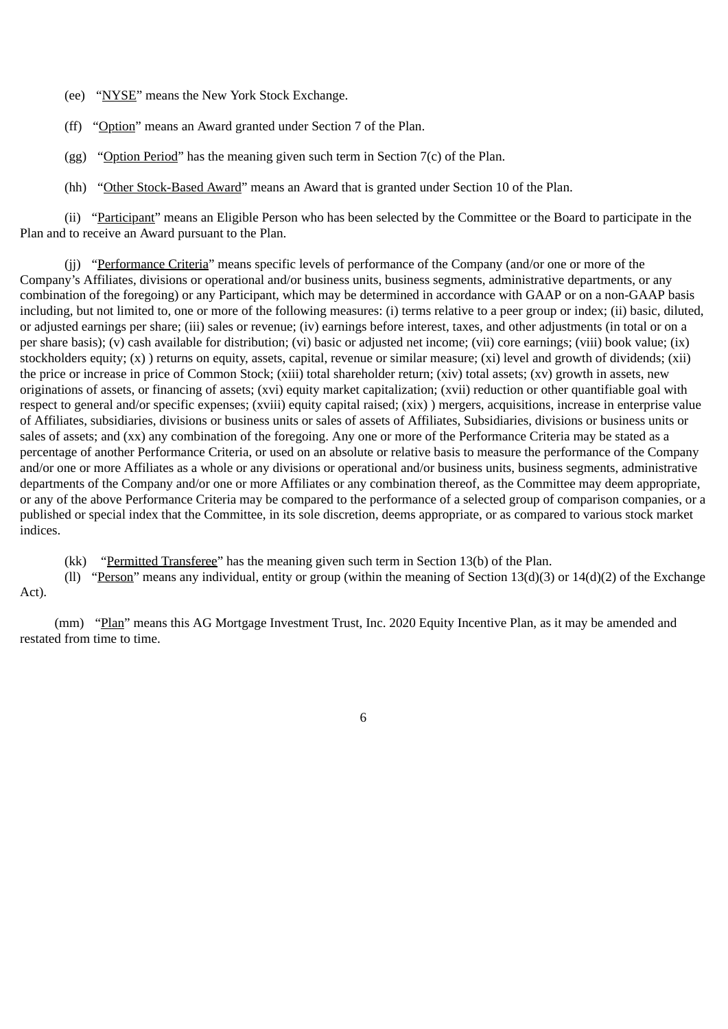(ee) "NYSE" means the New York Stock Exchange.

(ff) "Option" means an Award granted under Section 7 of the Plan.

(gg) "Option Period" has the meaning given such term in Section 7(c) of the Plan.

(hh) "Other Stock-Based Award" means an Award that is granted under Section 10 of the Plan.

(ii) "Participant" means an Eligible Person who has been selected by the Committee or the Board to participate in the Plan and to receive an Award pursuant to the Plan.

(jj) "Performance Criteria" means specific levels of performance of the Company (and/or one or more of the Company's Affiliates, divisions or operational and/or business units, business segments, administrative departments, or any combination of the foregoing) or any Participant, which may be determined in accordance with GAAP or on a non-GAAP basis including, but not limited to, one or more of the following measures: (i) terms relative to a peer group or index; (ii) basic, diluted, or adjusted earnings per share; (iii) sales or revenue; (iv) earnings before interest, taxes, and other adjustments (in total or on a per share basis); (v) cash available for distribution; (vi) basic or adjusted net income; (vii) core earnings; (viii) book value; (ix) stockholders equity; (x) ) returns on equity, assets, capital, revenue or similar measure; (xi) level and growth of dividends; (xii) the price or increase in price of Common Stock; (xiii) total shareholder return; (xiv) total assets; (xv) growth in assets, new originations of assets, or financing of assets; (xvi) equity market capitalization; (xvii) reduction or other quantifiable goal with respect to general and/or specific expenses; (xviii) equity capital raised; (xix) ) mergers, acquisitions, increase in enterprise value of Affiliates, subsidiaries, divisions or business units or sales of assets of Affiliates, Subsidiaries, divisions or business units or sales of assets; and (xx) any combination of the foregoing. Any one or more of the Performance Criteria may be stated as a percentage of another Performance Criteria, or used on an absolute or relative basis to measure the performance of the Company and/or one or more Affiliates as a whole or any divisions or operational and/or business units, business segments, administrative departments of the Company and/or one or more Affiliates or any combination thereof, as the Committee may deem appropriate, or any of the above Performance Criteria may be compared to the performance of a selected group of comparison companies, or a published or special index that the Committee, in its sole discretion, deems appropriate, or as compared to various stock market indices.

(kk) "Permitted Transferee" has the meaning given such term in Section 13(b) of the Plan.

(ll) "Person" means any individual, entity or group (within the meaning of Section 13(d)(3) or 14(d)(2) of the Exchange Act).

(mm) "Plan" means this AG Mortgage Investment Trust, Inc. 2020 Equity Incentive Plan, as it may be amended and restated from time to time.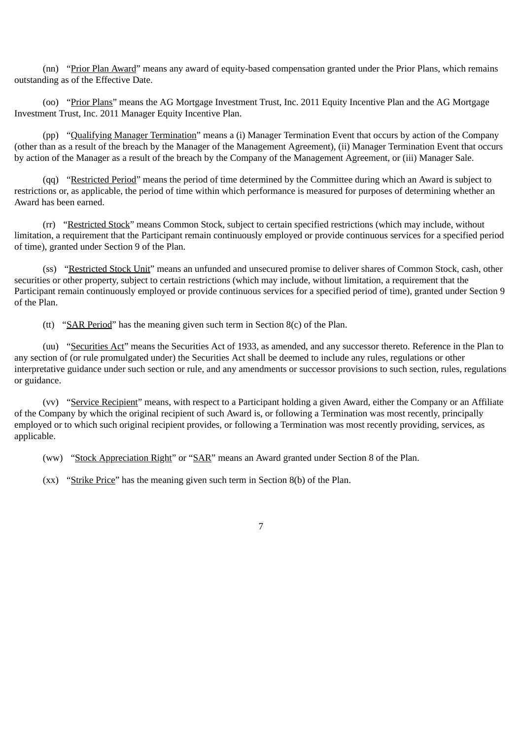(nn) "<u>Prior Plan Award</u>" means any award of equity-based compensation granted under the Prior Plans, which remains outstanding as of the Effective Date.

(oo) "<u>Prior Plans</u>" means the AG Mortgage Investment Trust, Inc. 2011 Equity Incentive Plan and the AG Mortgage Investment Trust, Inc. 2011 Manager Equity Incentive Plan.

(pp) "<u>Qualifying Manager Termination</u>" means a (i) Manager Termination Event that occurs by action of the Company (other than as a result of the breach by the Manager of the Management Agreement), (ii) Manager Termination Event that occurs by action of the Manager as a result of the breach by the Company of the Management Agreement, or (iii) Manager Sale.

(qq) "<u>Restricted Period</u>" means the period of time determined by the Committee during which an Award is subject to restrictions or, as applicable, the period of time within which performance is measured for purposes of determining whether an Award has been earned.

(rr) "<u>Restricted Stock</u>" means Common Stock, subject to certain specified restrictions (which may include, without limitation, a requirement that the Participant remain continuously employed or provide continuous services for a specified period of time), granted under Section 9 of the Plan.

(ss) "<u>Restricted Stock Unit</u>" means an unfunded and unsecured promise to deliver shares of Common Stock, cash, other securities or other property, subject to certain restrictions (which may include, without limitation, a requirement that the Participant remain continuously employed or provide continuous services for a specified period of time), granted under Section 9 of the Plan.

(tt) "<u>SAR Period</u>" has the meaning given such term in Section 8(c) of the Plan.

(uu) "<u>Securities Act</u>" means the Securities Act of 1933, as amended, and any successor thereto. Reference in the Plan to any section of (or rule promulgated under) the Securities Act shall be deemed to include any rules, regulations or other interpretative guidance under such section or rule, and any amendments or successor provisions to such section, rules, regulations or guidance.

(vv) "<u>Service Recipient</u>" means, with respect to a Participant holding a given Award, either the Company or an Affiliate of the Company by which the original recipient of such Award is, or following a Termination was most recently, principally employed or to which such original recipient provides, or following a Termination was most recently providing, services, as applicable.

(ww) "<u>Stock Appreciation Right</u>" or "<u>SAR</u>" means an Award granted under Section 8 of the Plan.

(xx) "<u>Strike Price</u>" has the meaning given such term in Section 8(b) of the Plan.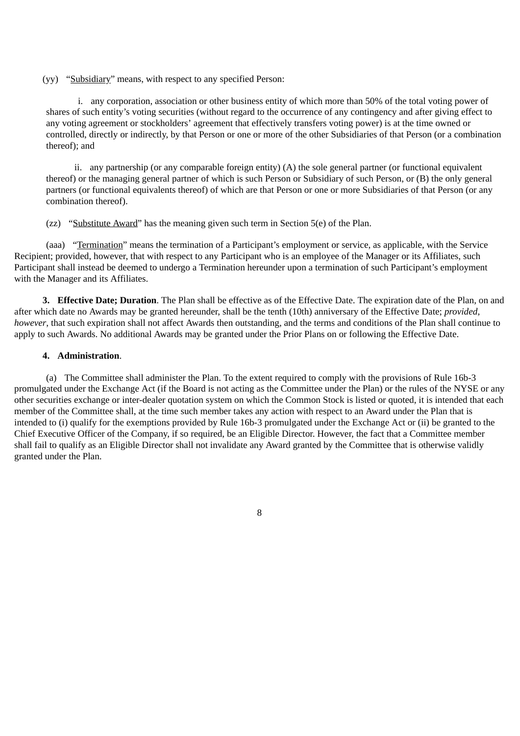(yy) "Subsidiary" means, with respect to any specified Person:

i. any corporation, association or other business entity of which more than 50% of the total voting power of shares of such entity's voting securities (without regard to the occurrence of any contingency and after giving effect to any voting agreement or stockholders' agreement that effectively transfers voting power) is at the time owned or controlled, directly or indirectly, by that Person or one or more of the other Subsidiaries of that Person (or a combination thereof); and

ii. any partnership (or any comparable foreign entity) (A) the sole general partner (or functional equivalent thereof) or the managing general partner of which is such Person or Subsidiary of such Person, or (B) the only general partners (or functional equivalents thereof) of which are that Person or one or more Subsidiaries of that Person (or any combination thereof).

(zz) "Substitute Award" has the meaning given such term in Section 5(e) of the Plan.

(aaa) "Termination" means the termination of a Participant's employment or service, as applicable, with the Service Recipient; provided, however, that with respect to any Participant who is an employee of the Manager or its Affiliates, such Participant shall instead be deemed to undergo a Termination hereunder upon a termination of such Participant's employment with the Manager and its Affiliates.

**3. Effective Date; Duration**. The Plan shall be effective as of the Effective Date. The expiration date of the Plan, on and after which date no Awards may be granted hereunder, shall be the tenth (10th) anniversary of the Effective Date; *provided, however*, that such expiration shall not affect Awards then outstanding, and the terms and conditions of the Plan shall continue to apply to such Awards. No additional Awards may be granted under the Prior Plans on or following the Effective Date.

**4. Administration**.

(a) The Committee shall administer the Plan. To the extent required to comply with the provisions of Rule 16b-3 promulgated under the Exchange Act (if the Board is not acting as the Committee under the Plan) or the rules of the NYSE or any other securities exchange or inter-dealer quotation system on which the Common Stock is listed or quoted, it is intended that each member of the Committee shall, at the time such member takes any action with respect to an Award under the Plan that is intended to (i) qualify for the exemptions provided by Rule 16b-3 promulgated under the Exchange Act or (ii) be granted to the Chief Executive Officer of the Company, if so required, be an Eligible Director. However, the fact that a Committee member shall fail to qualify as an Eligible Director shall not invalidate any Award granted by the Committee that is otherwise validly granted under the Plan.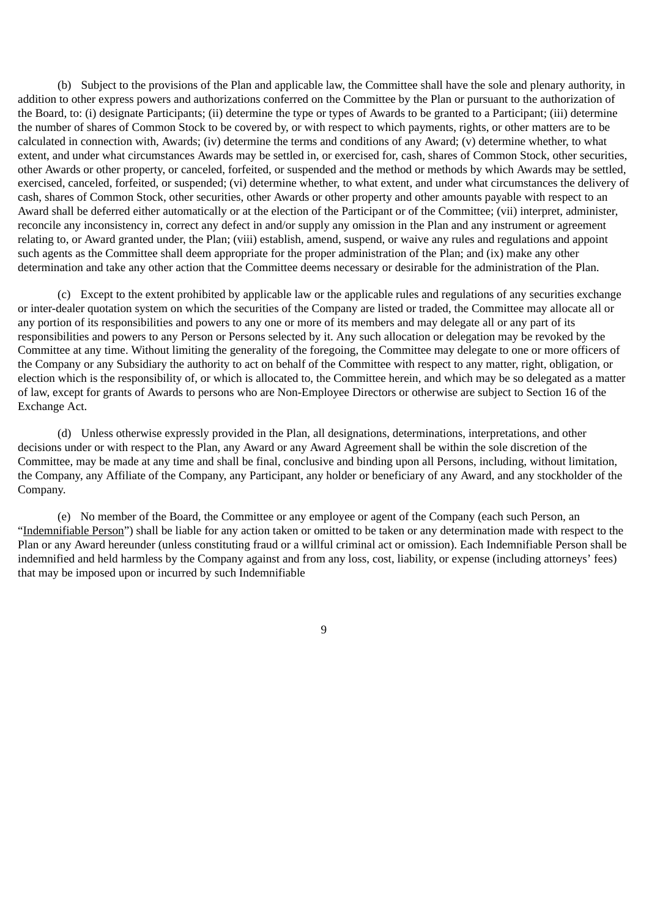(b) Subject to the provisions of the Plan and applicable law, the Committee shall have the sole and plenary authority, in addition to other express powers and authorizations conferred on the Committee by the Plan or pursuant to the authorization of the Board, to: (i) designate Participants; (ii) determine the type or types of Awards to be granted to a Participant; (iii) determine the number of shares of Common Stock to be covered by, or with respect to which payments, rights, or other matters are to be calculated in connection with, Awards; (iv) determine the terms and conditions of any Award; (v) determine whether, to what extent, and under what circumstances Awards may be settled in, or exercised for, cash, shares of Common Stock, other securities, other Awards or other property, or canceled, forfeited, or suspended and the method or methods by which Awards may be settled, exercised, canceled, forfeited, or suspended; (vi) determine whether, to what extent, and under what circumstances the delivery of cash, shares of Common Stock, other securities, other Awards or other property and other amounts payable with respect to an Award shall be deferred either automatically or at the election of the Participant or of the Committee; (vii) interpret, administer, reconcile any inconsistency in, correct any defect in and/or supply any omission in the Plan and any instrument or agreement relating to, or Award granted under, the Plan; (viii) establish, amend, suspend, or waive any rules and regulations and appoint such agents as the Committee shall deem appropriate for the proper administration of the Plan; and (ix) make any other determination and take any other action that the Committee deems necessary or desirable for the administration of the Plan.

(c) Except to the extent prohibited by applicable law or the applicable rules and regulations of any securities exchange or inter-dealer quotation system on which the securities of the Company are listed or traded, the Committee may allocate all or any portion of its responsibilities and powers to any one or more of its members and may delegate all or any part of its responsibilities and powers to any Person or Persons selected by it. Any such allocation or delegation may be revoked by the Committee at any time. Without limiting the generality of the foregoing, the Committee may delegate to one or more officers of the Company or any Subsidiary the authority to act on behalf of the Committee with respect to any matter, right, obligation, or election which is the responsibility of, or which is allocated to, the Committee herein, and which may be so delegated as a matter of law, except for grants of Awards to persons who are Non-Employee Directors or otherwise are subject to Section 16 of the Exchange Act.

(d) Unless otherwise expressly provided in the Plan, all designations, determinations, interpretations, and other decisions under or with respect to the Plan, any Award or any Award Agreement shall be within the sole discretion of the Committee, may be made at any time and shall be final, conclusive and binding upon all Persons, including, without limitation, the Company, any Affiliate of the Company, any Participant, any holder or beneficiary of any Award, and any stockholder of the Company.

(e) No member of the Board, the Committee or any employee or agent of the Company (each such Person, an "Indemnifiable Person") shall be liable for any action taken or omitted to be taken or any determination made with respect to the Plan or any Award hereunder (unless constituting fraud or a willful criminal act or omission). Each Indemnifiable Person shall be indemnified and held harmless by the Company against and from any loss, cost, liability, or expense (including attorneys' fees) that may be imposed upon or incurred by such Indemnifiable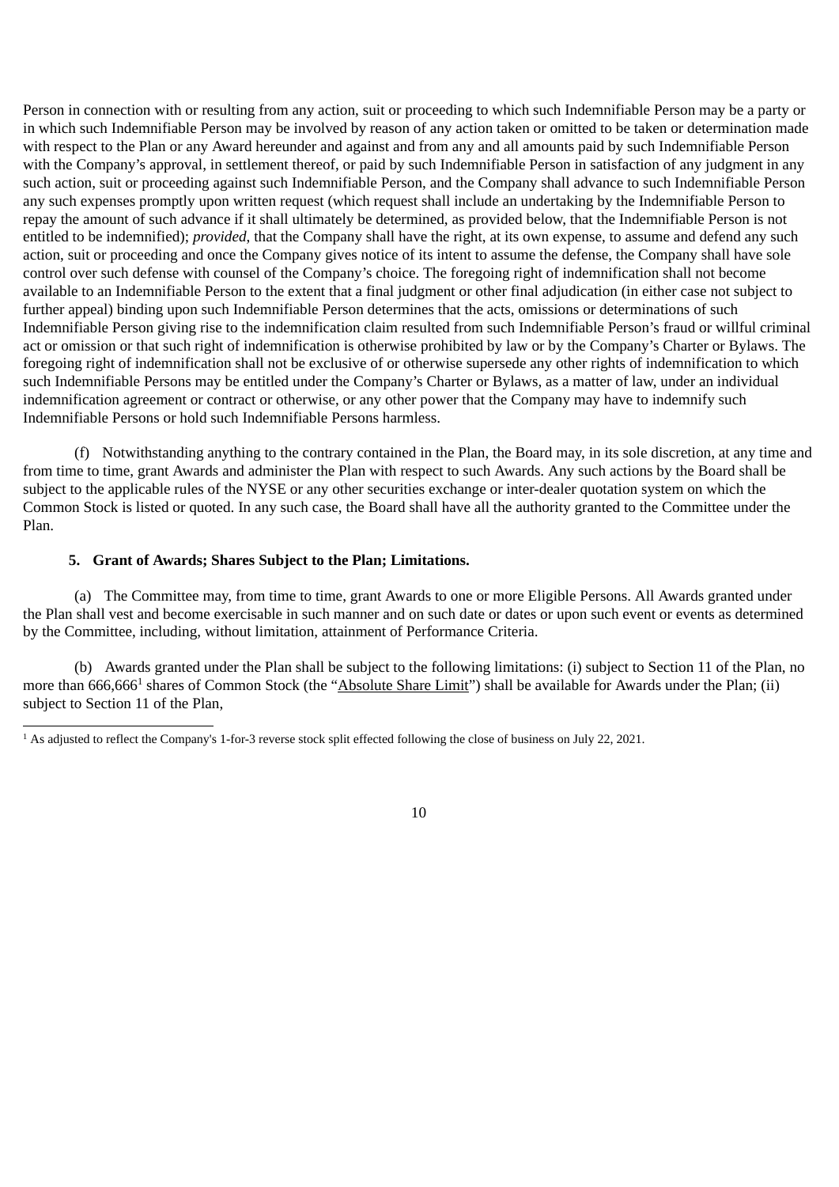Person in connection with or resulting from any action, suit or proceeding to which such Indemnifiable Person may be a party or in which such Indemnifiable Person may be involved by reason of any action taken or omitted to be taken or determination made with respect to the Plan or any Award hereunder and against and from any and all amounts paid by such Indemnifiable Person with the Company's approval, in settlement thereof, or paid by such Indemnifiable Person in satisfaction of any judgment in any such action, suit or proceeding against such Indemnifiable Person, and the Company shall advance to such Indemnifiable Person any such expenses promptly upon written request (which request shall include an undertaking by the Indemnifiable Person to repay the amount of such advance if it shall ultimately be determined, as provided below, that the Indemnifiable Person is not entitled to be indemnified); *provided*, that the Company shall have the right, at its own expense, to assume and defend any such action, suit or proceeding and once the Company gives notice of its intent to assume the defense, the Company shall have sole control over such defense with counsel of the Company's choice. The foregoing right of indemnification shall not become available to an Indemnifiable Person to the extent that a final judgment or other final adjudication (in either case not subject to further appeal) binding upon such Indemnifiable Person determines that the acts, omissions or determinations of such Indemnifiable Person giving rise to the indemnification claim resulted from such Indemnifiable Person's fraud or willful criminal act or omission or that such right of indemnification is otherwise prohibited by law or by the Company's Charter or Bylaws. The foregoing right of indemnification shall not be exclusive of or otherwise supersede any other rights of indemnification to which such Indemnifiable Persons may be entitled under the Company's Charter or Bylaws, as a matter of law, under an individual indemnification agreement or contract or otherwise, or any other power that the Company may have to indemnify such Indemnifiable Persons or hold such Indemnifiable Persons harmless.

(f) Notwithstanding anything to the contrary contained in the Plan, the Board may, in its sole discretion, at any time and from time to time, grant Awards and administer the Plan with respect to such Awards. Any such actions by the Board shall be subject to the applicable rules of the NYSE or any other securities exchange or inter-dealer quotation system on which the Common Stock is listed or quoted. In any such case, the Board shall have all the authority granted to the Committee under the Plan.

**5. Grant of Awards; Shares Subject to the Plan; Limitations.**

(a) The Committee may, from time to time, grant Awards to one or more Eligible Persons. All Awards granted under the Plan shall vest and become exercisable in such manner and on such date or dates or upon such event or events as determined by the Committee, including, without limitation, attainment of Performance Criteria.

(b) Awards granted under the Plan shall be subject to the following limitations: (i) subject to Section 11 of the Plan, no more than 666,666[1] shares of Common Stock (the "Absolute Share Limit") shall be available for Awards under the Plan; (ii) subject to Section 11 of the Plan,

[1] As adjusted to reflect the Company's 1-for-3 reverse stock split effected following the close of business on July 22, 2021.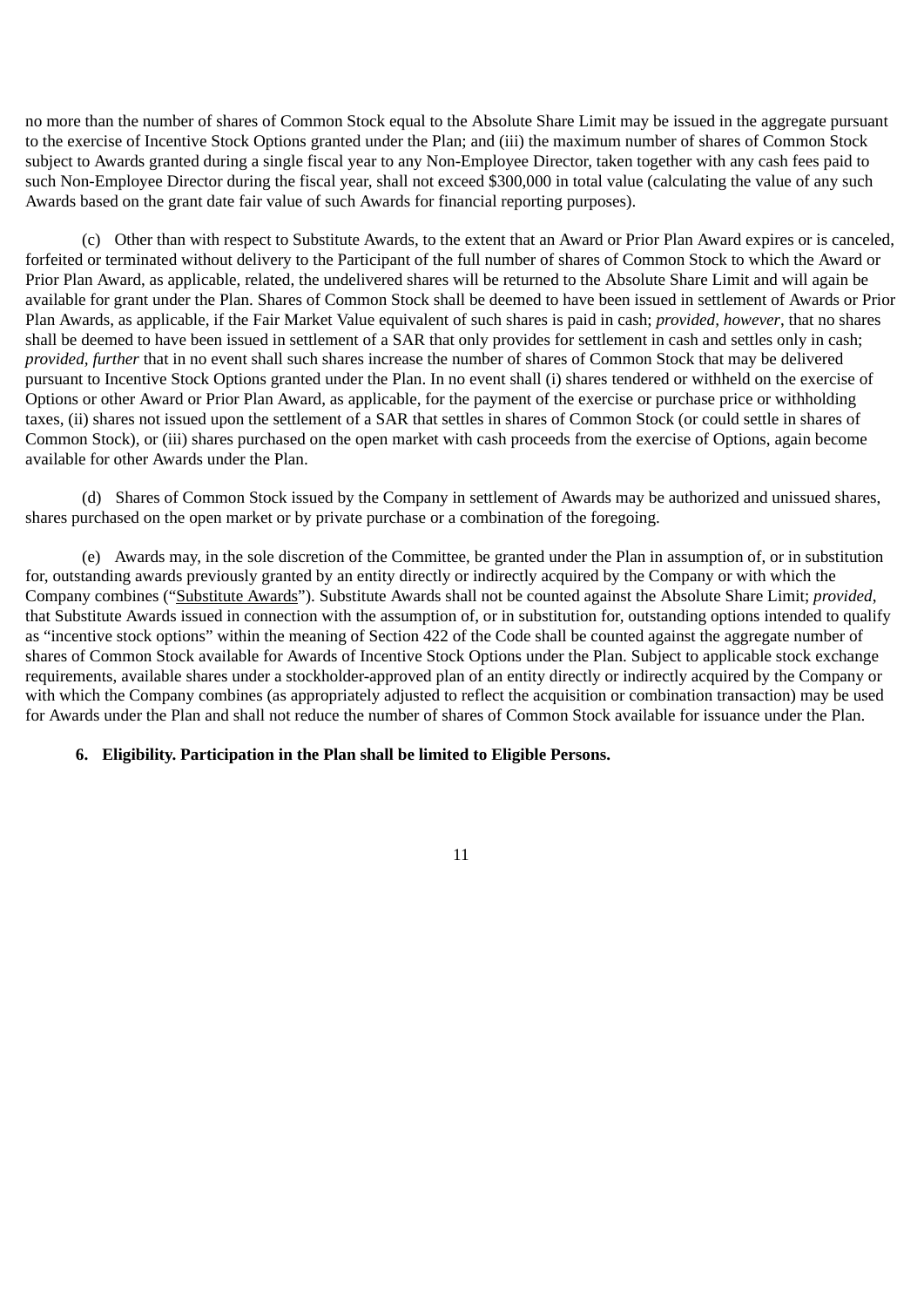no more than the number of shares of Common Stock equal to the Absolute Share Limit may be issued in the aggregate pursuant to the exercise of Incentive Stock Options granted under the Plan; and (iii) the maximum number of shares of Common Stock subject to Awards granted during a single fiscal year to any Non-Employee Director, taken together with any cash fees paid to such Non-Employee Director during the fiscal year, shall not exceed $300,000 in total value (calculating the value of any such Awards based on the grant date fair value of such Awards for financial reporting purposes).

(c) Other than with respect to Substitute Awards, to the extent that an Award or Prior Plan Award expires or is canceled, forfeited or terminated without delivery to the Participant of the full number of shares of Common Stock to which the Award or Prior Plan Award, as applicable, related, the undelivered shares will be returned to the Absolute Share Limit and will again be available for grant under the Plan. Shares of Common Stock shall be deemed to have been issued in settlement of Awards or Prior Plan Awards, as applicable, if the Fair Market Value equivalent of such shares is paid in cash; *provided, however*, that no shares shall be deemed to have been issued in settlement of a SAR that only provides for settlement in cash and settles only in cash; *provided, further* that in no event shall such shares increase the number of shares of Common Stock that may be delivered pursuant to Incentive Stock Options granted under the Plan. In no event shall (i) shares tendered or withheld on the exercise of Options or other Award or Prior Plan Award, as applicable, for the payment of the exercise or purchase price or withholding taxes, (ii) shares not issued upon the settlement of a SAR that settles in shares of Common Stock (or could settle in shares of Common Stock), or (iii) shares purchased on the open market with cash proceeds from the exercise of Options, again become available for other Awards under the Plan.

(d) Shares of Common Stock issued by the Company in settlement of Awards may be authorized and unissued shares, shares purchased on the open market or by private purchase or a combination of the foregoing.

(e) Awards may, in the sole discretion of the Committee, be granted under the Plan in assumption of, or in substitution for, outstanding awards previously granted by an entity directly or indirectly acquired by the Company or with which the Company combines ("Substitute Awards"). Substitute Awards shall not be counted against the Absolute Share Limit; *provided*, that Substitute Awards issued in connection with the assumption of, or in substitution for, outstanding options intended to qualify as "incentive stock options" within the meaning of Section 422 of the Code shall be counted against the aggregate number of shares of Common Stock available for Awards of Incentive Stock Options under the Plan. Subject to applicable stock exchange requirements, available shares under a stockholder-approved plan of an entity directly or indirectly acquired by the Company or with which the Company combines (as appropriately adjusted to reflect the acquisition or combination transaction) may be used for Awards under the Plan and shall not reduce the number of shares of Common Stock available for issuance under the Plan.

**6. Eligibility. Participation in the Plan shall be limited to Eligible Persons.**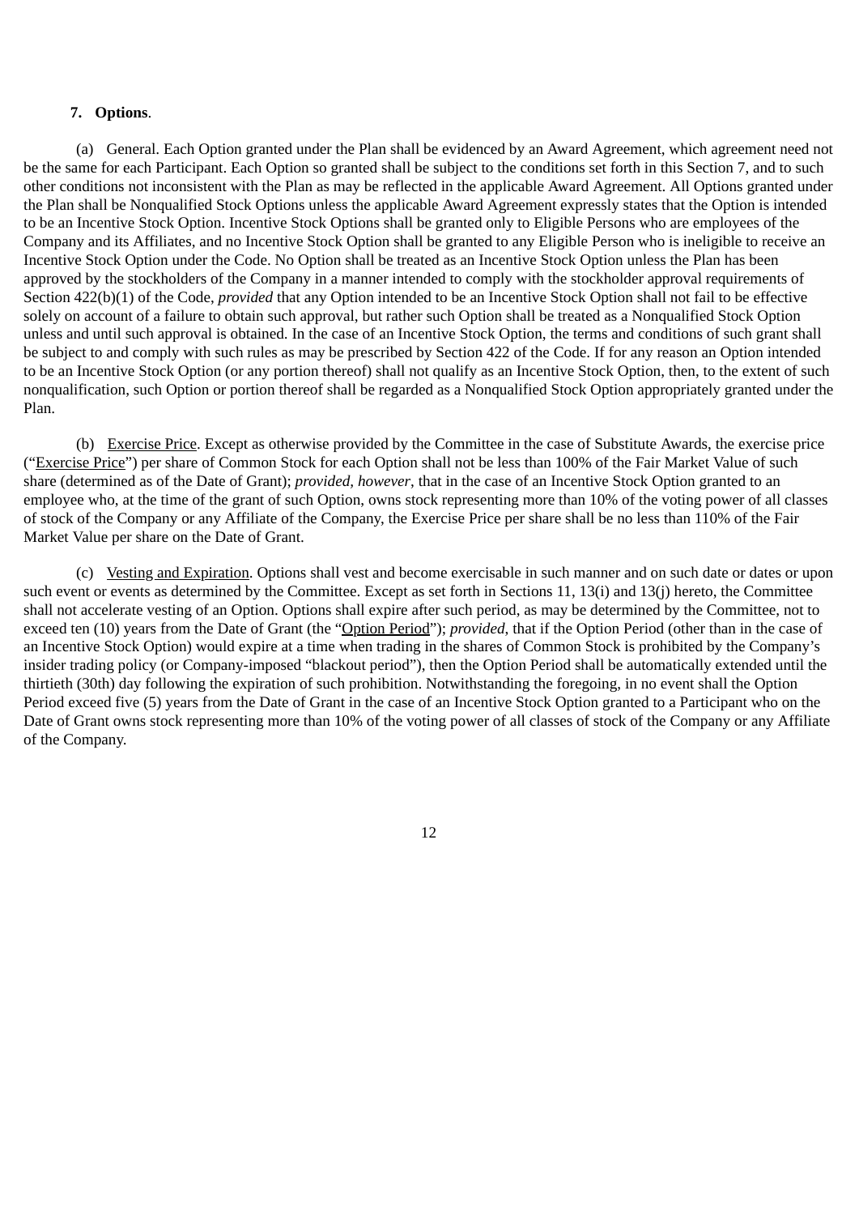**7. Options**.

(a) General. Each Option granted under the Plan shall be evidenced by an Award Agreement, which agreement need not be the same for each Participant. Each Option so granted shall be subject to the conditions set forth in this Section 7, and to such other conditions not inconsistent with the Plan as may be reflected in the applicable Award Agreement. All Options granted under the Plan shall be Nonqualified Stock Options unless the applicable Award Agreement expressly states that the Option is intended to be an Incentive Stock Option. Incentive Stock Options shall be granted only to Eligible Persons who are employees of the Company and its Affiliates, and no Incentive Stock Option shall be granted to any Eligible Person who is ineligible to receive an Incentive Stock Option under the Code. No Option shall be treated as an Incentive Stock Option unless the Plan has been approved by the stockholders of the Company in a manner intended to comply with the stockholder approval requirements of Section 422(b)(1) of the Code, *provided* that any Option intended to be an Incentive Stock Option shall not fail to be effective solely on account of a failure to obtain such approval, but rather such Option shall be treated as a Nonqualified Stock Option unless and until such approval is obtained. In the case of an Incentive Stock Option, the terms and conditions of such grant shall be subject to and comply with such rules as may be prescribed by Section 422 of the Code. If for any reason an Option intended to be an Incentive Stock Option (or any portion thereof) shall not qualify as an Incentive Stock Option, then, to the extent of such nonqualification, such Option or portion thereof shall be regarded as a Nonqualified Stock Option appropriately granted under the Plan.

(b) Exercise Price. Except as otherwise provided by the Committee in the case of Substitute Awards, the exercise price ("Exercise Price") per share of Common Stock for each Option shall not be less than 100% of the Fair Market Value of such share (determined as of the Date of Grant); *provided, however*, that in the case of an Incentive Stock Option granted to an employee who, at the time of the grant of such Option, owns stock representing more than 10% of the voting power of all classes of stock of the Company or any Affiliate of the Company, the Exercise Price per share shall be no less than 110% of the Fair Market Value per share on the Date of Grant.

(c) Vesting and Expiration. Options shall vest and become exercisable in such manner and on such date or dates or upon such event or events as determined by the Committee. Except as set forth in Sections 11, 13(i) and 13(j) hereto, the Committee shall not accelerate vesting of an Option. Options shall expire after such period, as may be determined by the Committee, not to exceed ten (10) years from the Date of Grant (the "Option Period"); *provided*, that if the Option Period (other than in the case of an Incentive Stock Option) would expire at a time when trading in the shares of Common Stock is prohibited by the Company's insider trading policy (or Company-imposed "blackout period"), then the Option Period shall be automatically extended until the thirtieth (30th) day following the expiration of such prohibition. Notwithstanding the foregoing, in no event shall the Option Period exceed five (5) years from the Date of Grant in the case of an Incentive Stock Option granted to a Participant who on the Date of Grant owns stock representing more than 10% of the voting power of all classes of stock of the Company or any Affiliate of the Company.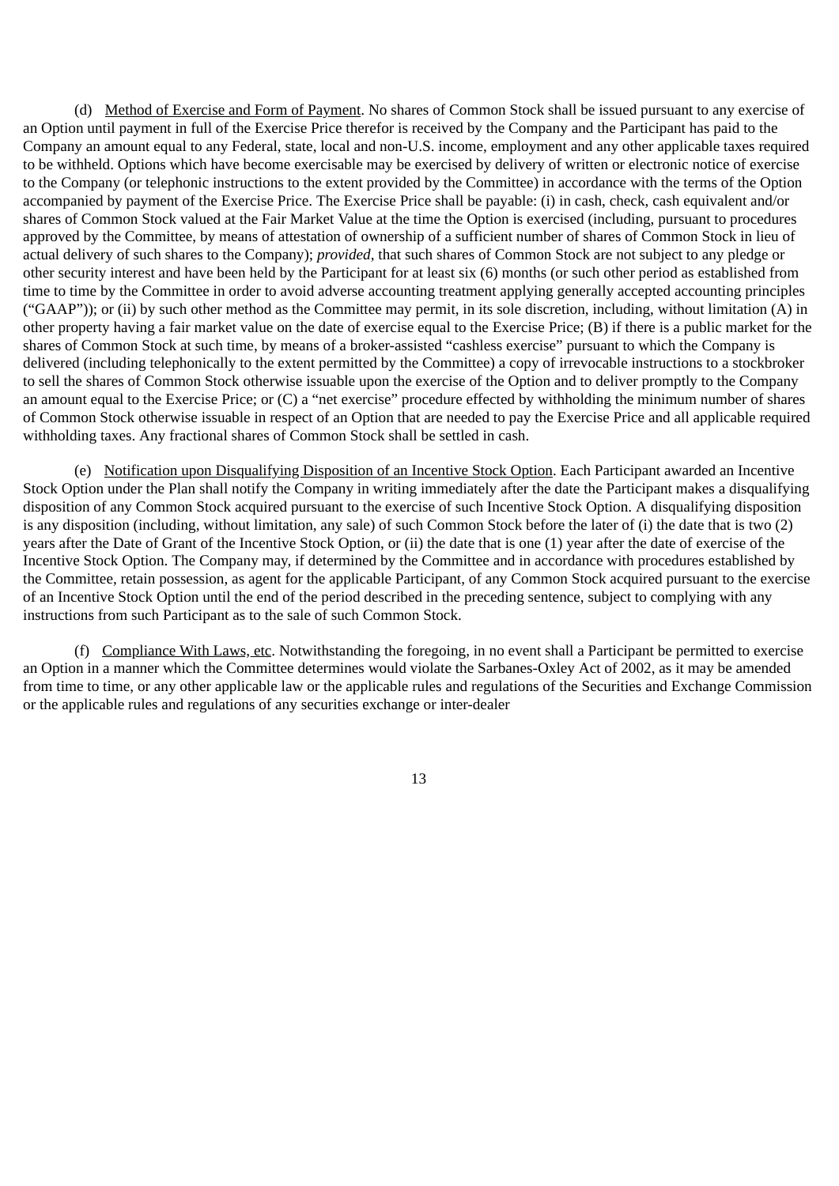(d) Method of Exercise and Form of Payment. No shares of Common Stock shall be issued pursuant to any exercise of an Option until payment in full of the Exercise Price therefor is received by the Company and the Participant has paid to the Company an amount equal to any Federal, state, local and non-U.S. income, employment and any other applicable taxes required to be withheld. Options which have become exercisable may be exercised by delivery of written or electronic notice of exercise to the Company (or telephonic instructions to the extent provided by the Committee) in accordance with the terms of the Option accompanied by payment of the Exercise Price. The Exercise Price shall be payable: (i) in cash, check, cash equivalent and/or shares of Common Stock valued at the Fair Market Value at the time the Option is exercised (including, pursuant to procedures approved by the Committee, by means of attestation of ownership of a sufficient number of shares of Common Stock in lieu of actual delivery of such shares to the Company); *provided*, that such shares of Common Stock are not subject to any pledge or other security interest and have been held by the Participant for at least six (6) months (or such other period as established from time to time by the Committee in order to avoid adverse accounting treatment applying generally accepted accounting principles ("GAAP")); or (ii) by such other method as the Committee may permit, in its sole discretion, including, without limitation (A) in other property having a fair market value on the date of exercise equal to the Exercise Price; (B) if there is a public market for the shares of Common Stock at such time, by means of a broker-assisted "cashless exercise" pursuant to which the Company is delivered (including telephonically to the extent permitted by the Committee) a copy of irrevocable instructions to a stockbroker to sell the shares of Common Stock otherwise issuable upon the exercise of the Option and to deliver promptly to the Company an amount equal to the Exercise Price; or (C) a "net exercise" procedure effected by withholding the minimum number of shares of Common Stock otherwise issuable in respect of an Option that are needed to pay the Exercise Price and all applicable required withholding taxes. Any fractional shares of Common Stock shall be settled in cash.

(e) Notification upon Disqualifying Disposition of an Incentive Stock Option. Each Participant awarded an Incentive Stock Option under the Plan shall notify the Company in writing immediately after the date the Participant makes a disqualifying disposition of any Common Stock acquired pursuant to the exercise of such Incentive Stock Option. A disqualifying disposition is any disposition (including, without limitation, any sale) of such Common Stock before the later of (i) the date that is two (2) years after the Date of Grant of the Incentive Stock Option, or (ii) the date that is one (1) year after the date of exercise of the Incentive Stock Option. The Company may, if determined by the Committee and in accordance with procedures established by the Committee, retain possession, as agent for the applicable Participant, of any Common Stock acquired pursuant to the exercise of an Incentive Stock Option until the end of the period described in the preceding sentence, subject to complying with any instructions from such Participant as to the sale of such Common Stock.

(f) Compliance With Laws, etc. Notwithstanding the foregoing, in no event shall a Participant be permitted to exercise an Option in a manner which the Committee determines would violate the Sarbanes-Oxley Act of 2002, as it may be amended from time to time, or any other applicable law or the applicable rules and regulations of the Securities and Exchange Commission or the applicable rules and regulations of any securities exchange or inter-dealer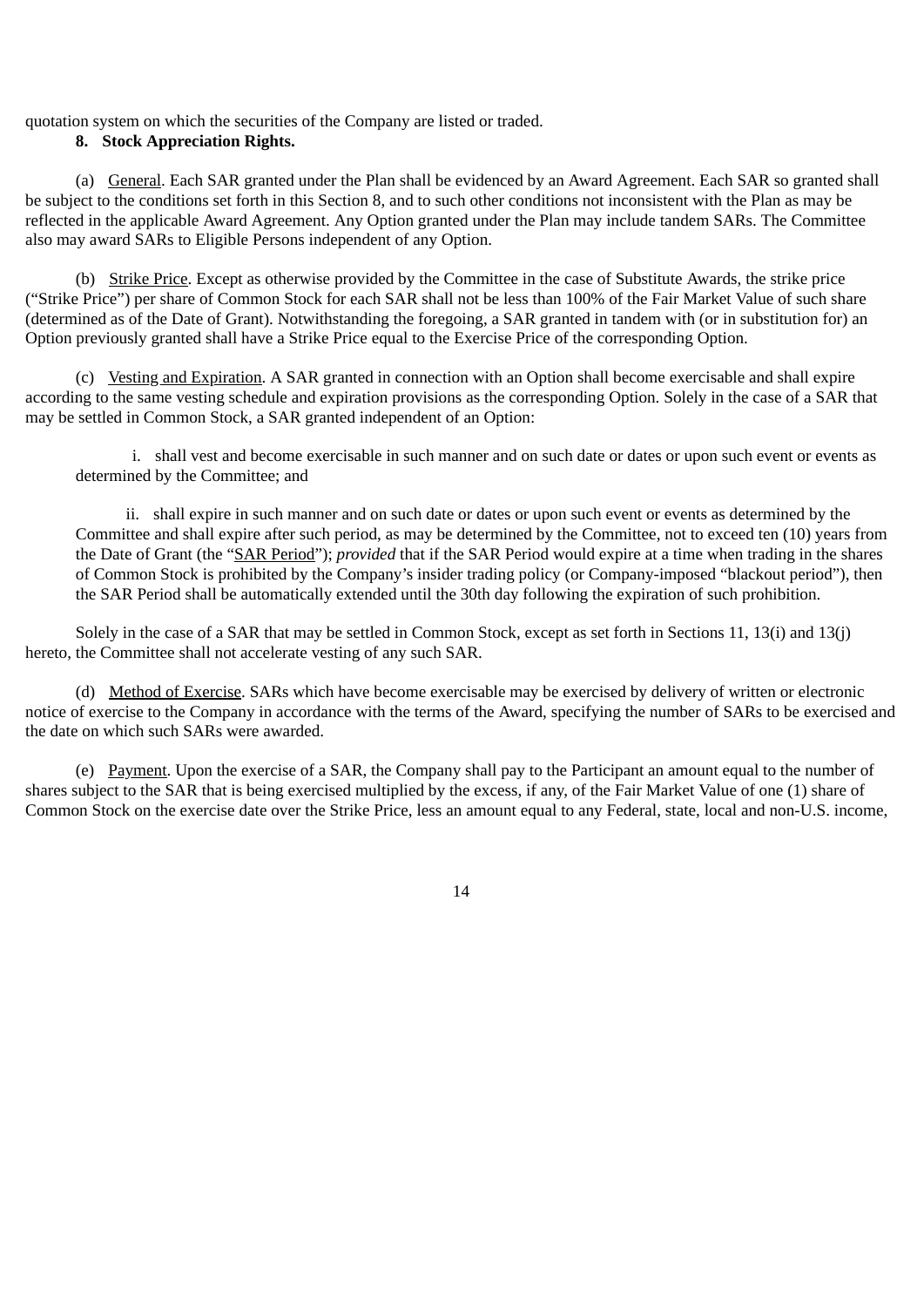quotation system on which the securities of the Company are listed or traded.

**8. Stock Appreciation Rights.**

(a) General. Each SAR granted under the Plan shall be evidenced by an Award Agreement. Each SAR so granted shall be subject to the conditions set forth in this Section 8, and to such other conditions not inconsistent with the Plan as may be reflected in the applicable Award Agreement. Any Option granted under the Plan may include tandem SARs. The Committee also may award SARs to Eligible Persons independent of any Option.

(b) Strike Price. Except as otherwise provided by the Committee in the case of Substitute Awards, the strike price ("Strike Price") per share of Common Stock for each SAR shall not be less than 100% of the Fair Market Value of such share (determined as of the Date of Grant). Notwithstanding the foregoing, a SAR granted in tandem with (or in substitution for) an Option previously granted shall have a Strike Price equal to the Exercise Price of the corresponding Option.

(c) Vesting and Expiration. A SAR granted in connection with an Option shall become exercisable and shall expire according to the same vesting schedule and expiration provisions as the corresponding Option. Solely in the case of a SAR that may be settled in Common Stock, a SAR granted independent of an Option:

i. shall vest and become exercisable in such manner and on such date or dates or upon such event or events as determined by the Committee; and

ii. shall expire in such manner and on such date or dates or upon such event or events as determined by the Committee and shall expire after such period, as may be determined by the Committee, not to exceed ten (10) years from the Date of Grant (the "SAR Period"); *provided* that if the SAR Period would expire at a time when trading in the shares of Common Stock is prohibited by the Company's insider trading policy (or Company-imposed "blackout period"), then the SAR Period shall be automatically extended until the 30th day following the expiration of such prohibition.

Solely in the case of a SAR that may be settled in Common Stock, except as set forth in Sections 11, 13(i) and 13(j) hereto, the Committee shall not accelerate vesting of any such SAR.

(d) Method of Exercise. SARs which have become exercisable may be exercised by delivery of written or electronic notice of exercise to the Company in accordance with the terms of the Award, specifying the number of SARs to be exercised and the date on which such SARs were awarded.

(e) Payment. Upon the exercise of a SAR, the Company shall pay to the Participant an amount equal to the number of shares subject to the SAR that is being exercised multiplied by the excess, if any, of the Fair Market Value of one (1) share of Common Stock on the exercise date over the Strike Price, less an amount equal to any Federal, state, local and non-U.S. income,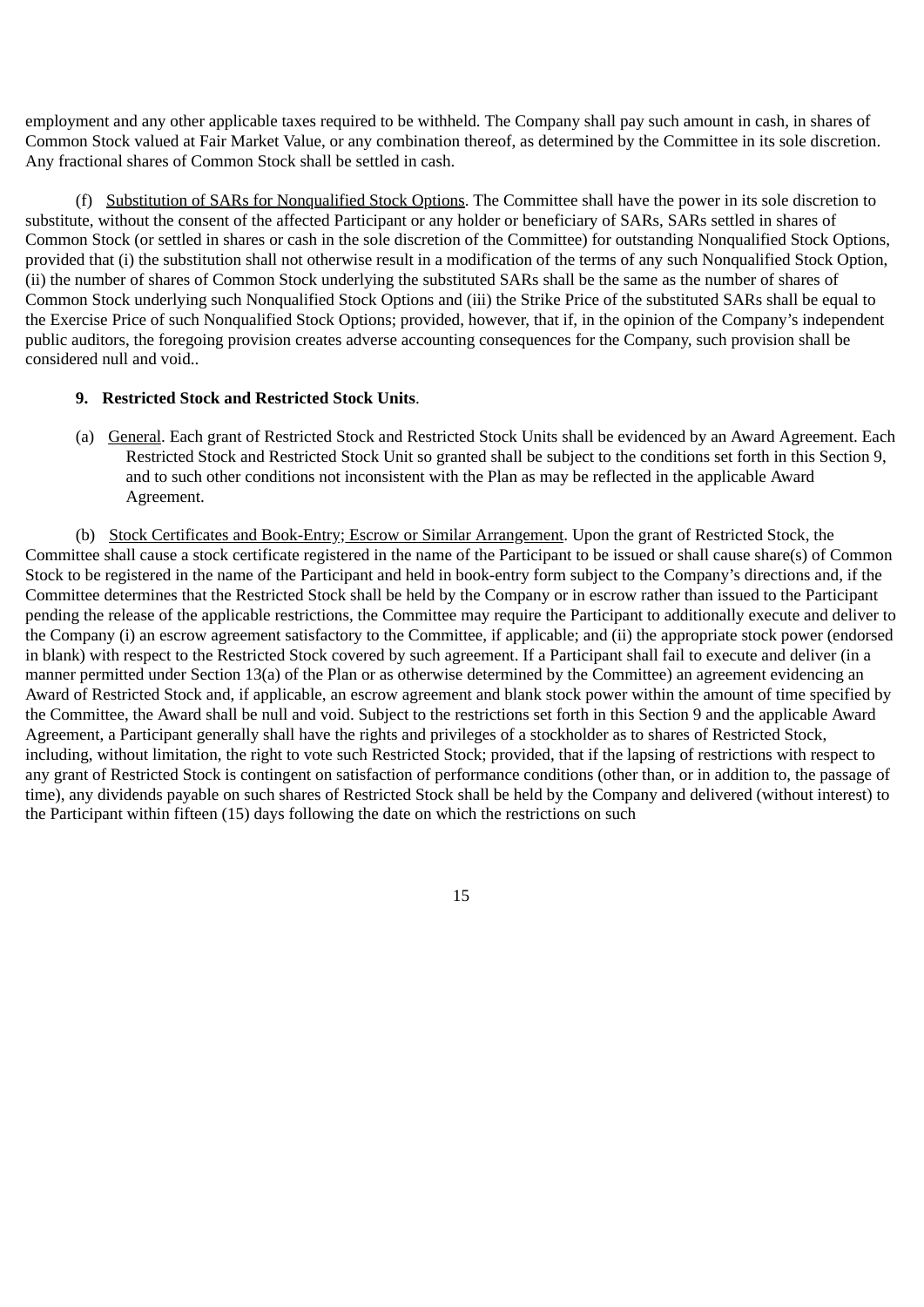employment and any other applicable taxes required to be withheld. The Company shall pay such amount in cash, in shares of Common Stock valued at Fair Market Value, or any combination thereof, as determined by the Committee in its sole discretion. Any fractional shares of Common Stock shall be settled in cash.

(f) Substitution of SARs for Nonqualified Stock Options. The Committee shall have the power in its sole discretion to substitute, without the consent of the affected Participant or any holder or beneficiary of SARs, SARs settled in shares of Common Stock (or settled in shares or cash in the sole discretion of the Committee) for outstanding Nonqualified Stock Options, provided that (i) the substitution shall not otherwise result in a modification of the terms of any such Nonqualified Stock Option, (ii) the number of shares of Common Stock underlying the substituted SARs shall be the same as the number of shares of Common Stock underlying such Nonqualified Stock Options and (iii) the Strike Price of the substituted SARs shall be equal to the Exercise Price of such Nonqualified Stock Options; provided, however, that if, in the opinion of the Company's independent public auditors, the foregoing provision creates adverse accounting consequences for the Company, such provision shall be considered null and void..

**9. Restricted Stock and Restricted Stock Units**.

(a) General. Each grant of Restricted Stock and Restricted Stock Units shall be evidenced by an Award Agreement. Each Restricted Stock and Restricted Stock Unit so granted shall be subject to the conditions set forth in this Section 9, and to such other conditions not inconsistent with the Plan as may be reflected in the applicable Award Agreement.

(b) Stock Certificates and Book-Entry; Escrow or Similar Arrangement. Upon the grant of Restricted Stock, the Committee shall cause a stock certificate registered in the name of the Participant to be issued or shall cause share(s) of Common Stock to be registered in the name of the Participant and held in book-entry form subject to the Company's directions and, if the Committee determines that the Restricted Stock shall be held by the Company or in escrow rather than issued to the Participant pending the release of the applicable restrictions, the Committee may require the Participant to additionally execute and deliver to the Company (i) an escrow agreement satisfactory to the Committee, if applicable; and (ii) the appropriate stock power (endorsed in blank) with respect to the Restricted Stock covered by such agreement. If a Participant shall fail to execute and deliver (in a manner permitted under Section 13(a) of the Plan or as otherwise determined by the Committee) an agreement evidencing an Award of Restricted Stock and, if applicable, an escrow agreement and blank stock power within the amount of time specified by the Committee, the Award shall be null and void. Subject to the restrictions set forth in this Section 9 and the applicable Award Agreement, a Participant generally shall have the rights and privileges of a stockholder as to shares of Restricted Stock, including, without limitation, the right to vote such Restricted Stock; provided, that if the lapsing of restrictions with respect to any grant of Restricted Stock is contingent on satisfaction of performance conditions (other than, or in addition to, the passage of time), any dividends payable on such shares of Restricted Stock shall be held by the Company and delivered (without interest) to the Participant within fifteen (15) days following the date on which the restrictions on such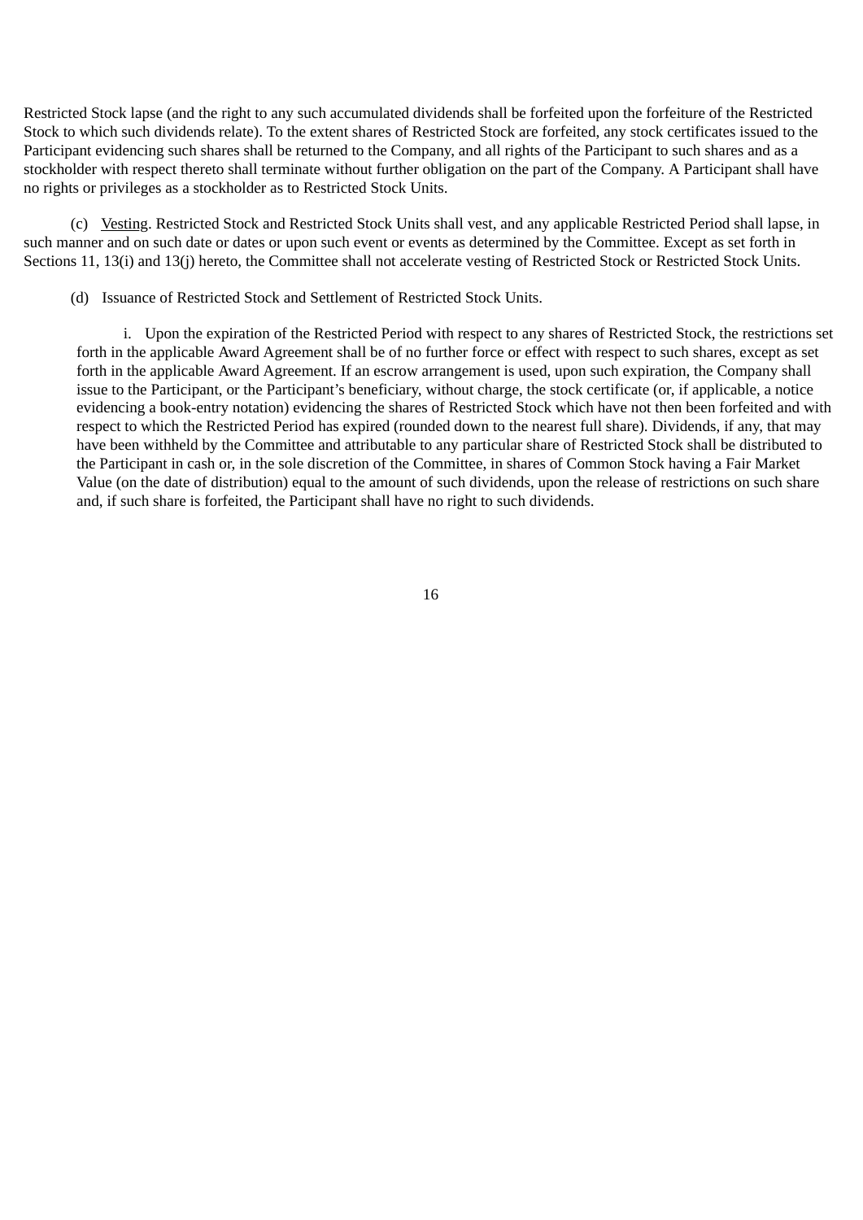Restricted Stock lapse (and the right to any such accumulated dividends shall be forfeited upon the forfeiture of the Restricted Stock to which such dividends relate). To the extent shares of Restricted Stock are forfeited, any stock certificates issued to the Participant evidencing such shares shall be returned to the Company, and all rights of the Participant to such shares and as a stockholder with respect thereto shall terminate without further obligation on the part of the Company. A Participant shall have no rights or privileges as a stockholder as to Restricted Stock Units.

(c) Vesting. Restricted Stock and Restricted Stock Units shall vest, and any applicable Restricted Period shall lapse, in such manner and on such date or dates or upon such event or events as determined by the Committee. Except as set forth in Sections 11, 13(i) and 13(j) hereto, the Committee shall not accelerate vesting of Restricted Stock or Restricted Stock Units.

(d) Issuance of Restricted Stock and Settlement of Restricted Stock Units.

i. Upon the expiration of the Restricted Period with respect to any shares of Restricted Stock, the restrictions set forth in the applicable Award Agreement shall be of no further force or effect with respect to such shares, except as set forth in the applicable Award Agreement. If an escrow arrangement is used, upon such expiration, the Company shall issue to the Participant, or the Participant's beneficiary, without charge, the stock certificate (or, if applicable, a notice evidencing a book-entry notation) evidencing the shares of Restricted Stock which have not then been forfeited and with respect to which the Restricted Period has expired (rounded down to the nearest full share). Dividends, if any, that may have been withheld by the Committee and attributable to any particular share of Restricted Stock shall be distributed to the Participant in cash or, in the sole discretion of the Committee, in shares of Common Stock having a Fair Market Value (on the date of distribution) equal to the amount of such dividends, upon the release of restrictions on such share and, if such share is forfeited, the Participant shall have no right to such dividends.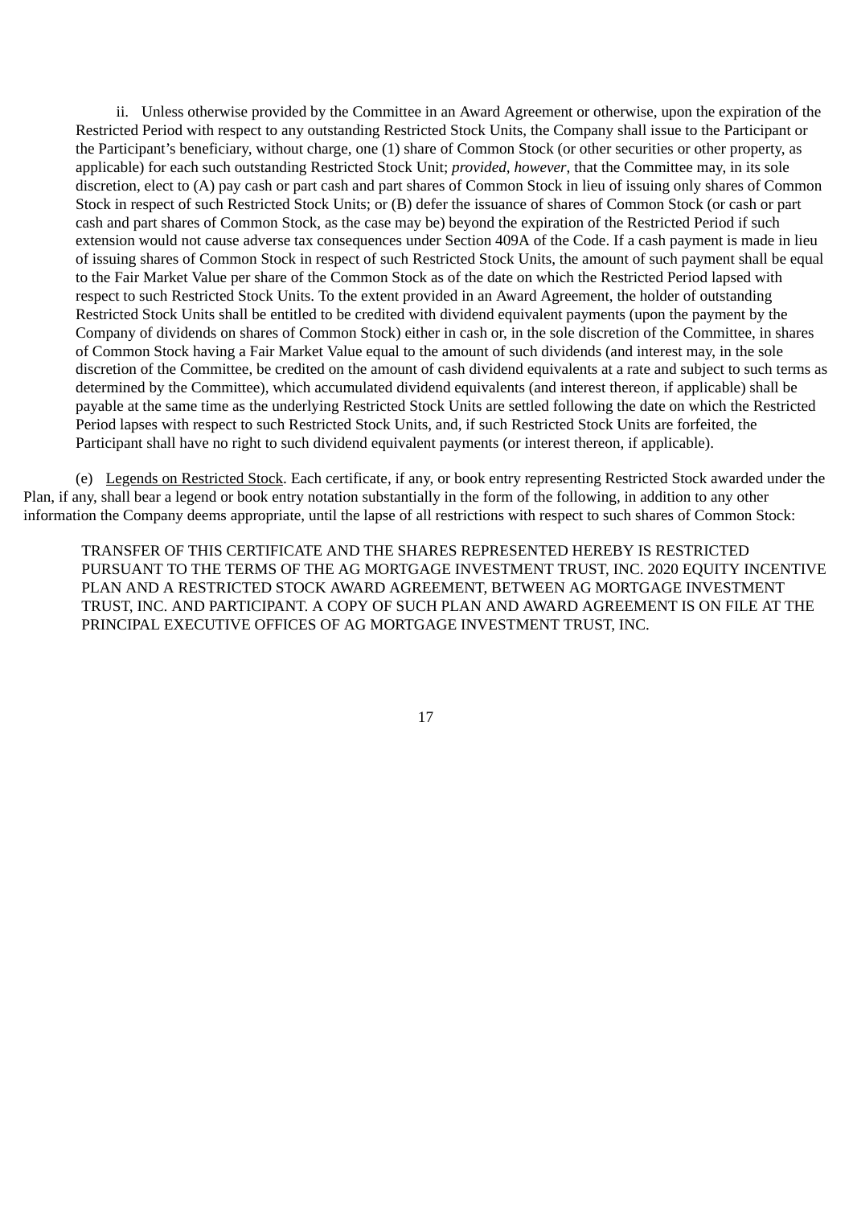ii. Unless otherwise provided by the Committee in an Award Agreement or otherwise, upon the expiration of the Restricted Period with respect to any outstanding Restricted Stock Units, the Company shall issue to the Participant or the Participant's beneficiary, without charge, one (1) share of Common Stock (or other securities or other property, as applicable) for each such outstanding Restricted Stock Unit; *provided, however*, that the Committee may, in its sole discretion, elect to (A) pay cash or part cash and part shares of Common Stock in lieu of issuing only shares of Common Stock in respect of such Restricted Stock Units; or (B) defer the issuance of shares of Common Stock (or cash or part cash and part shares of Common Stock, as the case may be) beyond the expiration of the Restricted Period if such extension would not cause adverse tax consequences under Section 409A of the Code. If a cash payment is made in lieu of issuing shares of Common Stock in respect of such Restricted Stock Units, the amount of such payment shall be equal to the Fair Market Value per share of the Common Stock as of the date on which the Restricted Period lapsed with respect to such Restricted Stock Units. To the extent provided in an Award Agreement, the holder of outstanding Restricted Stock Units shall be entitled to be credited with dividend equivalent payments (upon the payment by the Company of dividends on shares of Common Stock) either in cash or, in the sole discretion of the Committee, in shares of Common Stock having a Fair Market Value equal to the amount of such dividends (and interest may, in the sole discretion of the Committee, be credited on the amount of cash dividend equivalents at a rate and subject to such terms as determined by the Committee), which accumulated dividend equivalents (and interest thereon, if applicable) shall be payable at the same time as the underlying Restricted Stock Units are settled following the date on which the Restricted Period lapses with respect to such Restricted Stock Units, and, if such Restricted Stock Units are forfeited, the Participant shall have no right to such dividend equivalent payments (or interest thereon, if applicable).

(e) Legends on Restricted Stock. Each certificate, if any, or book entry representing Restricted Stock awarded under the Plan, if any, shall bear a legend or book entry notation substantially in the form of the following, in addition to any other information the Company deems appropriate, until the lapse of all restrictions with respect to such shares of Common Stock:

TRANSFER OF THIS CERTIFICATE AND THE SHARES REPRESENTED HEREBY IS RESTRICTED PURSUANT TO THE TERMS OF THE AG MORTGAGE INVESTMENT TRUST, INC. 2020 EQUITY INCENTIVE PLAN AND A RESTRICTED STOCK AWARD AGREEMENT, BETWEEN AG MORTGAGE INVESTMENT TRUST, INC. AND PARTICIPANT. A COPY OF SUCH PLAN AND AWARD AGREEMENT IS ON FILE AT THE PRINCIPAL EXECUTIVE OFFICES OF AG MORTGAGE INVESTMENT TRUST, INC.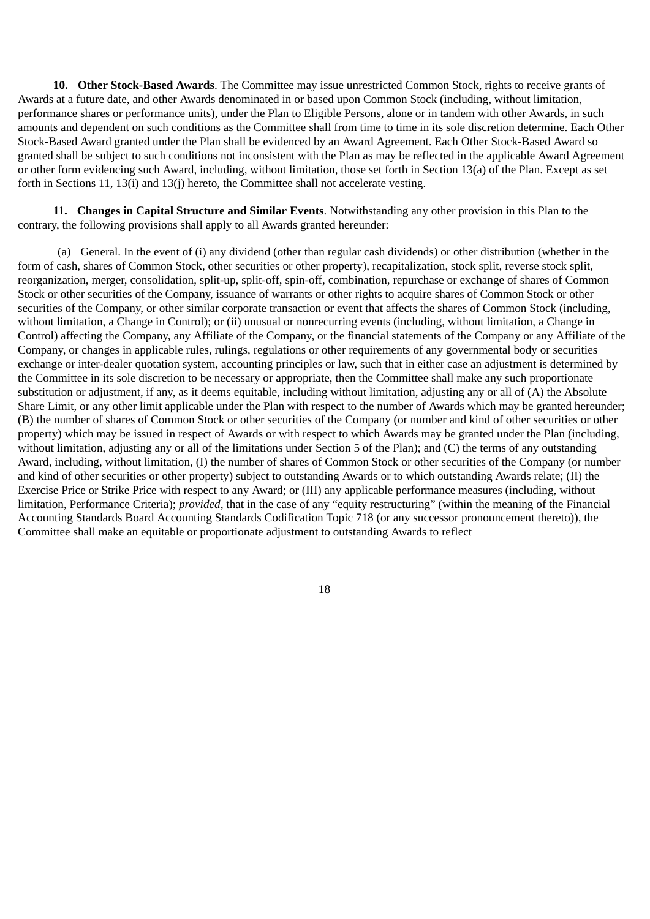**10. Other Stock-Based Awards**. The Committee may issue unrestricted Common Stock, rights to receive grants of Awards at a future date, and other Awards denominated in or based upon Common Stock (including, without limitation, performance shares or performance units), under the Plan to Eligible Persons, alone or in tandem with other Awards, in such amounts and dependent on such conditions as the Committee shall from time to time in its sole discretion determine. Each Other Stock-Based Award granted under the Plan shall be evidenced by an Award Agreement. Each Other Stock-Based Award so granted shall be subject to such conditions not inconsistent with the Plan as may be reflected in the applicable Award Agreement or other form evidencing such Award, including, without limitation, those set forth in Section 13(a) of the Plan. Except as set forth in Sections 11, 13(i) and 13(j) hereto, the Committee shall not accelerate vesting.

**11. Changes in Capital Structure and Similar Events**. Notwithstanding any other provision in this Plan to the contrary, the following provisions shall apply to all Awards granted hereunder:

(a) General. In the event of (i) any dividend (other than regular cash dividends) or other distribution (whether in the form of cash, shares of Common Stock, other securities or other property), recapitalization, stock split, reverse stock split, reorganization, merger, consolidation, split-up, split-off, spin-off, combination, repurchase or exchange of shares of Common Stock or other securities of the Company, issuance of warrants or other rights to acquire shares of Common Stock or other securities of the Company, or other similar corporate transaction or event that affects the shares of Common Stock (including, without limitation, a Change in Control); or (ii) unusual or nonrecurring events (including, without limitation, a Change in Control) affecting the Company, any Affiliate of the Company, or the financial statements of the Company or any Affiliate of the Company, or changes in applicable rules, rulings, regulations or other requirements of any governmental body or securities exchange or inter-dealer quotation system, accounting principles or law, such that in either case an adjustment is determined by the Committee in its sole discretion to be necessary or appropriate, then the Committee shall make any such proportionate substitution or adjustment, if any, as it deems equitable, including without limitation, adjusting any or all of (A) the Absolute Share Limit, or any other limit applicable under the Plan with respect to the number of Awards which may be granted hereunder; (B) the number of shares of Common Stock or other securities of the Company (or number and kind of other securities or other property) which may be issued in respect of Awards or with respect to which Awards may be granted under the Plan (including, without limitation, adjusting any or all of the limitations under Section 5 of the Plan); and (C) the terms of any outstanding Award, including, without limitation, (I) the number of shares of Common Stock or other securities of the Company (or number and kind of other securities or other property) subject to outstanding Awards or to which outstanding Awards relate; (II) the Exercise Price or Strike Price with respect to any Award; or (III) any applicable performance measures (including, without limitation, Performance Criteria); *provided*, that in the case of any "equity restructuring" (within the meaning of the Financial Accounting Standards Board Accounting Standards Codification Topic 718 (or any successor pronouncement thereto)), the Committee shall make an equitable or proportionate adjustment to outstanding Awards to reflect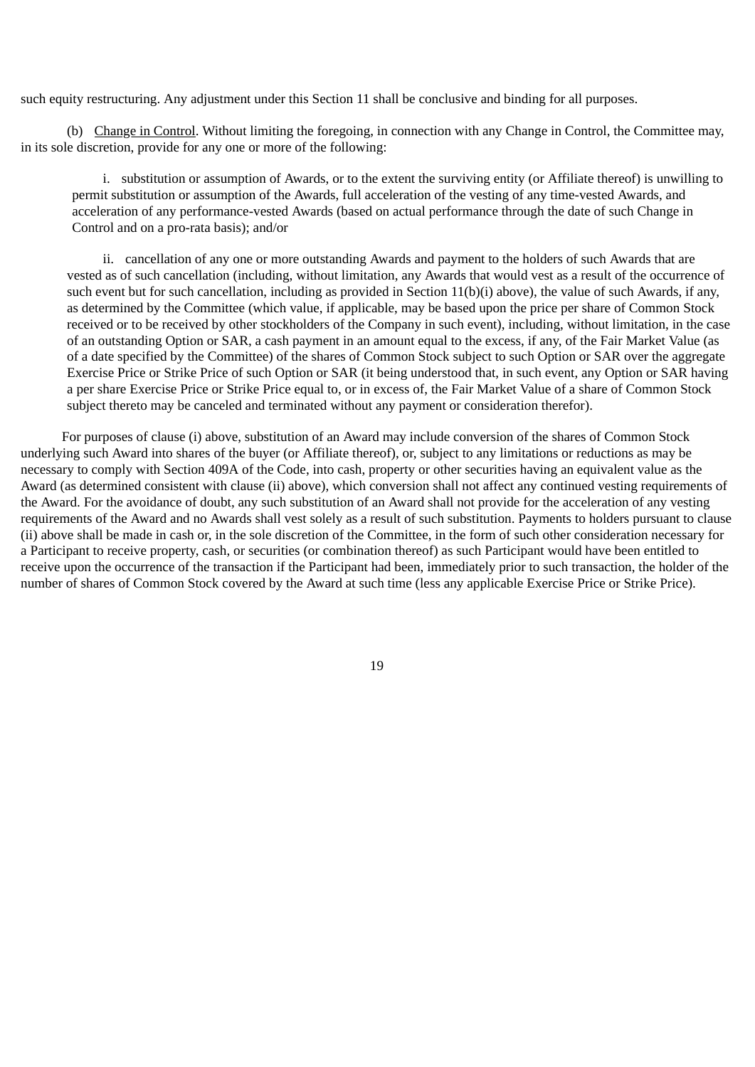such equity restructuring. Any adjustment under this Section 11 shall be conclusive and binding for all purposes.

(b) Change in Control. Without limiting the foregoing, in connection with any Change in Control, the Committee may, in its sole discretion, provide for any one or more of the following:

i. substitution or assumption of Awards, or to the extent the surviving entity (or Affiliate thereof) is unwilling to permit substitution or assumption of the Awards, full acceleration of the vesting of any time-vested Awards, and acceleration of any performance-vested Awards (based on actual performance through the date of such Change in Control and on a pro-rata basis); and/or

ii. cancellation of any one or more outstanding Awards and payment to the holders of such Awards that are vested as of such cancellation (including, without limitation, any Awards that would vest as a result of the occurrence of such event but for such cancellation, including as provided in Section 11(b)(i) above), the value of such Awards, if any, as determined by the Committee (which value, if applicable, may be based upon the price per share of Common Stock received or to be received by other stockholders of the Company in such event), including, without limitation, in the case of an outstanding Option or SAR, a cash payment in an amount equal to the excess, if any, of the Fair Market Value (as of a date specified by the Committee) of the shares of Common Stock subject to such Option or SAR over the aggregate Exercise Price or Strike Price of such Option or SAR (it being understood that, in such event, any Option or SAR having a per share Exercise Price or Strike Price equal to, or in excess of, the Fair Market Value of a share of Common Stock subject thereto may be canceled and terminated without any payment or consideration therefor).

For purposes of clause (i) above, substitution of an Award may include conversion of the shares of Common Stock underlying such Award into shares of the buyer (or Affiliate thereof), or, subject to any limitations or reductions as may be necessary to comply with Section 409A of the Code, into cash, property or other securities having an equivalent value as the Award (as determined consistent with clause (ii) above), which conversion shall not affect any continued vesting requirements of the Award. For the avoidance of doubt, any such substitution of an Award shall not provide for the acceleration of any vesting requirements of the Award and no Awards shall vest solely as a result of such substitution. Payments to holders pursuant to clause (ii) above shall be made in cash or, in the sole discretion of the Committee, in the form of such other consideration necessary for a Participant to receive property, cash, or securities (or combination thereof) as such Participant would have been entitled to receive upon the occurrence of the transaction if the Participant had been, immediately prior to such transaction, the holder of the number of shares of Common Stock covered by the Award at such time (less any applicable Exercise Price or Strike Price).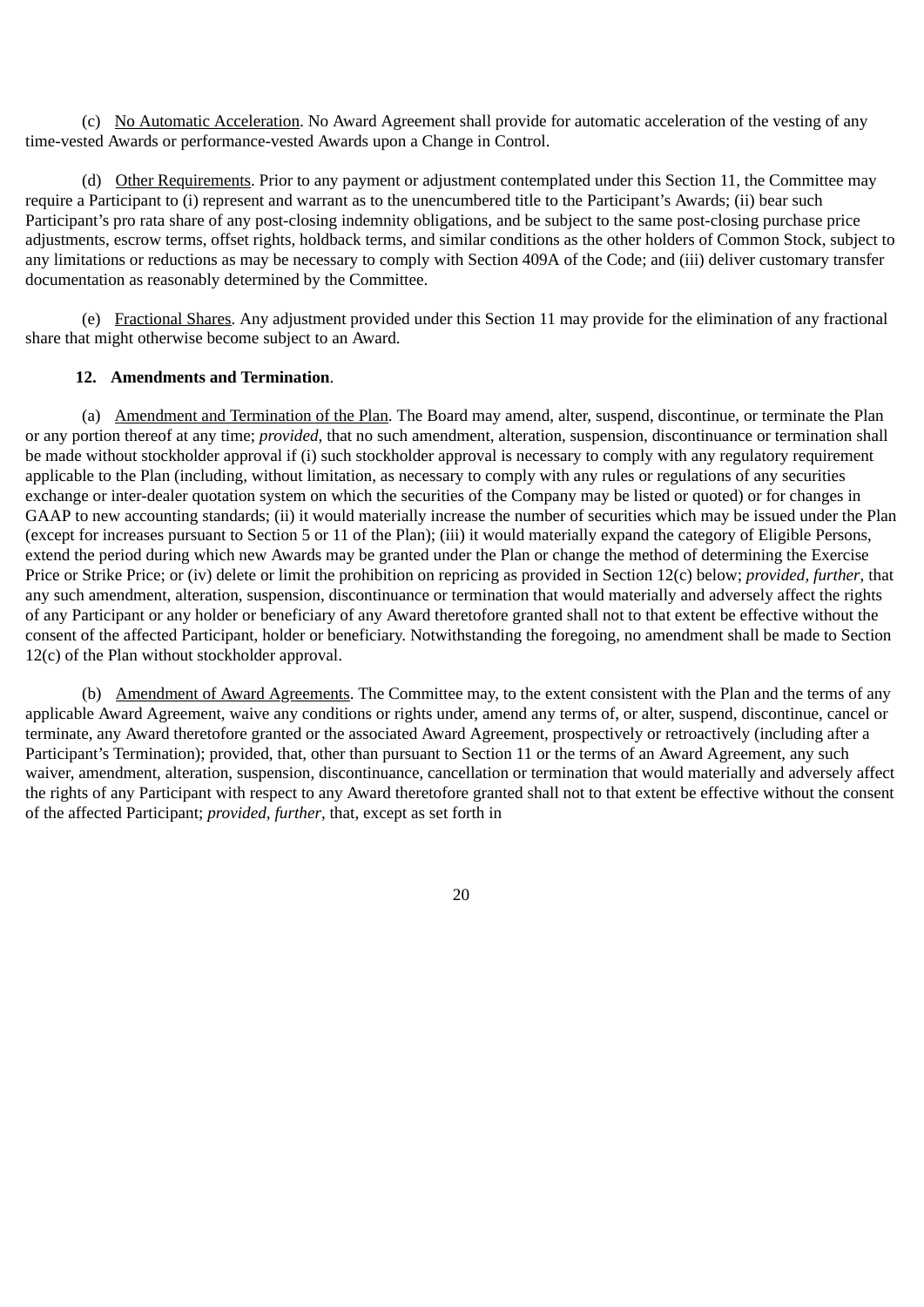(c) No Automatic Acceleration. No Award Agreement shall provide for automatic acceleration of the vesting of any time-vested Awards or performance-vested Awards upon a Change in Control.

(d) Other Requirements. Prior to any payment or adjustment contemplated under this Section 11, the Committee may require a Participant to (i) represent and warrant as to the unencumbered title to the Participant's Awards; (ii) bear such Participant's pro rata share of any post-closing indemnity obligations, and be subject to the same post-closing purchase price adjustments, escrow terms, offset rights, holdback terms, and similar conditions as the other holders of Common Stock, subject to any limitations or reductions as may be necessary to comply with Section 409A of the Code; and (iii) deliver customary transfer documentation as reasonably determined by the Committee.

(e) Fractional Shares. Any adjustment provided under this Section 11 may provide for the elimination of any fractional share that might otherwise become subject to an Award.

**12. Amendments and Termination**.

(a) Amendment and Termination of the Plan. The Board may amend, alter, suspend, discontinue, or terminate the Plan or any portion thereof at any time; *provided*, that no such amendment, alteration, suspension, discontinuance or termination shall be made without stockholder approval if (i) such stockholder approval is necessary to comply with any regulatory requirement applicable to the Plan (including, without limitation, as necessary to comply with any rules or regulations of any securities exchange or inter-dealer quotation system on which the securities of the Company may be listed or quoted) or for changes in GAAP to new accounting standards; (ii) it would materially increase the number of securities which may be issued under the Plan (except for increases pursuant to Section 5 or 11 of the Plan); (iii) it would materially expand the category of Eligible Persons, extend the period during which new Awards may be granted under the Plan or change the method of determining the Exercise Price or Strike Price; or (iv) delete or limit the prohibition on repricing as provided in Section 12(c) below; *provided*, *further*, that any such amendment, alteration, suspension, discontinuance or termination that would materially and adversely affect the rights of any Participant or any holder or beneficiary of any Award theretofore granted shall not to that extent be effective without the consent of the affected Participant, holder or beneficiary. Notwithstanding the foregoing, no amendment shall be made to Section 12(c) of the Plan without stockholder approval.

(b) Amendment of Award Agreements. The Committee may, to the extent consistent with the Plan and the terms of any applicable Award Agreement, waive any conditions or rights under, amend any terms of, or alter, suspend, discontinue, cancel or terminate, any Award theretofore granted or the associated Award Agreement, prospectively or retroactively (including after a Participant's Termination); provided, that, other than pursuant to Section 11 or the terms of an Award Agreement, any such waiver, amendment, alteration, suspension, discontinuance, cancellation or termination that would materially and adversely affect the rights of any Participant with respect to any Award theretofore granted shall not to that extent be effective without the consent of the affected Participant; *provided*, *further*, that, except as set forth in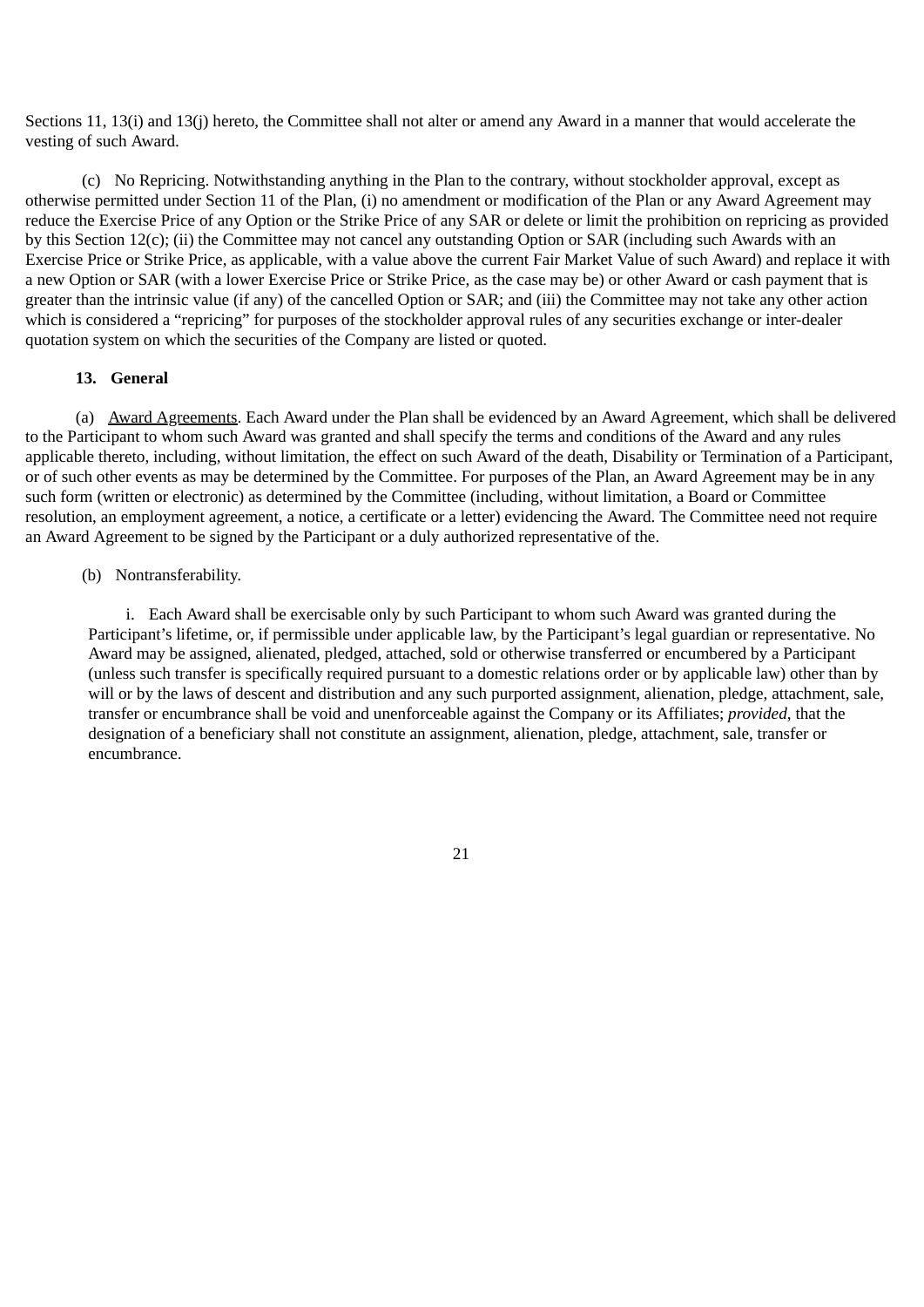Sections 11, 13(i) and 13(j) hereto, the Committee shall not alter or amend any Award in a manner that would accelerate the vesting of such Award.

(c) No Repricing. Notwithstanding anything in the Plan to the contrary, without stockholder approval, except as otherwise permitted under Section 11 of the Plan, (i) no amendment or modification of the Plan or any Award Agreement may reduce the Exercise Price of any Option or the Strike Price of any SAR or delete or limit the prohibition on repricing as provided by this Section 12(c); (ii) the Committee may not cancel any outstanding Option or SAR (including such Awards with an Exercise Price or Strike Price, as applicable, with a value above the current Fair Market Value of such Award) and replace it with a new Option or SAR (with a lower Exercise Price or Strike Price, as the case may be) or other Award or cash payment that is greater than the intrinsic value (if any) of the cancelled Option or SAR; and (iii) the Committee may not take any other action which is considered a "repricing" for purposes of the stockholder approval rules of any securities exchange or inter-dealer quotation system on which the securities of the Company are listed or quoted.

**13. General**

(a) Award Agreements. Each Award under the Plan shall be evidenced by an Award Agreement, which shall be delivered to the Participant to whom such Award was granted and shall specify the terms and conditions of the Award and any rules applicable thereto, including, without limitation, the effect on such Award of the death, Disability or Termination of a Participant, or of such other events as may be determined by the Committee. For purposes of the Plan, an Award Agreement may be in any such form (written or electronic) as determined by the Committee (including, without limitation, a Board or Committee resolution, an employment agreement, a notice, a certificate or a letter) evidencing the Award. The Committee need not require an Award Agreement to be signed by the Participant or a duly authorized representative of the.

(b) Nontransferability.

i. Each Award shall be exercisable only by such Participant to whom such Award was granted during the Participant's lifetime, or, if permissible under applicable law, by the Participant's legal guardian or representative. No Award may be assigned, alienated, pledged, attached, sold or otherwise transferred or encumbered by a Participant (unless such transfer is specifically required pursuant to a domestic relations order or by applicable law) other than by will or by the laws of descent and distribution and any such purported assignment, alienation, pledge, attachment, sale, transfer or encumbrance shall be void and unenforceable against the Company or its Affiliates; *provided*, that the designation of a beneficiary shall not constitute an assignment, alienation, pledge, attachment, sale, transfer or encumbrance.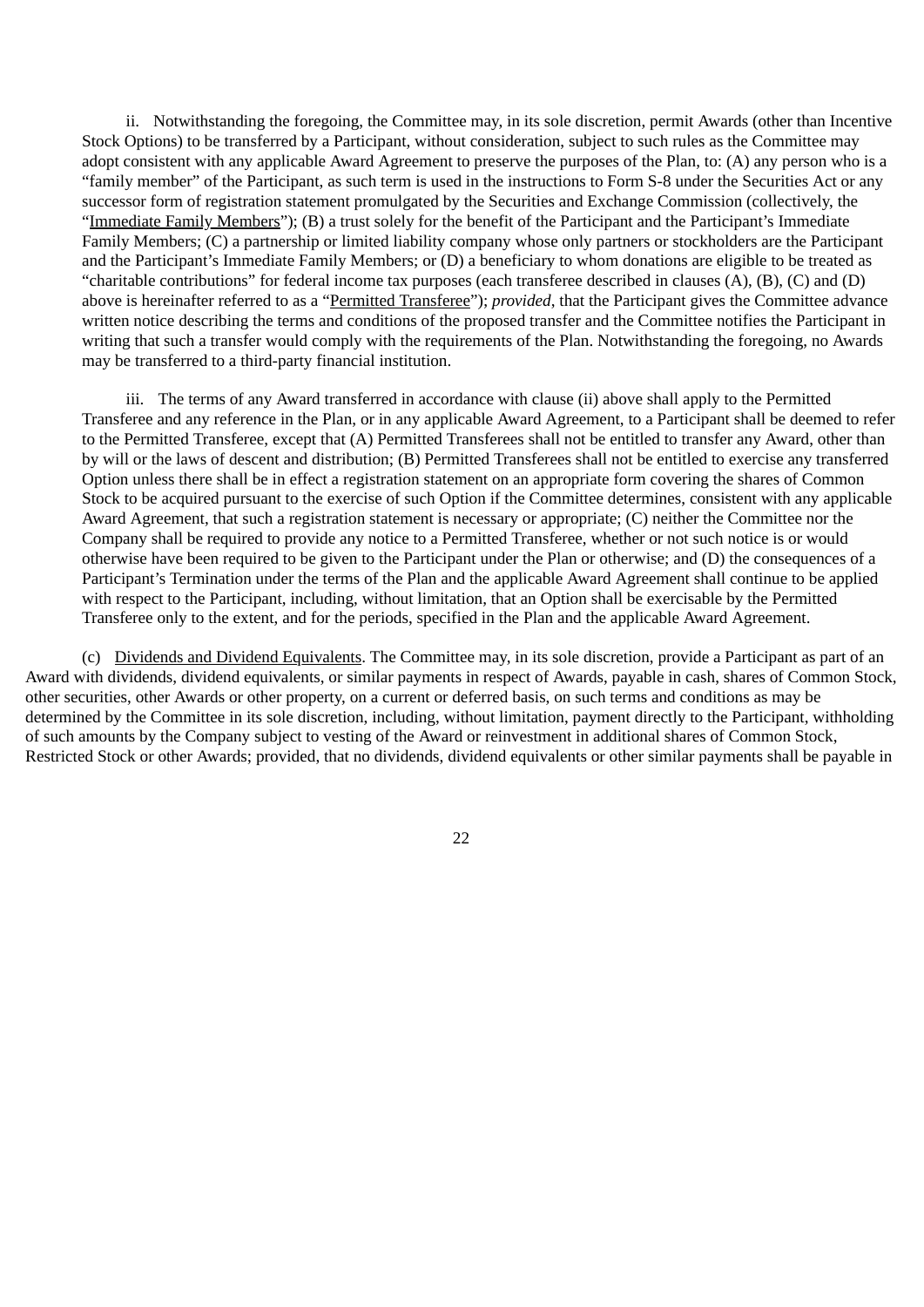ii. Notwithstanding the foregoing, the Committee may, in its sole discretion, permit Awards (other than Incentive Stock Options) to be transferred by a Participant, without consideration, subject to such rules as the Committee may adopt consistent with any applicable Award Agreement to preserve the purposes of the Plan, to: (A) any person who is a "family member" of the Participant, as such term is used in the instructions to Form S-8 under the Securities Act or any successor form of registration statement promulgated by the Securities and Exchange Commission (collectively, the "Immediate Family Members"); (B) a trust solely for the benefit of the Participant and the Participant's Immediate Family Members; (C) a partnership or limited liability company whose only partners or stockholders are the Participant and the Participant's Immediate Family Members; or (D) a beneficiary to whom donations are eligible to be treated as "charitable contributions" for federal income tax purposes (each transferee described in clauses (A), (B), (C) and (D) above is hereinafter referred to as a "Permitted Transferee"); *provided*, that the Participant gives the Committee advance written notice describing the terms and conditions of the proposed transfer and the Committee notifies the Participant in writing that such a transfer would comply with the requirements of the Plan. Notwithstanding the foregoing, no Awards may be transferred to a third-party financial institution.

iii. The terms of any Award transferred in accordance with clause (ii) above shall apply to the Permitted Transferee and any reference in the Plan, or in any applicable Award Agreement, to a Participant shall be deemed to refer to the Permitted Transferee, except that (A) Permitted Transferees shall not be entitled to transfer any Award, other than by will or the laws of descent and distribution; (B) Permitted Transferees shall not be entitled to exercise any transferred Option unless there shall be in effect a registration statement on an appropriate form covering the shares of Common Stock to be acquired pursuant to the exercise of such Option if the Committee determines, consistent with any applicable Award Agreement, that such a registration statement is necessary or appropriate; (C) neither the Committee nor the Company shall be required to provide any notice to a Permitted Transferee, whether or not such notice is or would otherwise have been required to be given to the Participant under the Plan or otherwise; and (D) the consequences of a Participant's Termination under the terms of the Plan and the applicable Award Agreement shall continue to be applied with respect to the Participant, including, without limitation, that an Option shall be exercisable by the Permitted Transferee only to the extent, and for the periods, specified in the Plan and the applicable Award Agreement.

(c) Dividends and Dividend Equivalents. The Committee may, in its sole discretion, provide a Participant as part of an Award with dividends, dividend equivalents, or similar payments in respect of Awards, payable in cash, shares of Common Stock, other securities, other Awards or other property, on a current or deferred basis, on such terms and conditions as may be determined by the Committee in its sole discretion, including, without limitation, payment directly to the Participant, withholding of such amounts by the Company subject to vesting of the Award or reinvestment in additional shares of Common Stock, Restricted Stock or other Awards; provided, that no dividends, dividend equivalents or other similar payments shall be payable in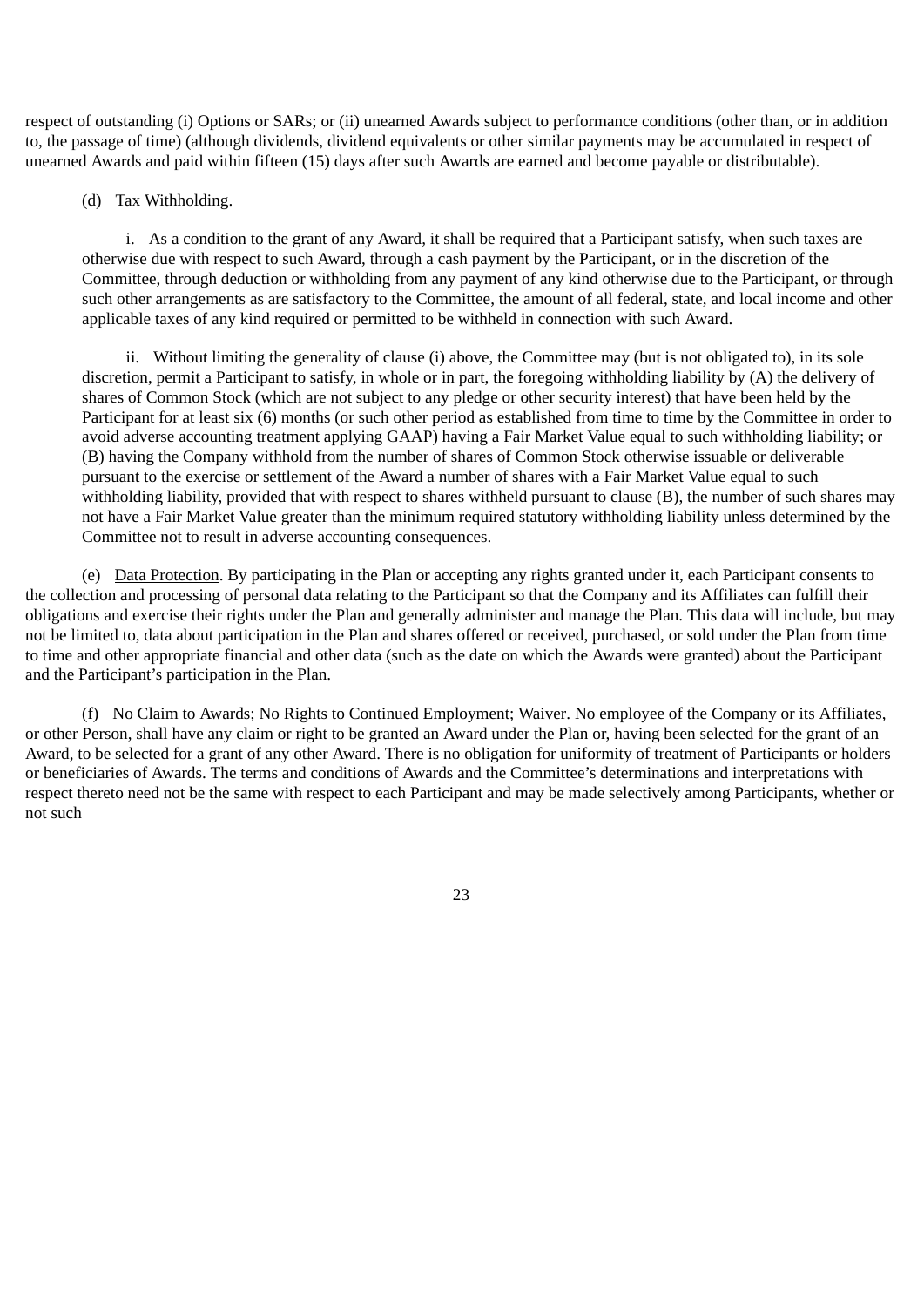respect of outstanding (i) Options or SARs; or (ii) unearned Awards subject to performance conditions (other than, or in addition to, the passage of time) (although dividends, dividend equivalents or other similar payments may be accumulated in respect of unearned Awards and paid within fifteen (15) days after such Awards are earned and become payable or distributable).

(d) Tax Withholding.

i. As a condition to the grant of any Award, it shall be required that a Participant satisfy, when such taxes are otherwise due with respect to such Award, through a cash payment by the Participant, or in the discretion of the Committee, through deduction or withholding from any payment of any kind otherwise due to the Participant, or through such other arrangements as are satisfactory to the Committee, the amount of all federal, state, and local income and other applicable taxes of any kind required or permitted to be withheld in connection with such Award.

ii. Without limiting the generality of clause (i) above, the Committee may (but is not obligated to), in its sole discretion, permit a Participant to satisfy, in whole or in part, the foregoing withholding liability by (A) the delivery of shares of Common Stock (which are not subject to any pledge or other security interest) that have been held by the Participant for at least six (6) months (or such other period as established from time to time by the Committee in order to avoid adverse accounting treatment applying GAAP) having a Fair Market Value equal to such withholding liability; or (B) having the Company withhold from the number of shares of Common Stock otherwise issuable or deliverable pursuant to the exercise or settlement of the Award a number of shares with a Fair Market Value equal to such withholding liability, provided that with respect to shares withheld pursuant to clause (B), the number of such shares may not have a Fair Market Value greater than the minimum required statutory withholding liability unless determined by the Committee not to result in adverse accounting consequences.

(e) Data Protection. By participating in the Plan or accepting any rights granted under it, each Participant consents to the collection and processing of personal data relating to the Participant so that the Company and its Affiliates can fulfill their obligations and exercise their rights under the Plan and generally administer and manage the Plan. This data will include, but may not be limited to, data about participation in the Plan and shares offered or received, purchased, or sold under the Plan from time to time and other appropriate financial and other data (such as the date on which the Awards were granted) about the Participant and the Participant's participation in the Plan.

(f) No Claim to Awards; No Rights to Continued Employment; Waiver. No employee of the Company or its Affiliates, or other Person, shall have any claim or right to be granted an Award under the Plan or, having been selected for the grant of an Award, to be selected for a grant of any other Award. There is no obligation for uniformity of treatment of Participants or holders or beneficiaries of Awards. The terms and conditions of Awards and the Committee's determinations and interpretations with respect thereto need not be the same with respect to each Participant and may be made selectively among Participants, whether or not such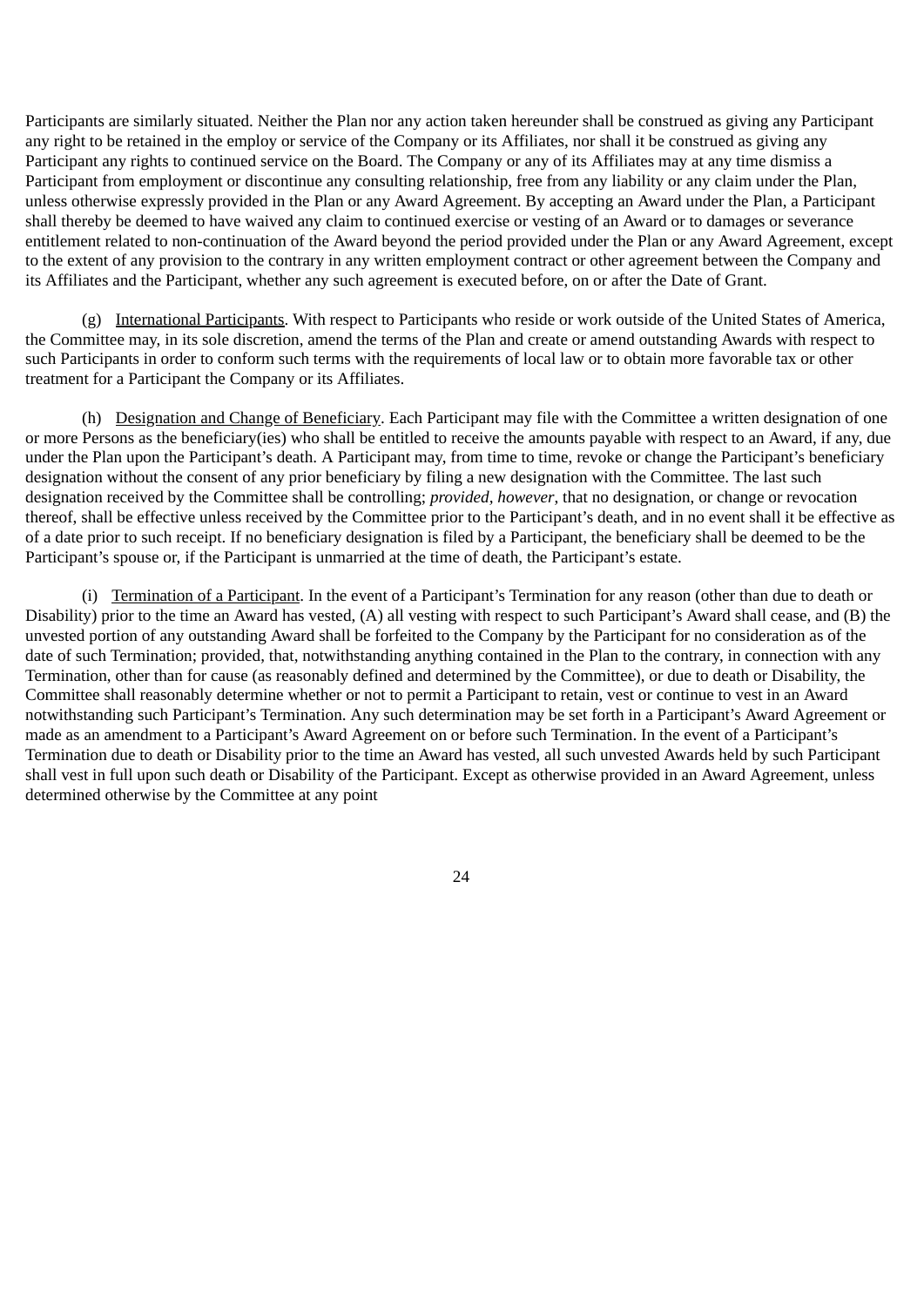Participants are similarly situated. Neither the Plan nor any action taken hereunder shall be construed as giving any Participant any right to be retained in the employ or service of the Company or its Affiliates, nor shall it be construed as giving any Participant any rights to continued service on the Board. The Company or any of its Affiliates may at any time dismiss a Participant from employment or discontinue any consulting relationship, free from any liability or any claim under the Plan, unless otherwise expressly provided in the Plan or any Award Agreement. By accepting an Award under the Plan, a Participant shall thereby be deemed to have waived any claim to continued exercise or vesting of an Award or to damages or severance entitlement related to non-continuation of the Award beyond the period provided under the Plan or any Award Agreement, except to the extent of any provision to the contrary in any written employment contract or other agreement between the Company and its Affiliates and the Participant, whether any such agreement is executed before, on or after the Date of Grant.

(g) International Participants. With respect to Participants who reside or work outside of the United States of America, the Committee may, in its sole discretion, amend the terms of the Plan and create or amend outstanding Awards with respect to such Participants in order to conform such terms with the requirements of local law or to obtain more favorable tax or other treatment for a Participant the Company or its Affiliates.

(h) Designation and Change of Beneficiary. Each Participant may file with the Committee a written designation of one or more Persons as the beneficiary(ies) who shall be entitled to receive the amounts payable with respect to an Award, if any, due under the Plan upon the Participant's death. A Participant may, from time to time, revoke or change the Participant's beneficiary designation without the consent of any prior beneficiary by filing a new designation with the Committee. The last such designation received by the Committee shall be controlling; *provided*, *however*, that no designation, or change or revocation thereof, shall be effective unless received by the Committee prior to the Participant's death, and in no event shall it be effective as of a date prior to such receipt. If no beneficiary designation is filed by a Participant, the beneficiary shall be deemed to be the Participant's spouse or, if the Participant is unmarried at the time of death, the Participant's estate.

(i) Termination of a Participant. In the event of a Participant's Termination for any reason (other than due to death or Disability) prior to the time an Award has vested, (A) all vesting with respect to such Participant's Award shall cease, and (B) the unvested portion of any outstanding Award shall be forfeited to the Company by the Participant for no consideration as of the date of such Termination; provided, that, notwithstanding anything contained in the Plan to the contrary, in connection with any Termination, other than for cause (as reasonably defined and determined by the Committee), or due to death or Disability, the Committee shall reasonably determine whether or not to permit a Participant to retain, vest or continue to vest in an Award notwithstanding such Participant's Termination. Any such determination may be set forth in a Participant's Award Agreement or made as an amendment to a Participant's Award Agreement on or before such Termination. In the event of a Participant's Termination due to death or Disability prior to the time an Award has vested, all such unvested Awards held by such Participant shall vest in full upon such death or Disability of the Participant. Except as otherwise provided in an Award Agreement, unless determined otherwise by the Committee at any point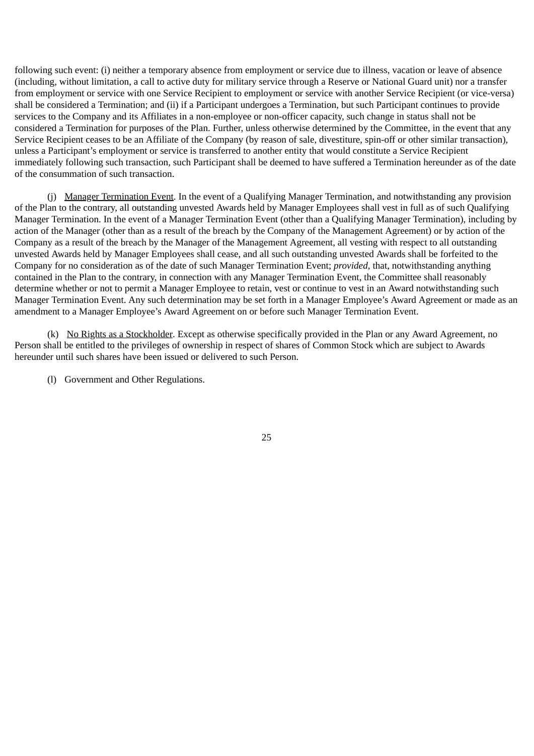following such event: (i) neither a temporary absence from employment or service due to illness, vacation or leave of absence (including, without limitation, a call to active duty for military service through a Reserve or National Guard unit) nor a transfer from employment or service with one Service Recipient to employment or service with another Service Recipient (or vice-versa) shall be considered a Termination; and (ii) if a Participant undergoes a Termination, but such Participant continues to provide services to the Company and its Affiliates in a non-employee or non-officer capacity, such change in status shall not be considered a Termination for purposes of the Plan. Further, unless otherwise determined by the Committee, in the event that any Service Recipient ceases to be an Affiliate of the Company (by reason of sale, divestiture, spin-off or other similar transaction), unless a Participant's employment or service is transferred to another entity that would constitute a Service Recipient immediately following such transaction, such Participant shall be deemed to have suffered a Termination hereunder as of the date of the consummation of such transaction.

(j) Manager Termination Event. In the event of a Qualifying Manager Termination, and notwithstanding any provision of the Plan to the contrary, all outstanding unvested Awards held by Manager Employees shall vest in full as of such Qualifying Manager Termination. In the event of a Manager Termination Event (other than a Qualifying Manager Termination), including by action of the Manager (other than as a result of the breach by the Company of the Management Agreement) or by action of the Company as a result of the breach by the Manager of the Management Agreement, all vesting with respect to all outstanding unvested Awards held by Manager Employees shall cease, and all such outstanding unvested Awards shall be forfeited to the Company for no consideration as of the date of such Manager Termination Event; *provided*, that, notwithstanding anything contained in the Plan to the contrary, in connection with any Manager Termination Event, the Committee shall reasonably determine whether or not to permit a Manager Employee to retain, vest or continue to vest in an Award notwithstanding such Manager Termination Event. Any such determination may be set forth in a Manager Employee's Award Agreement or made as an amendment to a Manager Employee's Award Agreement on or before such Manager Termination Event.

(k) No Rights as a Stockholder. Except as otherwise specifically provided in the Plan or any Award Agreement, no Person shall be entitled to the privileges of ownership in respect of shares of Common Stock which are subject to Awards hereunder until such shares have been issued or delivered to such Person.

(l) Government and Other Regulations.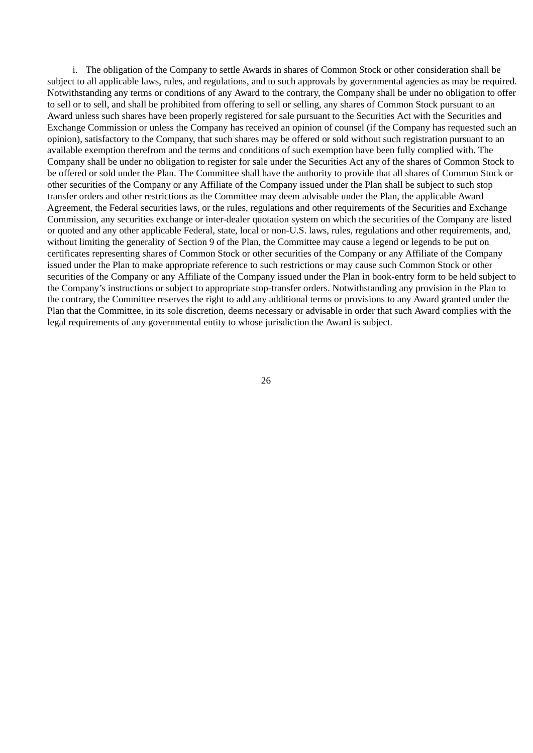i. The obligation of the Company to settle Awards in shares of Common Stock or other consideration shall be subject to all applicable laws, rules, and regulations, and to such approvals by governmental agencies as may be required. Notwithstanding any terms or conditions of any Award to the contrary, the Company shall be under no obligation to offer to sell or to sell, and shall be prohibited from offering to sell or selling, any shares of Common Stock pursuant to an Award unless such shares have been properly registered for sale pursuant to the Securities Act with the Securities and Exchange Commission or unless the Company has received an opinion of counsel (if the Company has requested such an opinion), satisfactory to the Company, that such shares may be offered or sold without such registration pursuant to an available exemption therefrom and the terms and conditions of such exemption have been fully complied with. The Company shall be under no obligation to register for sale under the Securities Act any of the shares of Common Stock to be offered or sold under the Plan. The Committee shall have the authority to provide that all shares of Common Stock or other securities of the Company or any Affiliate of the Company issued under the Plan shall be subject to such stop transfer orders and other restrictions as the Committee may deem advisable under the Plan, the applicable Award Agreement, the Federal securities laws, or the rules, regulations and other requirements of the Securities and Exchange Commission, any securities exchange or inter-dealer quotation system on which the securities of the Company are listed or quoted and any other applicable Federal, state, local or non-U.S. laws, rules, regulations and other requirements, and, without limiting the generality of Section 9 of the Plan, the Committee may cause a legend or legends to be put on certificates representing shares of Common Stock or other securities of the Company or any Affiliate of the Company issued under the Plan to make appropriate reference to such restrictions or may cause such Common Stock or other securities of the Company or any Affiliate of the Company issued under the Plan in book-entry form to be held subject to the Company's instructions or subject to appropriate stop-transfer orders. Notwithstanding any provision in the Plan to the contrary, the Committee reserves the right to add any additional terms or provisions to any Award granted under the Plan that the Committee, in its sole discretion, deems necessary or advisable in order that such Award complies with the legal requirements of any governmental entity to whose jurisdiction the Award is subject.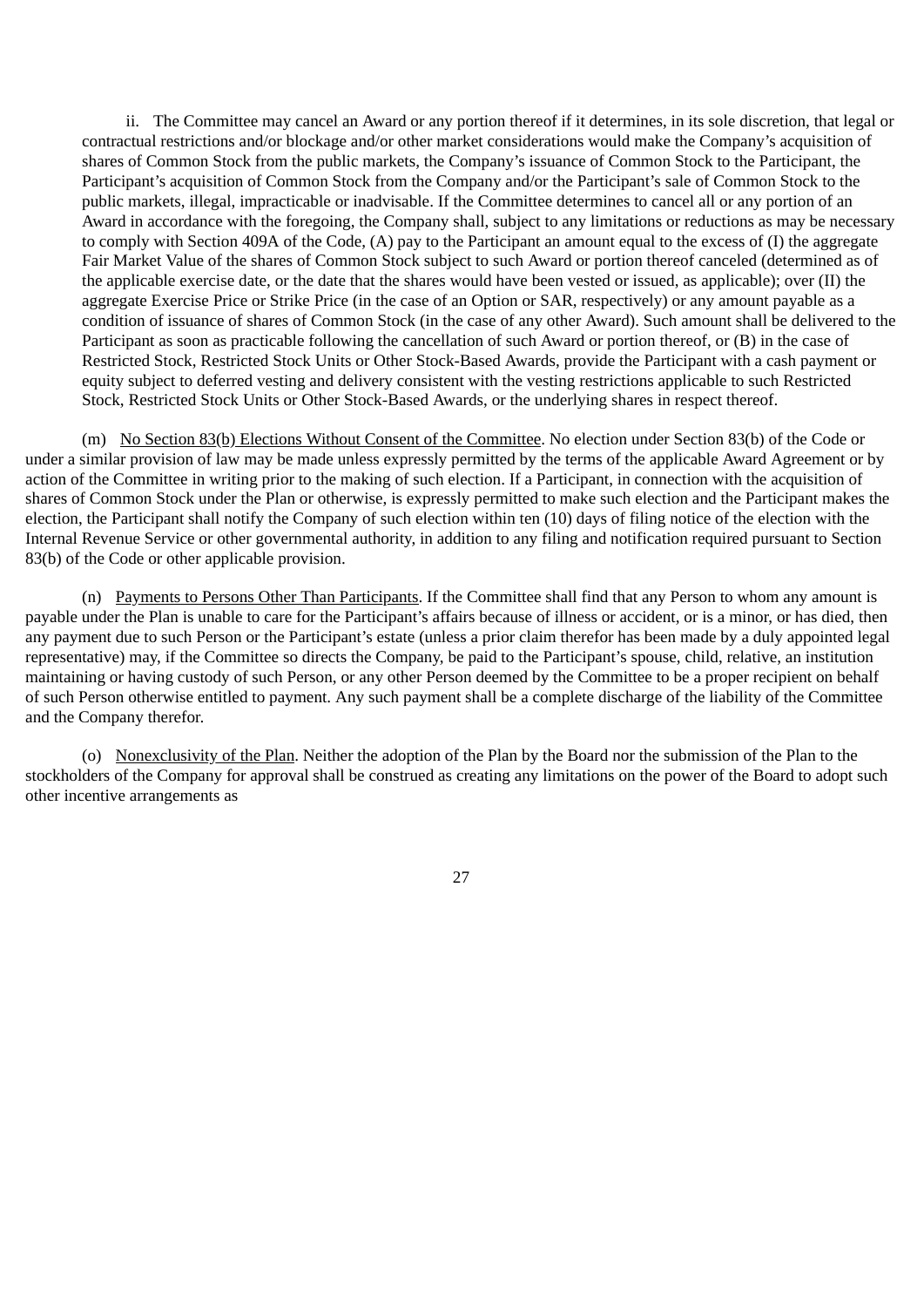ii. The Committee may cancel an Award or any portion thereof if it determines, in its sole discretion, that legal or contractual restrictions and/or blockage and/or other market considerations would make the Company's acquisition of shares of Common Stock from the public markets, the Company's issuance of Common Stock to the Participant, the Participant's acquisition of Common Stock from the Company and/or the Participant's sale of Common Stock to the public markets, illegal, impracticable or inadvisable. If the Committee determines to cancel all or any portion of an Award in accordance with the foregoing, the Company shall, subject to any limitations or reductions as may be necessary to comply with Section 409A of the Code, (A) pay to the Participant an amount equal to the excess of (I) the aggregate Fair Market Value of the shares of Common Stock subject to such Award or portion thereof canceled (determined as of the applicable exercise date, or the date that the shares would have been vested or issued, as applicable); over (II) the aggregate Exercise Price or Strike Price (in the case of an Option or SAR, respectively) or any amount payable as a condition of issuance of shares of Common Stock (in the case of any other Award). Such amount shall be delivered to the Participant as soon as practicable following the cancellation of such Award or portion thereof, or (B) in the case of Restricted Stock, Restricted Stock Units or Other Stock-Based Awards, provide the Participant with a cash payment or equity subject to deferred vesting and delivery consistent with the vesting restrictions applicable to such Restricted Stock, Restricted Stock Units or Other Stock-Based Awards, or the underlying shares in respect thereof.

(m) No Section 83(b) Elections Without Consent of the Committee. No election under Section 83(b) of the Code or under a similar provision of law may be made unless expressly permitted by the terms of the applicable Award Agreement or by action of the Committee in writing prior to the making of such election. If a Participant, in connection with the acquisition of shares of Common Stock under the Plan or otherwise, is expressly permitted to make such election and the Participant makes the election, the Participant shall notify the Company of such election within ten (10) days of filing notice of the election with the Internal Revenue Service or other governmental authority, in addition to any filing and notification required pursuant to Section 83(b) of the Code or other applicable provision.

(n) Payments to Persons Other Than Participants. If the Committee shall find that any Person to whom any amount is payable under the Plan is unable to care for the Participant's affairs because of illness or accident, or is a minor, or has died, then any payment due to such Person or the Participant's estate (unless a prior claim therefor has been made by a duly appointed legal representative) may, if the Committee so directs the Company, be paid to the Participant's spouse, child, relative, an institution maintaining or having custody of such Person, or any other Person deemed by the Committee to be a proper recipient on behalf of such Person otherwise entitled to payment. Any such payment shall be a complete discharge of the liability of the Committee and the Company therefor.

(o) Nonexclusivity of the Plan. Neither the adoption of the Plan by the Board nor the submission of the Plan to the stockholders of the Company for approval shall be construed as creating any limitations on the power of the Board to adopt such other incentive arrangements as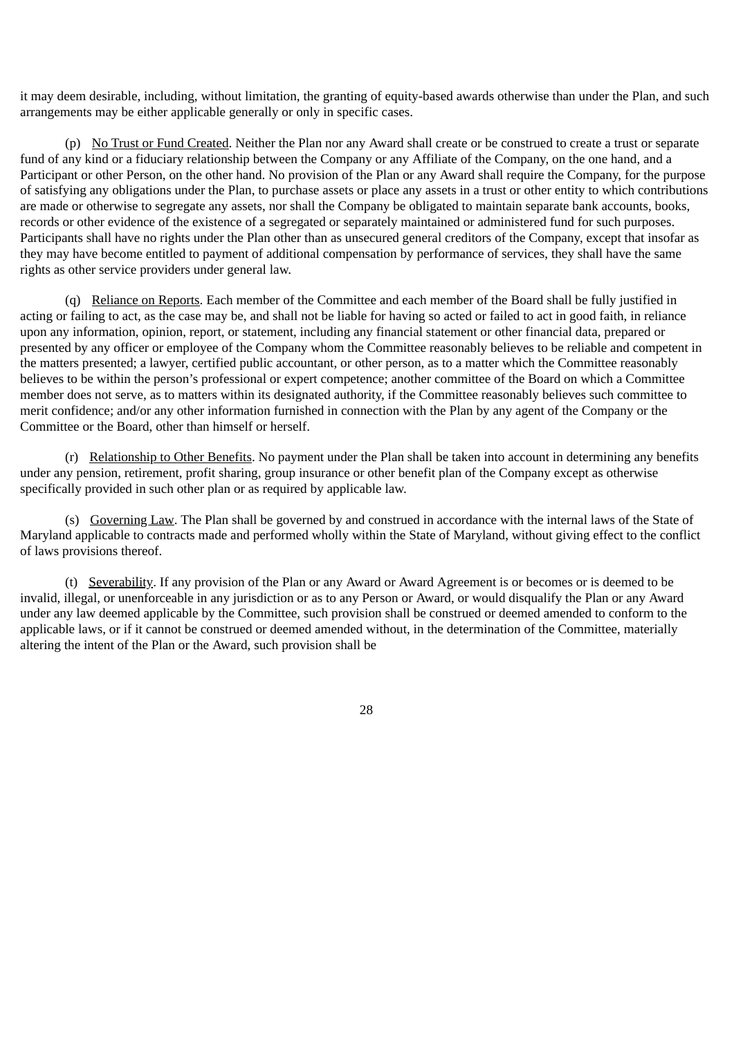it may deem desirable, including, without limitation, the granting of equity-based awards otherwise than under the Plan, and such arrangements may be either applicable generally or only in specific cases.

(p) No Trust or Fund Created. Neither the Plan nor any Award shall create or be construed to create a trust or separate fund of any kind or a fiduciary relationship between the Company or any Affiliate of the Company, on the one hand, and a Participant or other Person, on the other hand. No provision of the Plan or any Award shall require the Company, for the purpose of satisfying any obligations under the Plan, to purchase assets or place any assets in a trust or other entity to which contributions are made or otherwise to segregate any assets, nor shall the Company be obligated to maintain separate bank accounts, books, records or other evidence of the existence of a segregated or separately maintained or administered fund for such purposes. Participants shall have no rights under the Plan other than as unsecured general creditors of the Company, except that insofar as they may have become entitled to payment of additional compensation by performance of services, they shall have the same rights as other service providers under general law.

(q) Reliance on Reports. Each member of the Committee and each member of the Board shall be fully justified in acting or failing to act, as the case may be, and shall not be liable for having so acted or failed to act in good faith, in reliance upon any information, opinion, report, or statement, including any financial statement or other financial data, prepared or presented by any officer or employee of the Company whom the Committee reasonably believes to be reliable and competent in the matters presented; a lawyer, certified public accountant, or other person, as to a matter which the Committee reasonably believes to be within the person's professional or expert competence; another committee of the Board on which a Committee member does not serve, as to matters within its designated authority, if the Committee reasonably believes such committee to merit confidence; and/or any other information furnished in connection with the Plan by any agent of the Company or the Committee or the Board, other than himself or herself.

(r) Relationship to Other Benefits. No payment under the Plan shall be taken into account in determining any benefits under any pension, retirement, profit sharing, group insurance or other benefit plan of the Company except as otherwise specifically provided in such other plan or as required by applicable law.

(s) Governing Law. The Plan shall be governed by and construed in accordance with the internal laws of the State of Maryland applicable to contracts made and performed wholly within the State of Maryland, without giving effect to the conflict of laws provisions thereof.

(t) Severability. If any provision of the Plan or any Award or Award Agreement is or becomes or is deemed to be invalid, illegal, or unenforceable in any jurisdiction or as to any Person or Award, or would disqualify the Plan or any Award under any law deemed applicable by the Committee, such provision shall be construed or deemed amended to conform to the applicable laws, or if it cannot be construed or deemed amended without, in the determination of the Committee, materially altering the intent of the Plan or the Award, such provision shall be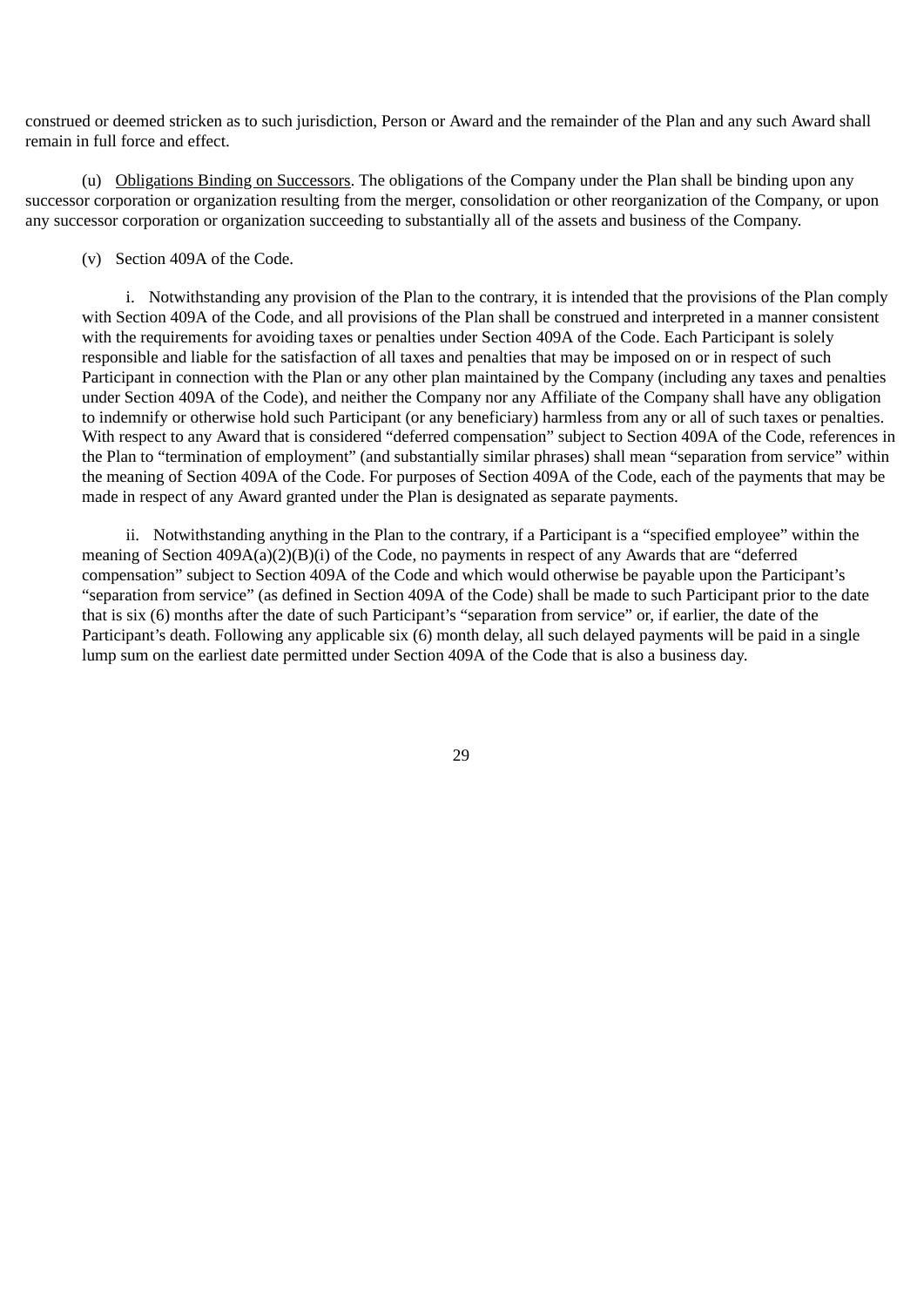construed or deemed stricken as to such jurisdiction, Person or Award and the remainder of the Plan and any such Award shall remain in full force and effect.

(u) Obligations Binding on Successors. The obligations of the Company under the Plan shall be binding upon any successor corporation or organization resulting from the merger, consolidation or other reorganization of the Company, or upon any successor corporation or organization succeeding to substantially all of the assets and business of the Company.

(v) Section 409A of the Code.

i. Notwithstanding any provision of the Plan to the contrary, it is intended that the provisions of the Plan comply with Section 409A of the Code, and all provisions of the Plan shall be construed and interpreted in a manner consistent with the requirements for avoiding taxes or penalties under Section 409A of the Code. Each Participant is solely responsible and liable for the satisfaction of all taxes and penalties that may be imposed on or in respect of such Participant in connection with the Plan or any other plan maintained by the Company (including any taxes and penalties under Section 409A of the Code), and neither the Company nor any Affiliate of the Company shall have any obligation to indemnify or otherwise hold such Participant (or any beneficiary) harmless from any or all of such taxes or penalties. With respect to any Award that is considered "deferred compensation" subject to Section 409A of the Code, references in the Plan to "termination of employment" (and substantially similar phrases) shall mean "separation from service" within the meaning of Section 409A of the Code. For purposes of Section 409A of the Code, each of the payments that may be made in respect of any Award granted under the Plan is designated as separate payments.

ii. Notwithstanding anything in the Plan to the contrary, if a Participant is a "specified employee" within the meaning of Section 409A(a)(2)(B)(i) of the Code, no payments in respect of any Awards that are "deferred compensation" subject to Section 409A of the Code and which would otherwise be payable upon the Participant's "separation from service" (as defined in Section 409A of the Code) shall be made to such Participant prior to the date that is six (6) months after the date of such Participant's "separation from service" or, if earlier, the date of the Participant's death. Following any applicable six (6) month delay, all such delayed payments will be paid in a single lump sum on the earliest date permitted under Section 409A of the Code that is also a business day.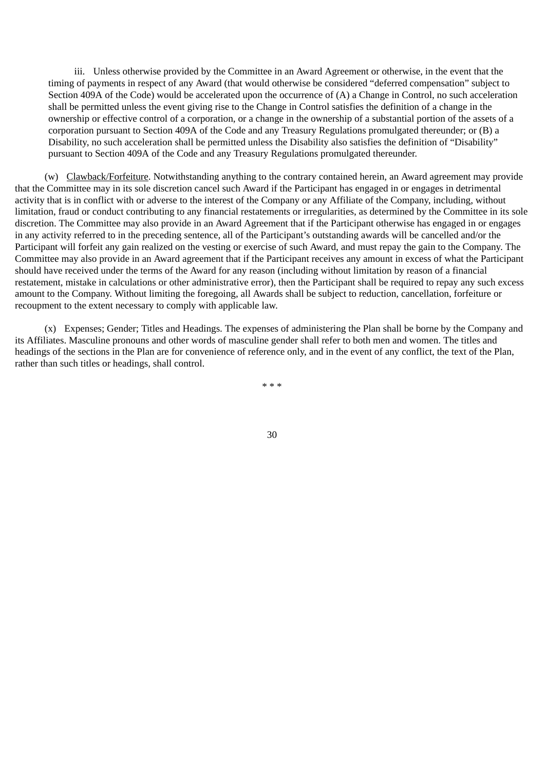iii. Unless otherwise provided by the Committee in an Award Agreement or otherwise, in the event that the timing of payments in respect of any Award (that would otherwise be considered "deferred compensation" subject to Section 409A of the Code) would be accelerated upon the occurrence of (A) a Change in Control, no such acceleration shall be permitted unless the event giving rise to the Change in Control satisfies the definition of a change in the ownership or effective control of a corporation, or a change in the ownership of a substantial portion of the assets of a corporation pursuant to Section 409A of the Code and any Treasury Regulations promulgated thereunder; or (B) a Disability, no such acceleration shall be permitted unless the Disability also satisfies the definition of "Disability" pursuant to Section 409A of the Code and any Treasury Regulations promulgated thereunder.

(w) Clawback/Forfeiture. Notwithstanding anything to the contrary contained herein, an Award agreement may provide that the Committee may in its sole discretion cancel such Award if the Participant has engaged in or engages in detrimental activity that is in conflict with or adverse to the interest of the Company or any Affiliate of the Company, including, without limitation, fraud or conduct contributing to any financial restatements or irregularities, as determined by the Committee in its sole discretion. The Committee may also provide in an Award Agreement that if the Participant otherwise has engaged in or engages in any activity referred to in the preceding sentence, all of the Participant's outstanding awards will be cancelled and/or the Participant will forfeit any gain realized on the vesting or exercise of such Award, and must repay the gain to the Company. The Committee may also provide in an Award agreement that if the Participant receives any amount in excess of what the Participant should have received under the terms of the Award for any reason (including without limitation by reason of a financial restatement, mistake in calculations or other administrative error), then the Participant shall be required to repay any such excess amount to the Company. Without limiting the foregoing, all Awards shall be subject to reduction, cancellation, forfeiture or recoupment to the extent necessary to comply with applicable law.

(x) Expenses; Gender; Titles and Headings. The expenses of administering the Plan shall be borne by the Company and its Affiliates. Masculine pronouns and other words of masculine gender shall refer to both men and women. The titles and headings of the sections in the Plan are for convenience of reference only, and in the event of any conflict, the text of the Plan, rather than such titles or headings, shall control.

* * *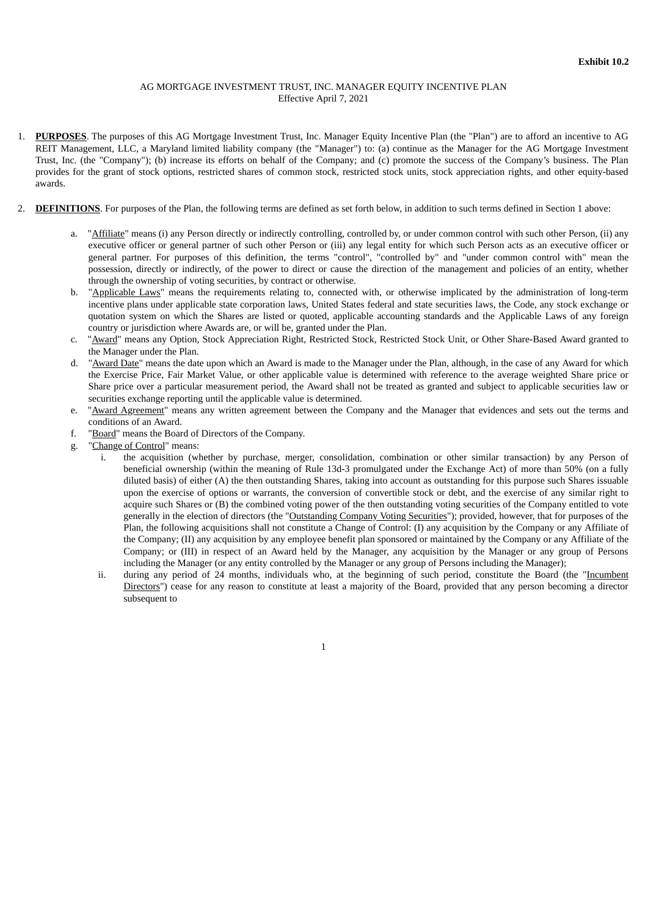**Exhibit 10.2**

AG MORTGAGE INVESTMENT TRUST, INC. MANAGER EQUITY INCENTIVE PLAN
Effective April 7, 2021

1. **PURPOSES**. The purposes of this AG Mortgage Investment Trust, Inc. Manager Equity Incentive Plan (the "Plan") are to afford an incentive to AG REIT Management, LLC, a Maryland limited liability company (the "Manager") to: (a) continue as the Manager for the AG Mortgage Investment Trust, Inc. (the "Company"); (b) increase its efforts on behalf of the Company; and (c) promote the success of the Company's business. The Plan provides for the grant of stock options, restricted shares of common stock, restricted stock units, stock appreciation rights, and other equity-based awards.

2. **DEFINITIONS**. For purposes of the Plan, the following terms are defined as set forth below, in addition to such terms defined in Section 1 above:

   a. "Affiliate" means (i) any Person directly or indirectly controlling, controlled by, or under common control with such other Person, (ii) any executive officer or general partner of such other Person or (iii) any legal entity for which such Person acts as an executive officer or general partner. For purposes of this definition, the terms "control", "controlled by" and "under common control with" mean the possession, directly or indirectly, of the power to direct or cause the direction of the management and policies of an entity, whether through the ownership of voting securities, by contract or otherwise.

   b. "Applicable Laws" means the requirements relating to, connected with, or otherwise implicated by the administration of long-term incentive plans under applicable state corporation laws, United States federal and state securities laws, the Code, any stock exchange or quotation system on which the Shares are listed or quoted, applicable accounting standards and the Applicable Laws of any foreign country or jurisdiction where Awards are, or will be, granted under the Plan.

   c. "Award" means any Option, Stock Appreciation Right, Restricted Stock, Restricted Stock Unit, or Other Share-Based Award granted to the Manager under the Plan.

   d. "Award Date" means the date upon which an Award is made to the Manager under the Plan, although, in the case of any Award for which the Exercise Price, Fair Market Value, or other applicable value is determined with reference to the average weighted Share price or Share price over a particular measurement period, the Award shall not be treated as granted and subject to applicable securities law or securities exchange reporting until the applicable value is determined.

   e. "Award Agreement" means any written agreement between the Company and the Manager that evidences and sets out the terms and conditions of an Award.

   f. "Board" means the Board of Directors of the Company.

   g. "Change of Control" means:

      i. the acquisition (whether by purchase, merger, consolidation, combination or other similar transaction) by any Person of beneficial ownership (within the meaning of Rule 13d-3 promulgated under the Exchange Act) of more than 50% (on a fully diluted basis) of either (A) the then outstanding Shares, taking into account as outstanding for this purpose such Shares issuable upon the exercise of options or warrants, the conversion of convertible stock or debt, and the exercise of any similar right to acquire such Shares or (B) the combined voting power of the then outstanding voting securities of the Company entitled to vote generally in the election of directors (the "Outstanding Company Voting Securities"); provided, however, that for purposes of the Plan, the following acquisitions shall not constitute a Change of Control: (I) any acquisition by the Company or any Affiliate of the Company; (II) any acquisition by any employee benefit plan sponsored or maintained by the Company or any Affiliate of the Company; or (III) in respect of an Award held by the Manager, any acquisition by the Manager or any group of Persons including the Manager (or any entity controlled by the Manager or any group of Persons including the Manager);

      ii. during any period of 24 months, individuals who, at the beginning of such period, constitute the Board (the "Incumbent Directors") cease for any reason to constitute at least a majority of the Board, provided that any person becoming a director subsequent to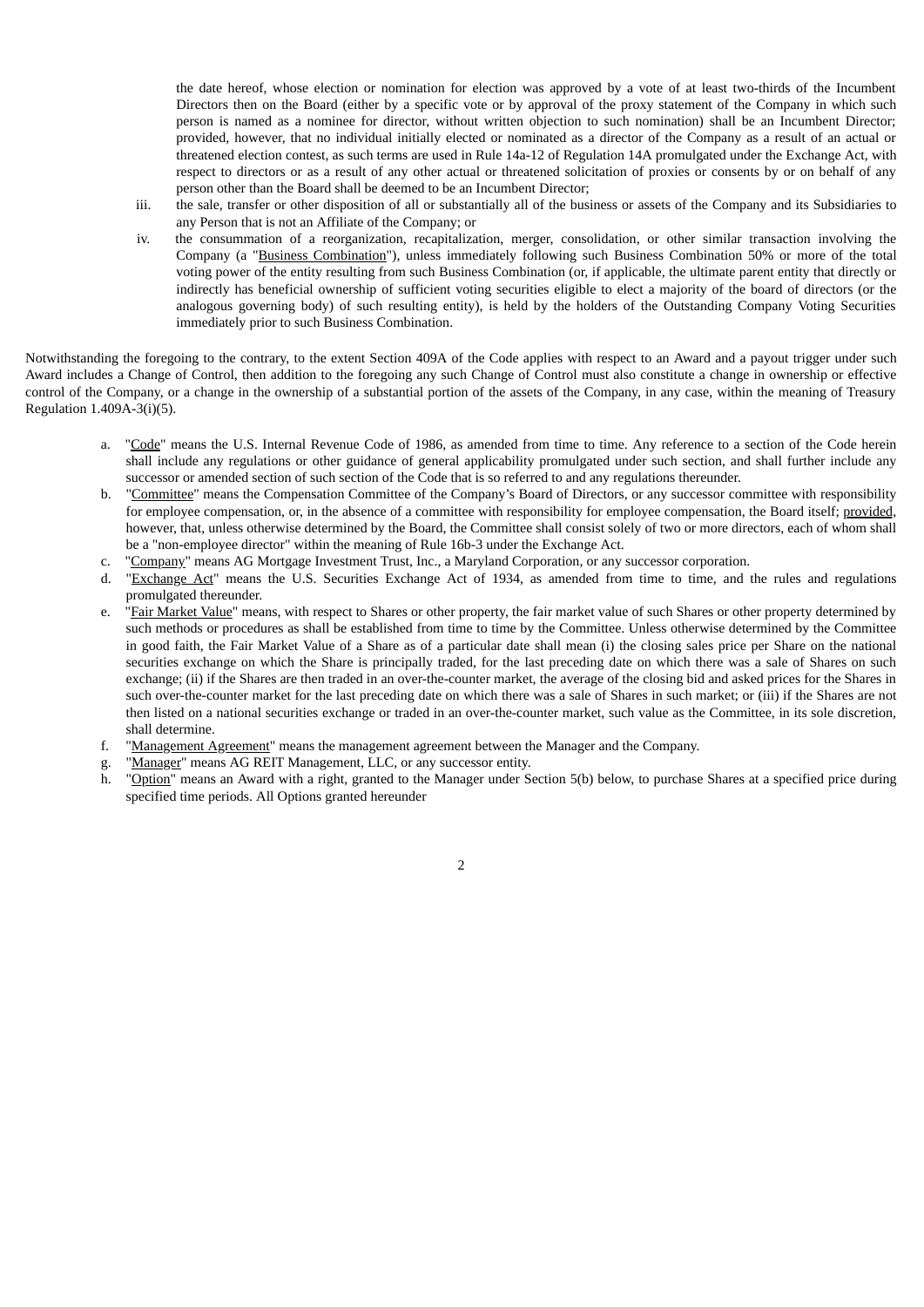the date hereof, whose election or nomination for election was approved by a vote of at least two-thirds of the Incumbent Directors then on the Board (either by a specific vote or by approval of the proxy statement of the Company in which such person is named as a nominee for director, without written objection to such nomination) shall be an Incumbent Director; provided, however, that no individual initially elected or nominated as a director of the Company as a result of an actual or threatened election contest, as such terms are used in Rule 14a-12 of Regulation 14A promulgated under the Exchange Act, with respect to directors or as a result of any other actual or threatened solicitation of proxies or consents by or on behalf of any person other than the Board shall be deemed to be an Incumbent Director;

iii. the sale, transfer or other disposition of all or substantially all of the business or assets of the Company and its Subsidiaries to any Person that is not an Affiliate of the Company; or

iv. the consummation of a reorganization, recapitalization, merger, consolidation, or other similar transaction involving the Company (a "Business Combination"), unless immediately following such Business Combination 50% or more of the total voting power of the entity resulting from such Business Combination (or, if applicable, the ultimate parent entity that directly or indirectly has beneficial ownership of sufficient voting securities eligible to elect a majority of the board of directors (or the analogous governing body) of such resulting entity), is held by the holders of the Outstanding Company Voting Securities immediately prior to such Business Combination.

Notwithstanding the foregoing to the contrary, to the extent Section 409A of the Code applies with respect to an Award and a payout trigger under such Award includes a Change of Control, then addition to the foregoing any such Change of Control must also constitute a change in ownership or effective control of the Company, or a change in the ownership of a substantial portion of the assets of the Company, in any case, within the meaning of Treasury Regulation 1.409A-3(i)(5).

a. "Code" means the U.S. Internal Revenue Code of 1986, as amended from time to time. Any reference to a section of the Code herein shall include any regulations or other guidance of general applicability promulgated under such section, and shall further include any successor or amended section of such section of the Code that is so referred to and any regulations thereunder.

b. "Committee" means the Compensation Committee of the Company's Board of Directors, or any successor committee with responsibility for employee compensation, or, in the absence of a committee with responsibility for employee compensation, the Board itself; provided, however, that, unless otherwise determined by the Board, the Committee shall consist solely of two or more directors, each of whom shall be a "non-employee director" within the meaning of Rule 16b-3 under the Exchange Act.

c. "Company" means AG Mortgage Investment Trust, Inc., a Maryland Corporation, or any successor corporation.

d. "Exchange Act" means the U.S. Securities Exchange Act of 1934, as amended from time to time, and the rules and regulations promulgated thereunder.

e. "Fair Market Value" means, with respect to Shares or other property, the fair market value of such Shares or other property determined by such methods or procedures as shall be established from time to time by the Committee. Unless otherwise determined by the Committee in good faith, the Fair Market Value of a Share as of a particular date shall mean (i) the closing sales price per Share on the national securities exchange on which the Share is principally traded, for the last preceding date on which there was a sale of Shares on such exchange; (ii) if the Shares are then traded in an over-the-counter market, the average of the closing bid and asked prices for the Shares in such over-the-counter market for the last preceding date on which there was a sale of Shares in such market; or (iii) if the Shares are not then listed on a national securities exchange or traded in an over-the-counter market, such value as the Committee, in its sole discretion, shall determine.

f. "Management Agreement" means the management agreement between the Manager and the Company.

g. "Manager" means AG REIT Management, LLC, or any successor entity.

h. "Option" means an Award with a right, granted to the Manager under Section 5(b) below, to purchase Shares at a specified price during specified time periods. All Options granted hereunder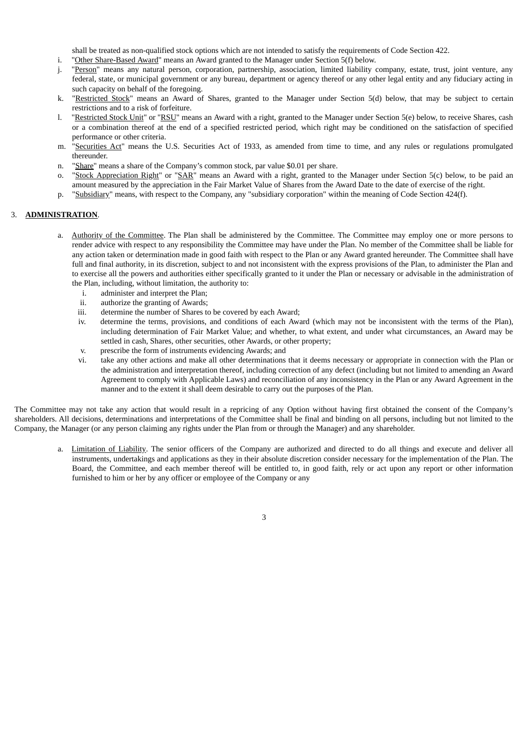shall be treated as non-qualified stock options which are not intended to satisfy the requirements of Code Section 422.

i. "Other Share-Based Award" means an Award granted to the Manager under Section 5(f) below.

j. "Person" means any natural person, corporation, partnership, association, limited liability company, estate, trust, joint venture, any federal, state, or municipal government or any bureau, department or agency thereof or any other legal entity and any fiduciary acting in such capacity on behalf of the foregoing.

k. "Restricted Stock" means an Award of Shares, granted to the Manager under Section 5(d) below, that may be subject to certain restrictions and to a risk of forfeiture.

l. "Restricted Stock Unit" or "RSU" means an Award with a right, granted to the Manager under Section 5(e) below, to receive Shares, cash or a combination thereof at the end of a specified restricted period, which right may be conditioned on the satisfaction of specified performance or other criteria.

m. "Securities Act" means the U.S. Securities Act of 1933, as amended from time to time, and any rules or regulations promulgated thereunder.

n. "Share" means a share of the Company's common stock, par value $0.01 per share.

o. "Stock Appreciation Right" or "SAR" means an Award with a right, granted to the Manager under Section 5(c) below, to be paid an amount measured by the appreciation in the Fair Market Value of Shares from the Award Date to the date of exercise of the right.

p. "Subsidiary" means, with respect to the Company, any "subsidiary corporation" within the meaning of Code Section 424(f).

3. **ADMINISTRATION**.

a. Authority of the Committee. The Plan shall be administered by the Committee. The Committee may employ one or more persons to render advice with respect to any responsibility the Committee may have under the Plan. No member of the Committee shall be liable for any action taken or determination made in good faith with respect to the Plan or any Award granted hereunder. The Committee shall have full and final authority, in its discretion, subject to and not inconsistent with the express provisions of the Plan, to administer the Plan and to exercise all the powers and authorities either specifically granted to it under the Plan or necessary or advisable in the administration of the Plan, including, without limitation, the authority to:

i. administer and interpret the Plan;

ii. authorize the granting of Awards;

iii. determine the number of Shares to be covered by each Award;

iv. determine the terms, provisions, and conditions of each Award (which may not be inconsistent with the terms of the Plan), including determination of Fair Market Value; and whether, to what extent, and under what circumstances, an Award may be settled in cash, Shares, other securities, other Awards, or other property;

v. prescribe the form of instruments evidencing Awards; and

vi. take any other actions and make all other determinations that it deems necessary or appropriate in connection with the Plan or the administration and interpretation thereof, including correction of any defect (including but not limited to amending an Award Agreement to comply with Applicable Laws) and reconciliation of any inconsistency in the Plan or any Award Agreement in the manner and to the extent it shall deem desirable to carry out the purposes of the Plan.

The Committee may not take any action that would result in a repricing of any Option without having first obtained the consent of the Company's shareholders. All decisions, determinations and interpretations of the Committee shall be final and binding on all persons, including but not limited to the Company, the Manager (or any person claiming any rights under the Plan from or through the Manager) and any shareholder.

a. Limitation of Liability. The senior officers of the Company are authorized and directed to do all things and execute and deliver all instruments, undertakings and applications as they in their absolute discretion consider necessary for the implementation of the Plan. The Board, the Committee, and each member thereof will be entitled to, in good faith, rely or act upon any report or other information furnished to him or her by any officer or employee of the Company or any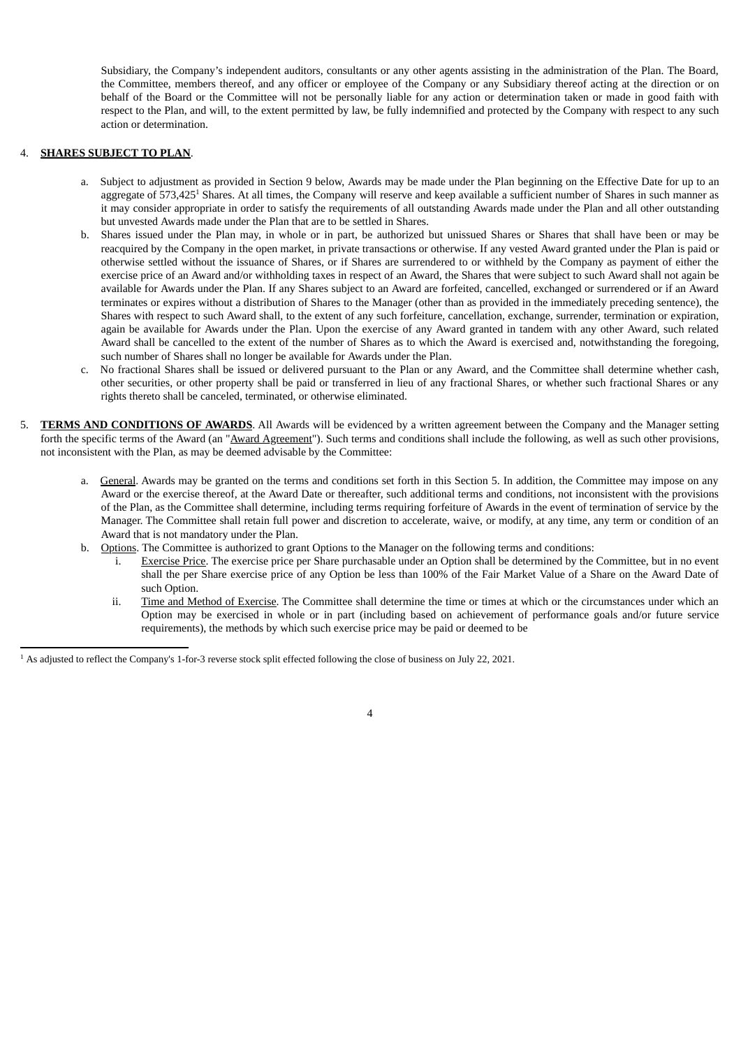Subsidiary, the Company's independent auditors, consultants or any other agents assisting in the administration of the Plan. The Board, the Committee, members thereof, and any officer or employee of the Company or any Subsidiary thereof acting at the direction or on behalf of the Board or the Committee will not be personally liable for any action or determination taken or made in good faith with respect to the Plan, and will, to the extent permitted by law, be fully indemnified and protected by the Company with respect to any such action or determination.

4. **SHARES SUBJECT TO PLAN**.

   a. Subject to adjustment as provided in Section 9 below, Awards may be made under the Plan beginning on the Effective Date for up to an aggregate of 573,425[1] Shares. At all times, the Company will reserve and keep available a sufficient number of Shares in such manner as it may consider appropriate in order to satisfy the requirements of all outstanding Awards made under the Plan and all other outstanding but unvested Awards made under the Plan that are to be settled in Shares.

   b. Shares issued under the Plan may, in whole or in part, be authorized but unissued Shares or Shares that shall have been or may be reacquired by the Company in the open market, in private transactions or otherwise. If any vested Award granted under the Plan is paid or otherwise settled without the issuance of Shares, or if Shares are surrendered to or withheld by the Company as payment of either the exercise price of an Award and/or withholding taxes in respect of an Award, the Shares that were subject to such Award shall not again be available for Awards under the Plan. If any Shares subject to an Award are forfeited, cancelled, exchanged or surrendered or if an Award terminates or expires without a distribution of Shares to the Manager (other than as provided in the immediately preceding sentence), the Shares with respect to such Award shall, to the extent of any such forfeiture, cancellation, exchange, surrender, termination or expiration, again be available for Awards under the Plan. Upon the exercise of any Award granted in tandem with any other Award, such related Award shall be cancelled to the extent of the number of Shares as to which the Award is exercised and, notwithstanding the foregoing, such number of Shares shall no longer be available for Awards under the Plan.

   c. No fractional Shares shall be issued or delivered pursuant to the Plan or any Award, and the Committee shall determine whether cash, other securities, or other property shall be paid or transferred in lieu of any fractional Shares, or whether such fractional Shares or any rights thereto shall be canceled, terminated, or otherwise eliminated.

5. **TERMS AND CONDITIONS OF AWARDS**. All Awards will be evidenced by a written agreement between the Company and the Manager setting forth the specific terms of the Award (an "Award Agreement"). Such terms and conditions shall include the following, as well as such other provisions, not inconsistent with the Plan, as may be deemed advisable by the Committee:

   a. General. Awards may be granted on the terms and conditions set forth in this Section 5. In addition, the Committee may impose on any Award or the exercise thereof, at the Award Date or thereafter, such additional terms and conditions, not inconsistent with the provisions of the Plan, as the Committee shall determine, including terms requiring forfeiture of Awards in the event of termination of service by the Manager. The Committee shall retain full power and discretion to accelerate, waive, or modify, at any time, any term or condition of an Award that is not mandatory under the Plan.

   b. Options. The Committee is authorized to grant Options to the Manager on the following terms and conditions:

      i. Exercise Price. The exercise price per Share purchasable under an Option shall be determined by the Committee, but in no event shall the per Share exercise price of any Option be less than 100% of the Fair Market Value of a Share on the Award Date of such Option.

      ii. Time and Method of Exercise. The Committee shall determine the time or times at which or the circumstances under which an Option may be exercised in whole or in part (including based on achievement of performance goals and/or future service requirements), the methods by which such exercise price may be paid or deemed to be

[1] As adjusted to reflect the Company's 1-for-3 reverse stock split effected following the close of business on July 22, 2021.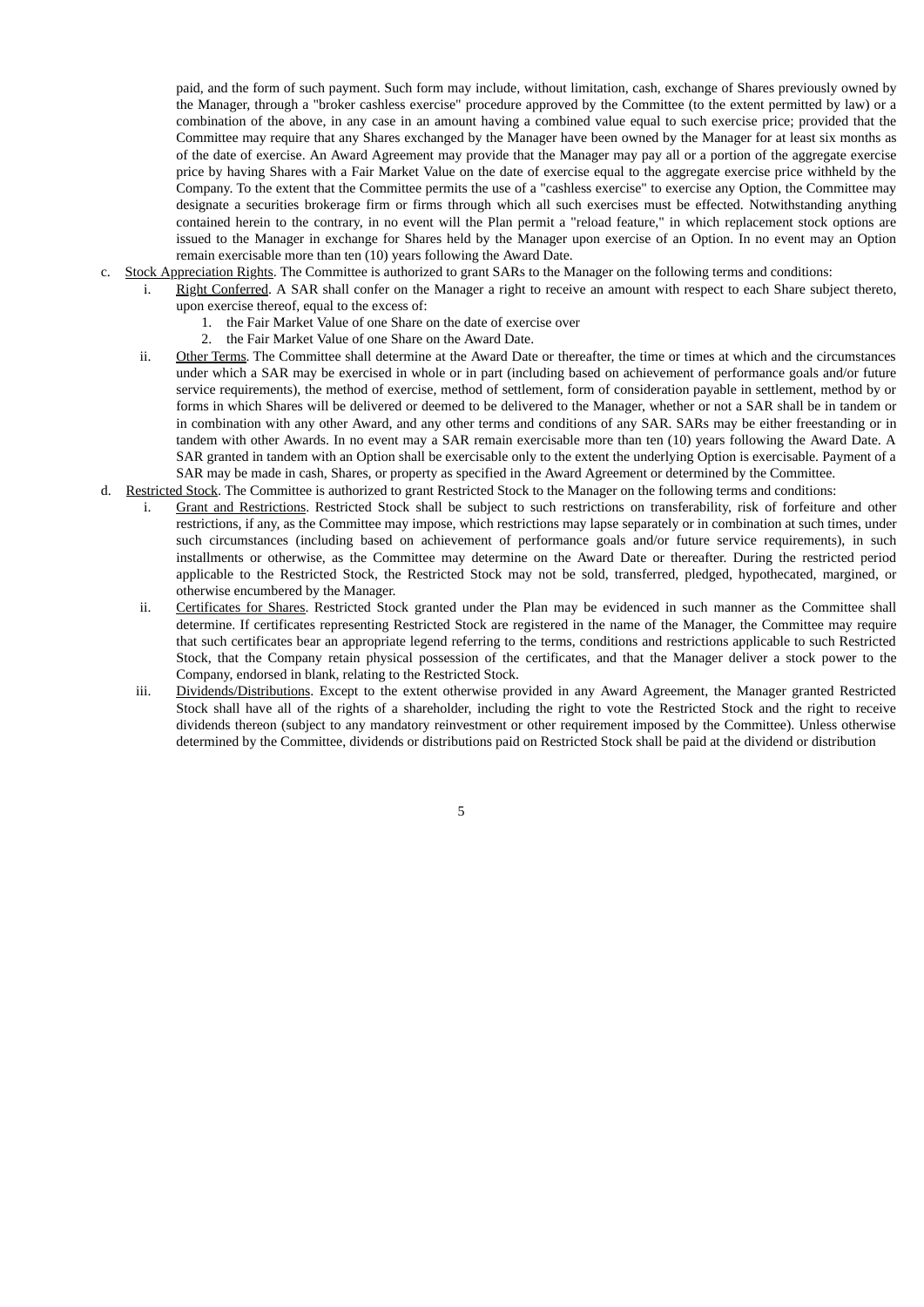paid, and the form of such payment. Such form may include, without limitation, cash, exchange of Shares previously owned by the Manager, through a "broker cashless exercise" procedure approved by the Committee (to the extent permitted by law) or a combination of the above, in any case in an amount having a combined value equal to such exercise price; provided that the Committee may require that any Shares exchanged by the Manager have been owned by the Manager for at least six months as of the date of exercise. An Award Agreement may provide that the Manager may pay all or a portion of the aggregate exercise price by having Shares with a Fair Market Value on the date of exercise equal to the aggregate exercise price withheld by the Company. To the extent that the Committee permits the use of a "cashless exercise" to exercise any Option, the Committee may designate a securities brokerage firm or firms through which all such exercises must be effected. Notwithstanding anything contained herein to the contrary, in no event will the Plan permit a "reload feature," in which replacement stock options are issued to the Manager in exchange for Shares held by the Manager upon exercise of an Option. In no event may an Option remain exercisable more than ten (10) years following the Award Date.

c. Stock Appreciation Rights. The Committee is authorized to grant SARs to the Manager on the following terms and conditions:

   i. Right Conferred. A SAR shall confer on the Manager a right to receive an amount with respect to each Share subject thereto, upon exercise thereof, equal to the excess of:

      1. the Fair Market Value of one Share on the date of exercise over
      2. the Fair Market Value of one Share on the Award Date.

   ii. Other Terms. The Committee shall determine at the Award Date or thereafter, the time or times at which and the circumstances under which a SAR may be exercised in whole or in part (including based on achievement of performance goals and/or future service requirements), the method of exercise, method of settlement, form of consideration payable in settlement, method by or forms in which Shares will be delivered or deemed to be delivered to the Manager, whether or not a SAR shall be in tandem or in combination with any other Award, and any other terms and conditions of any SAR. SARs may be either freestanding or in tandem with other Awards. In no event may a SAR remain exercisable more than ten (10) years following the Award Date. A SAR granted in tandem with an Option shall be exercisable only to the extent the underlying Option is exercisable. Payment of a SAR may be made in cash, Shares, or property as specified in the Award Agreement or determined by the Committee.

d. Restricted Stock. The Committee is authorized to grant Restricted Stock to the Manager on the following terms and conditions:

   i. Grant and Restrictions. Restricted Stock shall be subject to such restrictions on transferability, risk of forfeiture and other restrictions, if any, as the Committee may impose, which restrictions may lapse separately or in combination at such times, under such circumstances (including based on achievement of performance goals and/or future service requirements), in such installments or otherwise, as the Committee may determine on the Award Date or thereafter. During the restricted period applicable to the Restricted Stock, the Restricted Stock may not be sold, transferred, pledged, hypothecated, margined, or otherwise encumbered by the Manager.

   ii. Certificates for Shares. Restricted Stock granted under the Plan may be evidenced in such manner as the Committee shall determine. If certificates representing Restricted Stock are registered in the name of the Manager, the Committee may require that such certificates bear an appropriate legend referring to the terms, conditions and restrictions applicable to such Restricted Stock, that the Company retain physical possession of the certificates, and that the Manager deliver a stock power to the Company, endorsed in blank, relating to the Restricted Stock.

   iii. Dividends/Distributions. Except to the extent otherwise provided in any Award Agreement, the Manager granted Restricted Stock shall have all of the rights of a shareholder, including the right to vote the Restricted Stock and the right to receive dividends thereon (subject to any mandatory reinvestment or other requirement imposed by the Committee). Unless otherwise determined by the Committee, dividends or distributions paid on Restricted Stock shall be paid at the dividend or distribution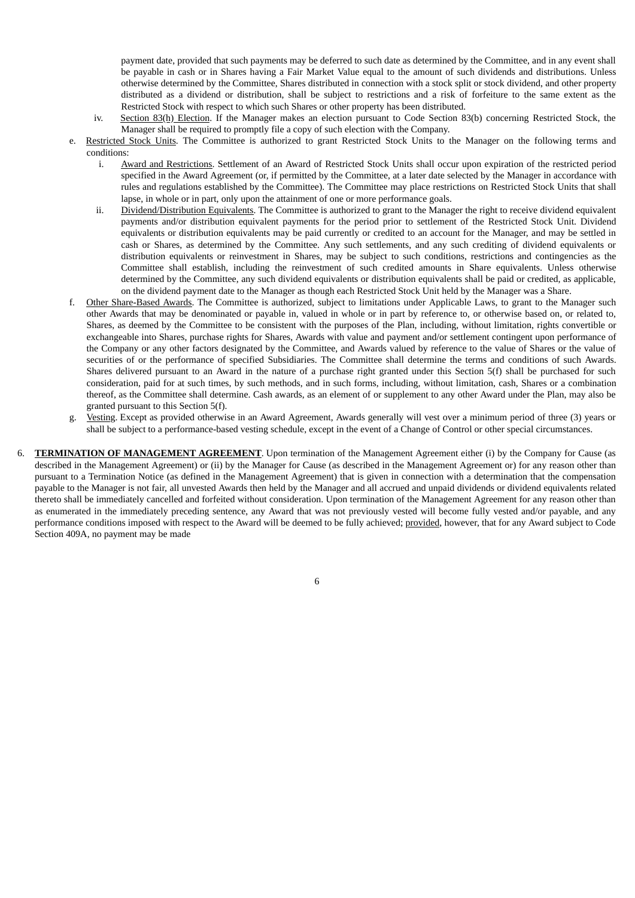payment date, provided that such payments may be deferred to such date as determined by the Committee, and in any event shall be payable in cash or in Shares having a Fair Market Value equal to the amount of such dividends and distributions. Unless otherwise determined by the Committee, Shares distributed in connection with a stock split or stock dividend, and other property distributed as a dividend or distribution, shall be subject to restrictions and a risk of forfeiture to the same extent as the Restricted Stock with respect to which such Shares or other property has been distributed.

iv. Section 83(h) Election. If the Manager makes an election pursuant to Code Section 83(b) concerning Restricted Stock, the Manager shall be required to promptly file a copy of such election with the Company.

e. Restricted Stock Units. The Committee is authorized to grant Restricted Stock Units to the Manager on the following terms and conditions:

i. Award and Restrictions. Settlement of an Award of Restricted Stock Units shall occur upon expiration of the restricted period specified in the Award Agreement (or, if permitted by the Committee, at a later date selected by the Manager in accordance with rules and regulations established by the Committee). The Committee may place restrictions on Restricted Stock Units that shall lapse, in whole or in part, only upon the attainment of one or more performance goals.

ii. Dividend/Distribution Equivalents. The Committee is authorized to grant to the Manager the right to receive dividend equivalent payments and/or distribution equivalent payments for the period prior to settlement of the Restricted Stock Unit. Dividend equivalents or distribution equivalents may be paid currently or credited to an account for the Manager, and may be settled in cash or Shares, as determined by the Committee. Any such settlements, and any such crediting of dividend equivalents or distribution equivalents or reinvestment in Shares, may be subject to such conditions, restrictions and contingencies as the Committee shall establish, including the reinvestment of such credited amounts in Share equivalents. Unless otherwise determined by the Committee, any such dividend equivalents or distribution equivalents shall be paid or credited, as applicable, on the dividend payment date to the Manager as though each Restricted Stock Unit held by the Manager was a Share.

f. Other Share-Based Awards. The Committee is authorized, subject to limitations under Applicable Laws, to grant to the Manager such other Awards that may be denominated or payable in, valued in whole or in part by reference to, or otherwise based on, or related to, Shares, as deemed by the Committee to be consistent with the purposes of the Plan, including, without limitation, rights convertible or exchangeable into Shares, purchase rights for Shares, Awards with value and payment and/or settlement contingent upon performance of the Company or any other factors designated by the Committee, and Awards valued by reference to the value of Shares or the value of securities of or the performance of specified Subsidiaries. The Committee shall determine the terms and conditions of such Awards. Shares delivered pursuant to an Award in the nature of a purchase right granted under this Section 5(f) shall be purchased for such consideration, paid for at such times, by such methods, and in such forms, including, without limitation, cash, Shares or a combination thereof, as the Committee shall determine. Cash awards, as an element of or supplement to any other Award under the Plan, may also be granted pursuant to this Section 5(f).

g. Vesting. Except as provided otherwise in an Award Agreement, Awards generally will vest over a minimum period of three (3) years or shall be subject to a performance-based vesting schedule, except in the event of a Change of Control or other special circumstances.

6. **TERMINATION OF MANAGEMENT AGREEMENT**. Upon termination of the Management Agreement either (i) by the Company for Cause (as described in the Management Agreement) or (ii) by the Manager for Cause (as described in the Management Agreement or) for any reason other than pursuant to a Termination Notice (as defined in the Management Agreement) that is given in connection with a determination that the compensation payable to the Manager is not fair, all unvested Awards then held by the Manager and all accrued and unpaid dividends or dividend equivalents related thereto shall be immediately cancelled and forfeited without consideration. Upon termination of the Management Agreement for any reason other than as enumerated in the immediately preceding sentence, any Award that was not previously vested will become fully vested and/or payable, and any performance conditions imposed with respect to the Award will be deemed to be fully achieved; provided, however, that for any Award subject to Code Section 409A, no payment may be made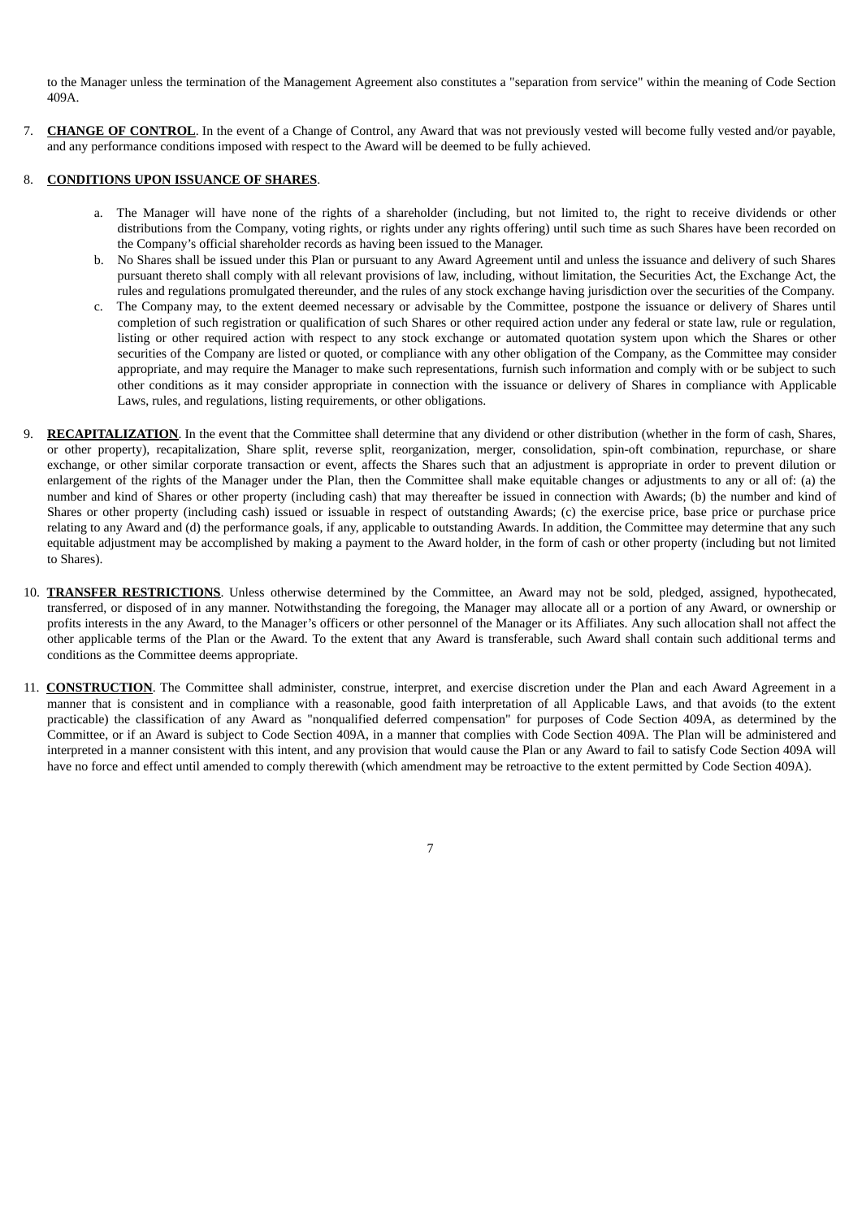to the Manager unless the termination of the Management Agreement also constitutes a "separation from service" within the meaning of Code Section 409A.

7. **CHANGE OF CONTROL**. In the event of a Change of Control, any Award that was not previously vested will become fully vested and/or payable, and any performance conditions imposed with respect to the Award will be deemed to be fully achieved.

8. **CONDITIONS UPON ISSUANCE OF SHARES**.

   a. The Manager will have none of the rights of a shareholder (including, but not limited to, the right to receive dividends or other distributions from the Company, voting rights, or rights under any rights offering) until such time as such Shares have been recorded on the Company's official shareholder records as having been issued to the Manager.

   b. No Shares shall be issued under this Plan or pursuant to any Award Agreement until and unless the issuance and delivery of such Shares pursuant thereto shall comply with all relevant provisions of law, including, without limitation, the Securities Act, the Exchange Act, the rules and regulations promulgated thereunder, and the rules of any stock exchange having jurisdiction over the securities of the Company.

   c. The Company may, to the extent deemed necessary or advisable by the Committee, postpone the issuance or delivery of Shares until completion of such registration or qualification of such Shares or other required action under any federal or state law, rule or regulation, listing or other required action with respect to any stock exchange or automated quotation system upon which the Shares or other securities of the Company are listed or quoted, or compliance with any other obligation of the Company, as the Committee may consider appropriate, and may require the Manager to make such representations, furnish such information and comply with or be subject to such other conditions as it may consider appropriate in connection with the issuance or delivery of Shares in compliance with Applicable Laws, rules, and regulations, listing requirements, or other obligations.

9. **RECAPITALIZATION**. In the event that the Committee shall determine that any dividend or other distribution (whether in the form of cash, Shares, or other property), recapitalization, Share split, reverse split, reorganization, merger, consolidation, spin-oft combination, repurchase, or share exchange, or other similar corporate transaction or event, affects the Shares such that an adjustment is appropriate in order to prevent dilution or enlargement of the rights of the Manager under the Plan, then the Committee shall make equitable changes or adjustments to any or all of: (a) the number and kind of Shares or other property (including cash) that may thereafter be issued in connection with Awards; (b) the number and kind of Shares or other property (including cash) issued or issuable in respect of outstanding Awards; (c) the exercise price, base price or purchase price relating to any Award and (d) the performance goals, if any, applicable to outstanding Awards. In addition, the Committee may determine that any such equitable adjustment may be accomplished by making a payment to the Award holder, in the form of cash or other property (including but not limited to Shares).

10. **TRANSFER RESTRICTIONS**. Unless otherwise determined by the Committee, an Award may not be sold, pledged, assigned, hypothecated, transferred, or disposed of in any manner. Notwithstanding the foregoing, the Manager may allocate all or a portion of any Award, or ownership or profits interests in the any Award, to the Manager's officers or other personnel of the Manager or its Affiliates. Any such allocation shall not affect the other applicable terms of the Plan or the Award. To the extent that any Award is transferable, such Award shall contain such additional terms and conditions as the Committee deems appropriate.

11. **CONSTRUCTION**. The Committee shall administer, construe, interpret, and exercise discretion under the Plan and each Award Agreement in a manner that is consistent and in compliance with a reasonable, good faith interpretation of all Applicable Laws, and that avoids (to the extent practicable) the classification of any Award as "nonqualified deferred compensation" for purposes of Code Section 409A, as determined by the Committee, or if an Award is subject to Code Section 409A, in a manner that complies with Code Section 409A. The Plan will be administered and interpreted in a manner consistent with this intent, and any provision that would cause the Plan or any Award to fail to satisfy Code Section 409A will have no force and effect until amended to comply therewith (which amendment may be retroactive to the extent permitted by Code Section 409A).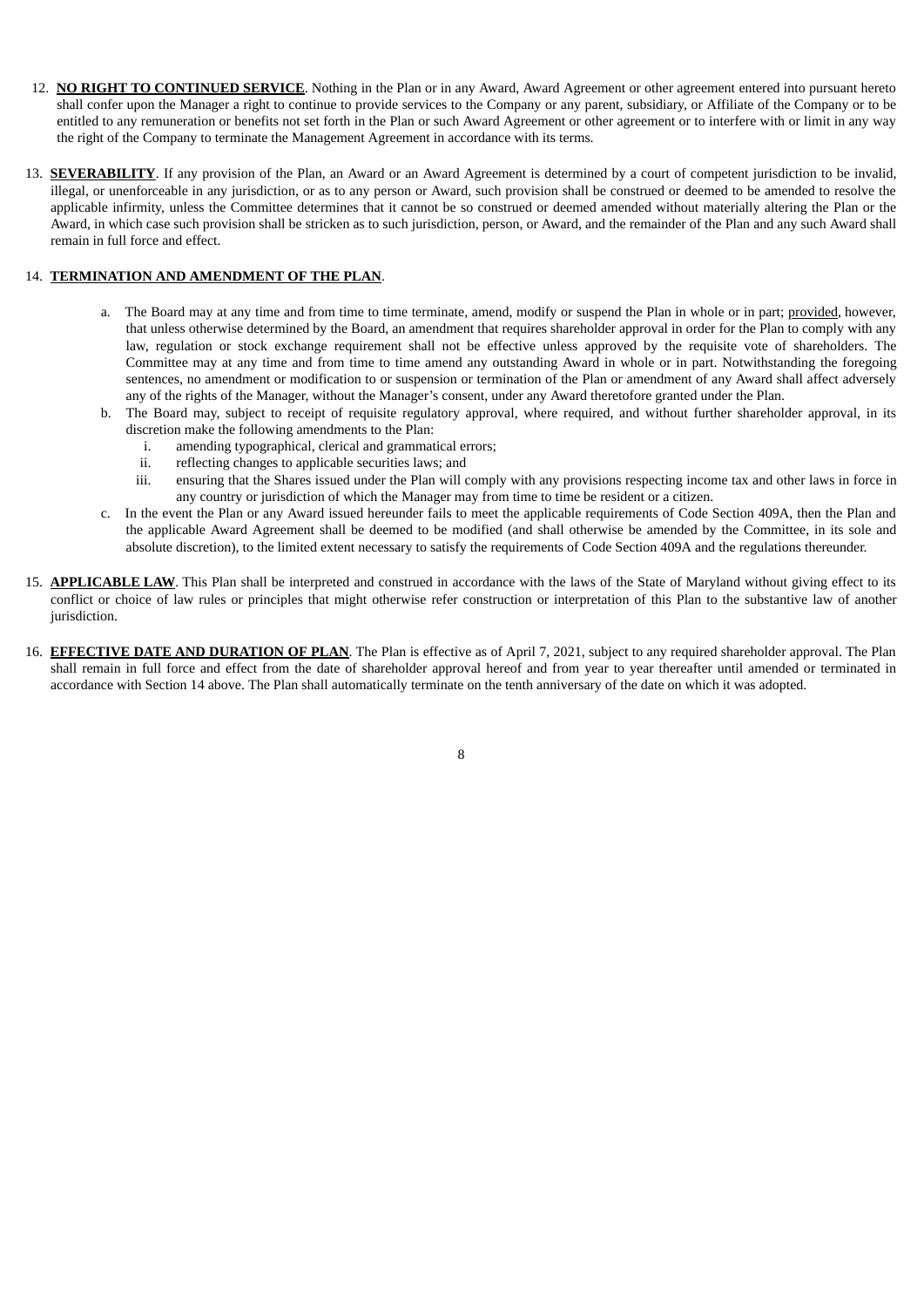12. **NO RIGHT TO CONTINUED SERVICE**. Nothing in the Plan or in any Award, Award Agreement or other agreement entered into pursuant hereto shall confer upon the Manager a right to continue to provide services to the Company or any parent, subsidiary, or Affiliate of the Company or to be entitled to any remuneration or benefits not set forth in the Plan or such Award Agreement or other agreement or to interfere with or limit in any way the right of the Company to terminate the Management Agreement in accordance with its terms.

13. **SEVERABILITY**. If any provision of the Plan, an Award or an Award Agreement is determined by a court of competent jurisdiction to be invalid, illegal, or unenforceable in any jurisdiction, or as to any person or Award, such provision shall be construed or deemed to be amended to resolve the applicable infirmity, unless the Committee determines that it cannot be so construed or deemed amended without materially altering the Plan or the Award, in which case such provision shall be stricken as to such jurisdiction, person, or Award, and the remainder of the Plan and any such Award shall remain in full force and effect.

14. **TERMINATION AND AMENDMENT OF THE PLAN**.

   a. The Board may at any time and from time to time terminate, amend, modify or suspend the Plan in whole or in part; provided, however, that unless otherwise determined by the Board, an amendment that requires shareholder approval in order for the Plan to comply with any law, regulation or stock exchange requirement shall not be effective unless approved by the requisite vote of shareholders. The Committee may at any time and from time to time amend any outstanding Award in whole or in part. Notwithstanding the foregoing sentences, no amendment or modification to or suspension or termination of the Plan or amendment of any Award shall affect adversely any of the rights of the Manager, without the Manager's consent, under any Award theretofore granted under the Plan.

   b. The Board may, subject to receipt of requisite regulatory approval, where required, and without further shareholder approval, in its discretion make the following amendments to the Plan:

      i. amending typographical, clerical and grammatical errors;

      ii. reflecting changes to applicable securities laws; and

      iii. ensuring that the Shares issued under the Plan will comply with any provisions respecting income tax and other laws in force in any country or jurisdiction of which the Manager may from time to time be resident or a citizen.

   c. In the event the Plan or any Award issued hereunder fails to meet the applicable requirements of Code Section 409A, then the Plan and the applicable Award Agreement shall be deemed to be modified (and shall otherwise be amended by the Committee, in its sole and absolute discretion), to the limited extent necessary to satisfy the requirements of Code Section 409A and the regulations thereunder.

15. **APPLICABLE LAW**. This Plan shall be interpreted and construed in accordance with the laws of the State of Maryland without giving effect to its conflict or choice of law rules or principles that might otherwise refer construction or interpretation of this Plan to the substantive law of another jurisdiction.

16. **EFFECTIVE DATE AND DURATION OF PLAN**. The Plan is effective as of April 7, 2021, subject to any required shareholder approval. The Plan shall remain in full force and effect from the date of shareholder approval hereof and from year to year thereafter until amended or terminated in accordance with Section 14 above. The Plan shall automatically terminate on the tenth anniversary of the date on which it was adopted.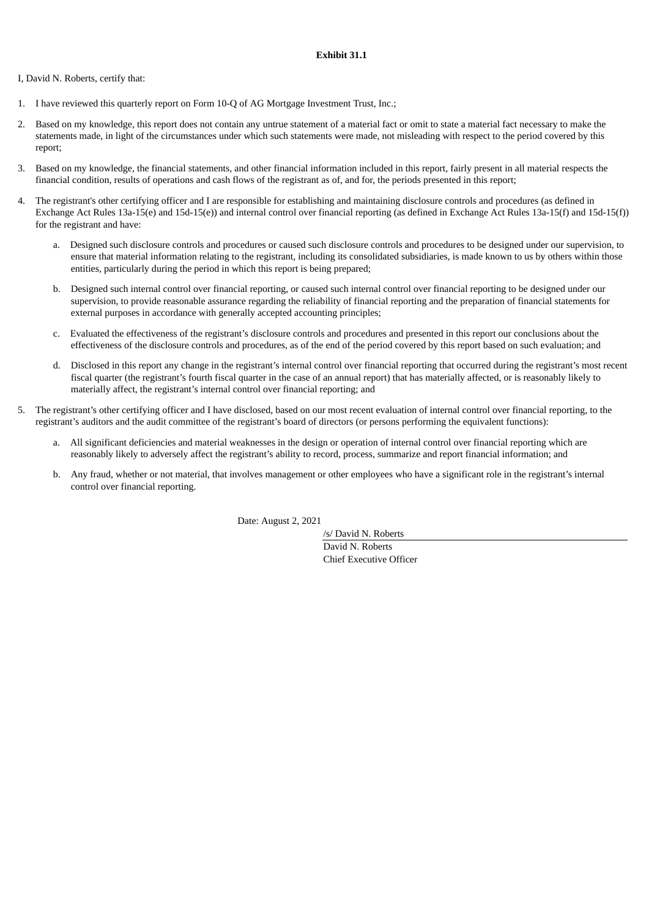**Exhibit 31.1**

I, David N. Roberts, certify that:

1. I have reviewed this quarterly report on Form 10-Q of AG Mortgage Investment Trust, Inc.;

2. Based on my knowledge, this report does not contain any untrue statement of a material fact or omit to state a material fact necessary to make the statements made, in light of the circumstances under which such statements were made, not misleading with respect to the period covered by this report;

3. Based on my knowledge, the financial statements, and other financial information included in this report, fairly present in all material respects the financial condition, results of operations and cash flows of the registrant as of, and for, the periods presented in this report;

4. The registrant's other certifying officer and I are responsible for establishing and maintaining disclosure controls and procedures (as defined in Exchange Act Rules 13a-15(e) and 15d-15(e)) and internal control over financial reporting (as defined in Exchange Act Rules 13a-15(f) and 15d-15(f)) for the registrant and have:

   a. Designed such disclosure controls and procedures or caused such disclosure controls and procedures to be designed under our supervision, to ensure that material information relating to the registrant, including its consolidated subsidiaries, is made known to us by others within those entities, particularly during the period in which this report is being prepared;

   b. Designed such internal control over financial reporting, or caused such internal control over financial reporting to be designed under our supervision, to provide reasonable assurance regarding the reliability of financial reporting and the preparation of financial statements for external purposes in accordance with generally accepted accounting principles;

   c. Evaluated the effectiveness of the registrant's disclosure controls and procedures and presented in this report our conclusions about the effectiveness of the disclosure controls and procedures, as of the end of the period covered by this report based on such evaluation; and

   d. Disclosed in this report any change in the registrant's internal control over financial reporting that occurred during the registrant's most recent fiscal quarter (the registrant's fourth fiscal quarter in the case of an annual report) that has materially affected, or is reasonably likely to materially affect, the registrant's internal control over financial reporting; and

5. The registrant's other certifying officer and I have disclosed, based on our most recent evaluation of internal control over financial reporting, to the registrant's auditors and the audit committee of the registrant's board of directors (or persons performing the equivalent functions):

   a. All significant deficiencies and material weaknesses in the design or operation of internal control over financial reporting which are reasonably likely to adversely affect the registrant's ability to record, process, summarize and report financial information; and

   b. Any fraud, whether or not material, that involves management or other employees who have a significant role in the registrant's internal control over financial reporting.

Date: August 2, 2021

/s/ David N. Roberts
David N. Roberts
Chief Executive Officer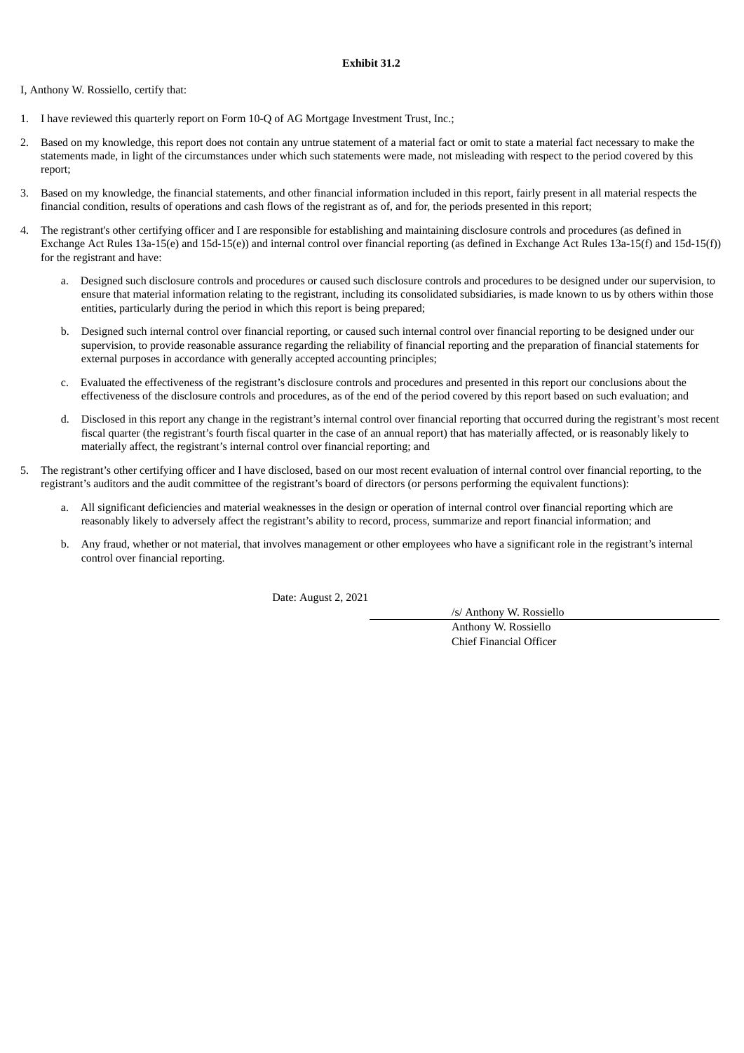**Exhibit 31.2**

I, Anthony W. Rossiello, certify that:

1. I have reviewed this quarterly report on Form 10-Q of AG Mortgage Investment Trust, Inc.;

2. Based on my knowledge, this report does not contain any untrue statement of a material fact or omit to state a material fact necessary to make the statements made, in light of the circumstances under which such statements were made, not misleading with respect to the period covered by this report;

3. Based on my knowledge, the financial statements, and other financial information included in this report, fairly present in all material respects the financial condition, results of operations and cash flows of the registrant as of, and for, the periods presented in this report;

4. The registrant's other certifying officer and I are responsible for establishing and maintaining disclosure controls and procedures (as defined in Exchange Act Rules 13a-15(e) and 15d-15(e)) and internal control over financial reporting (as defined in Exchange Act Rules 13a-15(f) and 15d-15(f)) for the registrant and have:

   a. Designed such disclosure controls and procedures or caused such disclosure controls and procedures to be designed under our supervision, to ensure that material information relating to the registrant, including its consolidated subsidiaries, is made known to us by others within those entities, particularly during the period in which this report is being prepared;

   b. Designed such internal control over financial reporting, or caused such internal control over financial reporting to be designed under our supervision, to provide reasonable assurance regarding the reliability of financial reporting and the preparation of financial statements for external purposes in accordance with generally accepted accounting principles;

   c. Evaluated the effectiveness of the registrant's disclosure controls and procedures and presented in this report our conclusions about the effectiveness of the disclosure controls and procedures, as of the end of the period covered by this report based on such evaluation; and

   d. Disclosed in this report any change in the registrant's internal control over financial reporting that occurred during the registrant's most recent fiscal quarter (the registrant's fourth fiscal quarter in the case of an annual report) that has materially affected, or is reasonably likely to materially affect, the registrant's internal control over financial reporting; and

5. The registrant's other certifying officer and I have disclosed, based on our most recent evaluation of internal control over financial reporting, to the registrant's auditors and the audit committee of the registrant's board of directors (or persons performing the equivalent functions):

   a. All significant deficiencies and material weaknesses in the design or operation of internal control over financial reporting which are reasonably likely to adversely affect the registrant's ability to record, process, summarize and report financial information; and

   b. Any fraud, whether or not material, that involves management or other employees who have a significant role in the registrant's internal control over financial reporting.

Date: August 2, 2021

/s/ Anthony W. Rossiello
Anthony W. Rossiello
Chief Financial Officer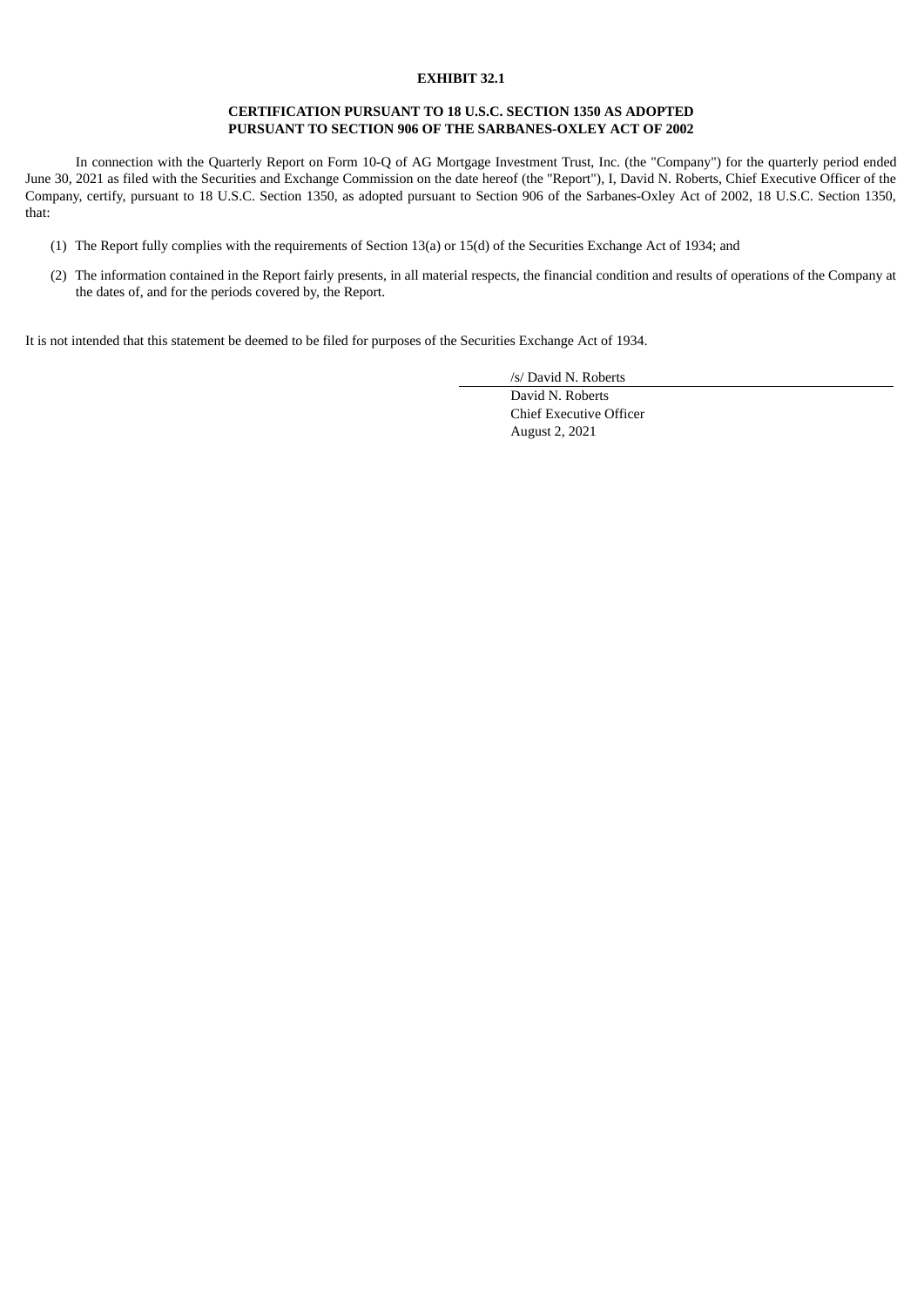**EXHIBIT 32.1**

**CERTIFICATION PURSUANT TO 18 U.S.C. SECTION 1350 AS ADOPTED PURSUANT TO SECTION 906 OF THE SARBANES-OXLEY ACT OF 2002**

In connection with the Quarterly Report on Form 10-Q of AG Mortgage Investment Trust, Inc. (the "Company") for the quarterly period ended June 30, 2021 as filed with the Securities and Exchange Commission on the date hereof (the "Report"), I, David N. Roberts, Chief Executive Officer of the Company, certify, pursuant to 18 U.S.C. Section 1350, as adopted pursuant to Section 906 of the Sarbanes-Oxley Act of 2002, 18 U.S.C. Section 1350, that:

(1) The Report fully complies with the requirements of Section 13(a) or 15(d) of the Securities Exchange Act of 1934; and

(2) The information contained in the Report fairly presents, in all material respects, the financial condition and results of operations of the Company at the dates of, and for the periods covered by, the Report.

It is not intended that this statement be deemed to be filed for purposes of the Securities Exchange Act of 1934.

/s/ David N. Roberts

David N. Roberts
Chief Executive Officer
August 2, 2021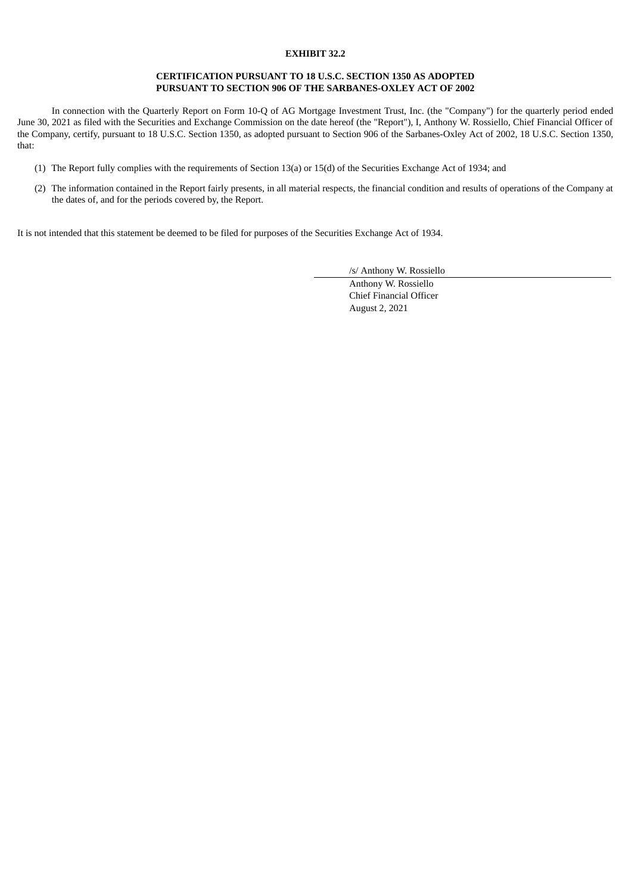**EXHIBIT 32.2**

**CERTIFICATION PURSUANT TO 18 U.S.C. SECTION 1350 AS ADOPTED PURSUANT TO SECTION 906 OF THE SARBANES-OXLEY ACT OF 2002**

In connection with the Quarterly Report on Form 10-Q of AG Mortgage Investment Trust, Inc. (the "Company") for the quarterly period ended June 30, 2021 as filed with the Securities and Exchange Commission on the date hereof (the "Report"), I, Anthony W. Rossiello, Chief Financial Officer of the Company, certify, pursuant to 18 U.S.C. Section 1350, as adopted pursuant to Section 906 of the Sarbanes-Oxley Act of 2002, 18 U.S.C. Section 1350, that:

(1) The Report fully complies with the requirements of Section 13(a) or 15(d) of the Securities Exchange Act of 1934; and

(2) The information contained in the Report fairly presents, in all material respects, the financial condition and results of operations of the Company at the dates of, and for the periods covered by, the Report.

It is not intended that this statement be deemed to be filed for purposes of the Securities Exchange Act of 1934.

/s/ Anthony W. Rossiello

Anthony W. Rossiello

Chief Financial Officer

August 2, 2021